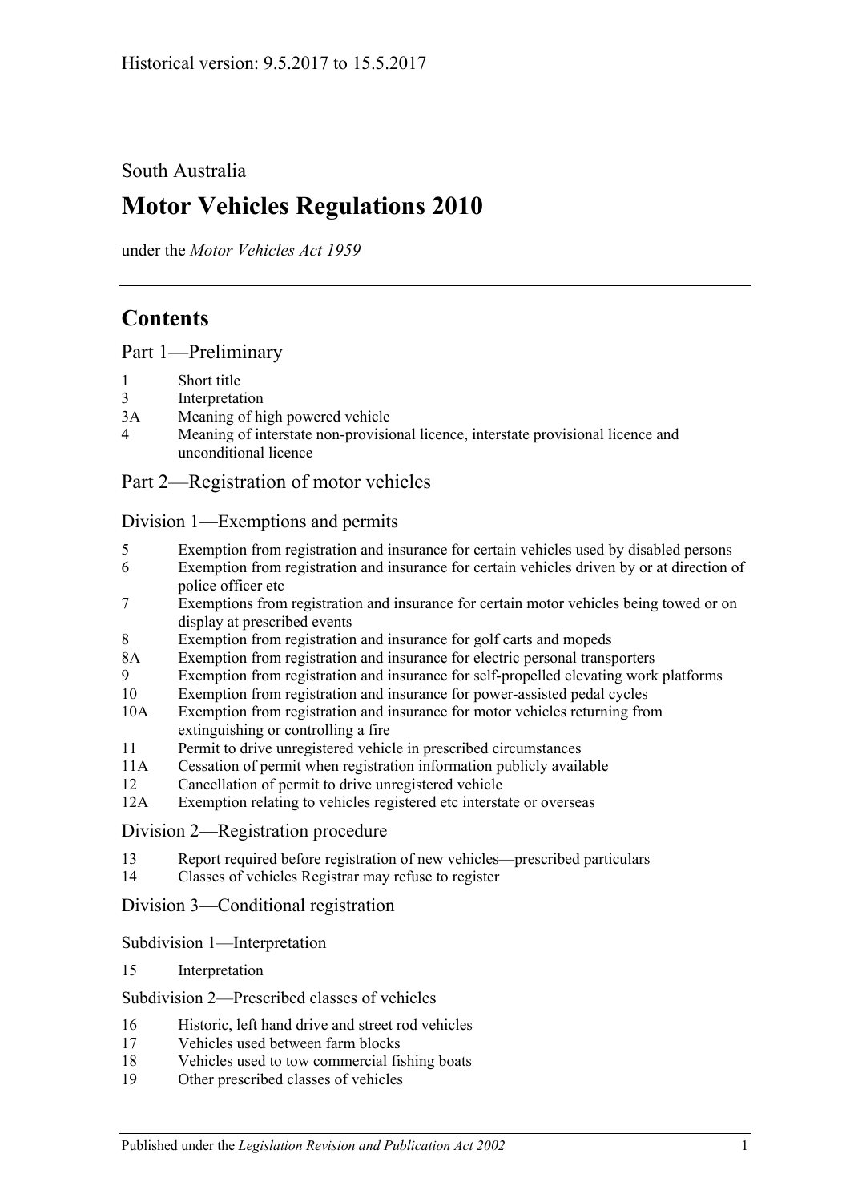Historical version: 9.5.2017 to 15.5.2017

South Australia

# Motor Vehicles Regulations 2010

under the *Motor Vehicles Act 1959*

## Contents

### Part 1—Preliminary

1 Short title
3 Interpretation
3A Meaning of high powered vehicle
4 Meaning of interstate non-provisional licence, interstate provisional licence and unconditional licence

### Part 2—Registration of motor vehicles

#### Division 1—Exemptions and permits

5 Exemption from registration and insurance for certain vehicles used by disabled persons
6 Exemption from registration and insurance for certain vehicles driven by or at direction of police officer etc
7 Exemptions from registration and insurance for certain motor vehicles being towed or on display at prescribed events
8 Exemption from registration and insurance for golf carts and mopeds
8A Exemption from registration and insurance for electric personal transporters
9 Exemption from registration and insurance for self-propelled elevating work platforms
10 Exemption from registration and insurance for power-assisted pedal cycles
10A Exemption from registration and insurance for motor vehicles returning from extinguishing or controlling a fire
11 Permit to drive unregistered vehicle in prescribed circumstances
11A Cessation of permit when registration information publicly available
12 Cancellation of permit to drive unregistered vehicle
12A Exemption relating to vehicles registered etc interstate or overseas

#### Division 2—Registration procedure

13 Report required before registration of new vehicles—prescribed particulars
14 Classes of vehicles Registrar may refuse to register

#### Division 3—Conditional registration

##### Subdivision 1—Interpretation

15 Interpretation

##### Subdivision 2—Prescribed classes of vehicles

16 Historic, left hand drive and street rod vehicles
17 Vehicles used between farm blocks
18 Vehicles used to tow commercial fishing boats
19 Other prescribed classes of vehicles

Published under the *Legislation Revision and Publication Act 2002*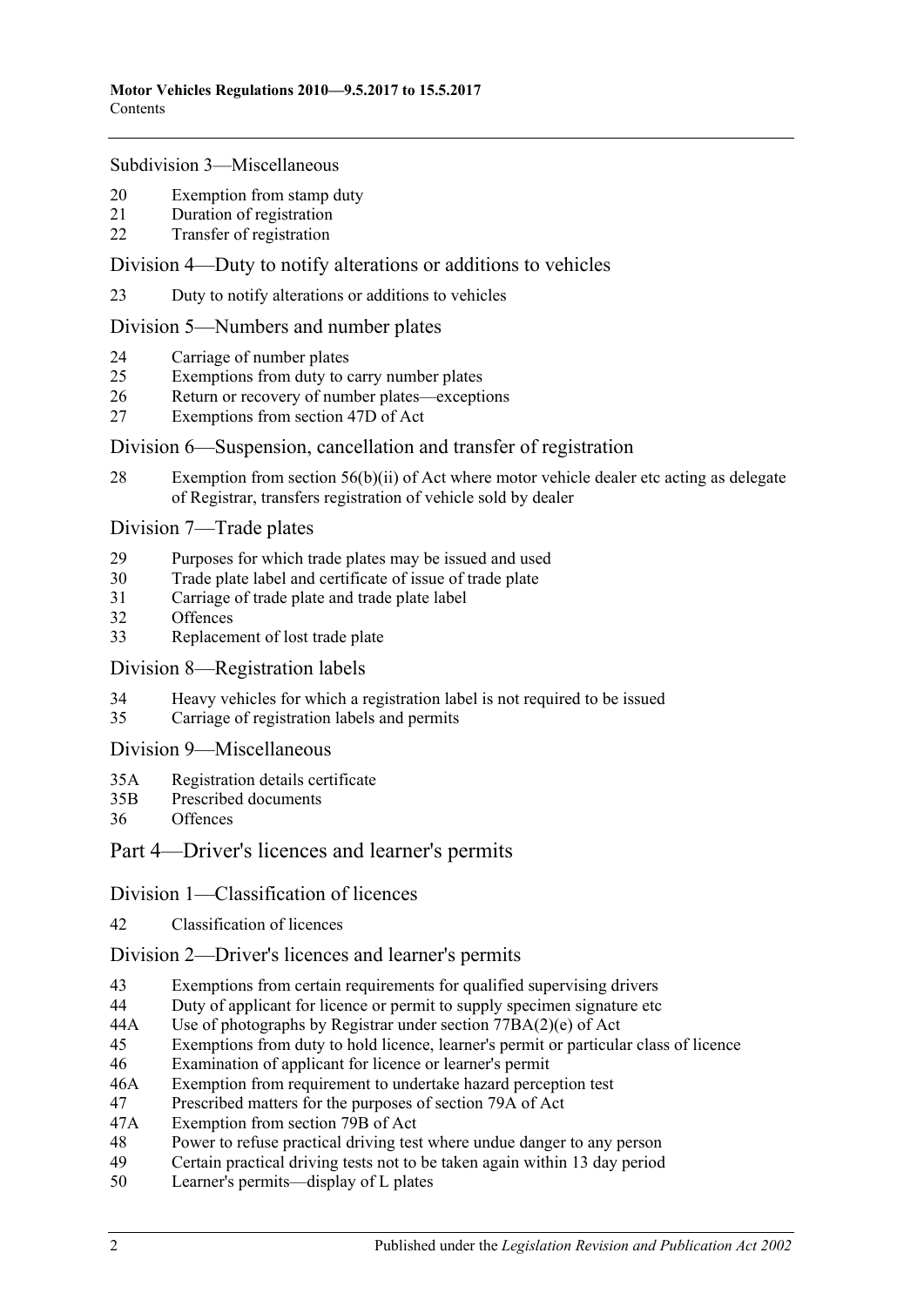Subdivision 3—Miscellaneous

20 Exemption from stamp duty
21 Duration of registration
22 Transfer of registration

Division 4—Duty to notify alterations or additions to vehicles

23 Duty to notify alterations or additions to vehicles

Division 5—Numbers and number plates

24 Carriage of number plates
25 Exemptions from duty to carry number plates
26 Return or recovery of number plates—exceptions
27 Exemptions from section 47D of Act

Division 6—Suspension, cancellation and transfer of registration

28 Exemption from section 56(b)(ii) of Act where motor vehicle dealer etc acting as delegate of Registrar, transfers registration of vehicle sold by dealer

Division 7—Trade plates

29 Purposes for which trade plates may be issued and used
30 Trade plate label and certificate of issue of trade plate
31 Carriage of trade plate and trade plate label
32 Offences
33 Replacement of lost trade plate

Division 8—Registration labels

34 Heavy vehicles for which a registration label is not required to be issued
35 Carriage of registration labels and permits

Division 9—Miscellaneous

35A Registration details certificate
35B Prescribed documents
36 Offences

Part 4—Driver's licences and learner's permits

Division 1—Classification of licences

42 Classification of licences

Division 2—Driver's licences and learner's permits

43 Exemptions from certain requirements for qualified supervising drivers
44 Duty of applicant for licence or permit to supply specimen signature etc
44A Use of photographs by Registrar under section 77BA(2)(e) of Act
45 Exemptions from duty to hold licence, learner's permit or particular class of licence
46 Examination of applicant for licence or learner's permit
46A Exemption from requirement to undertake hazard perception test
47 Prescribed matters for the purposes of section 79A of Act
47A Exemption from section 79B of Act
48 Power to refuse practical driving test where undue danger to any person
49 Certain practical driving tests not to be taken again within 13 day period
50 Learner's permits—display of L plates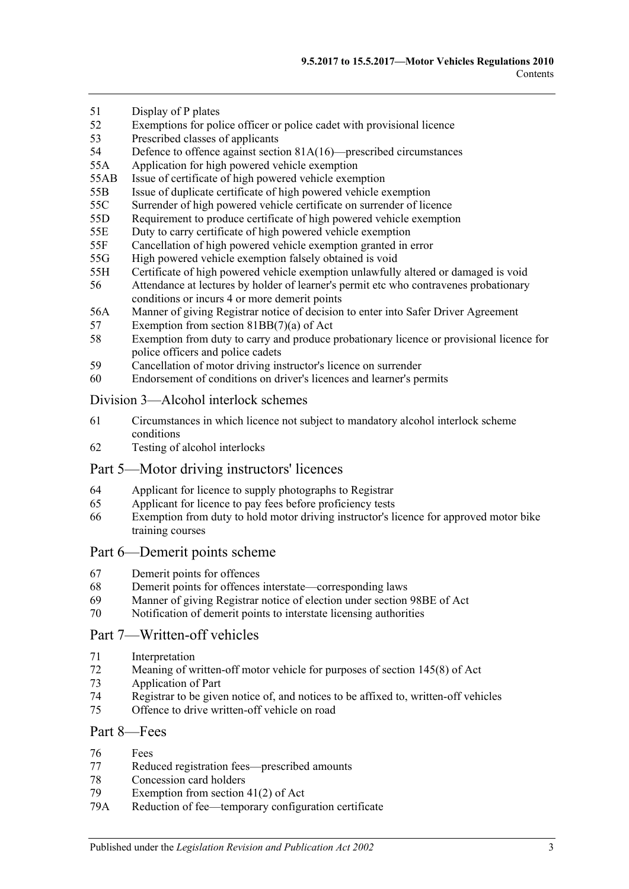51 Display of P plates
52 Exemptions for police officer or police cadet with provisional licence
53 Prescribed classes of applicants
54 Defence to offence against section 81A(16)—prescribed circumstances
55A Application for high powered vehicle exemption
55AB Issue of certificate of high powered vehicle exemption
55B Issue of duplicate certificate of high powered vehicle exemption
55C Surrender of high powered vehicle certificate on surrender of licence
55D Requirement to produce certificate of high powered vehicle exemption
55E Duty to carry certificate of high powered vehicle exemption
55F Cancellation of high powered vehicle exemption granted in error
55G High powered vehicle exemption falsely obtained is void
55H Certificate of high powered vehicle exemption unlawfully altered or damaged is void
56 Attendance at lectures by holder of learner's permit etc who contravenes probationary conditions or incurs 4 or more demerit points
56A Manner of giving Registrar notice of decision to enter into Safer Driver Agreement
57 Exemption from section 81BB(7)(a) of Act
58 Exemption from duty to carry and produce probationary licence or provisional licence for police officers and police cadets
59 Cancellation of motor driving instructor's licence on surrender
60 Endorsement of conditions on driver's licences and learner's permits

## Division 3—Alcohol interlock schemes

61 Circumstances in which licence not subject to mandatory alcohol interlock scheme conditions
62 Testing of alcohol interlocks

## Part 5—Motor driving instructors' licences

64 Applicant for licence to supply photographs to Registrar
65 Applicant for licence to pay fees before proficiency tests
66 Exemption from duty to hold motor driving instructor's licence for approved motor bike training courses

## Part 6—Demerit points scheme

67 Demerit points for offences
68 Demerit points for offences interstate—corresponding laws
69 Manner of giving Registrar notice of election under section 98BE of Act
70 Notification of demerit points to interstate licensing authorities

## Part 7—Written-off vehicles

71 Interpretation
72 Meaning of written-off motor vehicle for purposes of section 145(8) of Act
73 Application of Part
74 Registrar to be given notice of, and notices to be affixed to, written-off vehicles
75 Offence to drive written-off vehicle on road

## Part 8—Fees

76 Fees
77 Reduced registration fees—prescribed amounts
78 Concession card holders
79 Exemption from section 41(2) of Act
79A Reduction of fee—temporary configuration certificate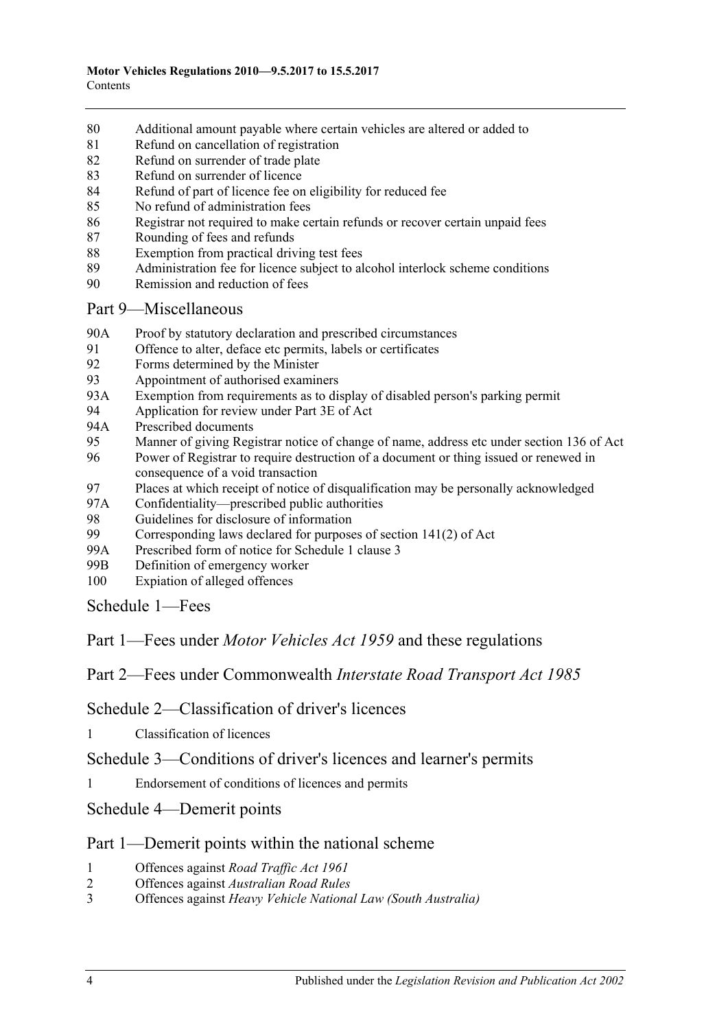80 Additional amount payable where certain vehicles are altered or added to
81 Refund on cancellation of registration
82 Refund on surrender of trade plate
83 Refund on surrender of licence
84 Refund of part of licence fee on eligibility for reduced fee
85 No refund of administration fees
86 Registrar not required to make certain refunds or recover certain unpaid fees
87 Rounding of fees and refunds
88 Exemption from practical driving test fees
89 Administration fee for licence subject to alcohol interlock scheme conditions
90 Remission and reduction of fees

## Part 9—Miscellaneous

90A Proof by statutory declaration and prescribed circumstances
91 Offence to alter, deface etc permits, labels or certificates
92 Forms determined by the Minister
93 Appointment of authorised examiners
93A Exemption from requirements as to display of disabled person's parking permit
94 Application for review under Part 3E of Act
94A Prescribed documents
95 Manner of giving Registrar notice of change of name, address etc under section 136 of Act
96 Power of Registrar to require destruction of a document or thing issued or renewed in consequence of a void transaction
97 Places at which receipt of notice of disqualification may be personally acknowledged
97A Confidentiality—prescribed public authorities
98 Guidelines for disclosure of information
99 Corresponding laws declared for purposes of section 141(2) of Act
99A Prescribed form of notice for Schedule 1 clause 3
99B Definition of emergency worker
100 Expiation of alleged offences

## Schedule 1—Fees

## Part 1—Fees under *Motor Vehicles Act 1959* and these regulations

## Part 2—Fees under Commonwealth *Interstate Road Transport Act 1985*

## Schedule 2—Classification of driver's licences

1 Classification of licences

## Schedule 3—Conditions of driver's licences and learner's permits

1 Endorsement of conditions of licences and permits

## Schedule 4—Demerit points

## Part 1—Demerit points within the national scheme

1 Offences against *Road Traffic Act 1961*
2 Offences against *Australian Road Rules*
3 Offences against *Heavy Vehicle National Law (South Australia)*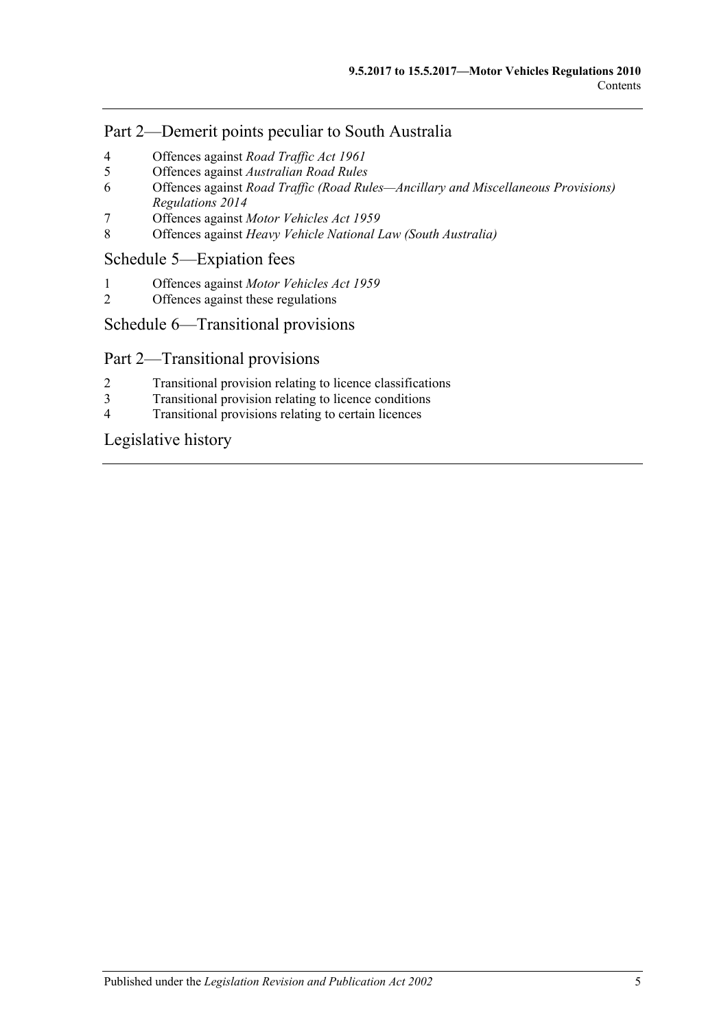## Part 2—Demerit points peculiar to South Australia

4 Offences against *Road Traffic Act 1961*
5 Offences against *Australian Road Rules*
6 Offences against *Road Traffic (Road Rules—Ancillary and Miscellaneous Provisions) Regulations 2014*
7 Offences against *Motor Vehicles Act 1959*
8 Offences against *Heavy Vehicle National Law (South Australia)*

## Schedule 5—Expiation fees

1 Offences against *Motor Vehicles Act 1959*
2 Offences against these regulations

## Schedule 6—Transitional provisions

## Part 2—Transitional provisions

2 Transitional provision relating to licence classifications
3 Transitional provision relating to licence conditions
4 Transitional provisions relating to certain licences

## Legislative history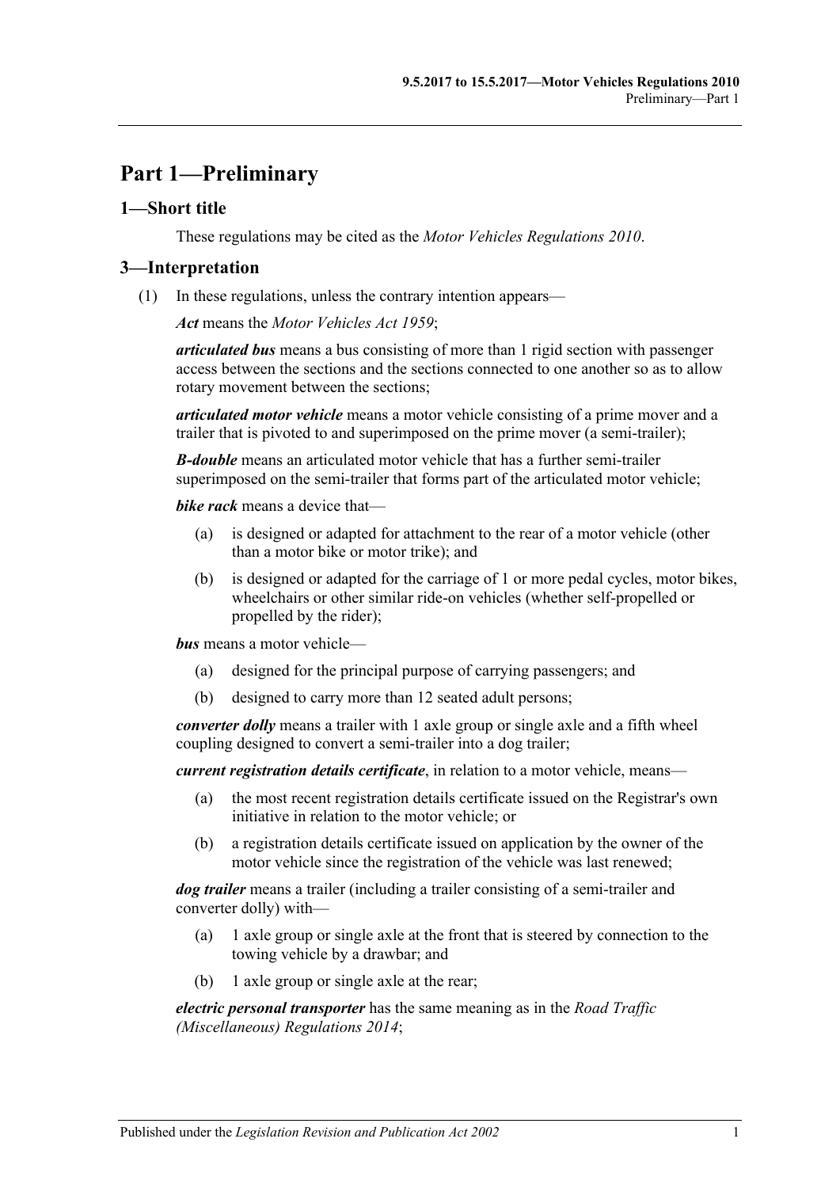# Part 1—Preliminary

## 1—Short title

These regulations may be cited as the *Motor Vehicles Regulations 2010*.

## 3—Interpretation

(1) In these regulations, unless the contrary intention appears—

***Act*** means the *Motor Vehicles Act 1959*;

***articulated bus*** means a bus consisting of more than 1 rigid section with passenger access between the sections and the sections connected to one another so as to allow rotary movement between the sections;

***articulated motor vehicle*** means a motor vehicle consisting of a prime mover and a trailer that is pivoted to and superimposed on the prime mover (a semi-trailer);

***B-double*** means an articulated motor vehicle that has a further semi-trailer superimposed on the semi-trailer that forms part of the articulated motor vehicle;

***bike rack*** means a device that—

- (a) is designed or adapted for attachment to the rear of a motor vehicle (other than a motor bike or motor trike); and
- (b) is designed or adapted for the carriage of 1 or more pedal cycles, motor bikes, wheelchairs or other similar ride-on vehicles (whether self-propelled or propelled by the rider);

***bus*** means a motor vehicle—

- (a) designed for the principal purpose of carrying passengers; and
- (b) designed to carry more than 12 seated adult persons;

***converter dolly*** means a trailer with 1 axle group or single axle and a fifth wheel coupling designed to convert a semi-trailer into a dog trailer;

***current registration details certificate***, in relation to a motor vehicle, means—

- (a) the most recent registration details certificate issued on the Registrar's own initiative in relation to the motor vehicle; or
- (b) a registration details certificate issued on application by the owner of the motor vehicle since the registration of the vehicle was last renewed;

***dog trailer*** means a trailer (including a trailer consisting of a semi-trailer and converter dolly) with—

- (a) 1 axle group or single axle at the front that is steered by connection to the towing vehicle by a drawbar; and
- (b) 1 axle group or single axle at the rear;

***electric personal transporter*** has the same meaning as in the *Road Traffic (Miscellaneous) Regulations 2014*;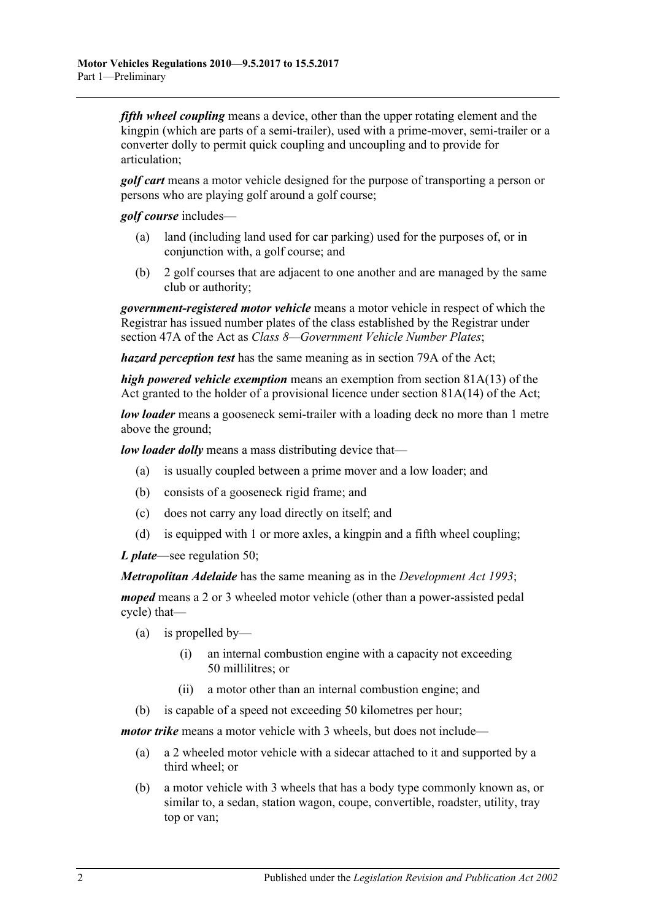***fifth wheel coupling*** means a device, other than the upper rotating element and the kingpin (which are parts of a semi-trailer), used with a prime-mover, semi-trailer or a converter dolly to permit quick coupling and uncoupling and to provide for articulation;

***golf cart*** means a motor vehicle designed for the purpose of transporting a person or persons who are playing golf around a golf course;

***golf course*** includes—

(a) land (including land used for car parking) used for the purposes of, or in conjunction with, a golf course; and

(b) 2 golf courses that are adjacent to one another and are managed by the same club or authority;

***government-registered motor vehicle*** means a motor vehicle in respect of which the Registrar has issued number plates of the class established by the Registrar under section 47A of the Act as *Class 8—Government Vehicle Number Plates*;

***hazard perception test*** has the same meaning as in section 79A of the Act;

***high powered vehicle exemption*** means an exemption from section 81A(13) of the Act granted to the holder of a provisional licence under section 81A(14) of the Act;

***low loader*** means a gooseneck semi-trailer with a loading deck no more than 1 metre above the ground;

***low loader dolly*** means a mass distributing device that—

(a) is usually coupled between a prime mover and a low loader; and

(b) consists of a gooseneck rigid frame; and

(c) does not carry any load directly on itself; and

(d) is equipped with 1 or more axles, a kingpin and a fifth wheel coupling;

***L plate***—see regulation 50;

***Metropolitan Adelaide*** has the same meaning as in the *Development Act 1993*;

***moped*** means a 2 or 3 wheeled motor vehicle (other than a power-assisted pedal cycle) that—

(a) is propelled by—

(i) an internal combustion engine with a capacity not exceeding 50 millilitres; or

(ii) a motor other than an internal combustion engine; and

(b) is capable of a speed not exceeding 50 kilometres per hour;

***motor trike*** means a motor vehicle with 3 wheels, but does not include—

(a) a 2 wheeled motor vehicle with a sidecar attached to it and supported by a third wheel; or

(b) a motor vehicle with 3 wheels that has a body type commonly known as, or similar to, a sedan, station wagon, coupe, convertible, roadster, utility, tray top or van;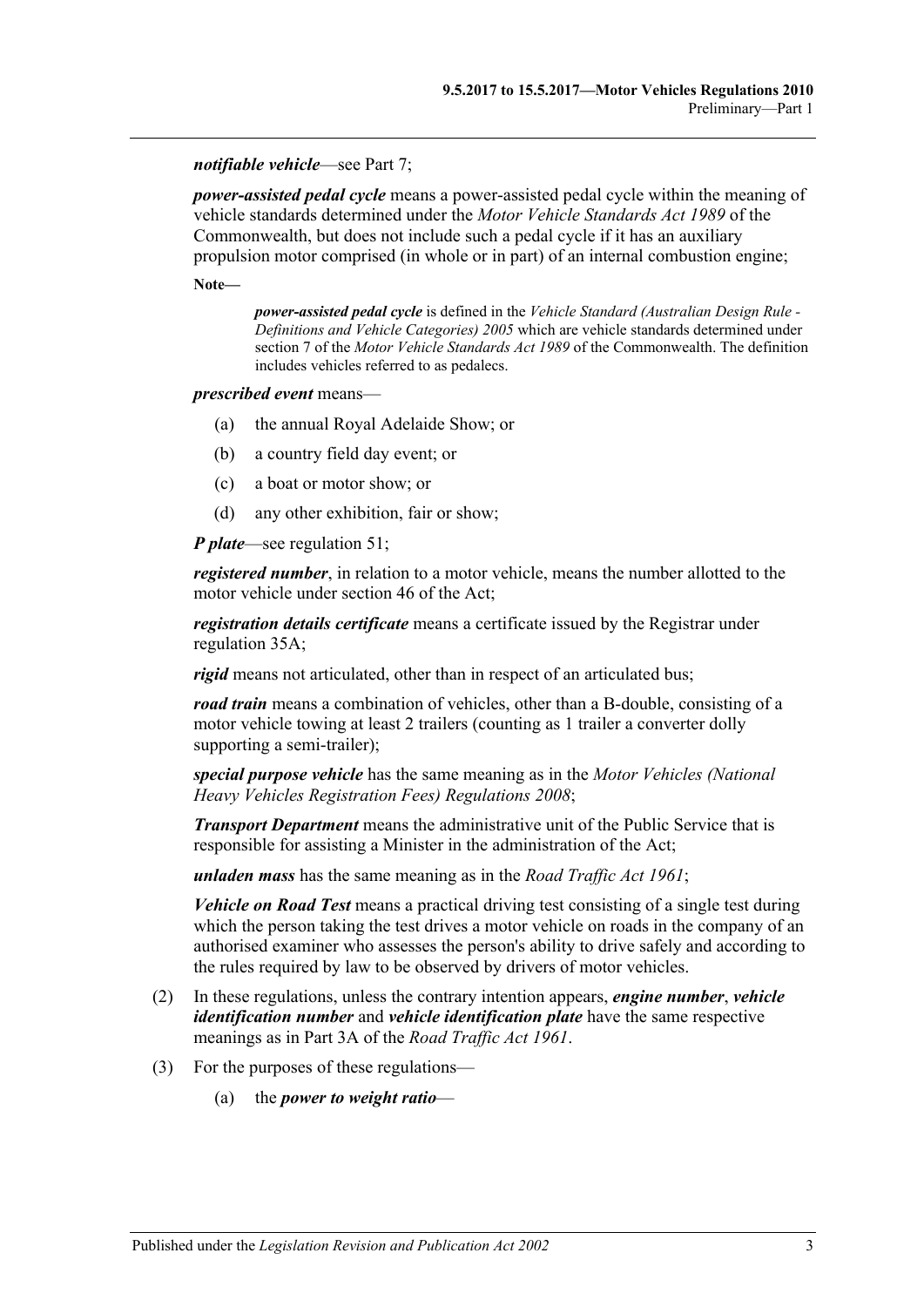***notifiable vehicle***—see Part 7;

***power-assisted pedal cycle*** means a power-assisted pedal cycle within the meaning of vehicle standards determined under the *Motor Vehicle Standards Act 1989* of the Commonwealth, but does not include such a pedal cycle if it has an auxiliary propulsion motor comprised (in whole or in part) of an internal combustion engine;

**Note—**

> ***power-assisted pedal cycle*** is defined in the *Vehicle Standard (Australian Design Rule - Definitions and Vehicle Categories) 2005* which are vehicle standards determined under section 7 of the *Motor Vehicle Standards Act 1989* of the Commonwealth. The definition includes vehicles referred to as pedalecs.

***prescribed event*** means—

(a) the annual Royal Adelaide Show; or

(b) a country field day event; or

(c) a boat or motor show; or

(d) any other exhibition, fair or show;

***P plate***—see regulation 51;

***registered number***, in relation to a motor vehicle, means the number allotted to the motor vehicle under section 46 of the Act;

***registration details certificate*** means a certificate issued by the Registrar under regulation 35A;

***rigid*** means not articulated, other than in respect of an articulated bus;

***road train*** means a combination of vehicles, other than a B-double, consisting of a motor vehicle towing at least 2 trailers (counting as 1 trailer a converter dolly supporting a semi-trailer);

***special purpose vehicle*** has the same meaning as in the *Motor Vehicles (National Heavy Vehicles Registration Fees) Regulations 2008*;

***Transport Department*** means the administrative unit of the Public Service that is responsible for assisting a Minister in the administration of the Act;

***unladen mass*** has the same meaning as in the *Road Traffic Act 1961*;

***Vehicle on Road Test*** means a practical driving test consisting of a single test during which the person taking the test drives a motor vehicle on roads in the company of an authorised examiner who assesses the person's ability to drive safely and according to the rules required by law to be observed by drivers of motor vehicles.

(2) In these regulations, unless the contrary intention appears, ***engine number***, ***vehicle identification number*** and ***vehicle identification plate*** have the same respective meanings as in Part 3A of the *Road Traffic Act 1961*.

(3) For the purposes of these regulations—

(a) the ***power to weight ratio***—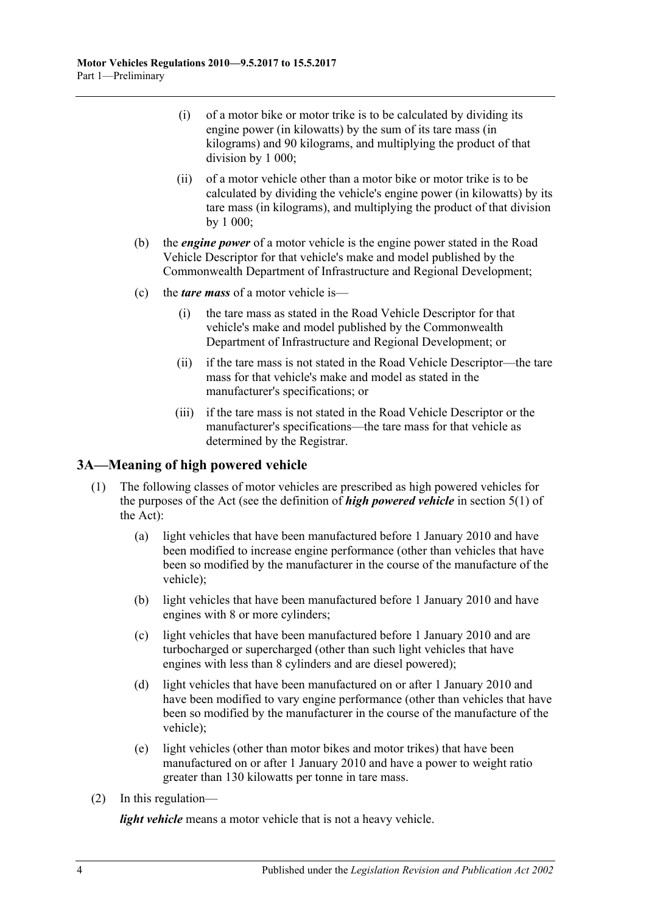(i) of a motor bike or motor trike is to be calculated by dividing its engine power (in kilowatts) by the sum of its tare mass (in kilograms) and 90 kilograms, and multiplying the product of that division by 1 000;

(ii) of a motor vehicle other than a motor bike or motor trike is to be calculated by dividing the vehicle's engine power (in kilowatts) by its tare mass (in kilograms), and multiplying the product of that division by 1 000;

(b) the ***engine power*** of a motor vehicle is the engine power stated in the Road Vehicle Descriptor for that vehicle's make and model published by the Commonwealth Department of Infrastructure and Regional Development;

(c) the ***tare mass*** of a motor vehicle is—

(i) the tare mass as stated in the Road Vehicle Descriptor for that vehicle's make and model published by the Commonwealth Department of Infrastructure and Regional Development; or

(ii) if the tare mass is not stated in the Road Vehicle Descriptor—the tare mass for that vehicle's make and model as stated in the manufacturer's specifications; or

(iii) if the tare mass is not stated in the Road Vehicle Descriptor or the manufacturer's specifications—the tare mass for that vehicle as determined by the Registrar.

## 3A—Meaning of high powered vehicle

(1) The following classes of motor vehicles are prescribed as high powered vehicles for the purposes of the Act (see the definition of ***high powered vehicle*** in section 5(1) of the Act):

(a) light vehicles that have been manufactured before 1 January 2010 and have been modified to increase engine performance (other than vehicles that have been so modified by the manufacturer in the course of the manufacture of the vehicle);

(b) light vehicles that have been manufactured before 1 January 2010 and have engines with 8 or more cylinders;

(c) light vehicles that have been manufactured before 1 January 2010 and are turbocharged or supercharged (other than such light vehicles that have engines with less than 8 cylinders and are diesel powered);

(d) light vehicles that have been manufactured on or after 1 January 2010 and have been modified to vary engine performance (other than vehicles that have been so modified by the manufacturer in the course of the manufacture of the vehicle);

(e) light vehicles (other than motor bikes and motor trikes) that have been manufactured on or after 1 January 2010 and have a power to weight ratio greater than 130 kilowatts per tonne in tare mass.

(2) In this regulation—

***light vehicle*** means a motor vehicle that is not a heavy vehicle.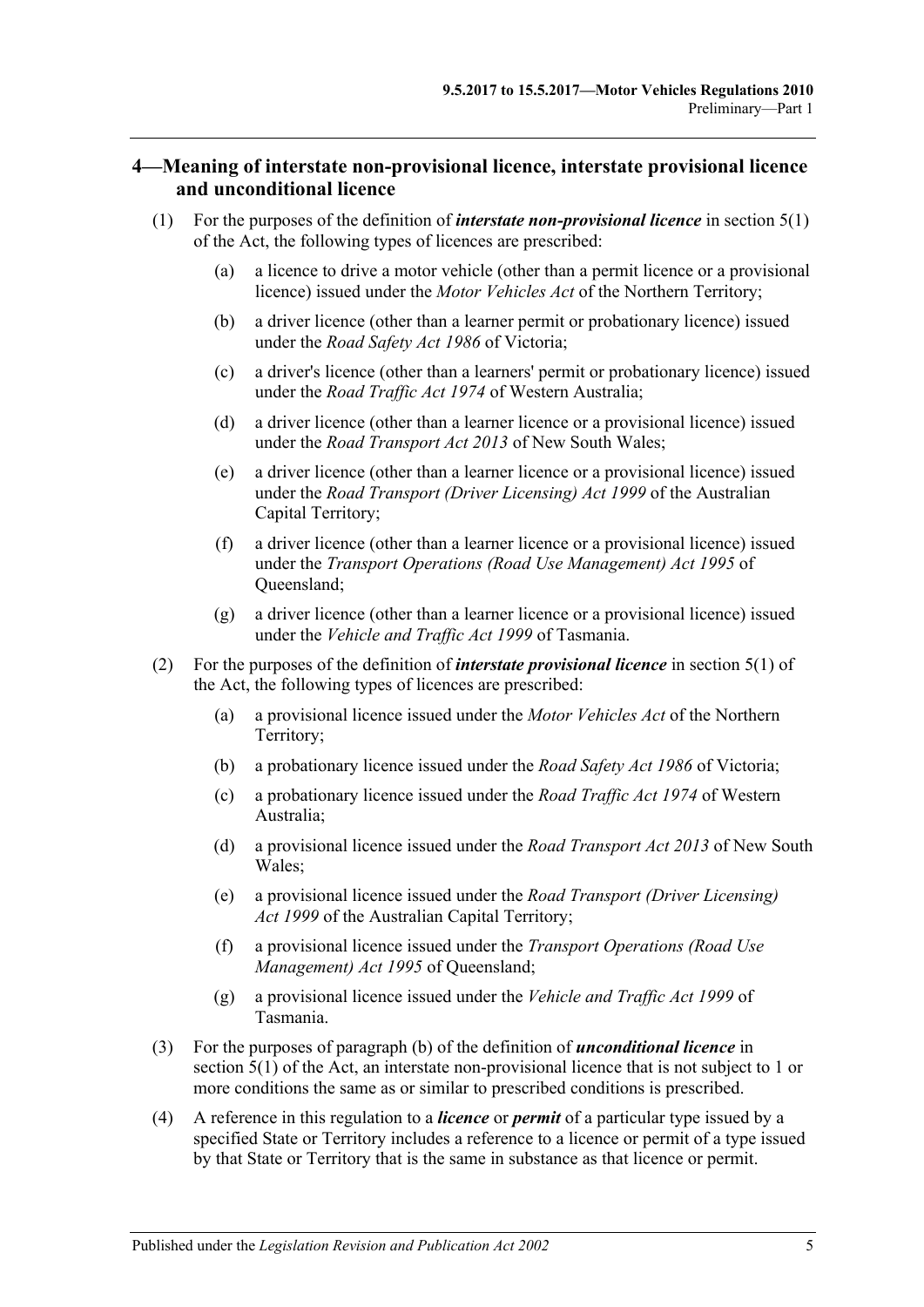## 4—Meaning of interstate non-provisional licence, interstate provisional licence and unconditional licence

(1) For the purposes of the definition of ***interstate non-provisional licence*** in section 5(1) of the Act, the following types of licences are prescribed:

(a) a licence to drive a motor vehicle (other than a permit licence or a provisional licence) issued under the *Motor Vehicles Act* of the Northern Territory;

(b) a driver licence (other than a learner permit or probationary licence) issued under the *Road Safety Act 1986* of Victoria;

(c) a driver's licence (other than a learners' permit or probationary licence) issued under the *Road Traffic Act 1974* of Western Australia;

(d) a driver licence (other than a learner licence or a provisional licence) issued under the *Road Transport Act 2013* of New South Wales;

(e) a driver licence (other than a learner licence or a provisional licence) issued under the *Road Transport (Driver Licensing) Act 1999* of the Australian Capital Territory;

(f) a driver licence (other than a learner licence or a provisional licence) issued under the *Transport Operations (Road Use Management) Act 1995* of Queensland;

(g) a driver licence (other than a learner licence or a provisional licence) issued under the *Vehicle and Traffic Act 1999* of Tasmania.

(2) For the purposes of the definition of ***interstate provisional licence*** in section 5(1) of the Act, the following types of licences are prescribed:

(a) a provisional licence issued under the *Motor Vehicles Act* of the Northern Territory;

(b) a probationary licence issued under the *Road Safety Act 1986* of Victoria;

(c) a probationary licence issued under the *Road Traffic Act 1974* of Western Australia;

(d) a provisional licence issued under the *Road Transport Act 2013* of New South Wales;

(e) a provisional licence issued under the *Road Transport (Driver Licensing) Act 1999* of the Australian Capital Territory;

(f) a provisional licence issued under the *Transport Operations (Road Use Management) Act 1995* of Queensland;

(g) a provisional licence issued under the *Vehicle and Traffic Act 1999* of Tasmania.

(3) For the purposes of paragraph (b) of the definition of ***unconditional licence*** in section 5(1) of the Act, an interstate non-provisional licence that is not subject to 1 or more conditions the same as or similar to prescribed conditions is prescribed.

(4) A reference in this regulation to a ***licence*** or ***permit*** of a particular type issued by a specified State or Territory includes a reference to a licence or permit of a type issued by that State or Territory that is the same in substance as that licence or permit.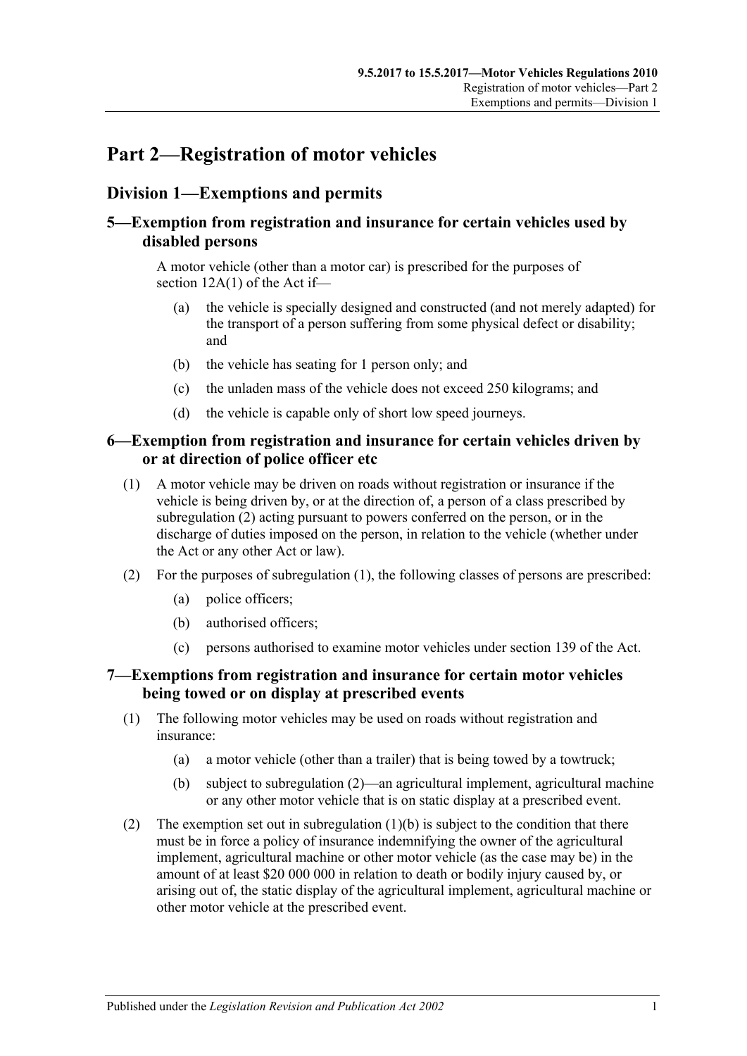# Part 2—Registration of motor vehicles

## Division 1—Exemptions and permits

### 5—Exemption from registration and insurance for certain vehicles used by disabled persons

A motor vehicle (other than a motor car) is prescribed for the purposes of section 12A(1) of the Act if—

(a) the vehicle is specially designed and constructed (and not merely adapted) for the transport of a person suffering from some physical defect or disability; and

(b) the vehicle has seating for 1 person only; and

(c) the unladen mass of the vehicle does not exceed 250 kilograms; and

(d) the vehicle is capable only of short low speed journeys.

### 6—Exemption from registration and insurance for certain vehicles driven by or at direction of police officer etc

(1) A motor vehicle may be driven on roads without registration or insurance if the vehicle is being driven by, or at the direction of, a person of a class prescribed by subregulation (2) acting pursuant to powers conferred on the person, or in the discharge of duties imposed on the person, in relation to the vehicle (whether under the Act or any other Act or law).

(2) For the purposes of subregulation (1), the following classes of persons are prescribed:

(a) police officers;

(b) authorised officers;

(c) persons authorised to examine motor vehicles under section 139 of the Act.

### 7—Exemptions from registration and insurance for certain motor vehicles being towed or on display at prescribed events

(1) The following motor vehicles may be used on roads without registration and insurance:

(a) a motor vehicle (other than a trailer) that is being towed by a towtruck;

(b) subject to subregulation (2)—an agricultural implement, agricultural machine or any other motor vehicle that is on static display at a prescribed event.

(2) The exemption set out in subregulation (1)(b) is subject to the condition that there must be in force a policy of insurance indemnifying the owner of the agricultural implement, agricultural machine or other motor vehicle (as the case may be) in the amount of at least $20 000 000 in relation to death or bodily injury caused by, or arising out of, the static display of the agricultural implement, agricultural machine or other motor vehicle at the prescribed event.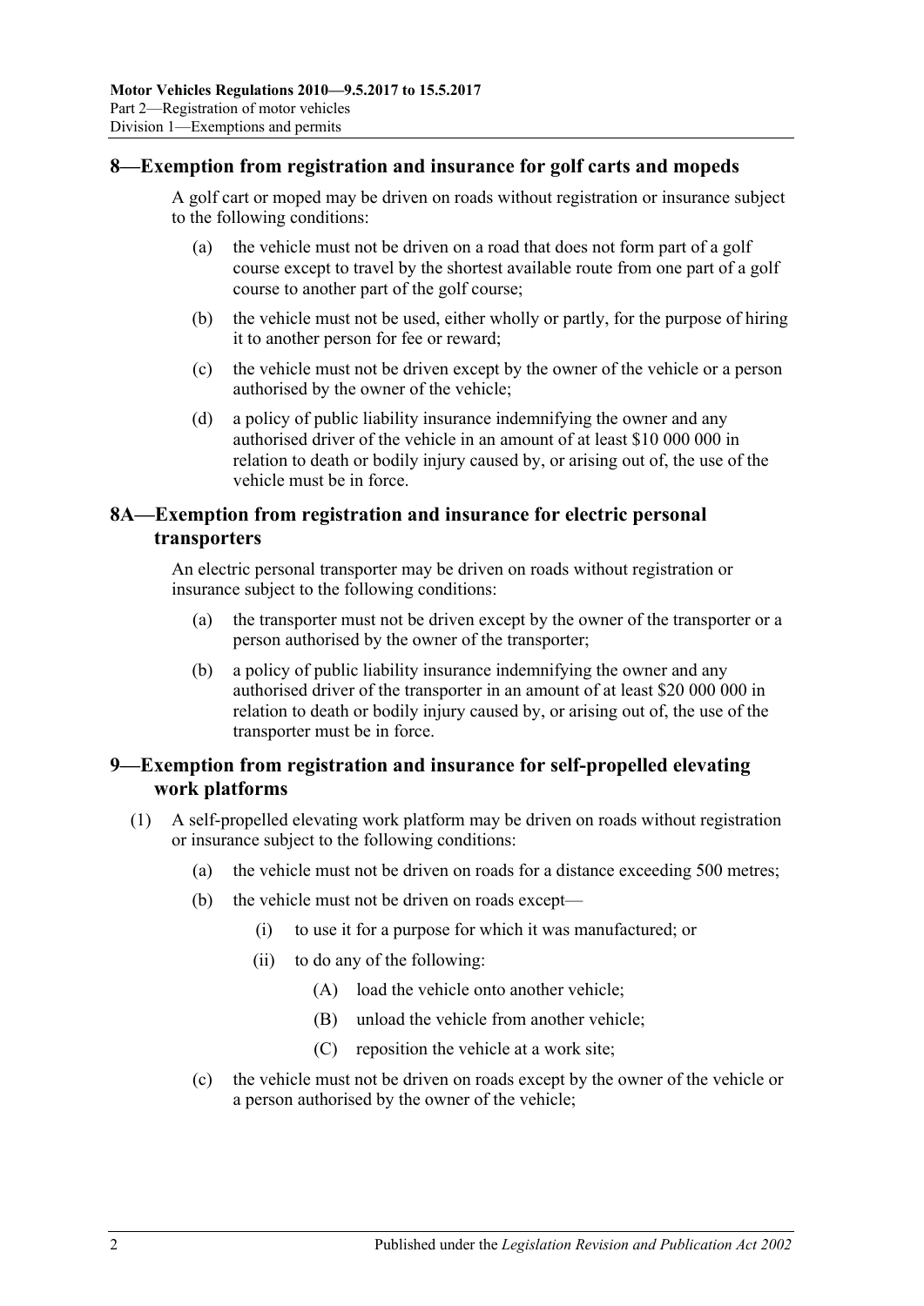## 8—Exemption from registration and insurance for golf carts and mopeds

A golf cart or moped may be driven on roads without registration or insurance subject to the following conditions:

(a) the vehicle must not be driven on a road that does not form part of a golf course except to travel by the shortest available route from one part of a golf course to another part of the golf course;

(b) the vehicle must not be used, either wholly or partly, for the purpose of hiring it to another person for fee or reward;

(c) the vehicle must not be driven except by the owner of the vehicle or a person authorised by the owner of the vehicle;

(d) a policy of public liability insurance indemnifying the owner and any authorised driver of the vehicle in an amount of at least $10 000 000 in relation to death or bodily injury caused by, or arising out of, the use of the vehicle must be in force.

## 8A—Exemption from registration and insurance for electric personal transporters

An electric personal transporter may be driven on roads without registration or insurance subject to the following conditions:

(a) the transporter must not be driven except by the owner of the transporter or a person authorised by the owner of the transporter;

(b) a policy of public liability insurance indemnifying the owner and any authorised driver of the transporter in an amount of at least $20 000 000 in relation to death or bodily injury caused by, or arising out of, the use of the transporter must be in force.

## 9—Exemption from registration and insurance for self-propelled elevating work platforms

(1) A self-propelled elevating work platform may be driven on roads without registration or insurance subject to the following conditions:

(a) the vehicle must not be driven on roads for a distance exceeding 500 metres;

(b) the vehicle must not be driven on roads except—

(i) to use it for a purpose for which it was manufactured; or

(ii) to do any of the following:

(A) load the vehicle onto another vehicle;

(B) unload the vehicle from another vehicle;

(C) reposition the vehicle at a work site;

(c) the vehicle must not be driven on roads except by the owner of the vehicle or a person authorised by the owner of the vehicle;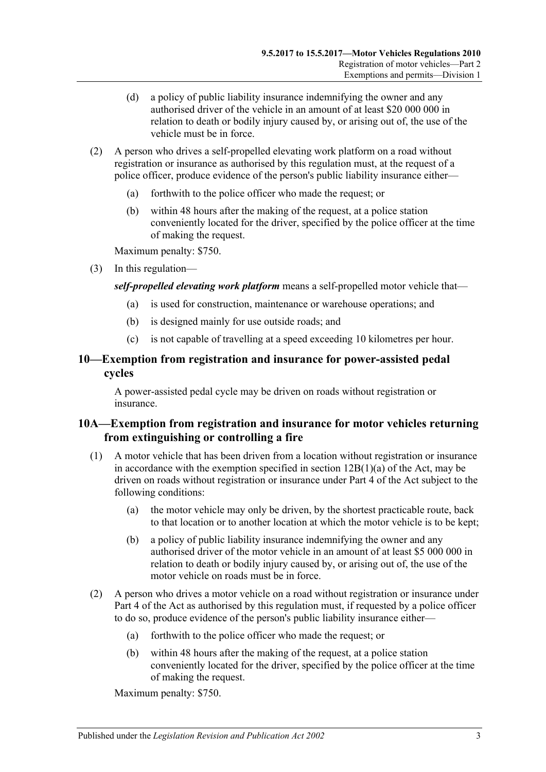(d) a policy of public liability insurance indemnifying the owner and any authorised driver of the vehicle in an amount of at least $20 000 000 in relation to death or bodily injury caused by, or arising out of, the use of the vehicle must be in force.

(2) A person who drives a self-propelled elevating work platform on a road without registration or insurance as authorised by this regulation must, at the request of a police officer, produce evidence of the person's public liability insurance either—

(a) forthwith to the police officer who made the request; or

(b) within 48 hours after the making of the request, at a police station conveniently located for the driver, specified by the police officer at the time of making the request.

Maximum penalty: $750.

(3) In this regulation—

***self-propelled elevating work platform*** means a self-propelled motor vehicle that—

(a) is used for construction, maintenance or warehouse operations; and

(b) is designed mainly for use outside roads; and

(c) is not capable of travelling at a speed exceeding 10 kilometres per hour.

## 10—Exemption from registration and insurance for power-assisted pedal cycles

A power-assisted pedal cycle may be driven on roads without registration or insurance.

## 10A—Exemption from registration and insurance for motor vehicles returning from extinguishing or controlling a fire

(1) A motor vehicle that has been driven from a location without registration or insurance in accordance with the exemption specified in section 12B(1)(a) of the Act, may be driven on roads without registration or insurance under Part 4 of the Act subject to the following conditions:

(a) the motor vehicle may only be driven, by the shortest practicable route, back to that location or to another location at which the motor vehicle is to be kept;

(b) a policy of public liability insurance indemnifying the owner and any authorised driver of the motor vehicle in an amount of at least $5 000 000 in relation to death or bodily injury caused by, or arising out of, the use of the motor vehicle on roads must be in force.

(2) A person who drives a motor vehicle on a road without registration or insurance under Part 4 of the Act as authorised by this regulation must, if requested by a police officer to do so, produce evidence of the person's public liability insurance either—

(a) forthwith to the police officer who made the request; or

(b) within 48 hours after the making of the request, at a police station conveniently located for the driver, specified by the police officer at the time of making the request.

Maximum penalty: $750.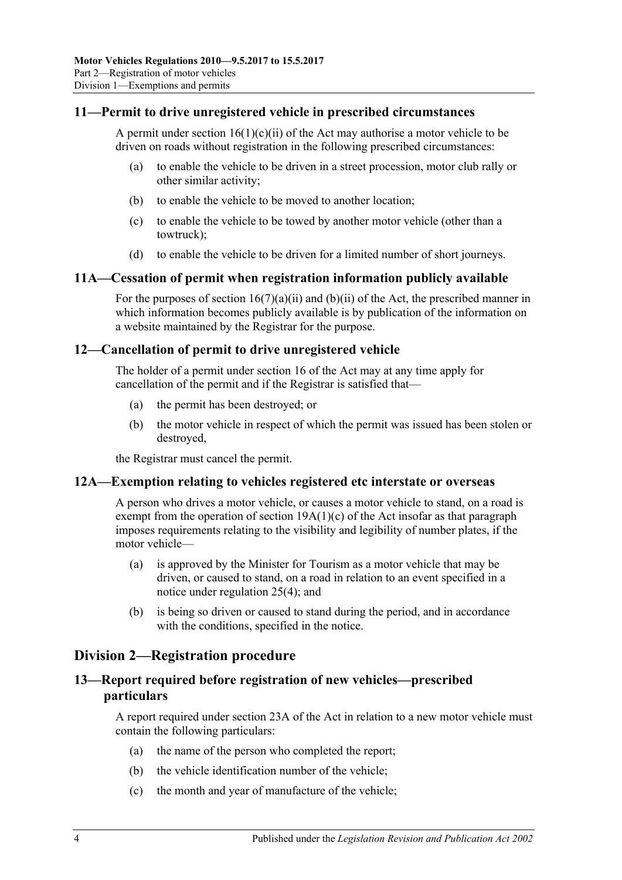## 11—Permit to drive unregistered vehicle in prescribed circumstances

A permit under section 16(1)(c)(ii) of the Act may authorise a motor vehicle to be driven on roads without registration in the following prescribed circumstances:

(a) to enable the vehicle to be driven in a street procession, motor club rally or other similar activity;

(b) to enable the vehicle to be moved to another location;

(c) to enable the vehicle to be towed by another motor vehicle (other than a towtruck);

(d) to enable the vehicle to be driven for a limited number of short journeys.

## 11A—Cessation of permit when registration information publicly available

For the purposes of section 16(7)(a)(ii) and (b)(ii) of the Act, the prescribed manner in which information becomes publicly available is by publication of the information on a website maintained by the Registrar for the purpose.

## 12—Cancellation of permit to drive unregistered vehicle

The holder of a permit under section 16 of the Act may at any time apply for cancellation of the permit and if the Registrar is satisfied that—

(a) the permit has been destroyed; or

(b) the motor vehicle in respect of which the permit was issued has been stolen or destroyed,

the Registrar must cancel the permit.

## 12A—Exemption relating to vehicles registered etc interstate or overseas

A person who drives a motor vehicle, or causes a motor vehicle to stand, on a road is exempt from the operation of section 19A(1)(c) of the Act insofar as that paragraph imposes requirements relating to the visibility and legibility of number plates, if the motor vehicle—

(a) is approved by the Minister for Tourism as a motor vehicle that may be driven, or caused to stand, on a road in relation to an event specified in a notice under regulation 25(4); and

(b) is being so driven or caused to stand during the period, and in accordance with the conditions, specified in the notice.

# Division 2—Registration procedure

## 13—Report required before registration of new vehicles—prescribed particulars

A report required under section 23A of the Act in relation to a new motor vehicle must contain the following particulars:

(a) the name of the person who completed the report;

(b) the vehicle identification number of the vehicle;

(c) the month and year of manufacture of the vehicle;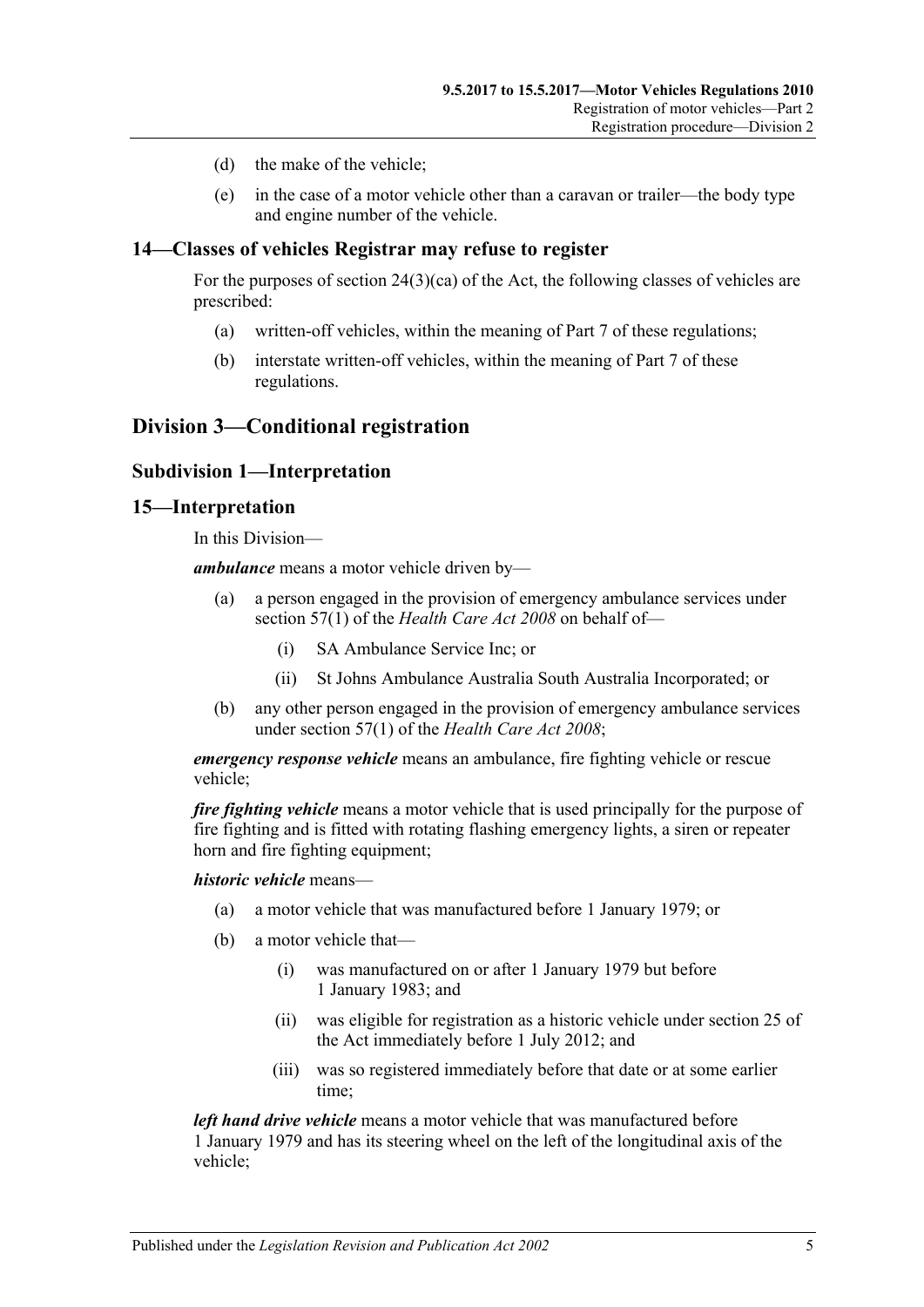(d) the make of the vehicle;

(e) in the case of a motor vehicle other than a caravan or trailer—the body type and engine number of the vehicle.

## 14—Classes of vehicles Registrar may refuse to register

For the purposes of section 24(3)(ca) of the Act, the following classes of vehicles are prescribed:

(a) written-off vehicles, within the meaning of Part 7 of these regulations;

(b) interstate written-off vehicles, within the meaning of Part 7 of these regulations.

# Division 3—Conditional registration

## Subdivision 1—Interpretation

## 15—Interpretation

In this Division—

***ambulance*** means a motor vehicle driven by—

(a) a person engaged in the provision of emergency ambulance services under section 57(1) of the *Health Care Act 2008* on behalf of—

(i) SA Ambulance Service Inc; or

(ii) St Johns Ambulance Australia South Australia Incorporated; or

(b) any other person engaged in the provision of emergency ambulance services under section 57(1) of the *Health Care Act 2008*;

***emergency response vehicle*** means an ambulance, fire fighting vehicle or rescue vehicle;

***fire fighting vehicle*** means a motor vehicle that is used principally for the purpose of fire fighting and is fitted with rotating flashing emergency lights, a siren or repeater horn and fire fighting equipment;

***historic vehicle*** means—

(a) a motor vehicle that was manufactured before 1 January 1979; or

(b) a motor vehicle that—

(i) was manufactured on or after 1 January 1979 but before 1 January 1983; and

(ii) was eligible for registration as a historic vehicle under section 25 of the Act immediately before 1 July 2012; and

(iii) was so registered immediately before that date or at some earlier time;

***left hand drive vehicle*** means a motor vehicle that was manufactured before 1 January 1979 and has its steering wheel on the left of the longitudinal axis of the vehicle;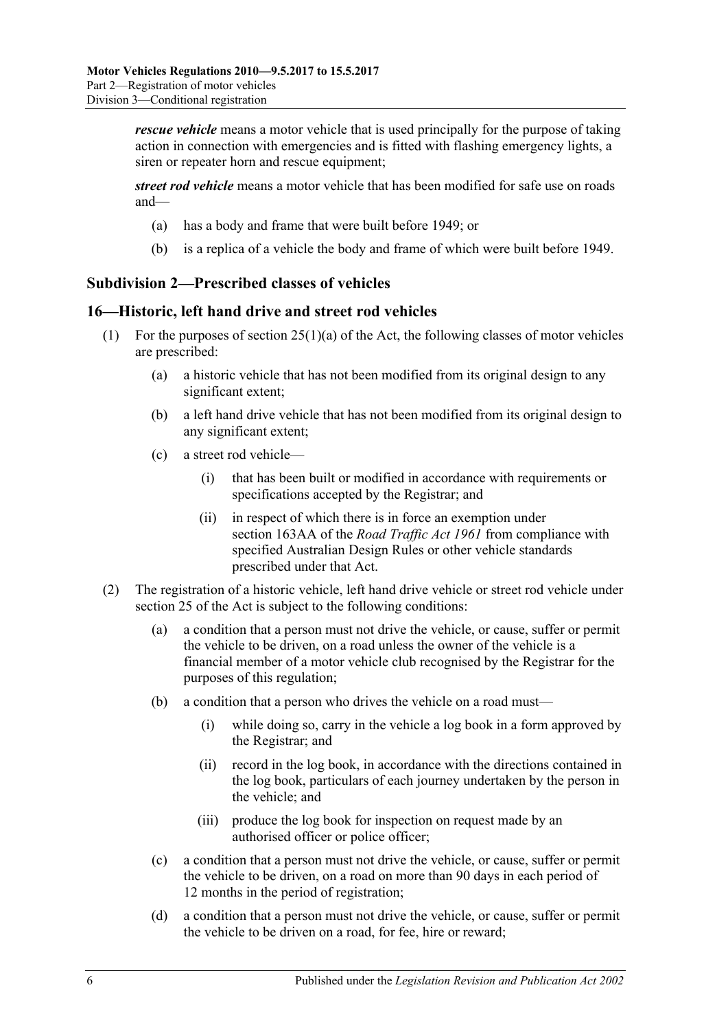***rescue vehicle*** means a motor vehicle that is used principally for the purpose of taking action in connection with emergencies and is fitted with flashing emergency lights, a siren or repeater horn and rescue equipment;

***street rod vehicle*** means a motor vehicle that has been modified for safe use on roads and—

- (a) has a body and frame that were built before 1949; or
- (b) is a replica of a vehicle the body and frame of which were built before 1949.

## Subdivision 2—Prescribed classes of vehicles

## 16—Historic, left hand drive and street rod vehicles

(1) For the purposes of section 25(1)(a) of the Act, the following classes of motor vehicles are prescribed:

- (a) a historic vehicle that has not been modified from its original design to any significant extent;
- (b) a left hand drive vehicle that has not been modified from its original design to any significant extent;
- (c) a street rod vehicle—
  - (i) that has been built or modified in accordance with requirements or specifications accepted by the Registrar; and
  - (ii) in respect of which there is in force an exemption under section 163AA of the *Road Traffic Act 1961* from compliance with specified Australian Design Rules or other vehicle standards prescribed under that Act.

(2) The registration of a historic vehicle, left hand drive vehicle or street rod vehicle under section 25 of the Act is subject to the following conditions:

- (a) a condition that a person must not drive the vehicle, or cause, suffer or permit the vehicle to be driven, on a road unless the owner of the vehicle is a financial member of a motor vehicle club recognised by the Registrar for the purposes of this regulation;
- (b) a condition that a person who drives the vehicle on a road must—
  - (i) while doing so, carry in the vehicle a log book in a form approved by the Registrar; and
  - (ii) record in the log book, in accordance with the directions contained in the log book, particulars of each journey undertaken by the person in the vehicle; and
  - (iii) produce the log book for inspection on request made by an authorised officer or police officer;
- (c) a condition that a person must not drive the vehicle, or cause, suffer or permit the vehicle to be driven, on a road on more than 90 days in each period of 12 months in the period of registration;
- (d) a condition that a person must not drive the vehicle, or cause, suffer or permit the vehicle to be driven on a road, for fee, hire or reward;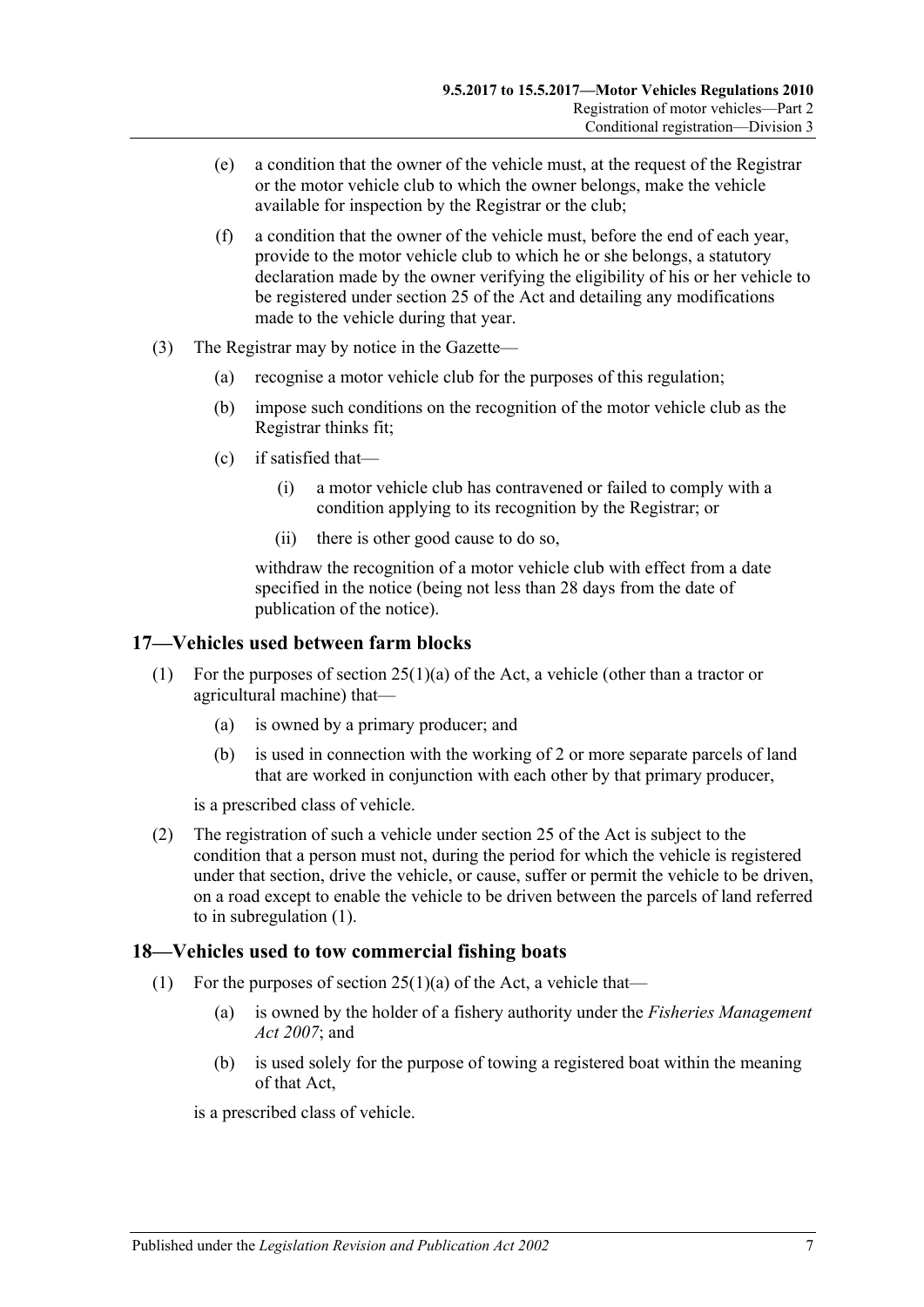(e) a condition that the owner of the vehicle must, at the request of the Registrar or the motor vehicle club to which the owner belongs, make the vehicle available for inspection by the Registrar or the club;

(f) a condition that the owner of the vehicle must, before the end of each year, provide to the motor vehicle club to which he or she belongs, a statutory declaration made by the owner verifying the eligibility of his or her vehicle to be registered under section 25 of the Act and detailing any modifications made to the vehicle during that year.

(3) The Registrar may by notice in the Gazette—

(a) recognise a motor vehicle club for the purposes of this regulation;

(b) impose such conditions on the recognition of the motor vehicle club as the Registrar thinks fit;

(c) if satisfied that—

(i) a motor vehicle club has contravened or failed to comply with a condition applying to its recognition by the Registrar; or

(ii) there is other good cause to do so,

withdraw the recognition of a motor vehicle club with effect from a date specified in the notice (being not less than 28 days from the date of publication of the notice).

## 17—Vehicles used between farm blocks

(1) For the purposes of section 25(1)(a) of the Act, a vehicle (other than a tractor or agricultural machine) that—

(a) is owned by a primary producer; and

(b) is used in connection with the working of 2 or more separate parcels of land that are worked in conjunction with each other by that primary producer,

is a prescribed class of vehicle.

(2) The registration of such a vehicle under section 25 of the Act is subject to the condition that a person must not, during the period for which the vehicle is registered under that section, drive the vehicle, or cause, suffer or permit the vehicle to be driven, on a road except to enable the vehicle to be driven between the parcels of land referred to in subregulation (1).

## 18—Vehicles used to tow commercial fishing boats

(1) For the purposes of section 25(1)(a) of the Act, a vehicle that—

(a) is owned by the holder of a fishery authority under the *Fisheries Management Act 2007*; and

(b) is used solely for the purpose of towing a registered boat within the meaning of that Act,

is a prescribed class of vehicle.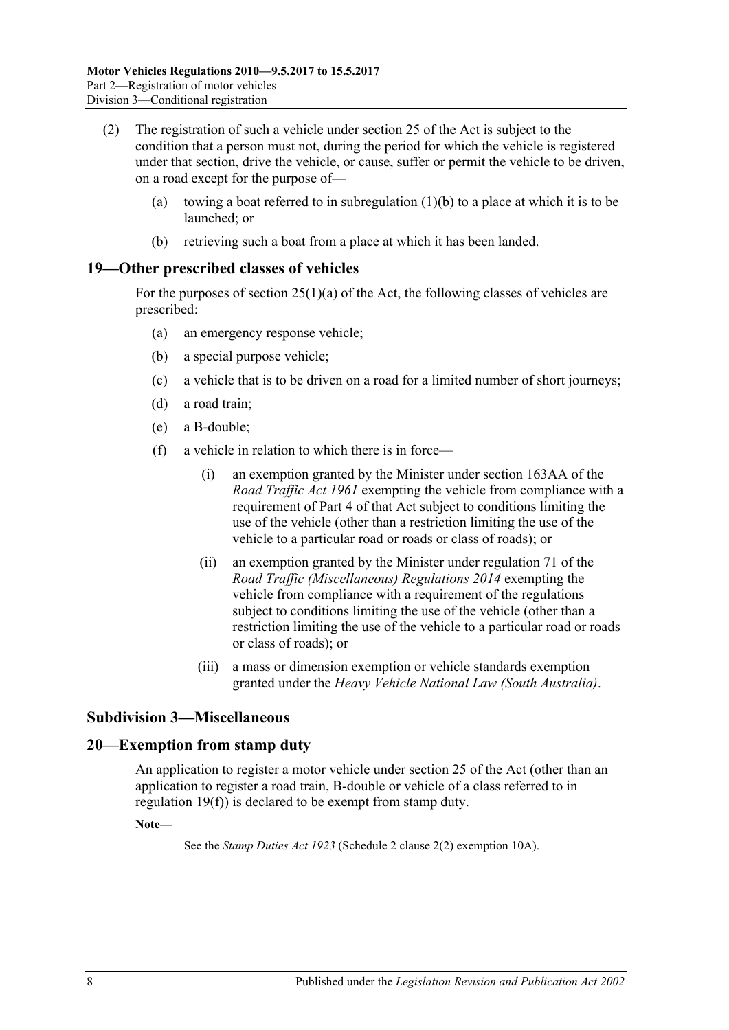(2) The registration of such a vehicle under section 25 of the Act is subject to the condition that a person must not, during the period for which the vehicle is registered under that section, drive the vehicle, or cause, suffer or permit the vehicle to be driven, on a road except for the purpose of—

   (a) towing a boat referred to in subregulation (1)(b) to a place at which it is to be launched; or

   (b) retrieving such a boat from a place at which it has been landed.

## 19—Other prescribed classes of vehicles

For the purposes of section 25(1)(a) of the Act, the following classes of vehicles are prescribed:

   (a) an emergency response vehicle;

   (b) a special purpose vehicle;

   (c) a vehicle that is to be driven on a road for a limited number of short journeys;

   (d) a road train;

   (e) a B-double;

   (f) a vehicle in relation to which there is in force—

      (i) an exemption granted by the Minister under section 163AA of the *Road Traffic Act 1961* exempting the vehicle from compliance with a requirement of Part 4 of that Act subject to conditions limiting the use of the vehicle (other than a restriction limiting the use of the vehicle to a particular road or roads or class of roads); or

      (ii) an exemption granted by the Minister under regulation 71 of the *Road Traffic (Miscellaneous) Regulations 2014* exempting the vehicle from compliance with a requirement of the regulations subject to conditions limiting the use of the vehicle (other than a restriction limiting the use of the vehicle to a particular road or roads or class of roads); or

      (iii) a mass or dimension exemption or vehicle standards exemption granted under the *Heavy Vehicle National Law (South Australia)*.

### Subdivision 3—Miscellaneous

## 20—Exemption from stamp duty

An application to register a motor vehicle under section 25 of the Act (other than an application to register a road train, B-double or vehicle of a class referred to in regulation 19(f)) is declared to be exempt from stamp duty.

**Note—**

See the *Stamp Duties Act 1923* (Schedule 2 clause 2(2) exemption 10A).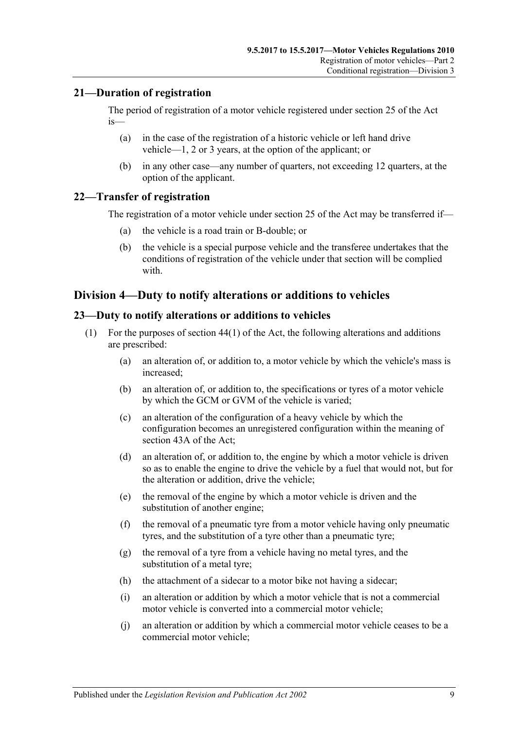## 21—Duration of registration

The period of registration of a motor vehicle registered under section 25 of the Act is—

- (a) in the case of the registration of a historic vehicle or left hand drive vehicle—1, 2 or 3 years, at the option of the applicant; or
- (b) in any other case—any number of quarters, not exceeding 12 quarters, at the option of the applicant.

## 22—Transfer of registration

The registration of a motor vehicle under section 25 of the Act may be transferred if—

- (a) the vehicle is a road train or B-double; or
- (b) the vehicle is a special purpose vehicle and the transferee undertakes that the conditions of registration of the vehicle under that section will be complied with.

# Division 4—Duty to notify alterations or additions to vehicles

## 23—Duty to notify alterations or additions to vehicles

(1) For the purposes of section 44(1) of the Act, the following alterations and additions are prescribed:

- (a) an alteration of, or addition to, a motor vehicle by which the vehicle's mass is increased;
- (b) an alteration of, or addition to, the specifications or tyres of a motor vehicle by which the GCM or GVM of the vehicle is varied;
- (c) an alteration of the configuration of a heavy vehicle by which the configuration becomes an unregistered configuration within the meaning of section 43A of the Act;
- (d) an alteration of, or addition to, the engine by which a motor vehicle is driven so as to enable the engine to drive the vehicle by a fuel that would not, but for the alteration or addition, drive the vehicle;
- (e) the removal of the engine by which a motor vehicle is driven and the substitution of another engine;
- (f) the removal of a pneumatic tyre from a motor vehicle having only pneumatic tyres, and the substitution of a tyre other than a pneumatic tyre;
- (g) the removal of a tyre from a vehicle having no metal tyres, and the substitution of a metal tyre;
- (h) the attachment of a sidecar to a motor bike not having a sidecar;
- (i) an alteration or addition by which a motor vehicle that is not a commercial motor vehicle is converted into a commercial motor vehicle;
- (j) an alteration or addition by which a commercial motor vehicle ceases to be a commercial motor vehicle;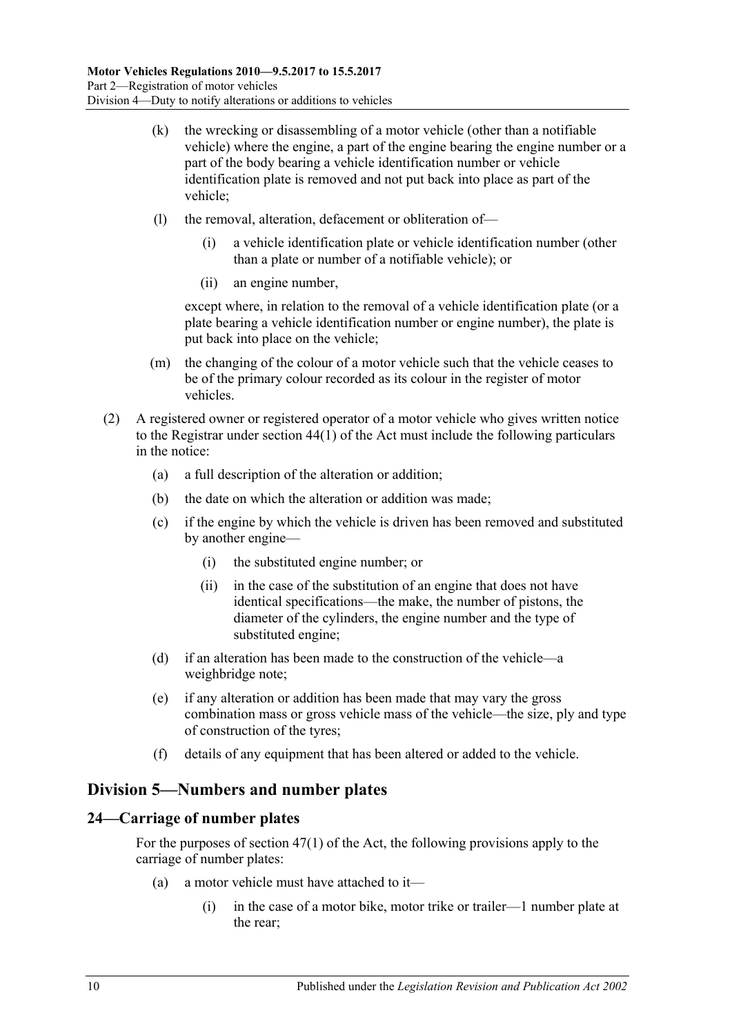(k) the wrecking or disassembling of a motor vehicle (other than a notifiable vehicle) where the engine, a part of the engine bearing the engine number or a part of the body bearing a vehicle identification number or vehicle identification plate is removed and not put back into place as part of the vehicle;

(l) the removal, alteration, defacement or obliteration of—

(i) a vehicle identification plate or vehicle identification number (other than a plate or number of a notifiable vehicle); or

(ii) an engine number,

except where, in relation to the removal of a vehicle identification plate (or a plate bearing a vehicle identification number or engine number), the plate is put back into place on the vehicle;

(m) the changing of the colour of a motor vehicle such that the vehicle ceases to be of the primary colour recorded as its colour in the register of motor vehicles.

(2) A registered owner or registered operator of a motor vehicle who gives written notice to the Registrar under section 44(1) of the Act must include the following particulars in the notice:

(a) a full description of the alteration or addition;

(b) the date on which the alteration or addition was made;

(c) if the engine by which the vehicle is driven has been removed and substituted by another engine—

(i) the substituted engine number; or

(ii) in the case of the substitution of an engine that does not have identical specifications—the make, the number of pistons, the diameter of the cylinders, the engine number and the type of substituted engine;

(d) if an alteration has been made to the construction of the vehicle—a weighbridge note;

(e) if any alteration or addition has been made that may vary the gross combination mass or gross vehicle mass of the vehicle—the size, ply and type of construction of the tyres;

(f) details of any equipment that has been altered or added to the vehicle.

## Division 5—Numbers and number plates

### 24—Carriage of number plates

For the purposes of section 47(1) of the Act, the following provisions apply to the carriage of number plates:

(a) a motor vehicle must have attached to it—

(i) in the case of a motor bike, motor trike or trailer—1 number plate at the rear;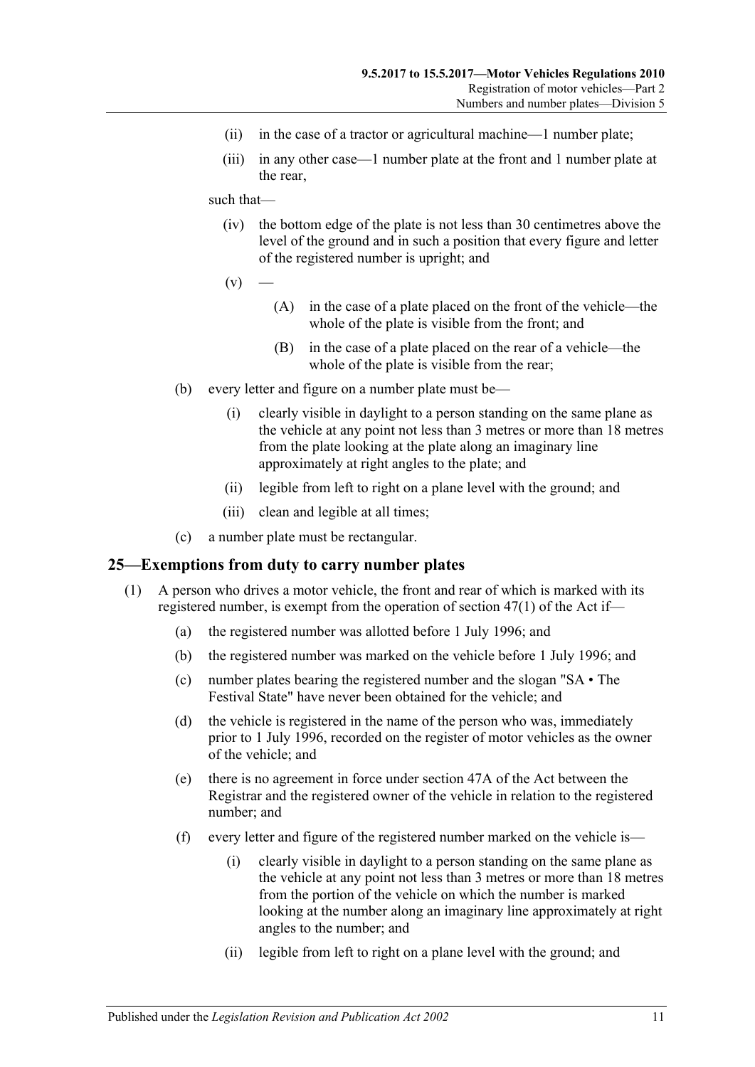(ii) in the case of a tractor or agricultural machine—1 number plate;

(iii) in any other case—1 number plate at the front and 1 number plate at the rear,

such that—

(iv) the bottom edge of the plate is not less than 30 centimetres above the level of the ground and in such a position that every figure and letter of the registered number is upright; and

(v) —

(A) in the case of a plate placed on the front of the vehicle—the whole of the plate is visible from the front; and

(B) in the case of a plate placed on the rear of a vehicle—the whole of the plate is visible from the rear;

(b) every letter and figure on a number plate must be—

(i) clearly visible in daylight to a person standing on the same plane as the vehicle at any point not less than 3 metres or more than 18 metres from the plate looking at the plate along an imaginary line approximately at right angles to the plate; and

(ii) legible from left to right on a plane level with the ground; and

(iii) clean and legible at all times;

(c) a number plate must be rectangular.

## 25—Exemptions from duty to carry number plates

(1) A person who drives a motor vehicle, the front and rear of which is marked with its registered number, is exempt from the operation of section 47(1) of the Act if—

(a) the registered number was allotted before 1 July 1996; and

(b) the registered number was marked on the vehicle before 1 July 1996; and

(c) number plates bearing the registered number and the slogan "SA • The Festival State" have never been obtained for the vehicle; and

(d) the vehicle is registered in the name of the person who was, immediately prior to 1 July 1996, recorded on the register of motor vehicles as the owner of the vehicle; and

(e) there is no agreement in force under section 47A of the Act between the Registrar and the registered owner of the vehicle in relation to the registered number; and

(f) every letter and figure of the registered number marked on the vehicle is—

(i) clearly visible in daylight to a person standing on the same plane as the vehicle at any point not less than 3 metres or more than 18 metres from the portion of the vehicle on which the number is marked looking at the number along an imaginary line approximately at right angles to the number; and

(ii) legible from left to right on a plane level with the ground; and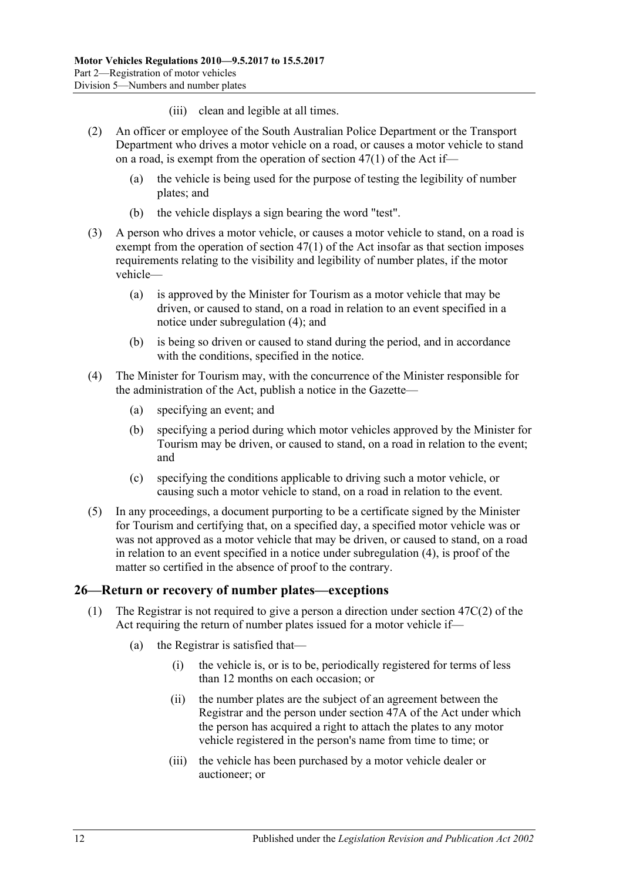(iii) clean and legible at all times.

(2) An officer or employee of the South Australian Police Department or the Transport Department who drives a motor vehicle on a road, or causes a motor vehicle to stand on a road, is exempt from the operation of section 47(1) of the Act if—

(a) the vehicle is being used for the purpose of testing the legibility of number plates; and

(b) the vehicle displays a sign bearing the word "test".

(3) A person who drives a motor vehicle, or causes a motor vehicle to stand, on a road is exempt from the operation of section 47(1) of the Act insofar as that section imposes requirements relating to the visibility and legibility of number plates, if the motor vehicle—

(a) is approved by the Minister for Tourism as a motor vehicle that may be driven, or caused to stand, on a road in relation to an event specified in a notice under subregulation (4); and

(b) is being so driven or caused to stand during the period, and in accordance with the conditions, specified in the notice.

(4) The Minister for Tourism may, with the concurrence of the Minister responsible for the administration of the Act, publish a notice in the Gazette—

(a) specifying an event; and

(b) specifying a period during which motor vehicles approved by the Minister for Tourism may be driven, or caused to stand, on a road in relation to the event; and

(c) specifying the conditions applicable to driving such a motor vehicle, or causing such a motor vehicle to stand, on a road in relation to the event.

(5) In any proceedings, a document purporting to be a certificate signed by the Minister for Tourism and certifying that, on a specified day, a specified motor vehicle was or was not approved as a motor vehicle that may be driven, or caused to stand, on a road in relation to an event specified in a notice under subregulation (4), is proof of the matter so certified in the absence of proof to the contrary.

## 26—Return or recovery of number plates—exceptions

(1) The Registrar is not required to give a person a direction under section 47C(2) of the Act requiring the return of number plates issued for a motor vehicle if—

(a) the Registrar is satisfied that—

(i) the vehicle is, or is to be, periodically registered for terms of less than 12 months on each occasion; or

(ii) the number plates are the subject of an agreement between the Registrar and the person under section 47A of the Act under which the person has acquired a right to attach the plates to any motor vehicle registered in the person's name from time to time; or

(iii) the vehicle has been purchased by a motor vehicle dealer or auctioneer; or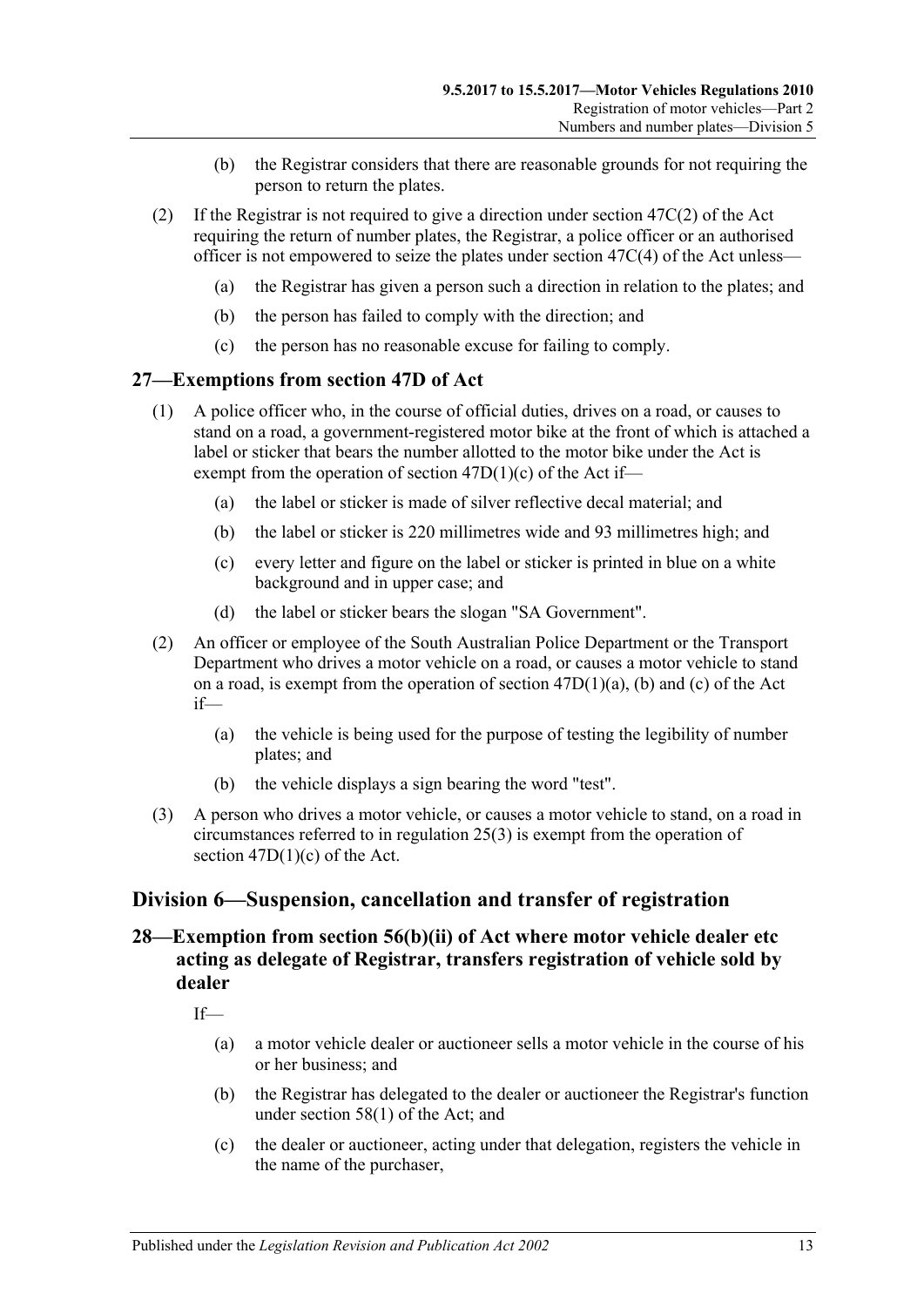(b) the Registrar considers that there are reasonable grounds for not requiring the person to return the plates.

(2) If the Registrar is not required to give a direction under section 47C(2) of the Act requiring the return of number plates, the Registrar, a police officer or an authorised officer is not empowered to seize the plates under section 47C(4) of the Act unless—

(a) the Registrar has given a person such a direction in relation to the plates; and

(b) the person has failed to comply with the direction; and

(c) the person has no reasonable excuse for failing to comply.

## 27—Exemptions from section 47D of Act

(1) A police officer who, in the course of official duties, drives on a road, or causes to stand on a road, a government-registered motor bike at the front of which is attached a label or sticker that bears the number allotted to the motor bike under the Act is exempt from the operation of section 47D(1)(c) of the Act if—

(a) the label or sticker is made of silver reflective decal material; and

(b) the label or sticker is 220 millimetres wide and 93 millimetres high; and

(c) every letter and figure on the label or sticker is printed in blue on a white background and in upper case; and

(d) the label or sticker bears the slogan "SA Government".

(2) An officer or employee of the South Australian Police Department or the Transport Department who drives a motor vehicle on a road, or causes a motor vehicle to stand on a road, is exempt from the operation of section 47D(1)(a), (b) and (c) of the Act if—

(a) the vehicle is being used for the purpose of testing the legibility of number plates; and

(b) the vehicle displays a sign bearing the word "test".

(3) A person who drives a motor vehicle, or causes a motor vehicle to stand, on a road in circumstances referred to in regulation 25(3) is exempt from the operation of section 47D(1)(c) of the Act.

# Division 6—Suspension, cancellation and transfer of registration

## 28—Exemption from section 56(b)(ii) of Act where motor vehicle dealer etc acting as delegate of Registrar, transfers registration of vehicle sold by dealer

If—

(a) a motor vehicle dealer or auctioneer sells a motor vehicle in the course of his or her business; and

(b) the Registrar has delegated to the dealer or auctioneer the Registrar's function under section 58(1) of the Act; and

(c) the dealer or auctioneer, acting under that delegation, registers the vehicle in the name of the purchaser,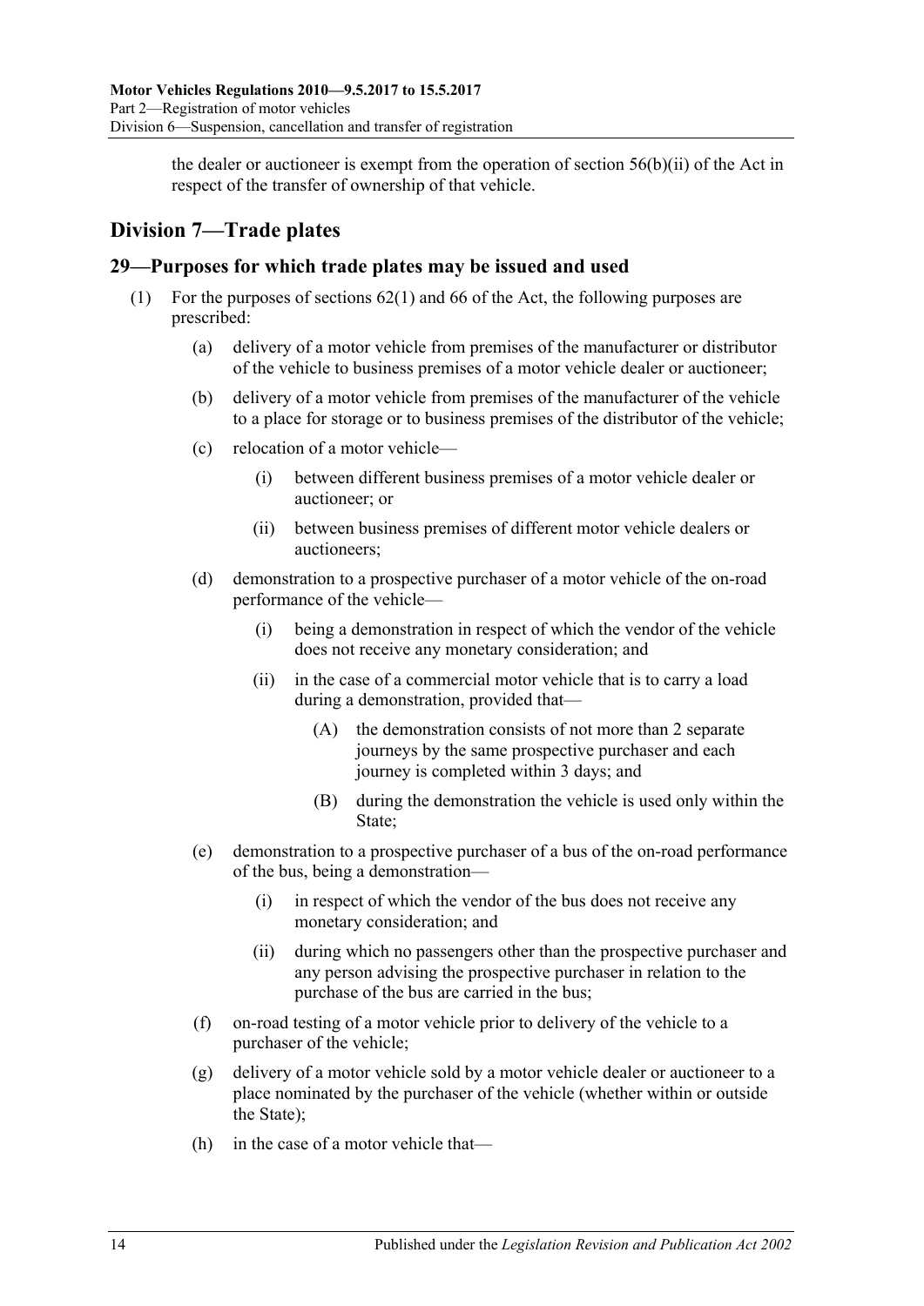the dealer or auctioneer is exempt from the operation of section 56(b)(ii) of the Act in respect of the transfer of ownership of that vehicle.

## Division 7—Trade plates

### 29—Purposes for which trade plates may be issued and used

(1) For the purposes of sections 62(1) and 66 of the Act, the following purposes are prescribed:

- (a) delivery of a motor vehicle from premises of the manufacturer or distributor of the vehicle to business premises of a motor vehicle dealer or auctioneer;
- (b) delivery of a motor vehicle from premises of the manufacturer of the vehicle to a place for storage or to business premises of the distributor of the vehicle;
- (c) relocation of a motor vehicle—
  - (i) between different business premises of a motor vehicle dealer or auctioneer; or
  - (ii) between business premises of different motor vehicle dealers or auctioneers;
- (d) demonstration to a prospective purchaser of a motor vehicle of the on-road performance of the vehicle—
  - (i) being a demonstration in respect of which the vendor of the vehicle does not receive any monetary consideration; and
  - (ii) in the case of a commercial motor vehicle that is to carry a load during a demonstration, provided that—
    - (A) the demonstration consists of not more than 2 separate journeys by the same prospective purchaser and each journey is completed within 3 days; and
    - (B) during the demonstration the vehicle is used only within the State;
- (e) demonstration to a prospective purchaser of a bus of the on-road performance of the bus, being a demonstration—
  - (i) in respect of which the vendor of the bus does not receive any monetary consideration; and
  - (ii) during which no passengers other than the prospective purchaser and any person advising the prospective purchaser in relation to the purchase of the bus are carried in the bus;
- (f) on-road testing of a motor vehicle prior to delivery of the vehicle to a purchaser of the vehicle;
- (g) delivery of a motor vehicle sold by a motor vehicle dealer or auctioneer to a place nominated by the purchaser of the vehicle (whether within or outside the State);
- (h) in the case of a motor vehicle that—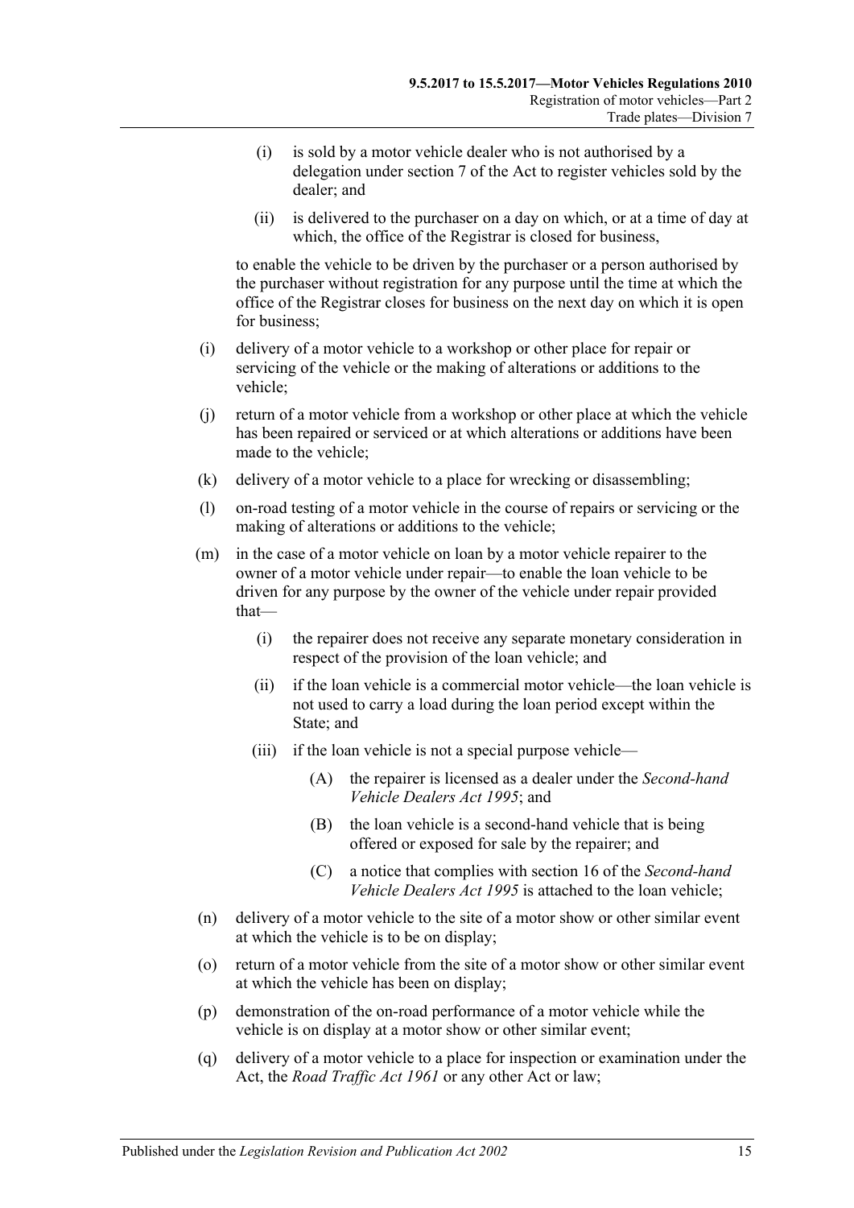(i) is sold by a motor vehicle dealer who is not authorised by a delegation under section 7 of the Act to register vehicles sold by the dealer; and

(ii) is delivered to the purchaser on a day on which, or at a time of day at which, the office of the Registrar is closed for business,

to enable the vehicle to be driven by the purchaser or a person authorised by the purchaser without registration for any purpose until the time at which the office of the Registrar closes for business on the next day on which it is open for business;

(i) delivery of a motor vehicle to a workshop or other place for repair or servicing of the vehicle or the making of alterations or additions to the vehicle;

(j) return of a motor vehicle from a workshop or other place at which the vehicle has been repaired or serviced or at which alterations or additions have been made to the vehicle;

(k) delivery of a motor vehicle to a place for wrecking or disassembling;

(l) on-road testing of a motor vehicle in the course of repairs or servicing or the making of alterations or additions to the vehicle;

(m) in the case of a motor vehicle on loan by a motor vehicle repairer to the owner of a motor vehicle under repair—to enable the loan vehicle to be driven for any purpose by the owner of the vehicle under repair provided that—

(i) the repairer does not receive any separate monetary consideration in respect of the provision of the loan vehicle; and

(ii) if the loan vehicle is a commercial motor vehicle—the loan vehicle is not used to carry a load during the loan period except within the State; and

(iii) if the loan vehicle is not a special purpose vehicle—

(A) the repairer is licensed as a dealer under the *Second-hand Vehicle Dealers Act 1995*; and

(B) the loan vehicle is a second-hand vehicle that is being offered or exposed for sale by the repairer; and

(C) a notice that complies with section 16 of the *Second-hand Vehicle Dealers Act 1995* is attached to the loan vehicle;

(n) delivery of a motor vehicle to the site of a motor show or other similar event at which the vehicle is to be on display;

(o) return of a motor vehicle from the site of a motor show or other similar event at which the vehicle has been on display;

(p) demonstration of the on-road performance of a motor vehicle while the vehicle is on display at a motor show or other similar event;

(q) delivery of a motor vehicle to a place for inspection or examination under the Act, the *Road Traffic Act 1961* or any other Act or law;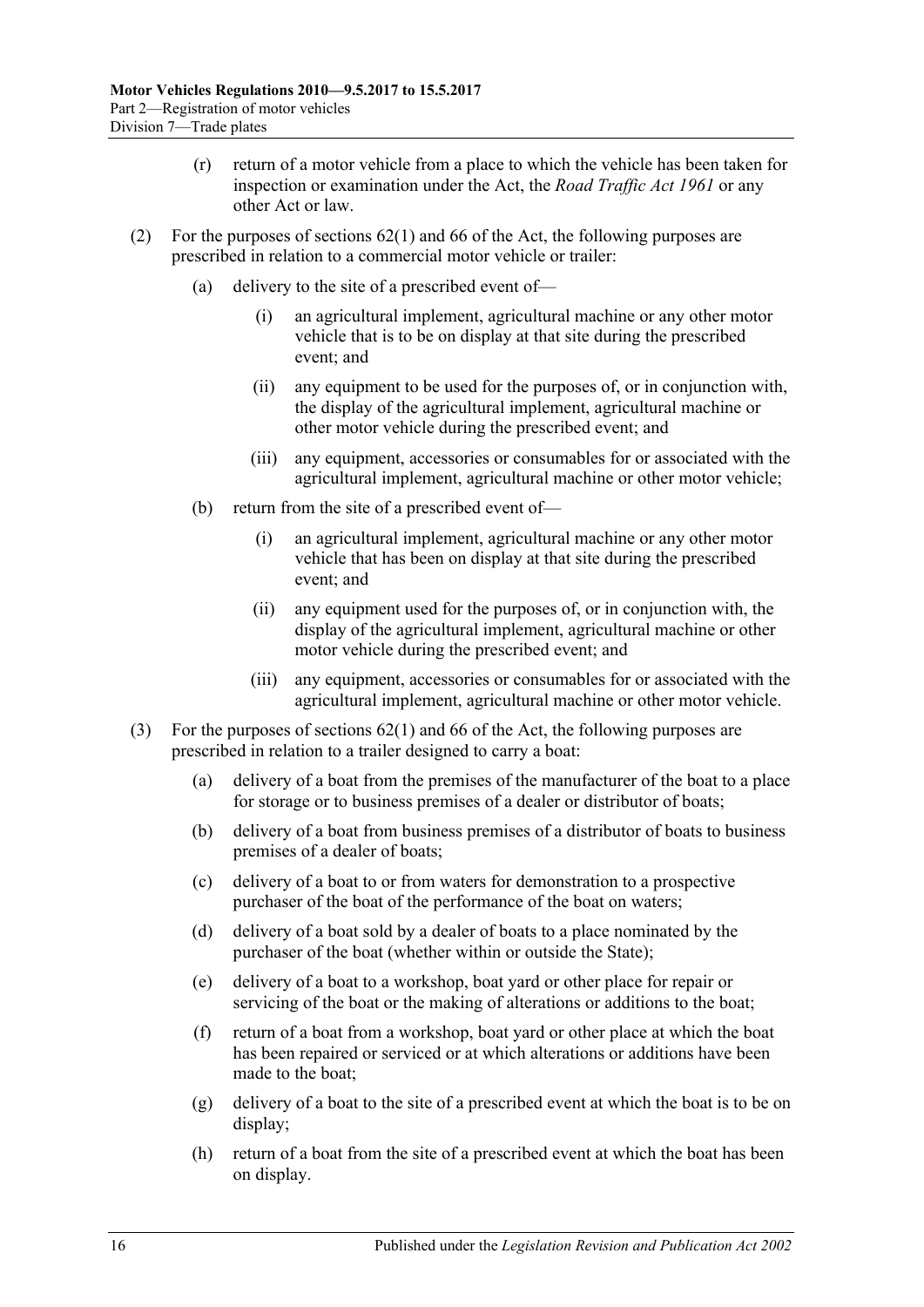(r) return of a motor vehicle from a place to which the vehicle has been taken for inspection or examination under the Act, the *Road Traffic Act 1961* or any other Act or law.

(2) For the purposes of sections 62(1) and 66 of the Act, the following purposes are prescribed in relation to a commercial motor vehicle or trailer:

(a) delivery to the site of a prescribed event of—

(i) an agricultural implement, agricultural machine or any other motor vehicle that is to be on display at that site during the prescribed event; and

(ii) any equipment to be used for the purposes of, or in conjunction with, the display of the agricultural implement, agricultural machine or other motor vehicle during the prescribed event; and

(iii) any equipment, accessories or consumables for or associated with the agricultural implement, agricultural machine or other motor vehicle;

(b) return from the site of a prescribed event of—

(i) an agricultural implement, agricultural machine or any other motor vehicle that has been on display at that site during the prescribed event; and

(ii) any equipment used for the purposes of, or in conjunction with, the display of the agricultural implement, agricultural machine or other motor vehicle during the prescribed event; and

(iii) any equipment, accessories or consumables for or associated with the agricultural implement, agricultural machine or other motor vehicle.

(3) For the purposes of sections 62(1) and 66 of the Act, the following purposes are prescribed in relation to a trailer designed to carry a boat:

(a) delivery of a boat from the premises of the manufacturer of the boat to a place for storage or to business premises of a dealer or distributor of boats;

(b) delivery of a boat from business premises of a distributor of boats to business premises of a dealer of boats;

(c) delivery of a boat to or from waters for demonstration to a prospective purchaser of the boat of the performance of the boat on waters;

(d) delivery of a boat sold by a dealer of boats to a place nominated by the purchaser of the boat (whether within or outside the State);

(e) delivery of a boat to a workshop, boat yard or other place for repair or servicing of the boat or the making of alterations or additions to the boat;

(f) return of a boat from a workshop, boat yard or other place at which the boat has been repaired or serviced or at which alterations or additions have been made to the boat;

(g) delivery of a boat to the site of a prescribed event at which the boat is to be on display;

(h) return of a boat from the site of a prescribed event at which the boat has been on display.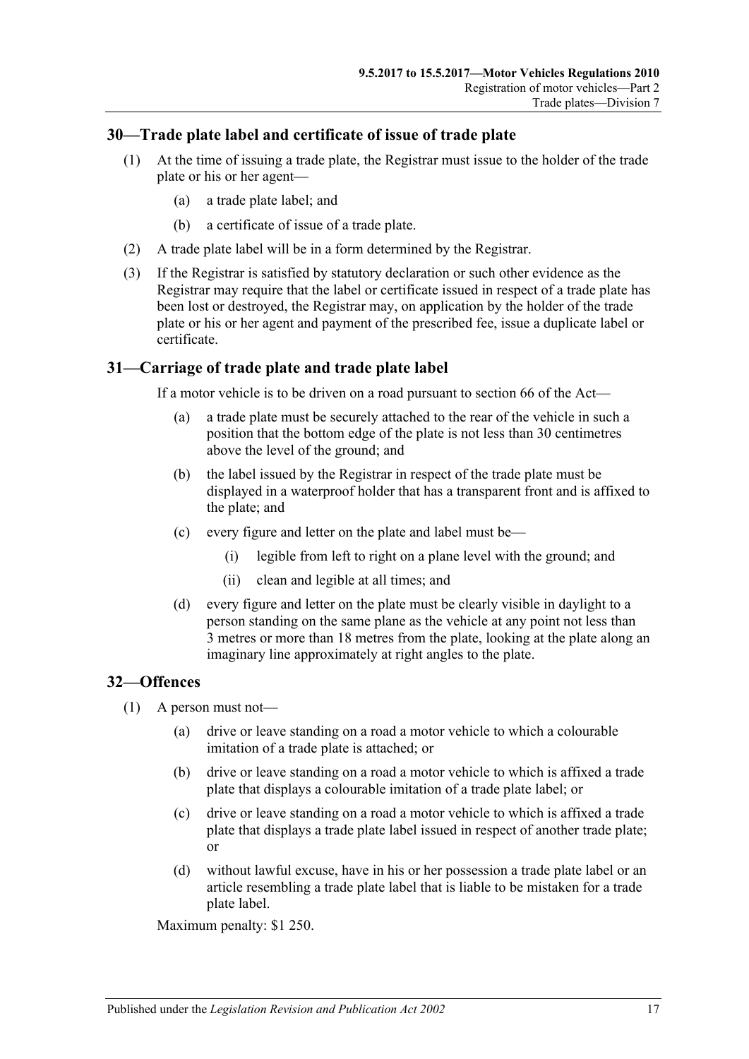## 30—Trade plate label and certificate of issue of trade plate

(1) At the time of issuing a trade plate, the Registrar must issue to the holder of the trade plate or his or her agent—

(a) a trade plate label; and

(b) a certificate of issue of a trade plate.

(2) A trade plate label will be in a form determined by the Registrar.

(3) If the Registrar is satisfied by statutory declaration or such other evidence as the Registrar may require that the label or certificate issued in respect of a trade plate has been lost or destroyed, the Registrar may, on application by the holder of the trade plate or his or her agent and payment of the prescribed fee, issue a duplicate label or certificate.

## 31—Carriage of trade plate and trade plate label

If a motor vehicle is to be driven on a road pursuant to section 66 of the Act—

(a) a trade plate must be securely attached to the rear of the vehicle in such a position that the bottom edge of the plate is not less than 30 centimetres above the level of the ground; and

(b) the label issued by the Registrar in respect of the trade plate must be displayed in a waterproof holder that has a transparent front and is affixed to the plate; and

(c) every figure and letter on the plate and label must be—

(i) legible from left to right on a plane level with the ground; and

(ii) clean and legible at all times; and

(d) every figure and letter on the plate must be clearly visible in daylight to a person standing on the same plane as the vehicle at any point not less than 3 metres or more than 18 metres from the plate, looking at the plate along an imaginary line approximately at right angles to the plate.

## 32—Offences

(1) A person must not—

(a) drive or leave standing on a road a motor vehicle to which a colourable imitation of a trade plate is attached; or

(b) drive or leave standing on a road a motor vehicle to which is affixed a trade plate that displays a colourable imitation of a trade plate label; or

(c) drive or leave standing on a road a motor vehicle to which is affixed a trade plate that displays a trade plate label issued in respect of another trade plate; or

(d) without lawful excuse, have in his or her possession a trade plate label or an article resembling a trade plate label that is liable to be mistaken for a trade plate label.

Maximum penalty: $1 250.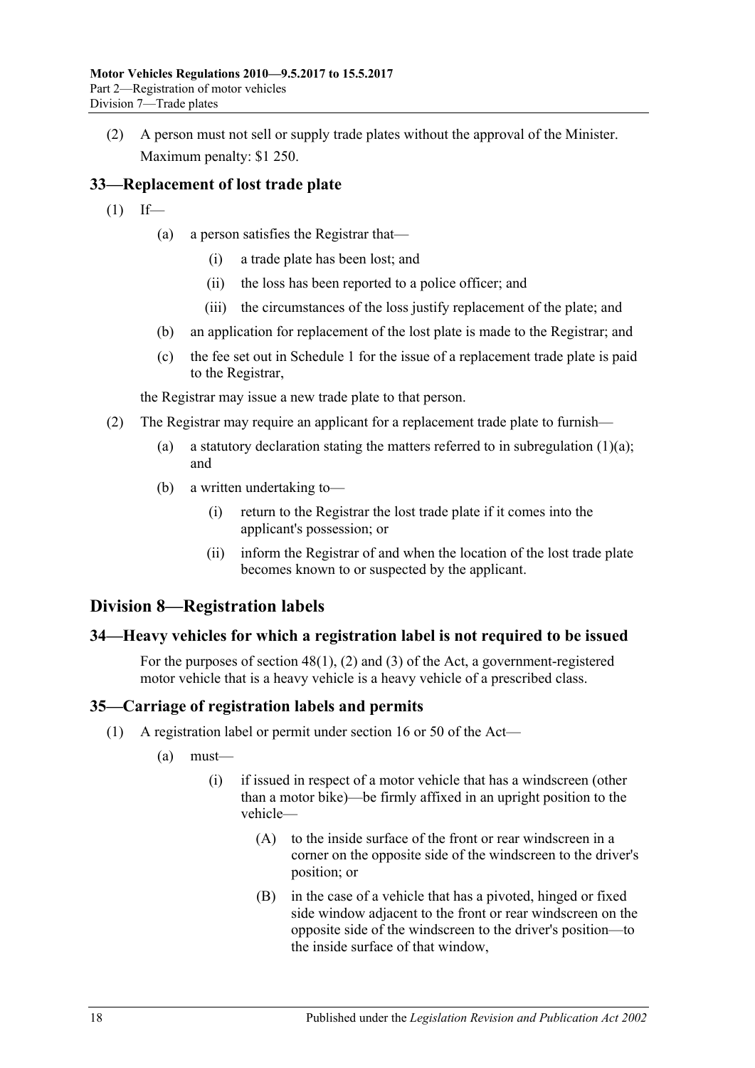(2) A person must not sell or supply trade plates without the approval of the Minister.

Maximum penalty: $1 250.

### 33—Replacement of lost trade plate

(1) If—

(a) a person satisfies the Registrar that—

(i) a trade plate has been lost; and

(ii) the loss has been reported to a police officer; and

(iii) the circumstances of the loss justify replacement of the plate; and

(b) an application for replacement of the lost plate is made to the Registrar; and

(c) the fee set out in Schedule 1 for the issue of a replacement trade plate is paid to the Registrar,

the Registrar may issue a new trade plate to that person.

(2) The Registrar may require an applicant for a replacement trade plate to furnish—

(a) a statutory declaration stating the matters referred to in subregulation (1)(a); and

(b) a written undertaking to—

(i) return to the Registrar the lost trade plate if it comes into the applicant's possession; or

(ii) inform the Registrar of and when the location of the lost trade plate becomes known to or suspected by the applicant.

## Division 8—Registration labels

### 34—Heavy vehicles for which a registration label is not required to be issued

For the purposes of section 48(1), (2) and (3) of the Act, a government-registered motor vehicle that is a heavy vehicle is a heavy vehicle of a prescribed class.

### 35—Carriage of registration labels and permits

(1) A registration label or permit under section 16 or 50 of the Act—

(a) must—

(i) if issued in respect of a motor vehicle that has a windscreen (other than a motor bike)—be firmly affixed in an upright position to the vehicle—

(A) to the inside surface of the front or rear windscreen in a corner on the opposite side of the windscreen to the driver's position; or

(B) in the case of a vehicle that has a pivoted, hinged or fixed side window adjacent to the front or rear windscreen on the opposite side of the windscreen to the driver's position—to the inside surface of that window,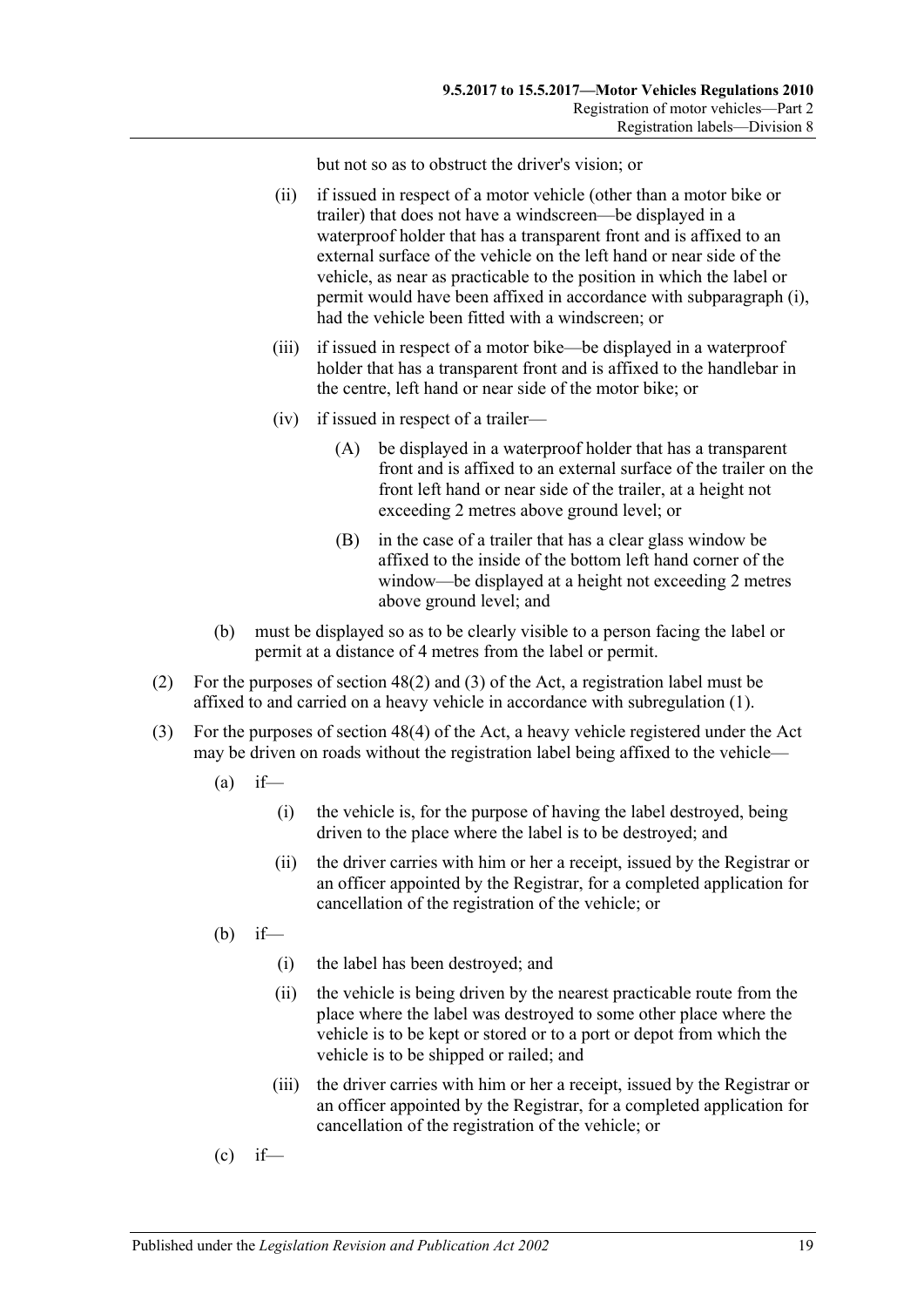but not so as to obstruct the driver's vision; or

(ii) if issued in respect of a motor vehicle (other than a motor bike or trailer) that does not have a windscreen—be displayed in a waterproof holder that has a transparent front and is affixed to an external surface of the vehicle on the left hand or near side of the vehicle, as near as practicable to the position in which the label or permit would have been affixed in accordance with subparagraph (i), had the vehicle been fitted with a windscreen; or

(iii) if issued in respect of a motor bike—be displayed in a waterproof holder that has a transparent front and is affixed to the handlebar in the centre, left hand or near side of the motor bike; or

(iv) if issued in respect of a trailer—

(A) be displayed in a waterproof holder that has a transparent front and is affixed to an external surface of the trailer on the front left hand or near side of the trailer, at a height not exceeding 2 metres above ground level; or

(B) in the case of a trailer that has a clear glass window be affixed to the inside of the bottom left hand corner of the window—be displayed at a height not exceeding 2 metres above ground level; and

(b) must be displayed so as to be clearly visible to a person facing the label or permit at a distance of 4 metres from the label or permit.

(2) For the purposes of section 48(2) and (3) of the Act, a registration label must be affixed to and carried on a heavy vehicle in accordance with subregulation (1).

(3) For the purposes of section 48(4) of the Act, a heavy vehicle registered under the Act may be driven on roads without the registration label being affixed to the vehicle—

(a) if—

(i) the vehicle is, for the purpose of having the label destroyed, being driven to the place where the label is to be destroyed; and

(ii) the driver carries with him or her a receipt, issued by the Registrar or an officer appointed by the Registrar, for a completed application for cancellation of the registration of the vehicle; or

(b) if—

(i) the label has been destroyed; and

(ii) the vehicle is being driven by the nearest practicable route from the place where the label was destroyed to some other place where the vehicle is to be kept or stored or to a port or depot from which the vehicle is to be shipped or railed; and

(iii) the driver carries with him or her a receipt, issued by the Registrar or an officer appointed by the Registrar, for a completed application for cancellation of the registration of the vehicle; or

(c) if—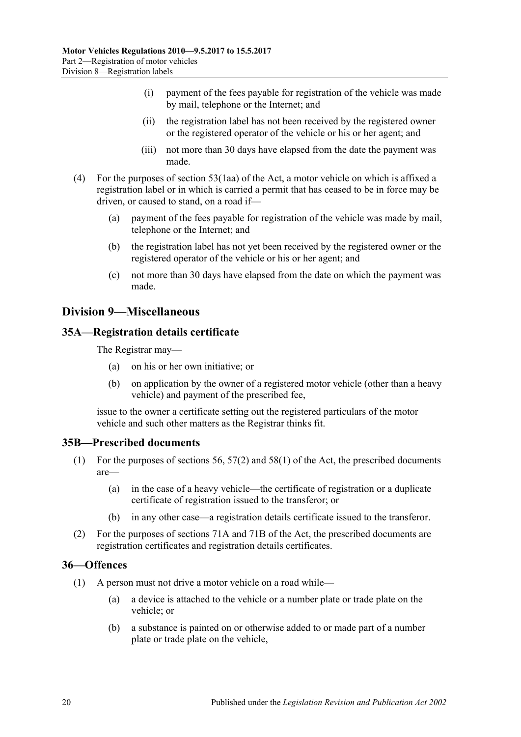(i) payment of the fees payable for registration of the vehicle was made by mail, telephone or the Internet; and

(ii) the registration label has not been received by the registered owner or the registered operator of the vehicle or his or her agent; and

(iii) not more than 30 days have elapsed from the date the payment was made.

(4) For the purposes of section 53(1aa) of the Act, a motor vehicle on which is affixed a registration label or in which is carried a permit that has ceased to be in force may be driven, or caused to stand, on a road if—

(a) payment of the fees payable for registration of the vehicle was made by mail, telephone or the Internet; and

(b) the registration label has not yet been received by the registered owner or the registered operator of the vehicle or his or her agent; and

(c) not more than 30 days have elapsed from the date on which the payment was made.

## Division 9—Miscellaneous

### 35A—Registration details certificate

The Registrar may—

(a) on his or her own initiative; or

(b) on application by the owner of a registered motor vehicle (other than a heavy vehicle) and payment of the prescribed fee,

issue to the owner a certificate setting out the registered particulars of the motor vehicle and such other matters as the Registrar thinks fit.

### 35B—Prescribed documents

(1) For the purposes of sections 56, 57(2) and 58(1) of the Act, the prescribed documents are—

(a) in the case of a heavy vehicle—the certificate of registration or a duplicate certificate of registration issued to the transferor; or

(b) in any other case—a registration details certificate issued to the transferor.

(2) For the purposes of sections 71A and 71B of the Act, the prescribed documents are registration certificates and registration details certificates.

### 36—Offences

(1) A person must not drive a motor vehicle on a road while—

(a) a device is attached to the vehicle or a number plate or trade plate on the vehicle; or

(b) a substance is painted on or otherwise added to or made part of a number plate or trade plate on the vehicle,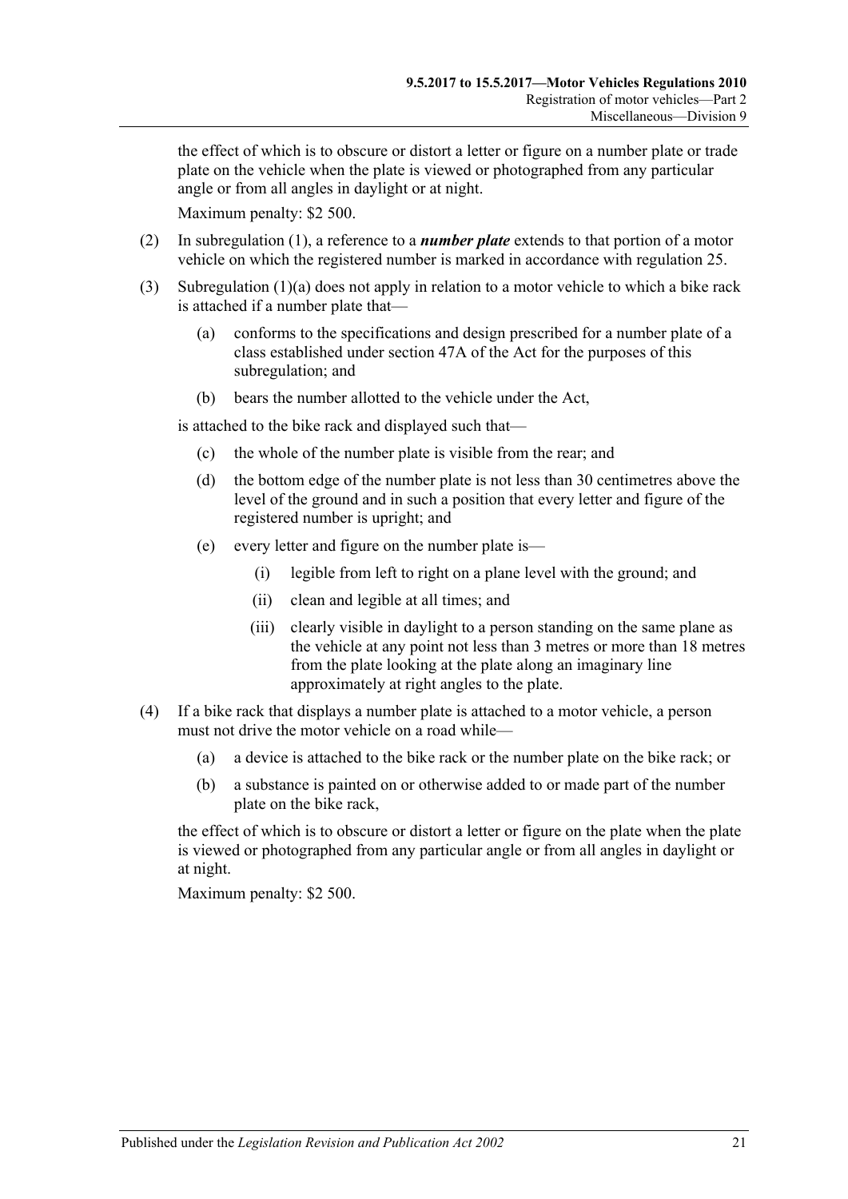the effect of which is to obscure or distort a letter or figure on a number plate or trade plate on the vehicle when the plate is viewed or photographed from any particular angle or from all angles in daylight or at night.

Maximum penalty: $2 500.

(2) In subregulation (1), a reference to a ***number plate*** extends to that portion of a motor vehicle on which the registered number is marked in accordance with regulation 25.

(3) Subregulation (1)(a) does not apply in relation to a motor vehicle to which a bike rack is attached if a number plate that—

  (a) conforms to the specifications and design prescribed for a number plate of a class established under section 47A of the Act for the purposes of this subregulation; and

  (b) bears the number allotted to the vehicle under the Act,

is attached to the bike rack and displayed such that—

  (c) the whole of the number plate is visible from the rear; and

  (d) the bottom edge of the number plate is not less than 30 centimetres above the level of the ground and in such a position that every letter and figure of the registered number is upright; and

  (e) every letter and figure on the number plate is—

    (i) legible from left to right on a plane level with the ground; and

    (ii) clean and legible at all times; and

    (iii) clearly visible in daylight to a person standing on the same plane as the vehicle at any point not less than 3 metres or more than 18 metres from the plate looking at the plate along an imaginary line approximately at right angles to the plate.

(4) If a bike rack that displays a number plate is attached to a motor vehicle, a person must not drive the motor vehicle on a road while—

  (a) a device is attached to the bike rack or the number plate on the bike rack; or

  (b) a substance is painted on or otherwise added to or made part of the number plate on the bike rack,

the effect of which is to obscure or distort a letter or figure on the plate when the plate is viewed or photographed from any particular angle or from all angles in daylight or at night.

Maximum penalty: $2 500.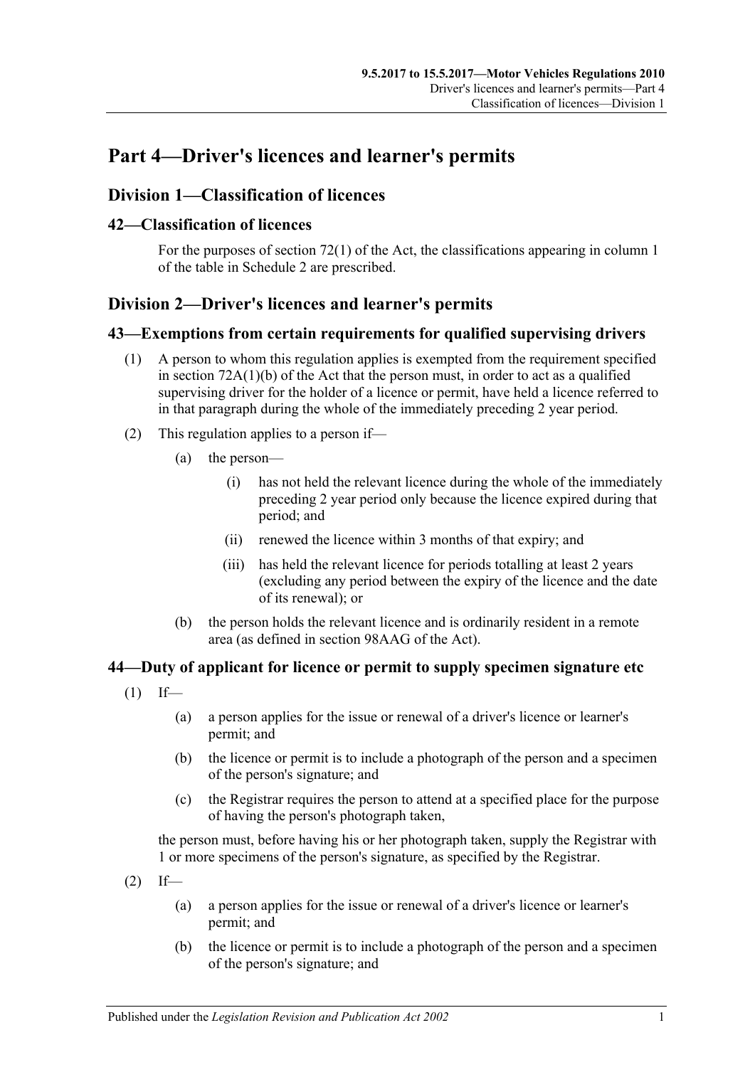# Part 4—Driver's licences and learner's permits

## Division 1—Classification of licences

### 42—Classification of licences

For the purposes of section 72(1) of the Act, the classifications appearing in column 1 of the table in Schedule 2 are prescribed.

## Division 2—Driver's licences and learner's permits

### 43—Exemptions from certain requirements for qualified supervising drivers

(1) A person to whom this regulation applies is exempted from the requirement specified in section 72A(1)(b) of the Act that the person must, in order to act as a qualified supervising driver for the holder of a licence or permit, have held a licence referred to in that paragraph during the whole of the immediately preceding 2 year period.

(2) This regulation applies to a person if—

(a) the person—

(i) has not held the relevant licence during the whole of the immediately preceding 2 year period only because the licence expired during that period; and

(ii) renewed the licence within 3 months of that expiry; and

(iii) has held the relevant licence for periods totalling at least 2 years (excluding any period between the expiry of the licence and the date of its renewal); or

(b) the person holds the relevant licence and is ordinarily resident in a remote area (as defined in section 98AAG of the Act).

### 44—Duty of applicant for licence or permit to supply specimen signature etc

(1) If—

(a) a person applies for the issue or renewal of a driver's licence or learner's permit; and

(b) the licence or permit is to include a photograph of the person and a specimen of the person's signature; and

(c) the Registrar requires the person to attend at a specified place for the purpose of having the person's photograph taken,

the person must, before having his or her photograph taken, supply the Registrar with 1 or more specimens of the person's signature, as specified by the Registrar.

(2) If—

(a) a person applies for the issue or renewal of a driver's licence or learner's permit; and

(b) the licence or permit is to include a photograph of the person and a specimen of the person's signature; and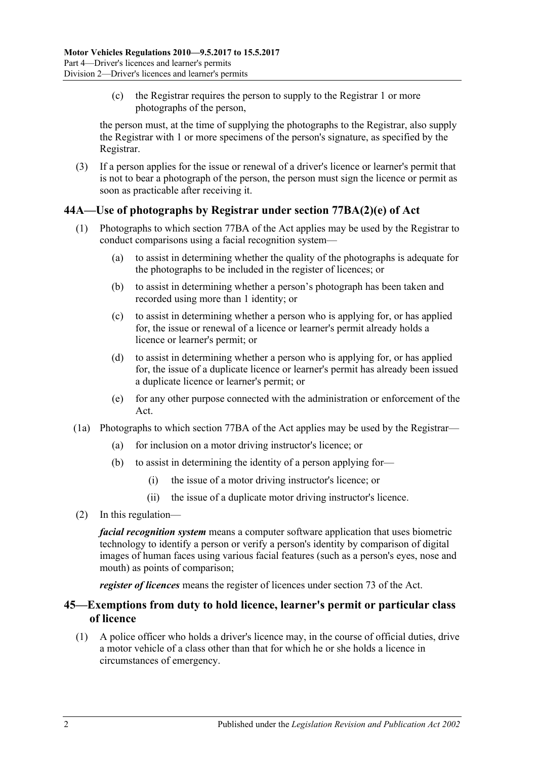(c) the Registrar requires the person to supply to the Registrar 1 or more photographs of the person,

the person must, at the time of supplying the photographs to the Registrar, also supply the Registrar with 1 or more specimens of the person's signature, as specified by the Registrar.

(3) If a person applies for the issue or renewal of a driver's licence or learner's permit that is not to bear a photograph of the person, the person must sign the licence or permit as soon as practicable after receiving it.

## 44A—Use of photographs by Registrar under section 77BA(2)(e) of Act

(1) Photographs to which section 77BA of the Act applies may be used by the Registrar to conduct comparisons using a facial recognition system—

(a) to assist in determining whether the quality of the photographs is adequate for the photographs to be included in the register of licences; or

(b) to assist in determining whether a person's photograph has been taken and recorded using more than 1 identity; or

(c) to assist in determining whether a person who is applying for, or has applied for, the issue or renewal of a licence or learner's permit already holds a licence or learner's permit; or

(d) to assist in determining whether a person who is applying for, or has applied for, the issue of a duplicate licence or learner's permit has already been issued a duplicate licence or learner's permit; or

(e) for any other purpose connected with the administration or enforcement of the Act.

(1a) Photographs to which section 77BA of the Act applies may be used by the Registrar—

(a) for inclusion on a motor driving instructor's licence; or

(b) to assist in determining the identity of a person applying for—

(i) the issue of a motor driving instructor's licence; or

(ii) the issue of a duplicate motor driving instructor's licence.

(2) In this regulation—

***facial recognition system*** means a computer software application that uses biometric technology to identify a person or verify a person's identity by comparison of digital images of human faces using various facial features (such as a person's eyes, nose and mouth) as points of comparison;

***register of licences*** means the register of licences under section 73 of the Act.

## 45—Exemptions from duty to hold licence, learner's permit or particular class of licence

(1) A police officer who holds a driver's licence may, in the course of official duties, drive a motor vehicle of a class other than that for which he or she holds a licence in circumstances of emergency.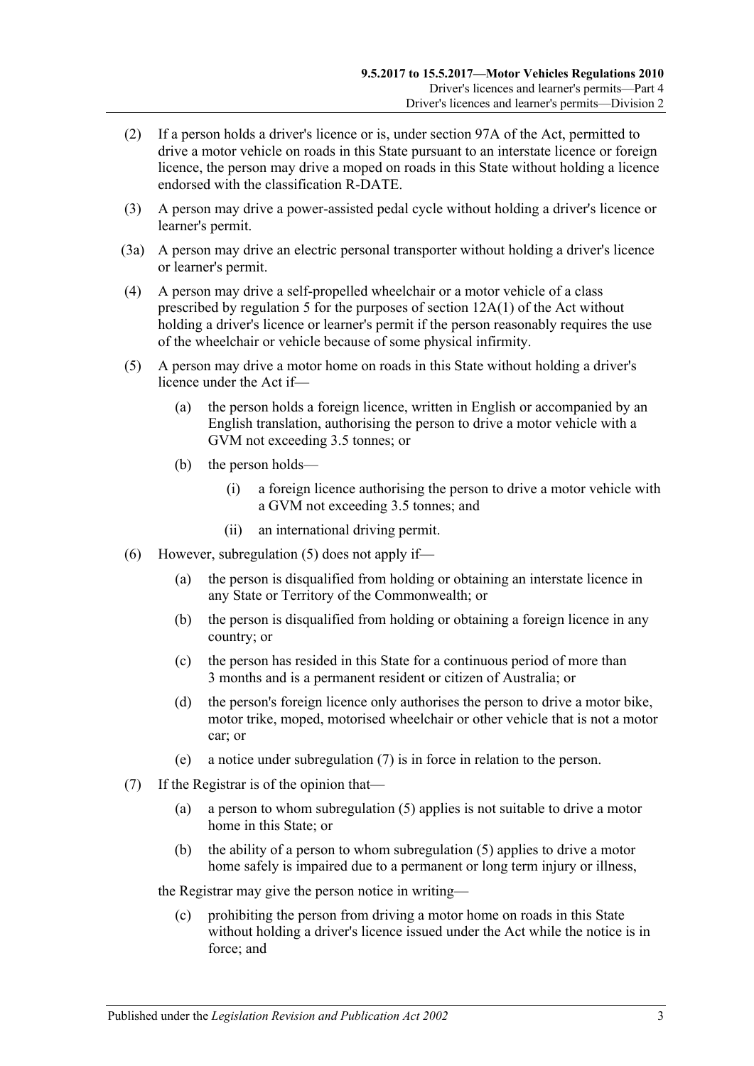(2) If a person holds a driver's licence or is, under section 97A of the Act, permitted to drive a motor vehicle on roads in this State pursuant to an interstate licence or foreign licence, the person may drive a moped on roads in this State without holding a licence endorsed with the classification R-DATE.

(3) A person may drive a power-assisted pedal cycle without holding a driver's licence or learner's permit.

(3a) A person may drive an electric personal transporter without holding a driver's licence or learner's permit.

(4) A person may drive a self-propelled wheelchair or a motor vehicle of a class prescribed by regulation 5 for the purposes of section 12A(1) of the Act without holding a driver's licence or learner's permit if the person reasonably requires the use of the wheelchair or vehicle because of some physical infirmity.

(5) A person may drive a motor home on roads in this State without holding a driver's licence under the Act if—

   (a) the person holds a foreign licence, written in English or accompanied by an English translation, authorising the person to drive a motor vehicle with a GVM not exceeding 3.5 tonnes; or

   (b) the person holds—

      (i) a foreign licence authorising the person to drive a motor vehicle with a GVM not exceeding 3.5 tonnes; and

      (ii) an international driving permit.

(6) However, subregulation (5) does not apply if—

   (a) the person is disqualified from holding or obtaining an interstate licence in any State or Territory of the Commonwealth; or

   (b) the person is disqualified from holding or obtaining a foreign licence in any country; or

   (c) the person has resided in this State for a continuous period of more than 3 months and is a permanent resident or citizen of Australia; or

   (d) the person's foreign licence only authorises the person to drive a motor bike, motor trike, moped, motorised wheelchair or other vehicle that is not a motor car; or

   (e) a notice under subregulation (7) is in force in relation to the person.

(7) If the Registrar is of the opinion that—

   (a) a person to whom subregulation (5) applies is not suitable to drive a motor home in this State; or

   (b) the ability of a person to whom subregulation (5) applies to drive a motor home safely is impaired due to a permanent or long term injury or illness,

the Registrar may give the person notice in writing—

   (c) prohibiting the person from driving a motor home on roads in this State without holding a driver's licence issued under the Act while the notice is in force; and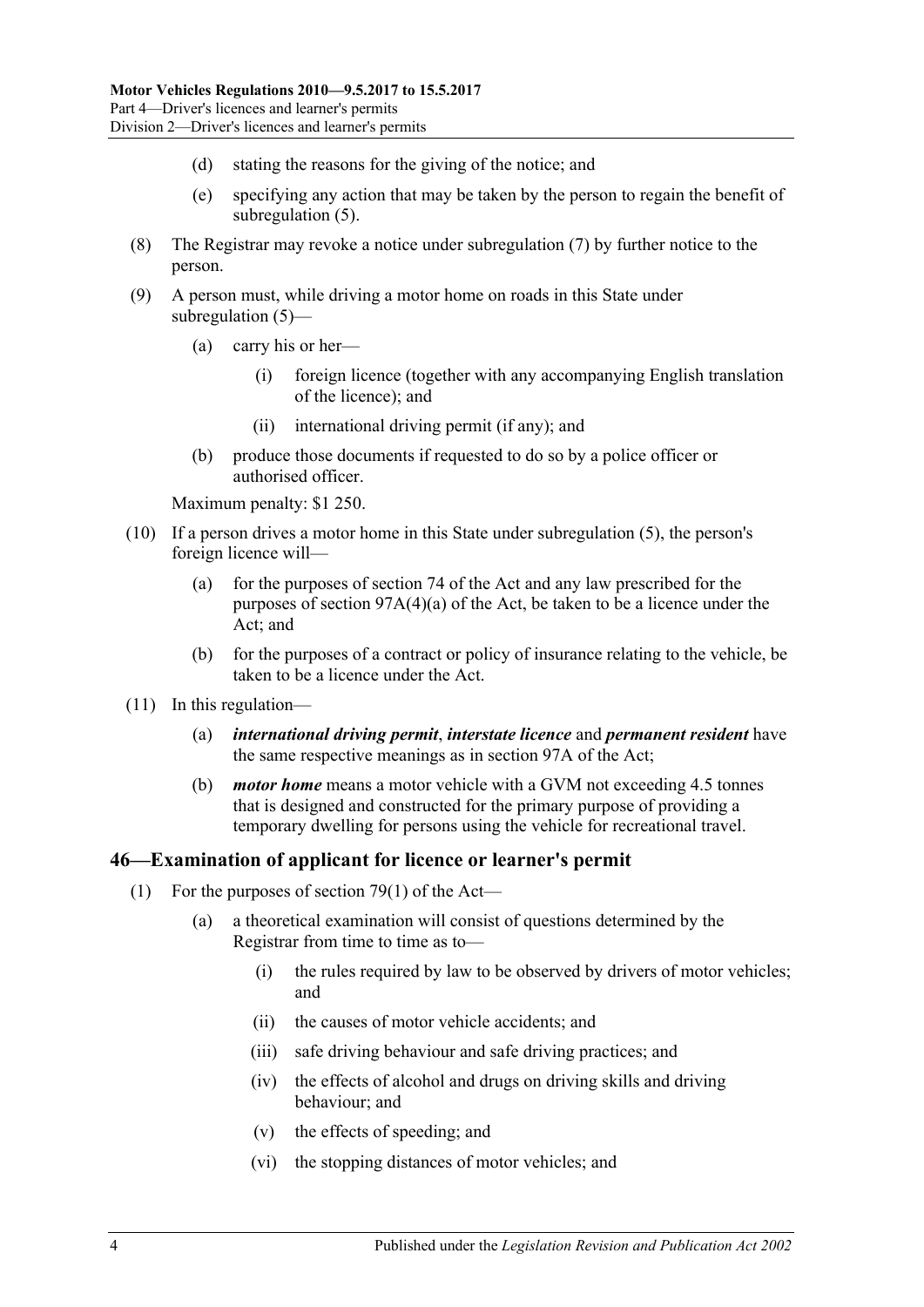(d) stating the reasons for the giving of the notice; and

(e) specifying any action that may be taken by the person to regain the benefit of subregulation (5).

(8) The Registrar may revoke a notice under subregulation (7) by further notice to the person.

(9) A person must, while driving a motor home on roads in this State under subregulation (5)—

(a) carry his or her—

(i) foreign licence (together with any accompanying English translation of the licence); and

(ii) international driving permit (if any); and

(b) produce those documents if requested to do so by a police officer or authorised officer.

Maximum penalty: $1 250.

(10) If a person drives a motor home in this State under subregulation (5), the person's foreign licence will—

(a) for the purposes of section 74 of the Act and any law prescribed for the purposes of section 97A(4)(a) of the Act, be taken to be a licence under the Act; and

(b) for the purposes of a contract or policy of insurance relating to the vehicle, be taken to be a licence under the Act.

(11) In this regulation—

(a) ***international driving permit***, ***interstate licence*** and ***permanent resident*** have the same respective meanings as in section 97A of the Act;

(b) ***motor home*** means a motor vehicle with a GVM not exceeding 4.5 tonnes that is designed and constructed for the primary purpose of providing a temporary dwelling for persons using the vehicle for recreational travel.

## 46—Examination of applicant for licence or learner's permit

(1) For the purposes of section 79(1) of the Act—

(a) a theoretical examination will consist of questions determined by the Registrar from time to time as to—

(i) the rules required by law to be observed by drivers of motor vehicles; and

(ii) the causes of motor vehicle accidents; and

(iii) safe driving behaviour and safe driving practices; and

(iv) the effects of alcohol and drugs on driving skills and driving behaviour; and

(v) the effects of speeding; and

(vi) the stopping distances of motor vehicles; and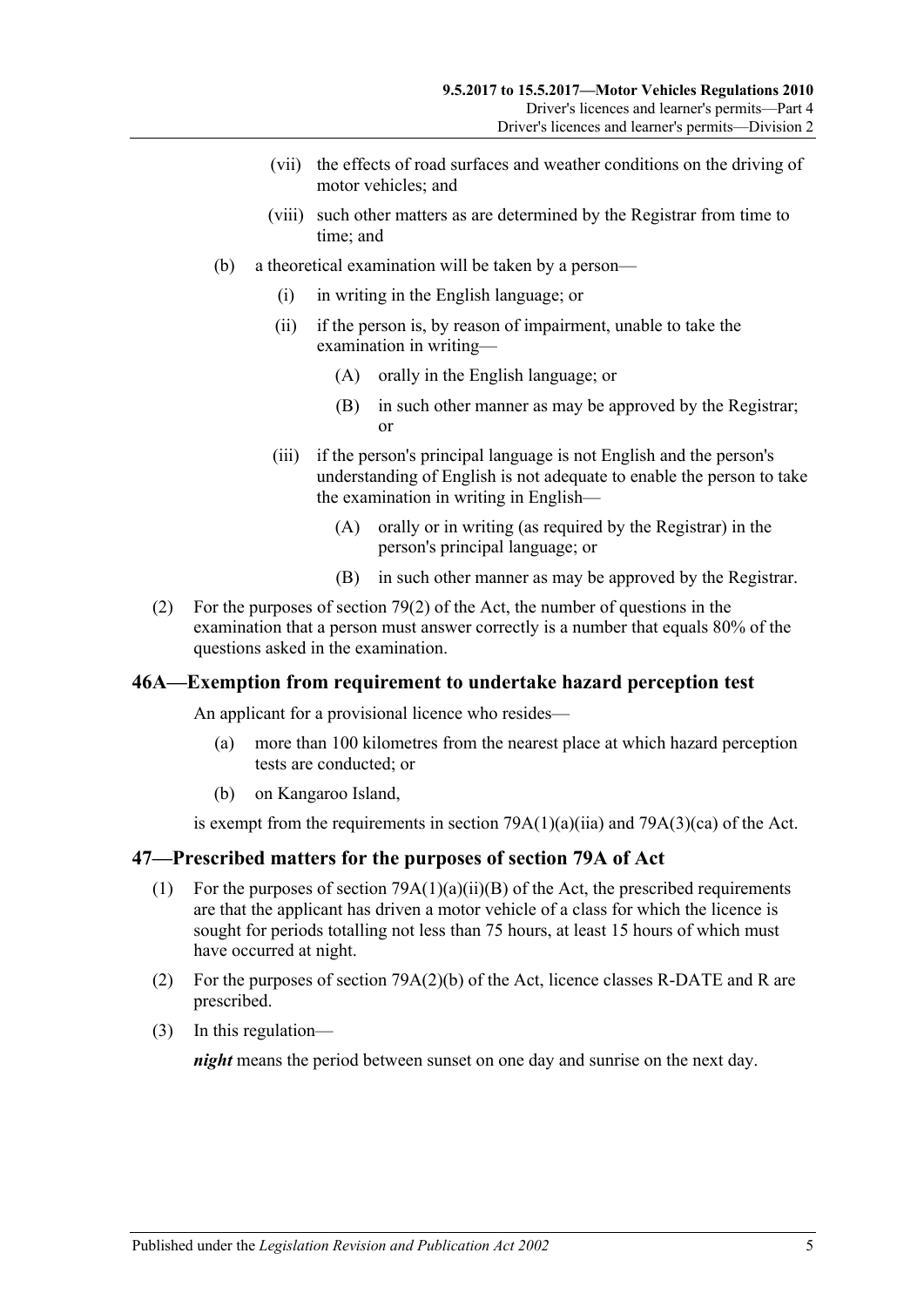(vii) the effects of road surfaces and weather conditions on the driving of motor vehicles; and

(viii) such other matters as are determined by the Registrar from time to time; and

(b) a theoretical examination will be taken by a person—

(i) in writing in the English language; or

(ii) if the person is, by reason of impairment, unable to take the examination in writing—

(A) orally in the English language; or

(B) in such other manner as may be approved by the Registrar; or

(iii) if the person's principal language is not English and the person's understanding of English is not adequate to enable the person to take the examination in writing in English—

(A) orally or in writing (as required by the Registrar) in the person's principal language; or

(B) in such other manner as may be approved by the Registrar.

(2) For the purposes of section 79(2) of the Act, the number of questions in the examination that a person must answer correctly is a number that equals 80% of the questions asked in the examination.

## 46A—Exemption from requirement to undertake hazard perception test

An applicant for a provisional licence who resides—

(a) more than 100 kilometres from the nearest place at which hazard perception tests are conducted; or

(b) on Kangaroo Island,

is exempt from the requirements in section 79A(1)(a)(iia) and 79A(3)(ca) of the Act.

## 47—Prescribed matters for the purposes of section 79A of Act

(1) For the purposes of section 79A(1)(a)(ii)(B) of the Act, the prescribed requirements are that the applicant has driven a motor vehicle of a class for which the licence is sought for periods totalling not less than 75 hours, at least 15 hours of which must have occurred at night.

(2) For the purposes of section 79A(2)(b) of the Act, licence classes R-DATE and R are prescribed.

(3) In this regulation—

***night*** means the period between sunset on one day and sunrise on the next day.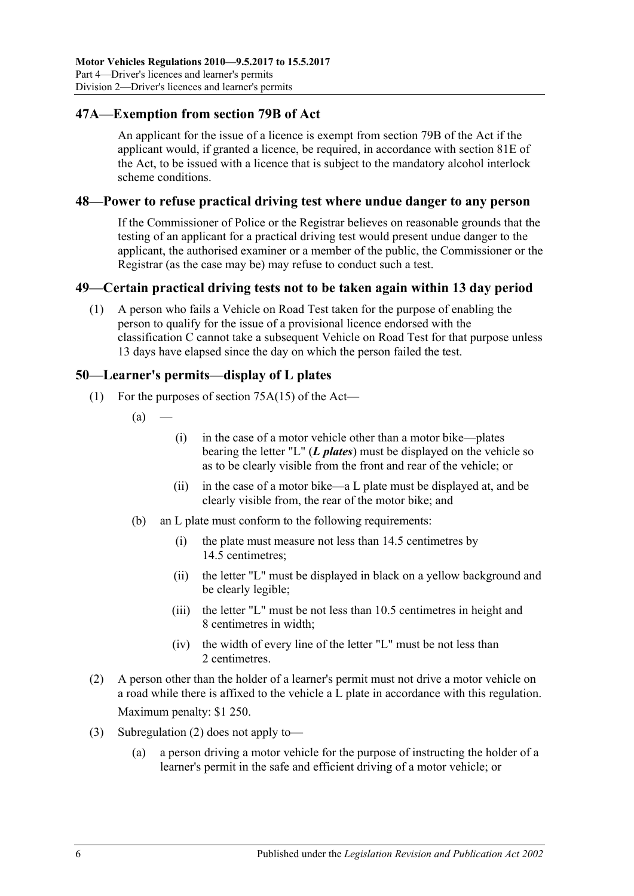## 47A—Exemption from section 79B of Act

An applicant for the issue of a licence is exempt from section 79B of the Act if the applicant would, if granted a licence, be required, in accordance with section 81E of the Act, to be issued with a licence that is subject to the mandatory alcohol interlock scheme conditions.

## 48—Power to refuse practical driving test where undue danger to any person

If the Commissioner of Police or the Registrar believes on reasonable grounds that the testing of an applicant for a practical driving test would present undue danger to the applicant, the authorised examiner or a member of the public, the Commissioner or the Registrar (as the case may be) may refuse to conduct such a test.

## 49—Certain practical driving tests not to be taken again within 13 day period

(1) A person who fails a Vehicle on Road Test taken for the purpose of enabling the person to qualify for the issue of a provisional licence endorsed with the classification C cannot take a subsequent Vehicle on Road Test for that purpose unless 13 days have elapsed since the day on which the person failed the test.

## 50—Learner's permits—display of L plates

(1) For the purposes of section 75A(15) of the Act—

(a) —

(i) in the case of a motor vehicle other than a motor bike—plates bearing the letter "L" (***L plates***) must be displayed on the vehicle so as to be clearly visible from the front and rear of the vehicle; or

(ii) in the case of a motor bike—a L plate must be displayed at, and be clearly visible from, the rear of the motor bike; and

(b) an L plate must conform to the following requirements:

(i) the plate must measure not less than 14.5 centimetres by 14.5 centimetres;

(ii) the letter "L" must be displayed in black on a yellow background and be clearly legible;

(iii) the letter "L" must be not less than 10.5 centimetres in height and 8 centimetres in width;

(iv) the width of every line of the letter "L" must be not less than 2 centimetres.

(2) A person other than the holder of a learner's permit must not drive a motor vehicle on a road while there is affixed to the vehicle a L plate in accordance with this regulation.

Maximum penalty: $1 250.

(3) Subregulation (2) does not apply to—

(a) a person driving a motor vehicle for the purpose of instructing the holder of a learner's permit in the safe and efficient driving of a motor vehicle; or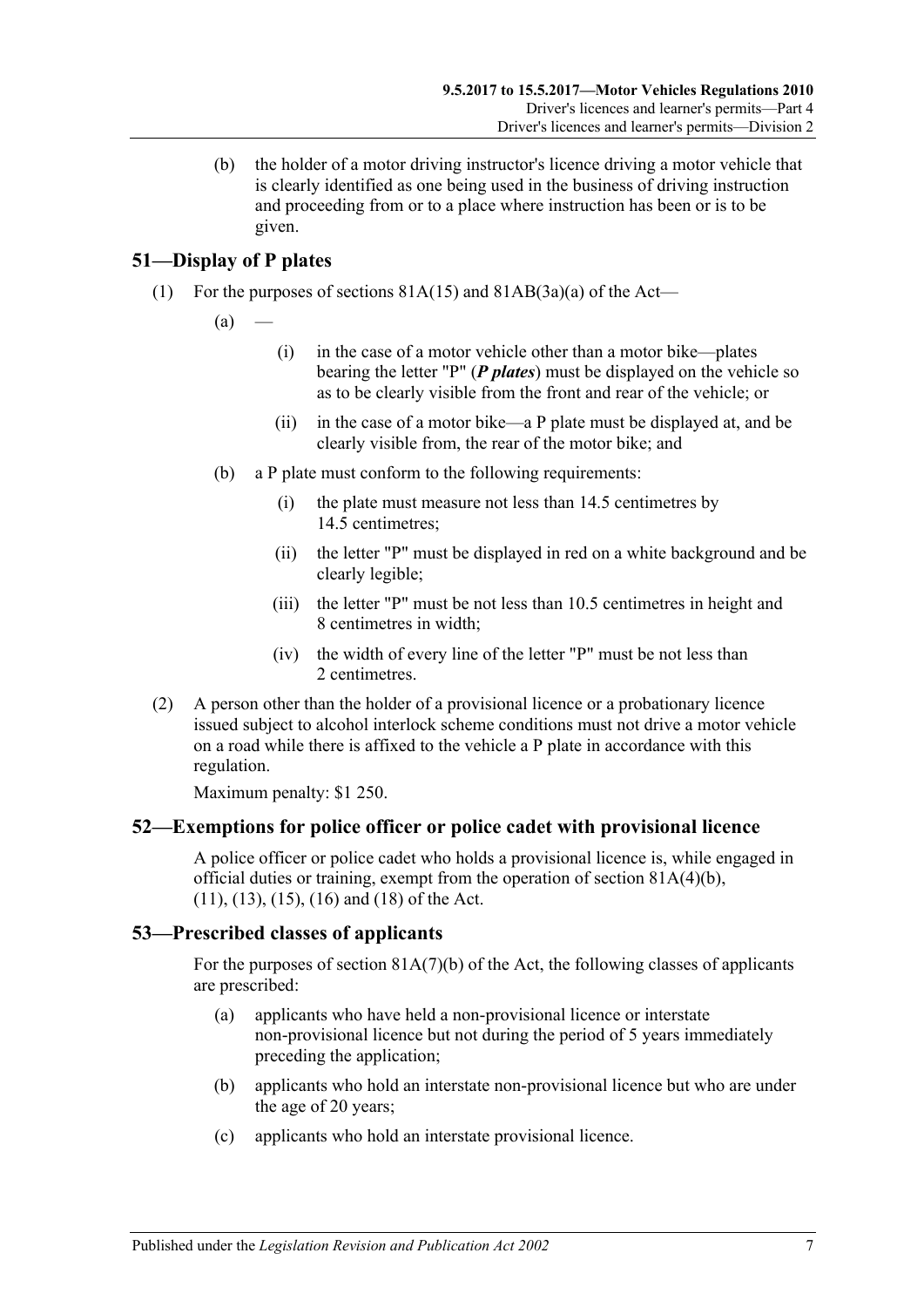(b) the holder of a motor driving instructor's licence driving a motor vehicle that is clearly identified as one being used in the business of driving instruction and proceeding from or to a place where instruction has been or is to be given.

## 51—Display of P plates

(1) For the purposes of sections 81A(15) and 81AB(3a)(a) of the Act—

(a) —

(i) in the case of a motor vehicle other than a motor bike—plates bearing the letter "P" (***P plates***) must be displayed on the vehicle so as to be clearly visible from the front and rear of the vehicle; or

(ii) in the case of a motor bike—a P plate must be displayed at, and be clearly visible from, the rear of the motor bike; and

(b) a P plate must conform to the following requirements:

(i) the plate must measure not less than 14.5 centimetres by 14.5 centimetres;

(ii) the letter "P" must be displayed in red on a white background and be clearly legible;

(iii) the letter "P" must be not less than 10.5 centimetres in height and 8 centimetres in width;

(iv) the width of every line of the letter "P" must be not less than 2 centimetres.

(2) A person other than the holder of a provisional licence or a probationary licence issued subject to alcohol interlock scheme conditions must not drive a motor vehicle on a road while there is affixed to the vehicle a P plate in accordance with this regulation.

Maximum penalty: $1 250.

## 52—Exemptions for police officer or police cadet with provisional licence

A police officer or police cadet who holds a provisional licence is, while engaged in official duties or training, exempt from the operation of section 81A(4)(b), (11), (13), (15), (16) and (18) of the Act.

## 53—Prescribed classes of applicants

For the purposes of section 81A(7)(b) of the Act, the following classes of applicants are prescribed:

(a) applicants who have held a non-provisional licence or interstate non-provisional licence but not during the period of 5 years immediately preceding the application;

(b) applicants who hold an interstate non-provisional licence but who are under the age of 20 years;

(c) applicants who hold an interstate provisional licence.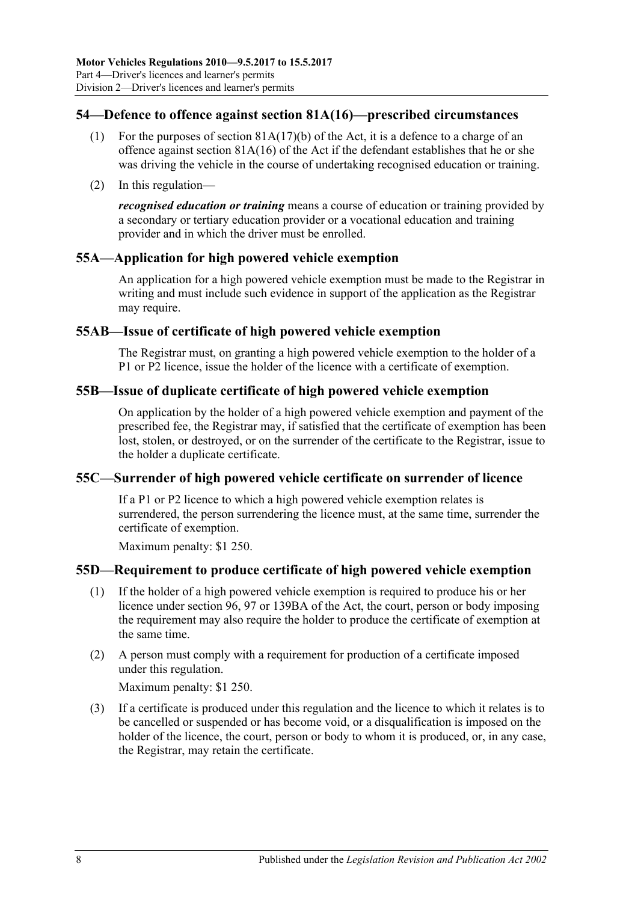## 54—Defence to offence against section 81A(16)—prescribed circumstances

(1) For the purposes of section 81A(17)(b) of the Act, it is a defence to a charge of an offence against section 81A(16) of the Act if the defendant establishes that he or she was driving the vehicle in the course of undertaking recognised education or training.

(2) In this regulation—

***recognised education or training*** means a course of education or training provided by a secondary or tertiary education provider or a vocational education and training provider and in which the driver must be enrolled.

## 55A—Application for high powered vehicle exemption

An application for a high powered vehicle exemption must be made to the Registrar in writing and must include such evidence in support of the application as the Registrar may require.

## 55AB—Issue of certificate of high powered vehicle exemption

The Registrar must, on granting a high powered vehicle exemption to the holder of a P1 or P2 licence, issue the holder of the licence with a certificate of exemption.

## 55B—Issue of duplicate certificate of high powered vehicle exemption

On application by the holder of a high powered vehicle exemption and payment of the prescribed fee, the Registrar may, if satisfied that the certificate of exemption has been lost, stolen, or destroyed, or on the surrender of the certificate to the Registrar, issue to the holder a duplicate certificate.

## 55C—Surrender of high powered vehicle certificate on surrender of licence

If a P1 or P2 licence to which a high powered vehicle exemption relates is surrendered, the person surrendering the licence must, at the same time, surrender the certificate of exemption.

Maximum penalty: $1 250.

## 55D—Requirement to produce certificate of high powered vehicle exemption

(1) If the holder of a high powered vehicle exemption is required to produce his or her licence under section 96, 97 or 139BA of the Act, the court, person or body imposing the requirement may also require the holder to produce the certificate of exemption at the same time.

(2) A person must comply with a requirement for production of a certificate imposed under this regulation.

Maximum penalty: $1 250.

(3) If a certificate is produced under this regulation and the licence to which it relates is to be cancelled or suspended or has become void, or a disqualification is imposed on the holder of the licence, the court, person or body to whom it is produced, or, in any case, the Registrar, may retain the certificate.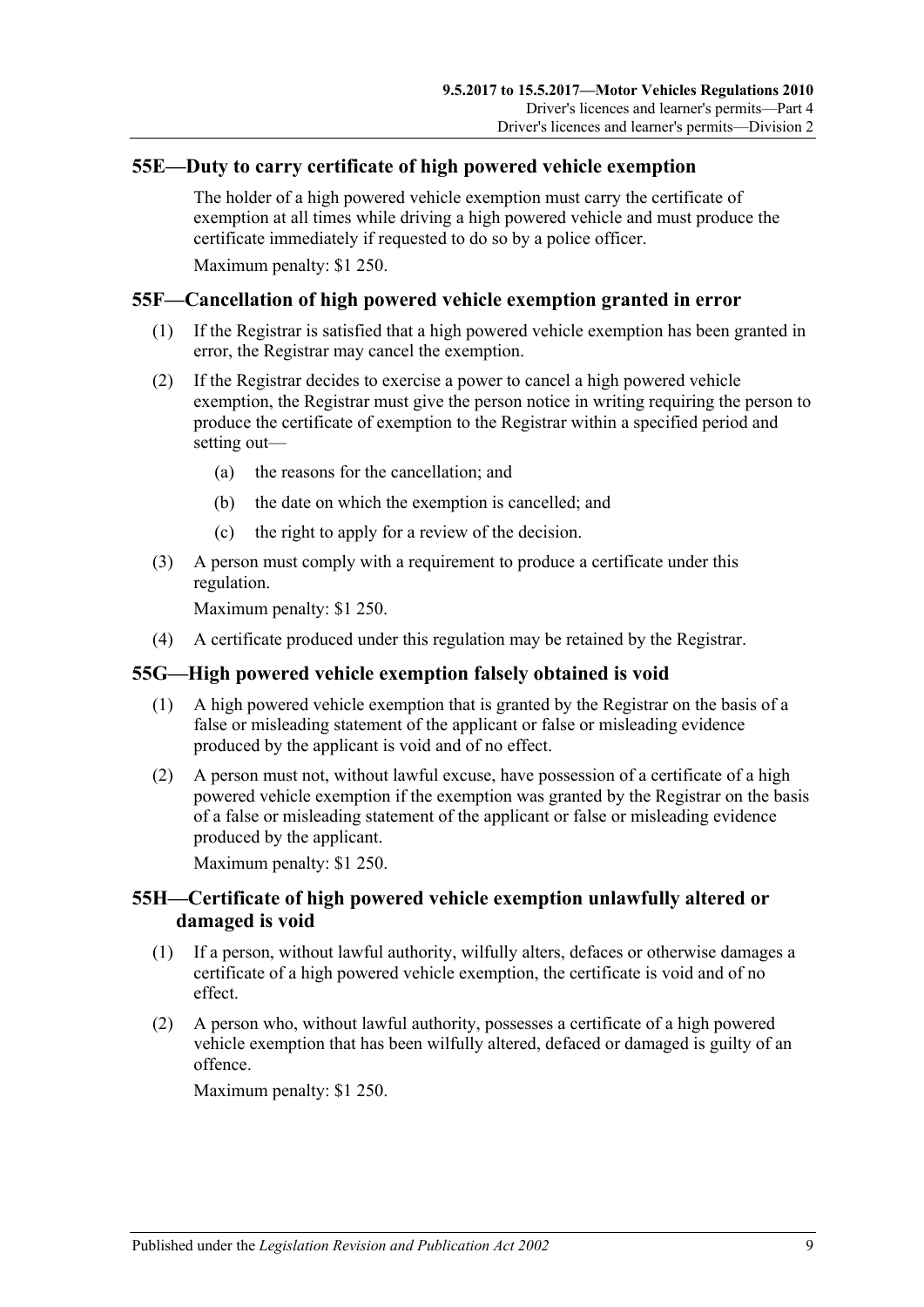## 55E—Duty to carry certificate of high powered vehicle exemption

The holder of a high powered vehicle exemption must carry the certificate of exemption at all times while driving a high powered vehicle and must produce the certificate immediately if requested to do so by a police officer.

Maximum penalty: $1 250.

## 55F—Cancellation of high powered vehicle exemption granted in error

(1) If the Registrar is satisfied that a high powered vehicle exemption has been granted in error, the Registrar may cancel the exemption.

(2) If the Registrar decides to exercise a power to cancel a high powered vehicle exemption, the Registrar must give the person notice in writing requiring the person to produce the certificate of exemption to the Registrar within a specified period and setting out—

- (a) the reasons for the cancellation; and
- (b) the date on which the exemption is cancelled; and
- (c) the right to apply for a review of the decision.

(3) A person must comply with a requirement to produce a certificate under this regulation.

Maximum penalty: $1 250.

(4) A certificate produced under this regulation may be retained by the Registrar.

## 55G—High powered vehicle exemption falsely obtained is void

(1) A high powered vehicle exemption that is granted by the Registrar on the basis of a false or misleading statement of the applicant or false or misleading evidence produced by the applicant is void and of no effect.

(2) A person must not, without lawful excuse, have possession of a certificate of a high powered vehicle exemption if the exemption was granted by the Registrar on the basis of a false or misleading statement of the applicant or false or misleading evidence produced by the applicant.

Maximum penalty: $1 250.

## 55H—Certificate of high powered vehicle exemption unlawfully altered or damaged is void

(1) If a person, without lawful authority, wilfully alters, defaces or otherwise damages a certificate of a high powered vehicle exemption, the certificate is void and of no effect.

(2) A person who, without lawful authority, possesses a certificate of a high powered vehicle exemption that has been wilfully altered, defaced or damaged is guilty of an offence.

Maximum penalty: $1 250.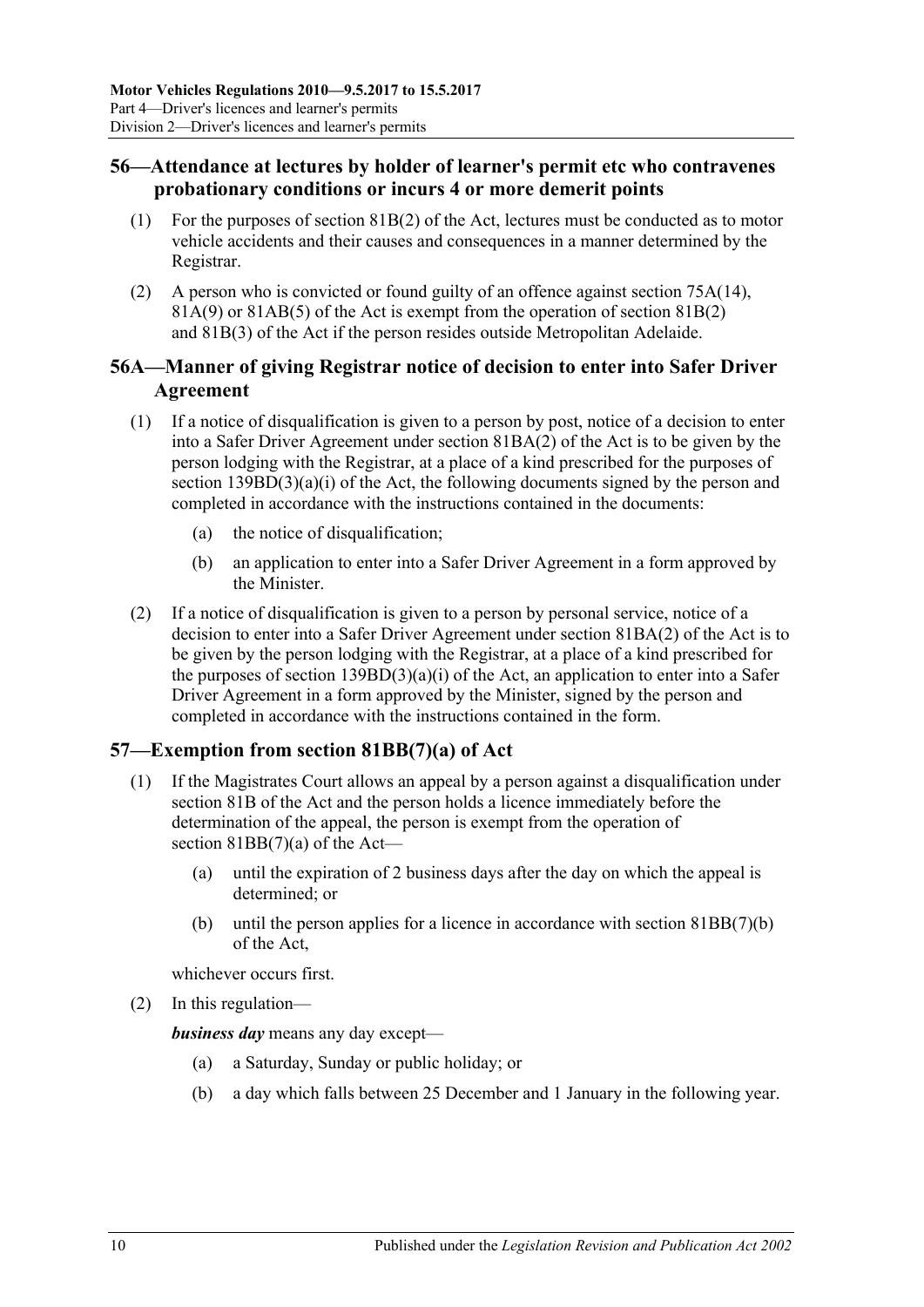## 56—Attendance at lectures by holder of learner's permit etc who contravenes probationary conditions or incurs 4 or more demerit points

(1) For the purposes of section 81B(2) of the Act, lectures must be conducted as to motor vehicle accidents and their causes and consequences in a manner determined by the Registrar.

(2) A person who is convicted or found guilty of an offence against section 75A(14), 81A(9) or 81AB(5) of the Act is exempt from the operation of section 81B(2) and 81B(3) of the Act if the person resides outside Metropolitan Adelaide.

## 56A—Manner of giving Registrar notice of decision to enter into Safer Driver Agreement

(1) If a notice of disqualification is given to a person by post, notice of a decision to enter into a Safer Driver Agreement under section 81BA(2) of the Act is to be given by the person lodging with the Registrar, at a place of a kind prescribed for the purposes of section 139BD(3)(a)(i) of the Act, the following documents signed by the person and completed in accordance with the instructions contained in the documents:

- (a) the notice of disqualification;
- (b) an application to enter into a Safer Driver Agreement in a form approved by the Minister.

(2) If a notice of disqualification is given to a person by personal service, notice of a decision to enter into a Safer Driver Agreement under section 81BA(2) of the Act is to be given by the person lodging with the Registrar, at a place of a kind prescribed for the purposes of section 139BD(3)(a)(i) of the Act, an application to enter into a Safer Driver Agreement in a form approved by the Minister, signed by the person and completed in accordance with the instructions contained in the form.

## 57—Exemption from section 81BB(7)(a) of Act

(1) If the Magistrates Court allows an appeal by a person against a disqualification under section 81B of the Act and the person holds a licence immediately before the determination of the appeal, the person is exempt from the operation of section 81BB(7)(a) of the Act—

- (a) until the expiration of 2 business days after the day on which the appeal is determined; or
- (b) until the person applies for a licence in accordance with section 81BB(7)(b) of the Act,

whichever occurs first.

(2) In this regulation—

***business day*** means any day except—

- (a) a Saturday, Sunday or public holiday; or
- (b) a day which falls between 25 December and 1 January in the following year.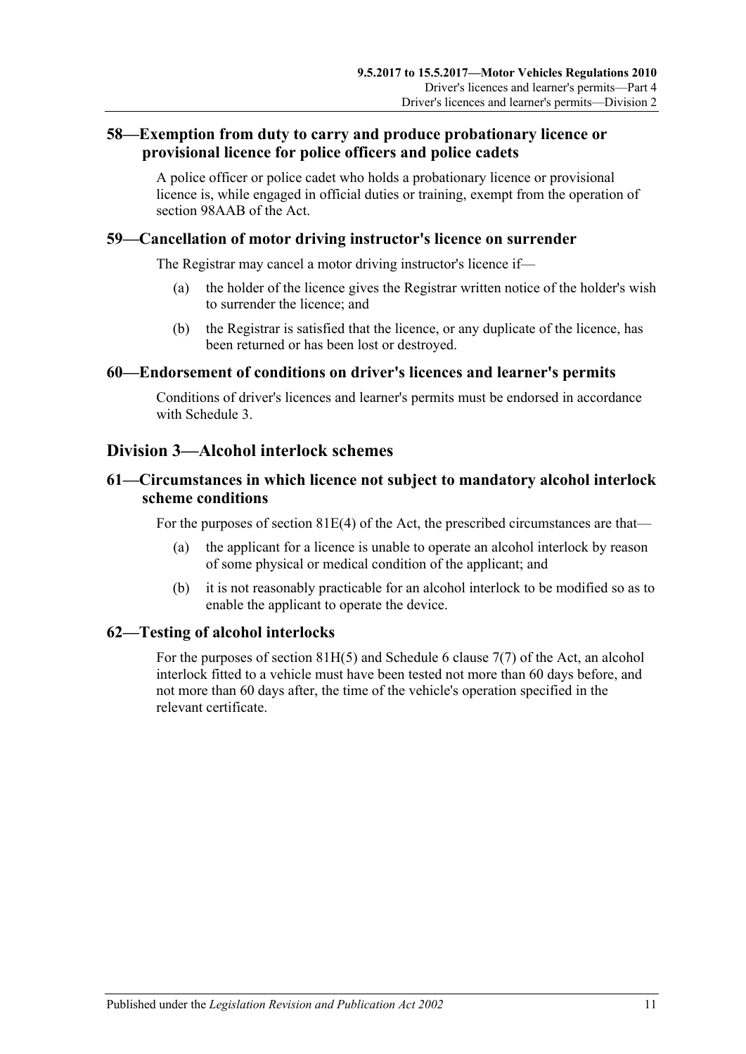## 58—Exemption from duty to carry and produce probationary licence or provisional licence for police officers and police cadets

A police officer or police cadet who holds a probationary licence or provisional licence is, while engaged in official duties or training, exempt from the operation of section 98AAB of the Act.

## 59—Cancellation of motor driving instructor's licence on surrender

The Registrar may cancel a motor driving instructor's licence if—

(a) the holder of the licence gives the Registrar written notice of the holder's wish to surrender the licence; and

(b) the Registrar is satisfied that the licence, or any duplicate of the licence, has been returned or has been lost or destroyed.

## 60—Endorsement of conditions on driver's licences and learner's permits

Conditions of driver's licences and learner's permits must be endorsed in accordance with Schedule 3.

# Division 3—Alcohol interlock schemes

## 61—Circumstances in which licence not subject to mandatory alcohol interlock scheme conditions

For the purposes of section 81E(4) of the Act, the prescribed circumstances are that—

(a) the applicant for a licence is unable to operate an alcohol interlock by reason of some physical or medical condition of the applicant; and

(b) it is not reasonably practicable for an alcohol interlock to be modified so as to enable the applicant to operate the device.

## 62—Testing of alcohol interlocks

For the purposes of section 81H(5) and Schedule 6 clause 7(7) of the Act, an alcohol interlock fitted to a vehicle must have been tested not more than 60 days before, and not more than 60 days after, the time of the vehicle's operation specified in the relevant certificate.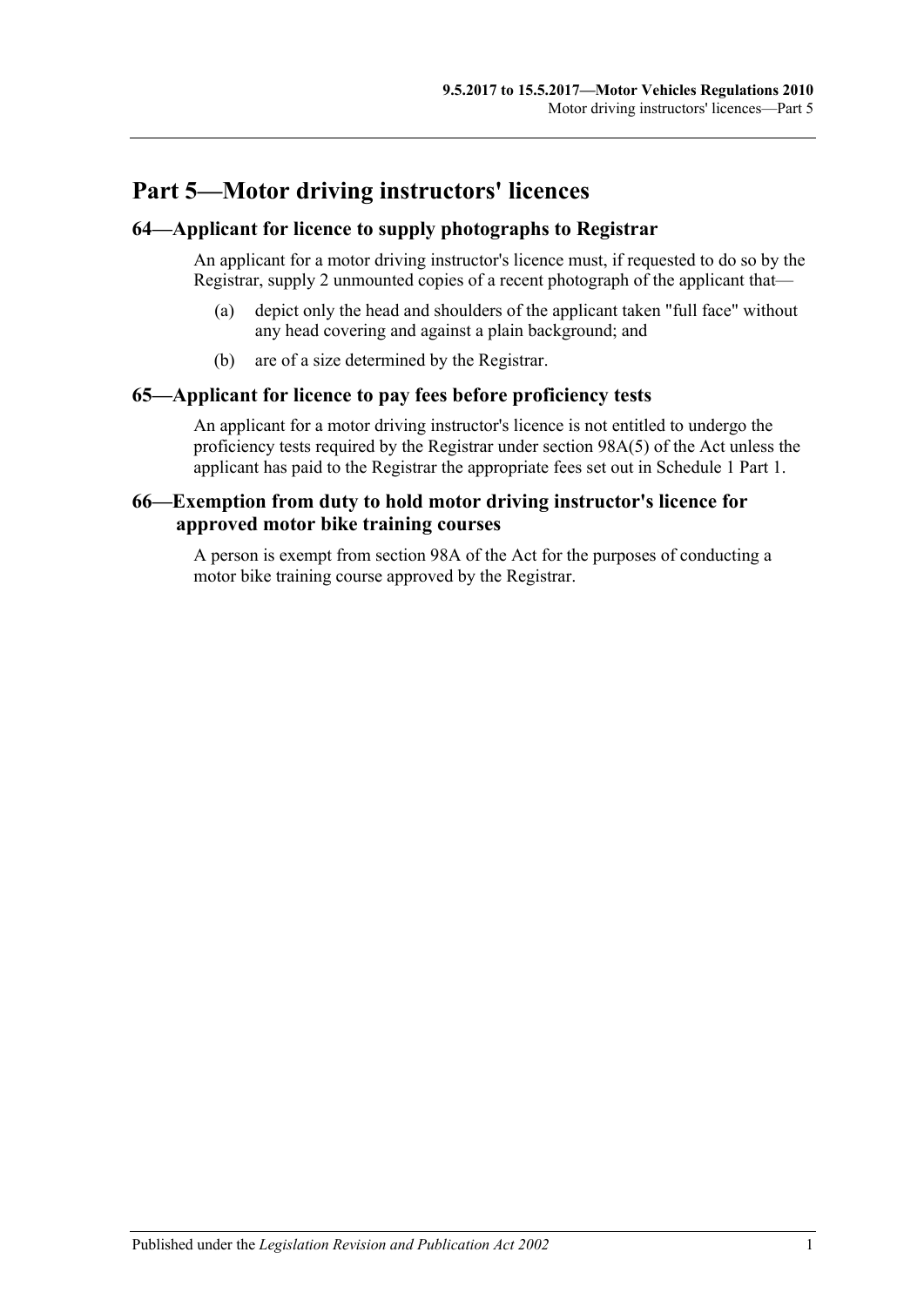# Part 5—Motor driving instructors' licences

## 64—Applicant for licence to supply photographs to Registrar

An applicant for a motor driving instructor's licence must, if requested to do so by the Registrar, supply 2 unmounted copies of a recent photograph of the applicant that—

(a) depict only the head and shoulders of the applicant taken "full face" without any head covering and against a plain background; and

(b) are of a size determined by the Registrar.

## 65—Applicant for licence to pay fees before proficiency tests

An applicant for a motor driving instructor's licence is not entitled to undergo the proficiency tests required by the Registrar under section 98A(5) of the Act unless the applicant has paid to the Registrar the appropriate fees set out in Schedule 1 Part 1.

## 66—Exemption from duty to hold motor driving instructor's licence for approved motor bike training courses

A person is exempt from section 98A of the Act for the purposes of conducting a motor bike training course approved by the Registrar.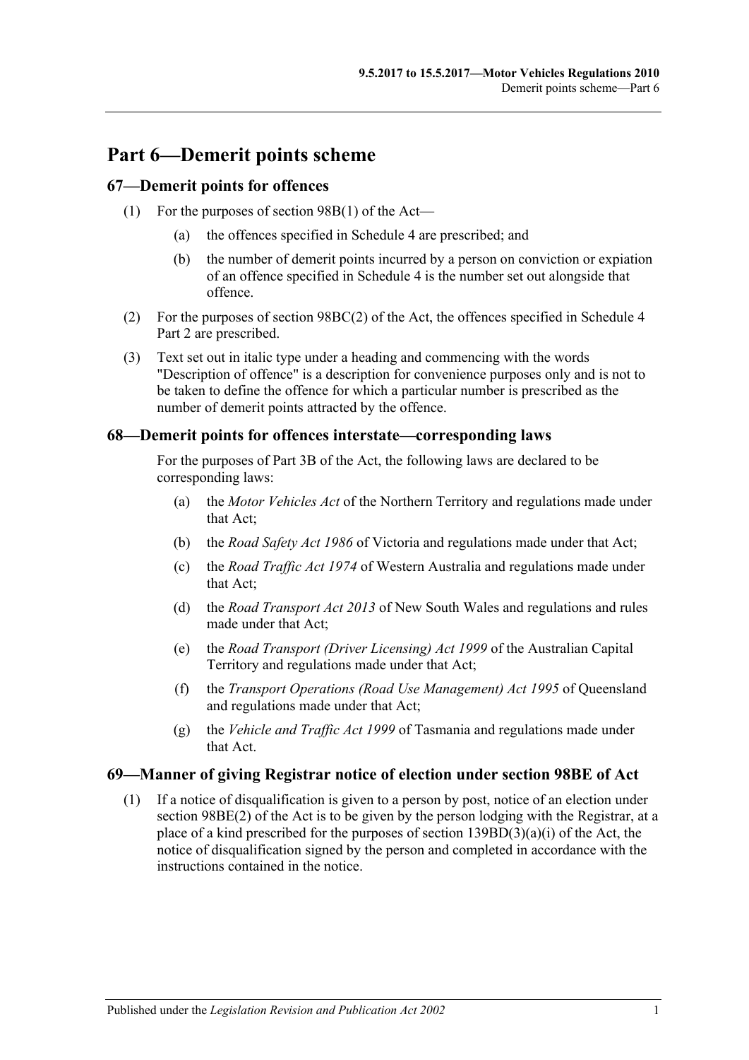# Part 6—Demerit points scheme

## 67—Demerit points for offences

(1) For the purposes of section 98B(1) of the Act—

(a) the offences specified in Schedule 4 are prescribed; and

(b) the number of demerit points incurred by a person on conviction or expiation of an offence specified in Schedule 4 is the number set out alongside that offence.

(2) For the purposes of section 98BC(2) of the Act, the offences specified in Schedule 4 Part 2 are prescribed.

(3) Text set out in italic type under a heading and commencing with the words "Description of offence" is a description for convenience purposes only and is not to be taken to define the offence for which a particular number is prescribed as the number of demerit points attracted by the offence.

## 68—Demerit points for offences interstate—corresponding laws

For the purposes of Part 3B of the Act, the following laws are declared to be corresponding laws:

(a) the *Motor Vehicles Act* of the Northern Territory and regulations made under that Act;

(b) the *Road Safety Act 1986* of Victoria and regulations made under that Act;

(c) the *Road Traffic Act 1974* of Western Australia and regulations made under that Act;

(d) the *Road Transport Act 2013* of New South Wales and regulations and rules made under that Act;

(e) the *Road Transport (Driver Licensing) Act 1999* of the Australian Capital Territory and regulations made under that Act;

(f) the *Transport Operations (Road Use Management) Act 1995* of Queensland and regulations made under that Act;

(g) the *Vehicle and Traffic Act 1999* of Tasmania and regulations made under that Act.

## 69—Manner of giving Registrar notice of election under section 98BE of Act

(1) If a notice of disqualification is given to a person by post, notice of an election under section 98BE(2) of the Act is to be given by the person lodging with the Registrar, at a place of a kind prescribed for the purposes of section 139BD(3)(a)(i) of the Act, the notice of disqualification signed by the person and completed in accordance with the instructions contained in the notice.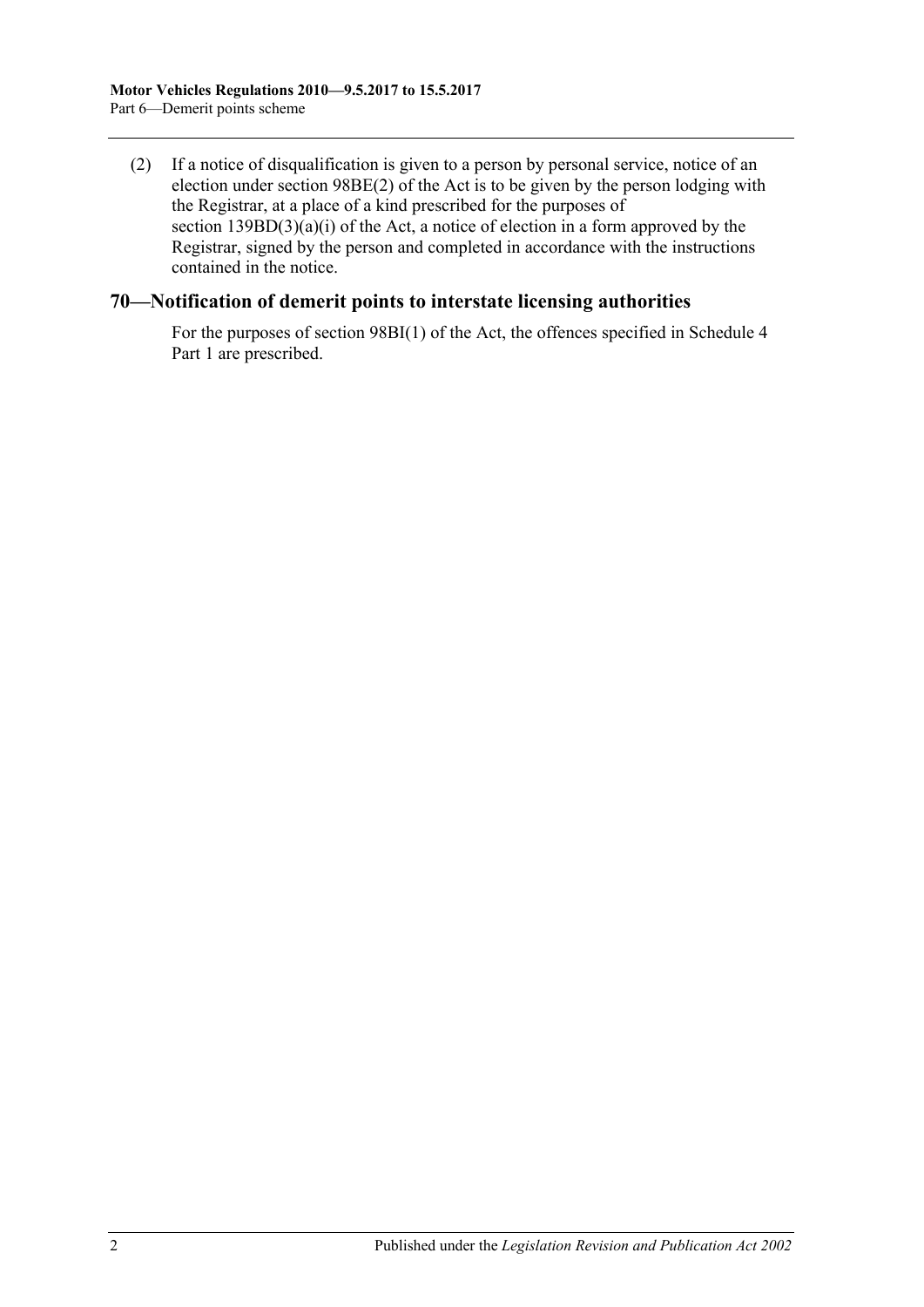(2) If a notice of disqualification is given to a person by personal service, notice of an election under section 98BE(2) of the Act is to be given by the person lodging with the Registrar, at a place of a kind prescribed for the purposes of section 139BD(3)(a)(i) of the Act, a notice of election in a form approved by the Registrar, signed by the person and completed in accordance with the instructions contained in the notice.

## 70—Notification of demerit points to interstate licensing authorities

For the purposes of section 98BI(1) of the Act, the offences specified in Schedule 4 Part 1 are prescribed.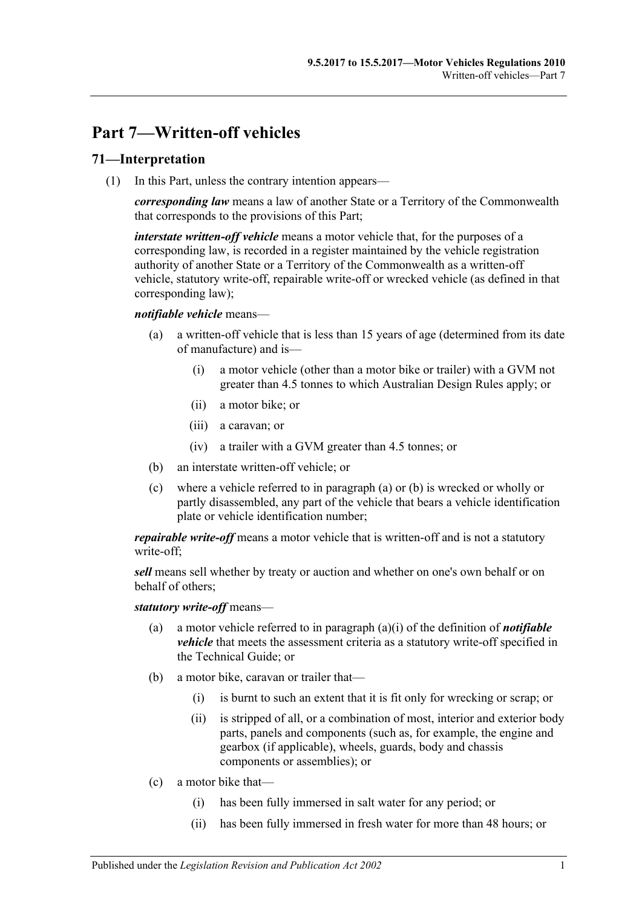# Part 7—Written-off vehicles

## 71—Interpretation

(1) In this Part, unless the contrary intention appears—

***corresponding law*** means a law of another State or a Territory of the Commonwealth that corresponds to the provisions of this Part;

***interstate written-off vehicle*** means a motor vehicle that, for the purposes of a corresponding law, is recorded in a register maintained by the vehicle registration authority of another State or a Territory of the Commonwealth as a written-off vehicle, statutory write-off, repairable write-off or wrecked vehicle (as defined in that corresponding law);

***notifiable vehicle*** means—

- (a) a written-off vehicle that is less than 15 years of age (determined from its date of manufacture) and is—
  - (i) a motor vehicle (other than a motor bike or trailer) with a GVM not greater than 4.5 tonnes to which Australian Design Rules apply; or
  - (ii) a motor bike; or
  - (iii) a caravan; or
  - (iv) a trailer with a GVM greater than 4.5 tonnes; or
- (b) an interstate written-off vehicle; or
- (c) where a vehicle referred to in paragraph (a) or (b) is wrecked or wholly or partly disassembled, any part of the vehicle that bears a vehicle identification plate or vehicle identification number;

***repairable write-off*** means a motor vehicle that is written-off and is not a statutory write-off;

***sell*** means sell whether by treaty or auction and whether on one's own behalf or on behalf of others;

***statutory write-off*** means—

- (a) a motor vehicle referred to in paragraph (a)(i) of the definition of ***notifiable vehicle*** that meets the assessment criteria as a statutory write-off specified in the Technical Guide; or
- (b) a motor bike, caravan or trailer that—
  - (i) is burnt to such an extent that it is fit only for wrecking or scrap; or
  - (ii) is stripped of all, or a combination of most, interior and exterior body parts, panels and components (such as, for example, the engine and gearbox (if applicable), wheels, guards, body and chassis components or assemblies); or
- (c) a motor bike that—
  - (i) has been fully immersed in salt water for any period; or
  - (ii) has been fully immersed in fresh water for more than 48 hours; or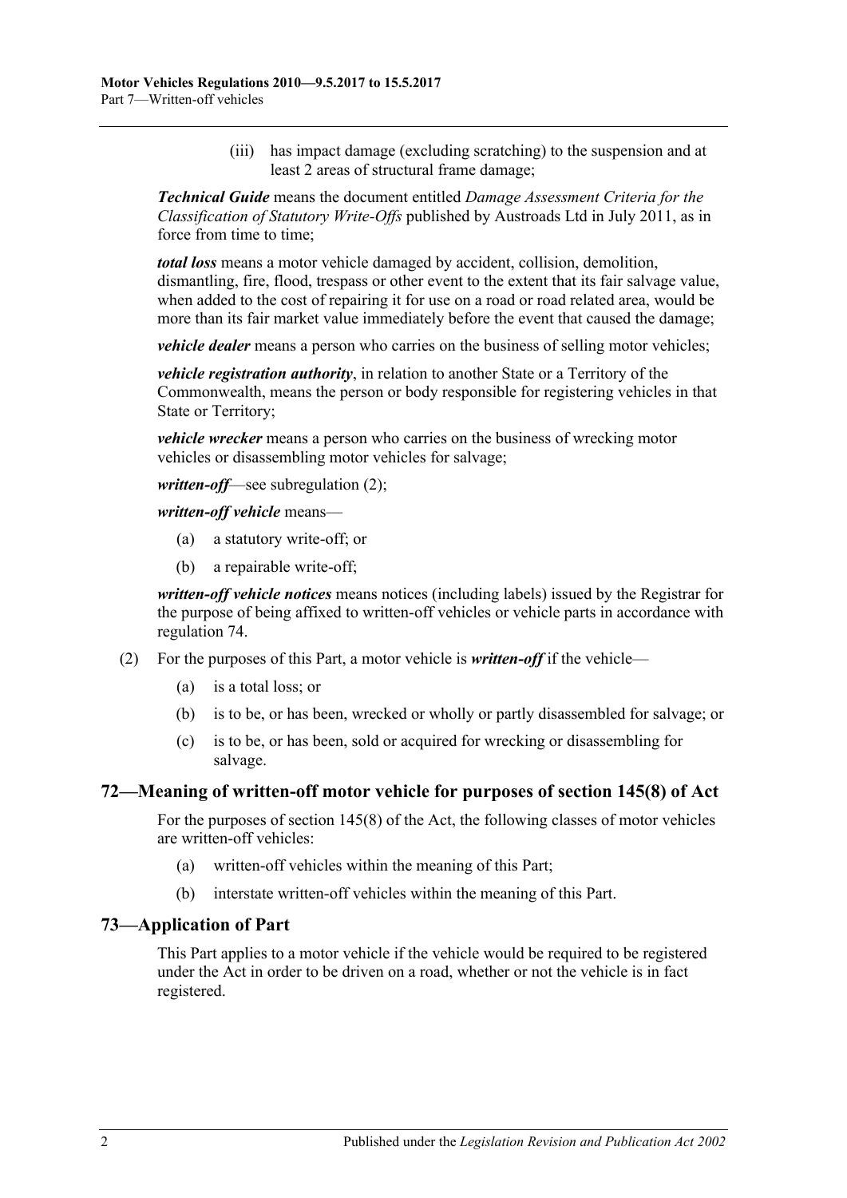(iii) has impact damage (excluding scratching) to the suspension and at least 2 areas of structural frame damage;

***Technical Guide*** means the document entitled *Damage Assessment Criteria for the Classification of Statutory Write-Offs* published by Austroads Ltd in July 2011, as in force from time to time;

***total loss*** means a motor vehicle damaged by accident, collision, demolition, dismantling, fire, flood, trespass or other event to the extent that its fair salvage value, when added to the cost of repairing it for use on a road or road related area, would be more than its fair market value immediately before the event that caused the damage;

***vehicle dealer*** means a person who carries on the business of selling motor vehicles;

***vehicle registration authority***, in relation to another State or a Territory of the Commonwealth, means the person or body responsible for registering vehicles in that State or Territory;

***vehicle wrecker*** means a person who carries on the business of wrecking motor vehicles or disassembling motor vehicles for salvage;

***written-off***—see subregulation (2);

***written-off vehicle*** means—

(a) a statutory write-off; or

(b) a repairable write-off;

***written-off vehicle notices*** means notices (including labels) issued by the Registrar for the purpose of being affixed to written-off vehicles or vehicle parts in accordance with regulation 74.

(2) For the purposes of this Part, a motor vehicle is ***written-off*** if the vehicle—

(a) is a total loss; or

(b) is to be, or has been, wrecked or wholly or partly disassembled for salvage; or

(c) is to be, or has been, sold or acquired for wrecking or disassembling for salvage.

## 72—Meaning of written-off motor vehicle for purposes of section 145(8) of Act

For the purposes of section 145(8) of the Act, the following classes of motor vehicles are written-off vehicles:

(a) written-off vehicles within the meaning of this Part;

(b) interstate written-off vehicles within the meaning of this Part.

## 73—Application of Part

This Part applies to a motor vehicle if the vehicle would be required to be registered under the Act in order to be driven on a road, whether or not the vehicle is in fact registered.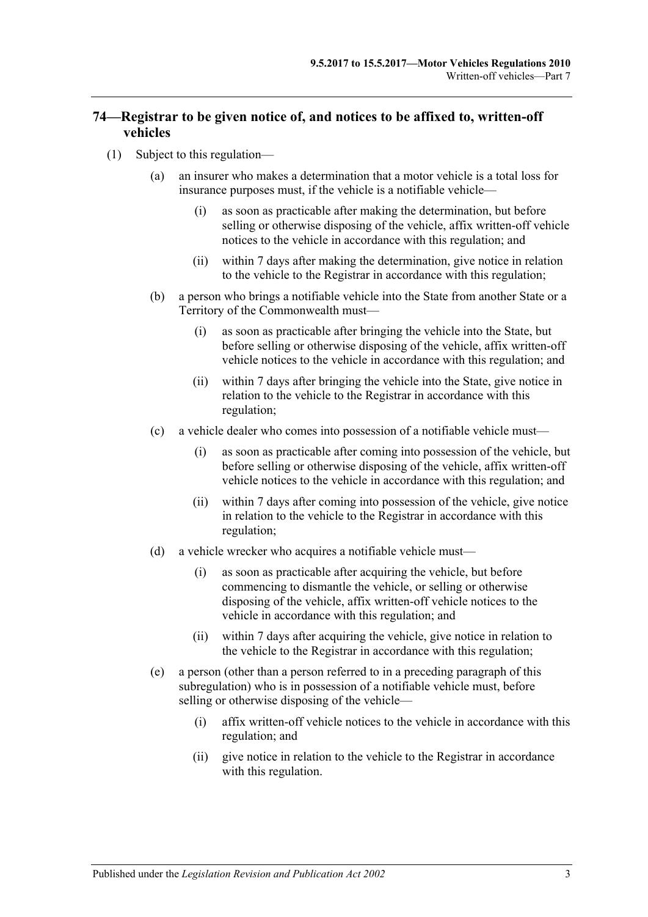## 74—Registrar to be given notice of, and notices to be affixed to, written-off vehicles

(1) Subject to this regulation—

(a) an insurer who makes a determination that a motor vehicle is a total loss for insurance purposes must, if the vehicle is a notifiable vehicle—

(i) as soon as practicable after making the determination, but before selling or otherwise disposing of the vehicle, affix written-off vehicle notices to the vehicle in accordance with this regulation; and

(ii) within 7 days after making the determination, give notice in relation to the vehicle to the Registrar in accordance with this regulation;

(b) a person who brings a notifiable vehicle into the State from another State or a Territory of the Commonwealth must—

(i) as soon as practicable after bringing the vehicle into the State, but before selling or otherwise disposing of the vehicle, affix written-off vehicle notices to the vehicle in accordance with this regulation; and

(ii) within 7 days after bringing the vehicle into the State, give notice in relation to the vehicle to the Registrar in accordance with this regulation;

(c) a vehicle dealer who comes into possession of a notifiable vehicle must—

(i) as soon as practicable after coming into possession of the vehicle, but before selling or otherwise disposing of the vehicle, affix written-off vehicle notices to the vehicle in accordance with this regulation; and

(ii) within 7 days after coming into possession of the vehicle, give notice in relation to the vehicle to the Registrar in accordance with this regulation;

(d) a vehicle wrecker who acquires a notifiable vehicle must—

(i) as soon as practicable after acquiring the vehicle, but before commencing to dismantle the vehicle, or selling or otherwise disposing of the vehicle, affix written-off vehicle notices to the vehicle in accordance with this regulation; and

(ii) within 7 days after acquiring the vehicle, give notice in relation to the vehicle to the Registrar in accordance with this regulation;

(e) a person (other than a person referred to in a preceding paragraph of this subregulation) who is in possession of a notifiable vehicle must, before selling or otherwise disposing of the vehicle—

(i) affix written-off vehicle notices to the vehicle in accordance with this regulation; and

(ii) give notice in relation to the vehicle to the Registrar in accordance with this regulation.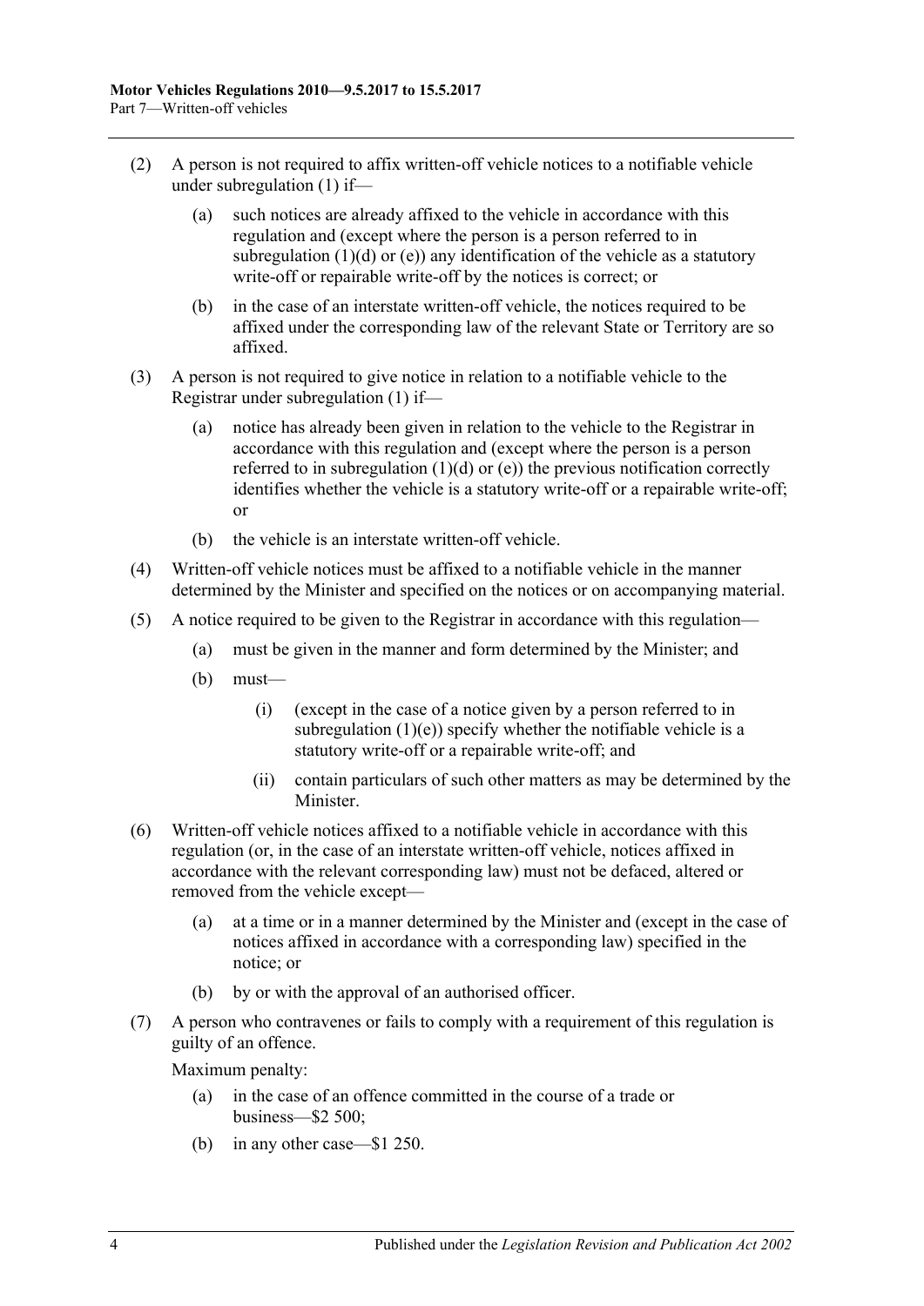(2) A person is not required to affix written-off vehicle notices to a notifiable vehicle under subregulation (1) if—

  (a) such notices are already affixed to the vehicle in accordance with this regulation and (except where the person is a person referred to in subregulation (1)(d) or (e)) any identification of the vehicle as a statutory write-off or repairable write-off by the notices is correct; or

  (b) in the case of an interstate written-off vehicle, the notices required to be affixed under the corresponding law of the relevant State or Territory are so affixed.

(3) A person is not required to give notice in relation to a notifiable vehicle to the Registrar under subregulation (1) if—

  (a) notice has already been given in relation to the vehicle to the Registrar in accordance with this regulation and (except where the person is a person referred to in subregulation (1)(d) or (e)) the previous notification correctly identifies whether the vehicle is a statutory write-off or a repairable write-off; or

  (b) the vehicle is an interstate written-off vehicle.

(4) Written-off vehicle notices must be affixed to a notifiable vehicle in the manner determined by the Minister and specified on the notices or on accompanying material.

(5) A notice required to be given to the Registrar in accordance with this regulation—

  (a) must be given in the manner and form determined by the Minister; and

  (b) must—

    (i) (except in the case of a notice given by a person referred to in subregulation (1)(e)) specify whether the notifiable vehicle is a statutory write-off or a repairable write-off; and

    (ii) contain particulars of such other matters as may be determined by the Minister.

(6) Written-off vehicle notices affixed to a notifiable vehicle in accordance with this regulation (or, in the case of an interstate written-off vehicle, notices affixed in accordance with the relevant corresponding law) must not be defaced, altered or removed from the vehicle except—

  (a) at a time or in a manner determined by the Minister and (except in the case of notices affixed in accordance with a corresponding law) specified in the notice; or

  (b) by or with the approval of an authorised officer.

(7) A person who contravenes or fails to comply with a requirement of this regulation is guilty of an offence.

Maximum penalty:

  (a) in the case of an offence committed in the course of a trade or business—$2 500;

  (b) in any other case—$1 250.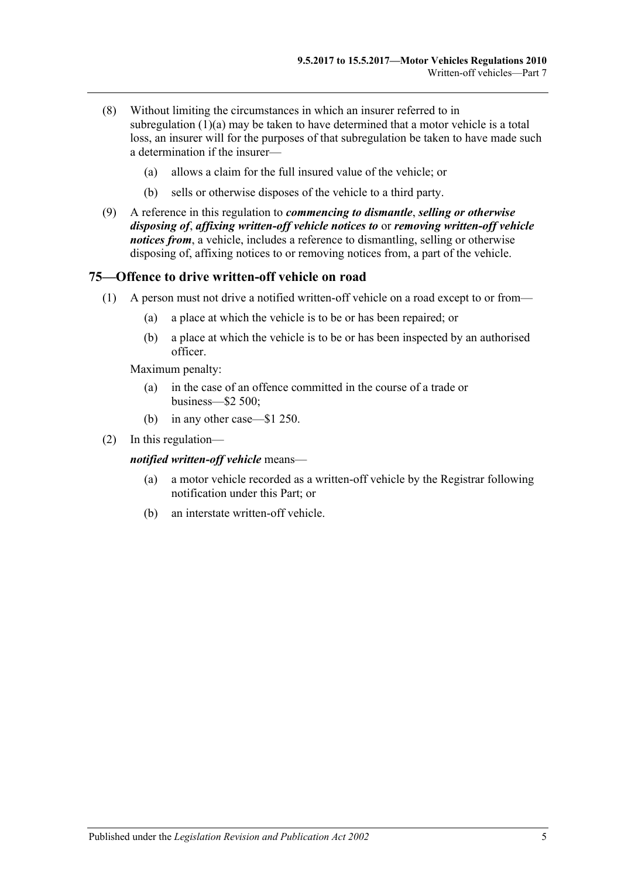(8) Without limiting the circumstances in which an insurer referred to in subregulation (1)(a) may be taken to have determined that a motor vehicle is a total loss, an insurer will for the purposes of that subregulation be taken to have made such a determination if the insurer—

(a) allows a claim for the full insured value of the vehicle; or

(b) sells or otherwise disposes of the vehicle to a third party.

(9) A reference in this regulation to ***commencing to dismantle***, ***selling or otherwise disposing of***, ***affixing written-off vehicle notices to*** or ***removing written-off vehicle notices from***, a vehicle, includes a reference to dismantling, selling or otherwise disposing of, affixing notices to or removing notices from, a part of the vehicle.

## 75—Offence to drive written-off vehicle on road

(1) A person must not drive a notified written-off vehicle on a road except to or from—

(a) a place at which the vehicle is to be or has been repaired; or

(b) a place at which the vehicle is to be or has been inspected by an authorised officer.

Maximum penalty:

(a) in the case of an offence committed in the course of a trade or business—$2 500;

(b) in any other case—$1 250.

(2) In this regulation—

***notified written-off vehicle*** means—

(a) a motor vehicle recorded as a written-off vehicle by the Registrar following notification under this Part; or

(b) an interstate written-off vehicle.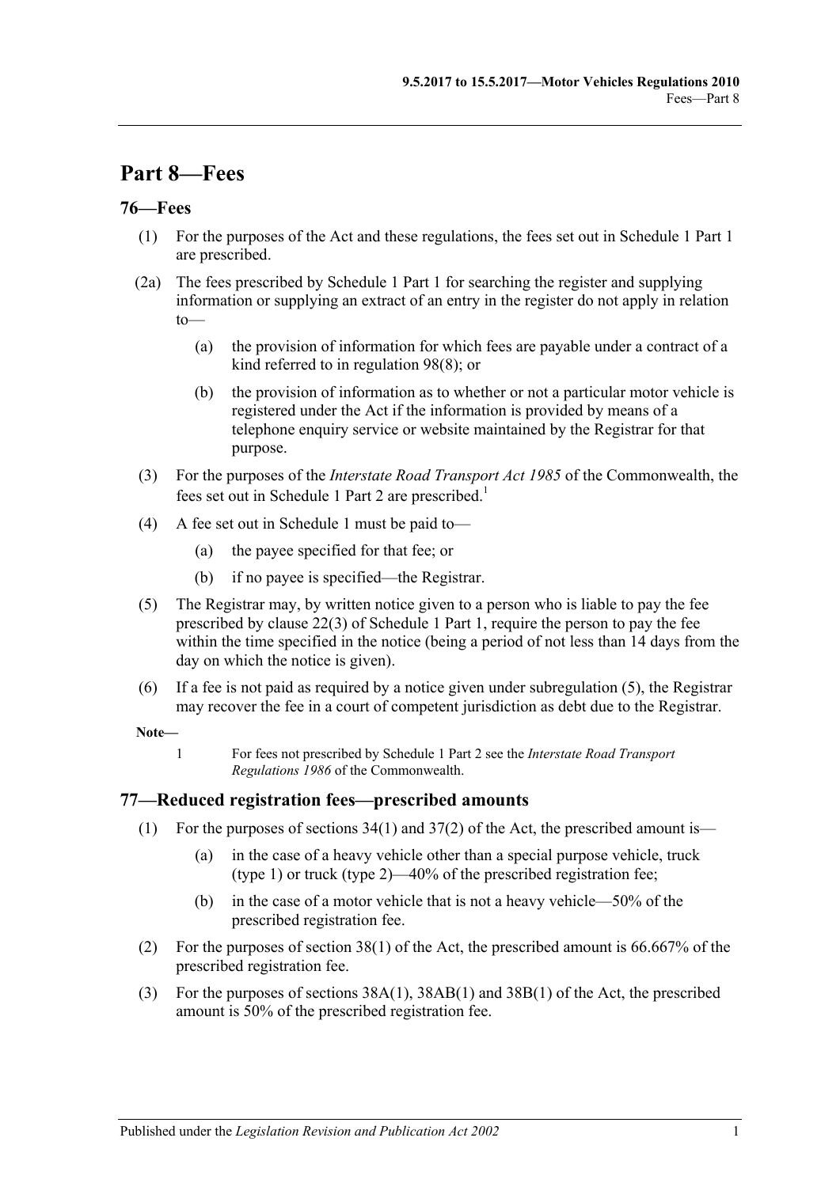# Part 8—Fees

## 76—Fees

(1) For the purposes of the Act and these regulations, the fees set out in Schedule 1 Part 1 are prescribed.

(2a) The fees prescribed by Schedule 1 Part 1 for searching the register and supplying information or supplying an extract of an entry in the register do not apply in relation to—

(a) the provision of information for which fees are payable under a contract of a kind referred to in regulation 98(8); or

(b) the provision of information as to whether or not a particular motor vehicle is registered under the Act if the information is provided by means of a telephone enquiry service or website maintained by the Registrar for that purpose.

(3) For the purposes of the *Interstate Road Transport Act 1985* of the Commonwealth, the fees set out in Schedule 1 Part 2 are prescribed.[1]

(4) A fee set out in Schedule 1 must be paid to—

(a) the payee specified for that fee; or

(b) if no payee is specified—the Registrar.

(5) The Registrar may, by written notice given to a person who is liable to pay the fee prescribed by clause 22(3) of Schedule 1 Part 1, require the person to pay the fee within the time specified in the notice (being a period of not less than 14 days from the day on which the notice is given).

(6) If a fee is not paid as required by a notice given under subregulation (5), the Registrar may recover the fee in a court of competent jurisdiction as debt due to the Registrar.

**Note—**

1 For fees not prescribed by Schedule 1 Part 2 see the *Interstate Road Transport Regulations 1986* of the Commonwealth.

## 77—Reduced registration fees—prescribed amounts

(1) For the purposes of sections 34(1) and 37(2) of the Act, the prescribed amount is—

(a) in the case of a heavy vehicle other than a special purpose vehicle, truck (type 1) or truck (type 2)—40% of the prescribed registration fee;

(b) in the case of a motor vehicle that is not a heavy vehicle—50% of the prescribed registration fee.

(2) For the purposes of section 38(1) of the Act, the prescribed amount is 66.667% of the prescribed registration fee.

(3) For the purposes of sections 38A(1), 38AB(1) and 38B(1) of the Act, the prescribed amount is 50% of the prescribed registration fee.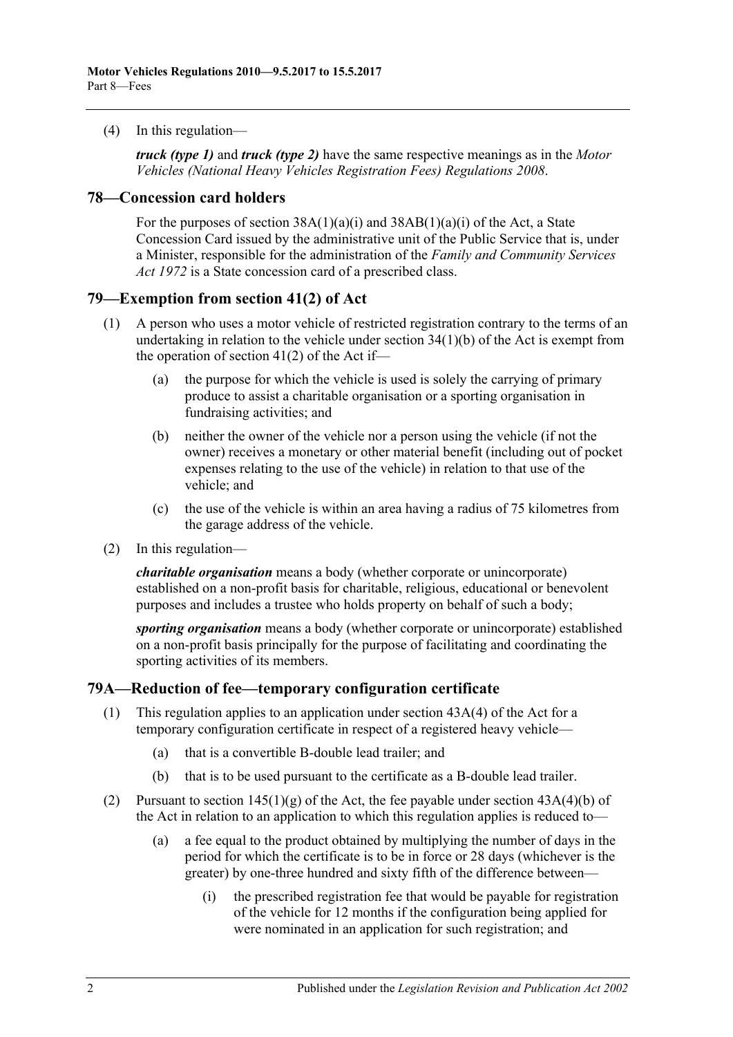(4) In this regulation—

***truck (type 1)*** and ***truck (type 2)*** have the same respective meanings as in the *Motor Vehicles (National Heavy Vehicles Registration Fees) Regulations 2008*.

## 78—Concession card holders

For the purposes of section 38A(1)(a)(i) and 38AB(1)(a)(i) of the Act, a State Concession Card issued by the administrative unit of the Public Service that is, under a Minister, responsible for the administration of the *Family and Community Services Act 1972* is a State concession card of a prescribed class.

## 79—Exemption from section 41(2) of Act

(1) A person who uses a motor vehicle of restricted registration contrary to the terms of an undertaking in relation to the vehicle under section 34(1)(b) of the Act is exempt from the operation of section 41(2) of the Act if—

- (a) the purpose for which the vehicle is used is solely the carrying of primary produce to assist a charitable organisation or a sporting organisation in fundraising activities; and
- (b) neither the owner of the vehicle nor a person using the vehicle (if not the owner) receives a monetary or other material benefit (including out of pocket expenses relating to the use of the vehicle) in relation to that use of the vehicle; and
- (c) the use of the vehicle is within an area having a radius of 75 kilometres from the garage address of the vehicle.

(2) In this regulation—

***charitable organisation*** means a body (whether corporate or unincorporate) established on a non-profit basis for charitable, religious, educational or benevolent purposes and includes a trustee who holds property on behalf of such a body;

***sporting organisation*** means a body (whether corporate or unincorporate) established on a non-profit basis principally for the purpose of facilitating and coordinating the sporting activities of its members.

## 79A—Reduction of fee—temporary configuration certificate

(1) This regulation applies to an application under section 43A(4) of the Act for a temporary configuration certificate in respect of a registered heavy vehicle—

- (a) that is a convertible B-double lead trailer; and
- (b) that is to be used pursuant to the certificate as a B-double lead trailer.

(2) Pursuant to section 145(1)(g) of the Act, the fee payable under section 43A(4)(b) of the Act in relation to an application to which this regulation applies is reduced to—

- (a) a fee equal to the product obtained by multiplying the number of days in the period for which the certificate is to be in force or 28 days (whichever is the greater) by one-three hundred and sixty fifth of the difference between—
  - (i) the prescribed registration fee that would be payable for registration of the vehicle for 12 months if the configuration being applied for were nominated in an application for such registration; and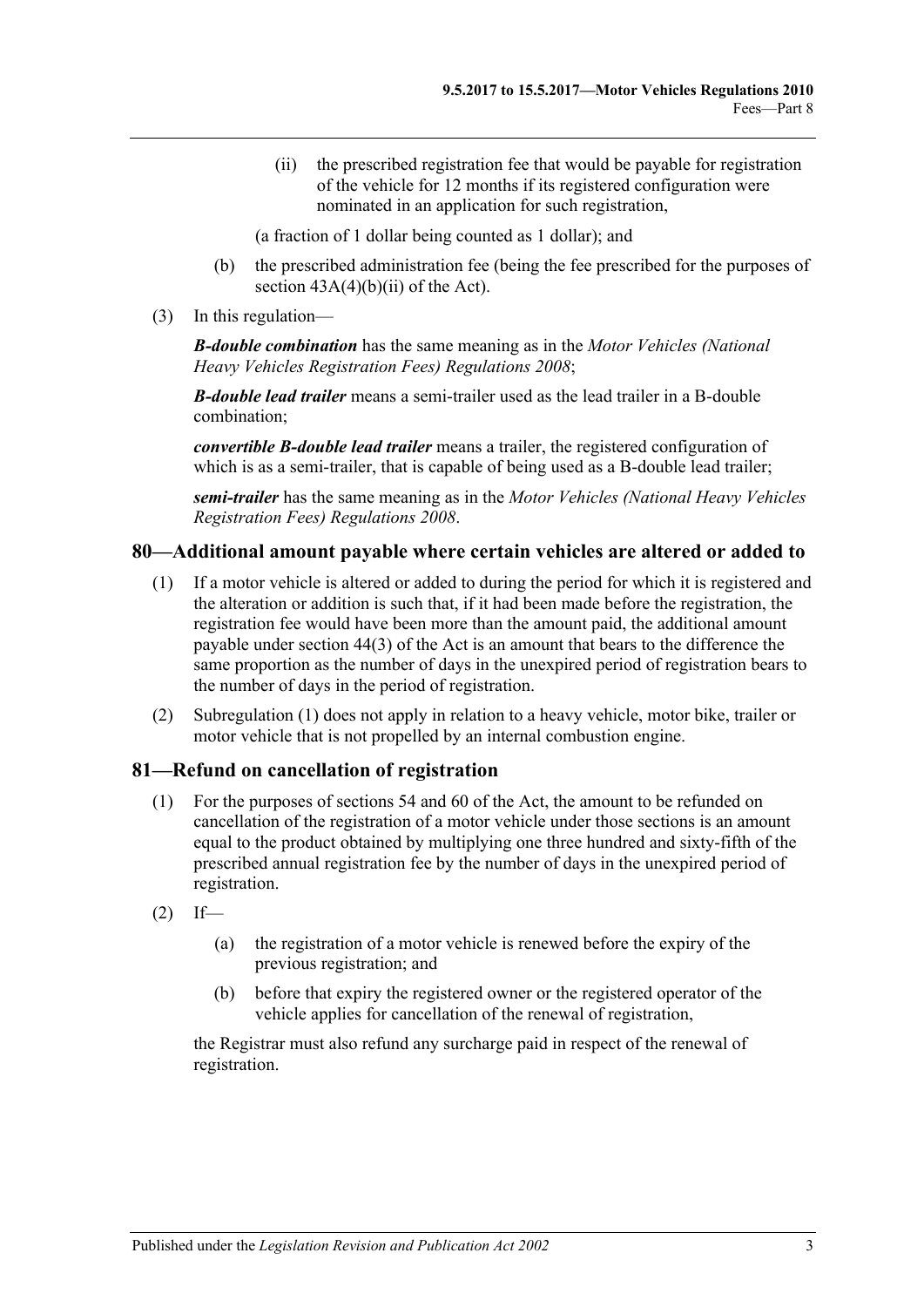(ii) the prescribed registration fee that would be payable for registration of the vehicle for 12 months if its registered configuration were nominated in an application for such registration,

(a fraction of 1 dollar being counted as 1 dollar); and

(b) the prescribed administration fee (being the fee prescribed for the purposes of section 43A(4)(b)(ii) of the Act).

(3) In this regulation—

***B-double combination*** has the same meaning as in the *Motor Vehicles (National Heavy Vehicles Registration Fees) Regulations 2008*;

***B-double lead trailer*** means a semi-trailer used as the lead trailer in a B-double combination;

***convertible B-double lead trailer*** means a trailer, the registered configuration of which is as a semi-trailer, that is capable of being used as a B-double lead trailer;

***semi-trailer*** has the same meaning as in the *Motor Vehicles (National Heavy Vehicles Registration Fees) Regulations 2008*.

## 80—Additional amount payable where certain vehicles are altered or added to

(1) If a motor vehicle is altered or added to during the period for which it is registered and the alteration or addition is such that, if it had been made before the registration, the registration fee would have been more than the amount paid, the additional amount payable under section 44(3) of the Act is an amount that bears to the difference the same proportion as the number of days in the unexpired period of registration bears to the number of days in the period of registration.

(2) Subregulation (1) does not apply in relation to a heavy vehicle, motor bike, trailer or motor vehicle that is not propelled by an internal combustion engine.

## 81—Refund on cancellation of registration

(1) For the purposes of sections 54 and 60 of the Act, the amount to be refunded on cancellation of the registration of a motor vehicle under those sections is an amount equal to the product obtained by multiplying one three hundred and sixty-fifth of the prescribed annual registration fee by the number of days in the unexpired period of registration.

(2) If—

(a) the registration of a motor vehicle is renewed before the expiry of the previous registration; and

(b) before that expiry the registered owner or the registered operator of the vehicle applies for cancellation of the renewal of registration,

the Registrar must also refund any surcharge paid in respect of the renewal of registration.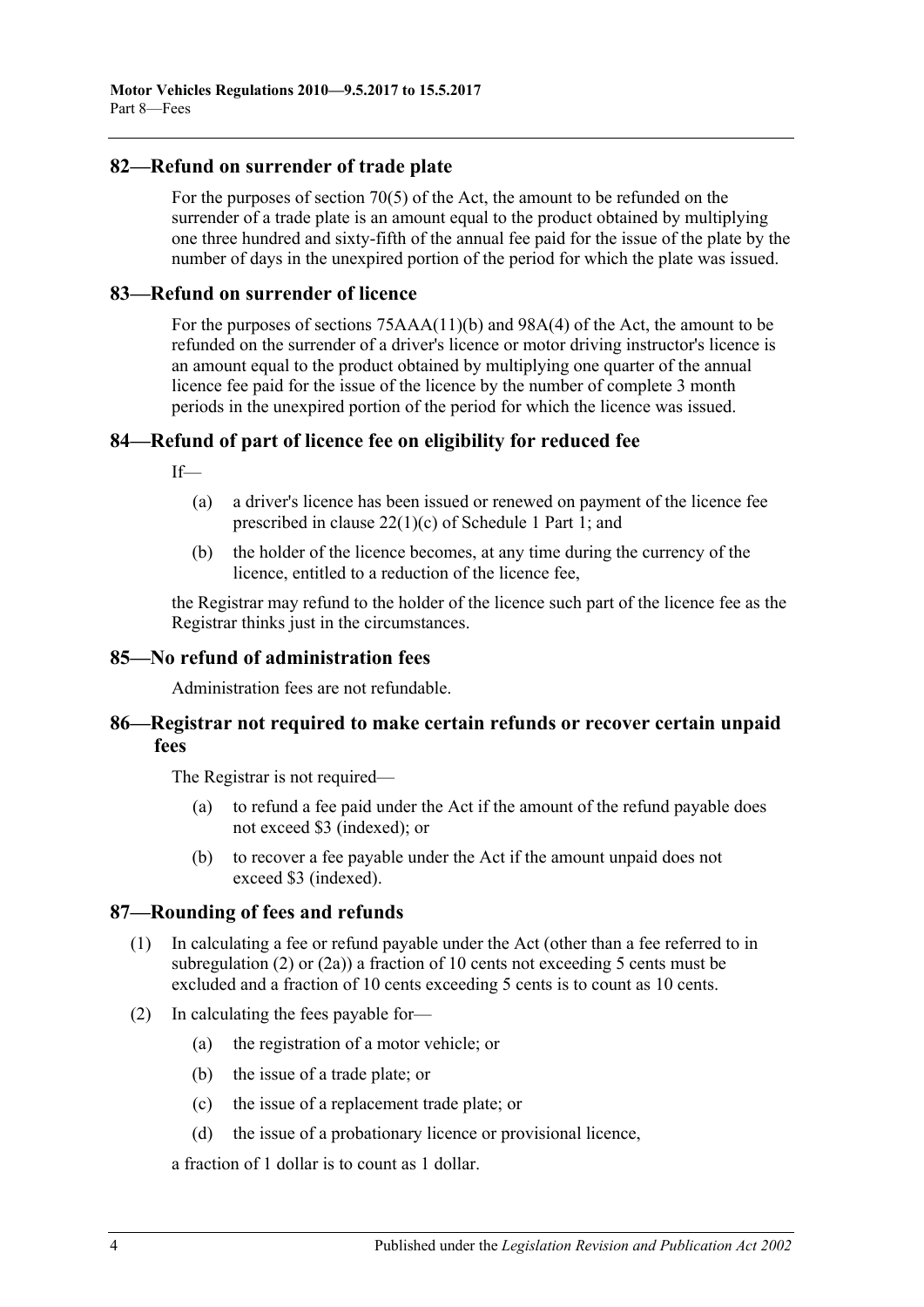## 82—Refund on surrender of trade plate

For the purposes of section 70(5) of the Act, the amount to be refunded on the surrender of a trade plate is an amount equal to the product obtained by multiplying one three hundred and sixty-fifth of the annual fee paid for the issue of the plate by the number of days in the unexpired portion of the period for which the plate was issued.

## 83—Refund on surrender of licence

For the purposes of sections 75AAA(11)(b) and 98A(4) of the Act, the amount to be refunded on the surrender of a driver's licence or motor driving instructor's licence is an amount equal to the product obtained by multiplying one quarter of the annual licence fee paid for the issue of the licence by the number of complete 3 month periods in the unexpired portion of the period for which the licence was issued.

## 84—Refund of part of licence fee on eligibility for reduced fee

If—

- (a) a driver's licence has been issued or renewed on payment of the licence fee prescribed in clause 22(1)(c) of Schedule 1 Part 1; and
- (b) the holder of the licence becomes, at any time during the currency of the licence, entitled to a reduction of the licence fee,

the Registrar may refund to the holder of the licence such part of the licence fee as the Registrar thinks just in the circumstances.

## 85—No refund of administration fees

Administration fees are not refundable.

## 86—Registrar not required to make certain refunds or recover certain unpaid fees

The Registrar is not required—

- (a) to refund a fee paid under the Act if the amount of the refund payable does not exceed $3 (indexed); or
- (b) to recover a fee payable under the Act if the amount unpaid does not exceed $3 (indexed).

## 87—Rounding of fees and refunds

- (1) In calculating a fee or refund payable under the Act (other than a fee referred to in subregulation (2) or (2a)) a fraction of 10 cents not exceeding 5 cents must be excluded and a fraction of 10 cents exceeding 5 cents is to count as 10 cents.
- (2) In calculating the fees payable for—
  - (a) the registration of a motor vehicle; or
  - (b) the issue of a trade plate; or
  - (c) the issue of a replacement trade plate; or
  - (d) the issue of a probationary licence or provisional licence,

  a fraction of 1 dollar is to count as 1 dollar.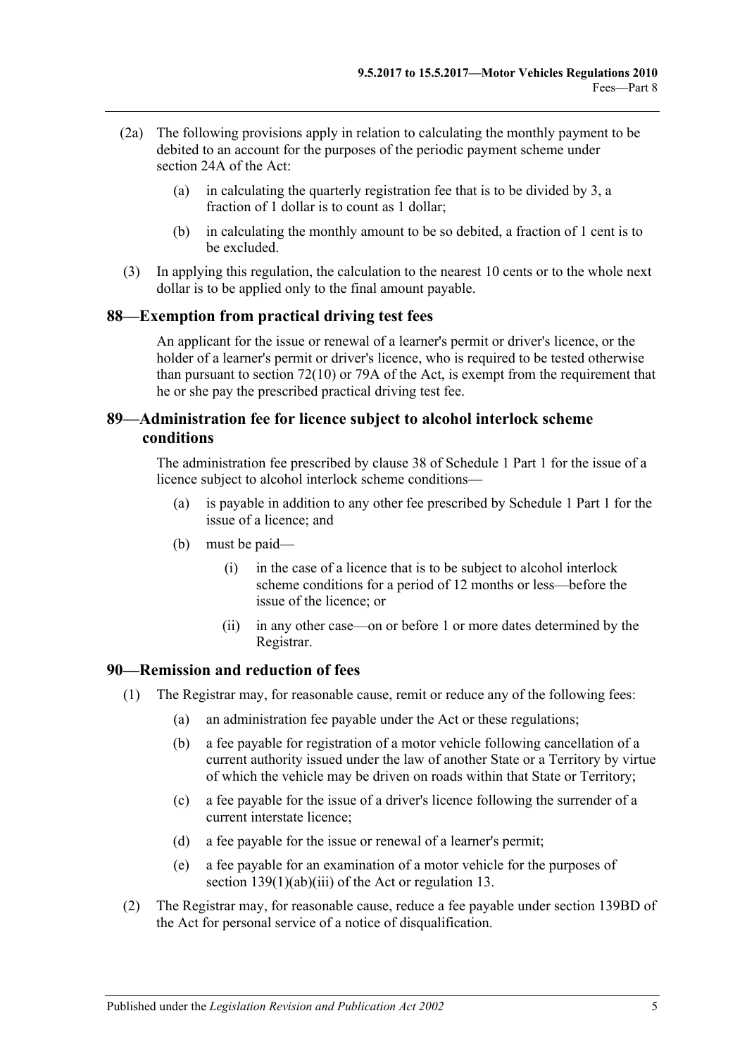(2a) The following provisions apply in relation to calculating the monthly payment to be debited to an account for the purposes of the periodic payment scheme under section 24A of the Act:

- (a) in calculating the quarterly registration fee that is to be divided by 3, a fraction of 1 dollar is to count as 1 dollar;
- (b) in calculating the monthly amount to be so debited, a fraction of 1 cent is to be excluded.

(3) In applying this regulation, the calculation to the nearest 10 cents or to the whole next dollar is to be applied only to the final amount payable.

## 88—Exemption from practical driving test fees

An applicant for the issue or renewal of a learner's permit or driver's licence, or the holder of a learner's permit or driver's licence, who is required to be tested otherwise than pursuant to section 72(10) or 79A of the Act, is exempt from the requirement that he or she pay the prescribed practical driving test fee.

## 89—Administration fee for licence subject to alcohol interlock scheme conditions

The administration fee prescribed by clause 38 of Schedule 1 Part 1 for the issue of a licence subject to alcohol interlock scheme conditions—

- (a) is payable in addition to any other fee prescribed by Schedule 1 Part 1 for the issue of a licence; and
- (b) must be paid—
  - (i) in the case of a licence that is to be subject to alcohol interlock scheme conditions for a period of 12 months or less—before the issue of the licence; or
  - (ii) in any other case—on or before 1 or more dates determined by the Registrar.

## 90—Remission and reduction of fees

(1) The Registrar may, for reasonable cause, remit or reduce any of the following fees:

- (a) an administration fee payable under the Act or these regulations;
- (b) a fee payable for registration of a motor vehicle following cancellation of a current authority issued under the law of another State or a Territory by virtue of which the vehicle may be driven on roads within that State or Territory;
- (c) a fee payable for the issue of a driver's licence following the surrender of a current interstate licence;
- (d) a fee payable for the issue or renewal of a learner's permit;
- (e) a fee payable for an examination of a motor vehicle for the purposes of section 139(1)(ab)(iii) of the Act or regulation 13.

(2) The Registrar may, for reasonable cause, reduce a fee payable under section 139BD of the Act for personal service of a notice of disqualification.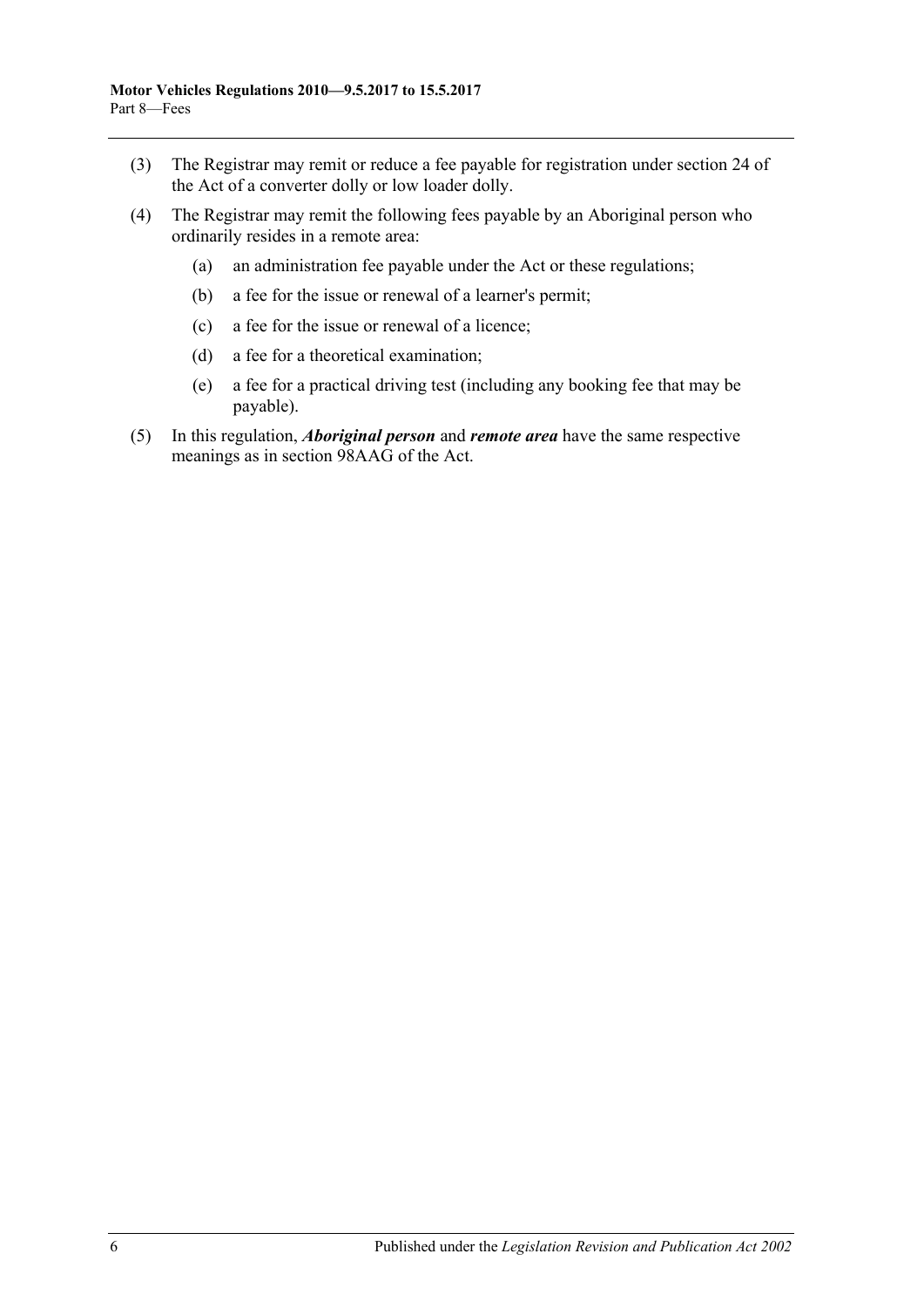(3) The Registrar may remit or reduce a fee payable for registration under section 24 of the Act of a converter dolly or low loader dolly.

(4) The Registrar may remit the following fees payable by an Aboriginal person who ordinarily resides in a remote area:

(a) an administration fee payable under the Act or these regulations;

(b) a fee for the issue or renewal of a learner's permit;

(c) a fee for the issue or renewal of a licence;

(d) a fee for a theoretical examination;

(e) a fee for a practical driving test (including any booking fee that may be payable).

(5) In this regulation, ***Aboriginal person*** and ***remote area*** have the same respective meanings as in section 98AAG of the Act.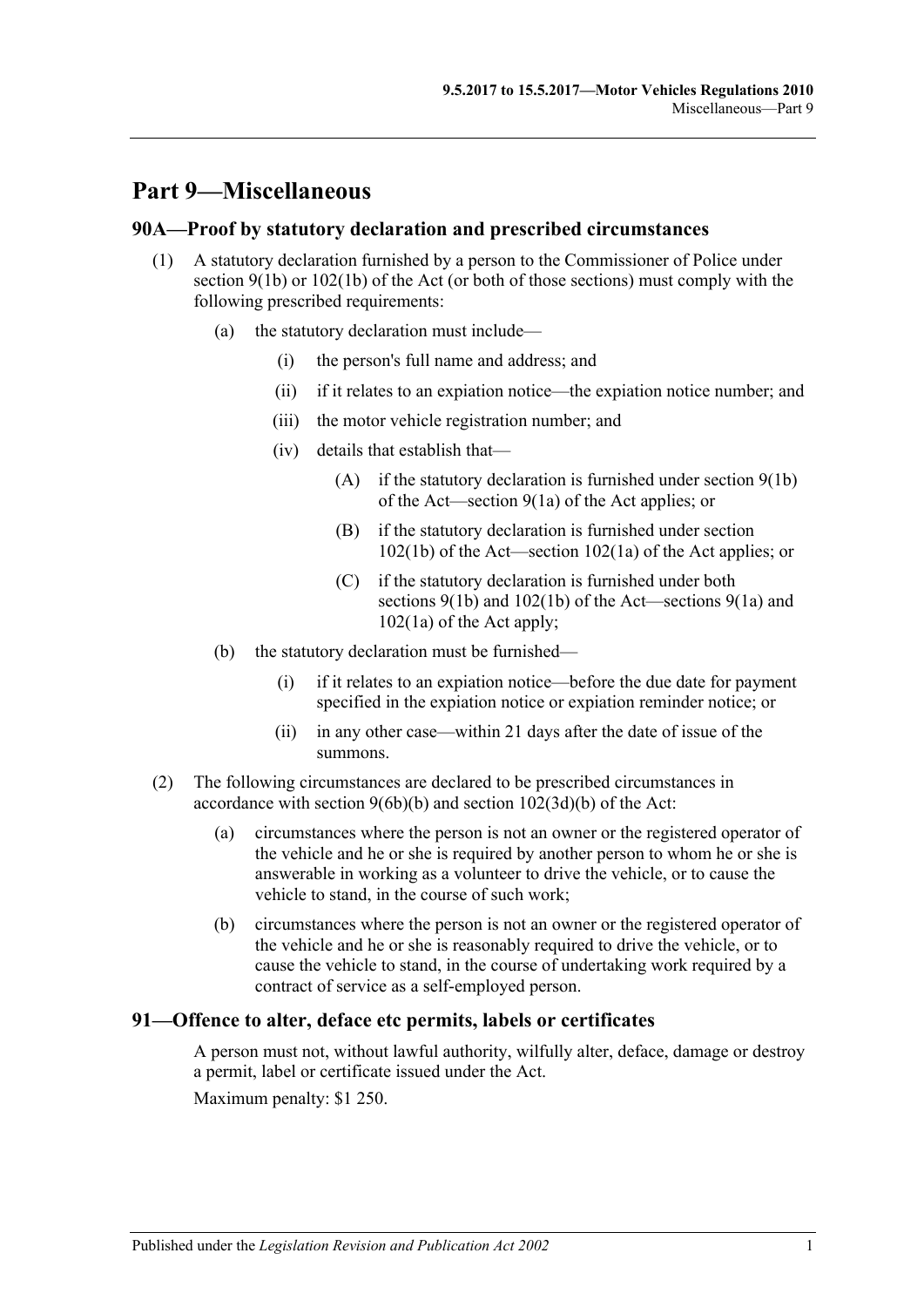# Part 9—Miscellaneous

## 90A—Proof by statutory declaration and prescribed circumstances

(1) A statutory declaration furnished by a person to the Commissioner of Police under section 9(1b) or 102(1b) of the Act (or both of those sections) must comply with the following prescribed requirements:

(a) the statutory declaration must include—

(i) the person's full name and address; and

(ii) if it relates to an expiation notice—the expiation notice number; and

(iii) the motor vehicle registration number; and

(iv) details that establish that—

(A) if the statutory declaration is furnished under section 9(1b) of the Act—section 9(1a) of the Act applies; or

(B) if the statutory declaration is furnished under section 102(1b) of the Act—section 102(1a) of the Act applies; or

(C) if the statutory declaration is furnished under both sections 9(1b) and 102(1b) of the Act—sections 9(1a) and 102(1a) of the Act apply;

(b) the statutory declaration must be furnished—

(i) if it relates to an expiation notice—before the due date for payment specified in the expiation notice or expiation reminder notice; or

(ii) in any other case—within 21 days after the date of issue of the summons.

(2) The following circumstances are declared to be prescribed circumstances in accordance with section 9(6b)(b) and section 102(3d)(b) of the Act:

(a) circumstances where the person is not an owner or the registered operator of the vehicle and he or she is required by another person to whom he or she is answerable in working as a volunteer to drive the vehicle, or to cause the vehicle to stand, in the course of such work;

(b) circumstances where the person is not an owner or the registered operator of the vehicle and he or she is reasonably required to drive the vehicle, or to cause the vehicle to stand, in the course of undertaking work required by a contract of service as a self-employed person.

## 91—Offence to alter, deface etc permits, labels or certificates

A person must not, without lawful authority, wilfully alter, deface, damage or destroy a permit, label or certificate issued under the Act.

Maximum penalty: $1 250.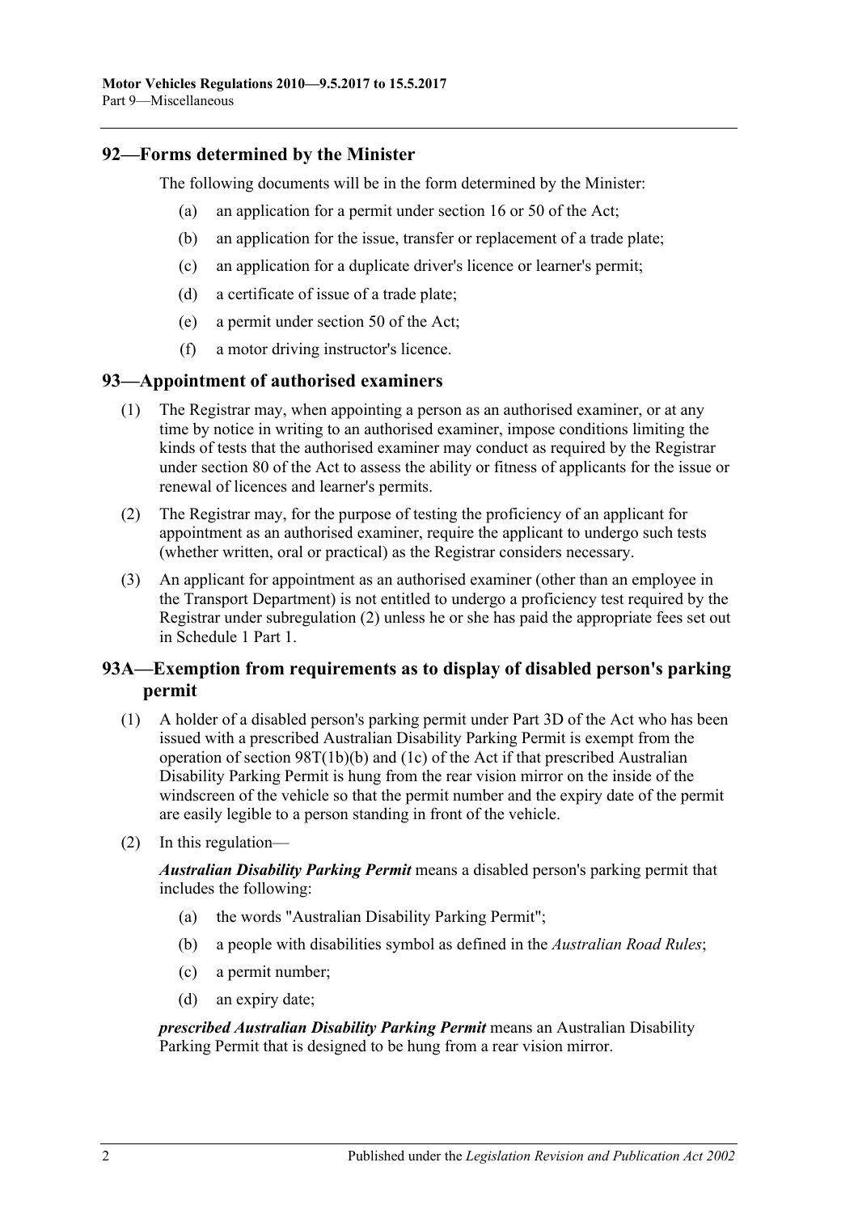## 92—Forms determined by the Minister

The following documents will be in the form determined by the Minister:

(a) an application for a permit under section 16 or 50 of the Act;

(b) an application for the issue, transfer or replacement of a trade plate;

(c) an application for a duplicate driver's licence or learner's permit;

(d) a certificate of issue of a trade plate;

(e) a permit under section 50 of the Act;

(f) a motor driving instructor's licence.

## 93—Appointment of authorised examiners

(1) The Registrar may, when appointing a person as an authorised examiner, or at any time by notice in writing to an authorised examiner, impose conditions limiting the kinds of tests that the authorised examiner may conduct as required by the Registrar under section 80 of the Act to assess the ability or fitness of applicants for the issue or renewal of licences and learner's permits.

(2) The Registrar may, for the purpose of testing the proficiency of an applicant for appointment as an authorised examiner, require the applicant to undergo such tests (whether written, oral or practical) as the Registrar considers necessary.

(3) An applicant for appointment as an authorised examiner (other than an employee in the Transport Department) is not entitled to undergo a proficiency test required by the Registrar under subregulation (2) unless he or she has paid the appropriate fees set out in Schedule 1 Part 1.

## 93A—Exemption from requirements as to display of disabled person's parking permit

(1) A holder of a disabled person's parking permit under Part 3D of the Act who has been issued with a prescribed Australian Disability Parking Permit is exempt from the operation of section 98T(1b)(b) and (1c) of the Act if that prescribed Australian Disability Parking Permit is hung from the rear vision mirror on the inside of the windscreen of the vehicle so that the permit number and the expiry date of the permit are easily legible to a person standing in front of the vehicle.

(2) In this regulation—

***Australian Disability Parking Permit*** means a disabled person's parking permit that includes the following:

(a) the words "Australian Disability Parking Permit";

(b) a people with disabilities symbol as defined in the *Australian Road Rules*;

(c) a permit number;

(d) an expiry date;

***prescribed Australian Disability Parking Permit*** means an Australian Disability Parking Permit that is designed to be hung from a rear vision mirror.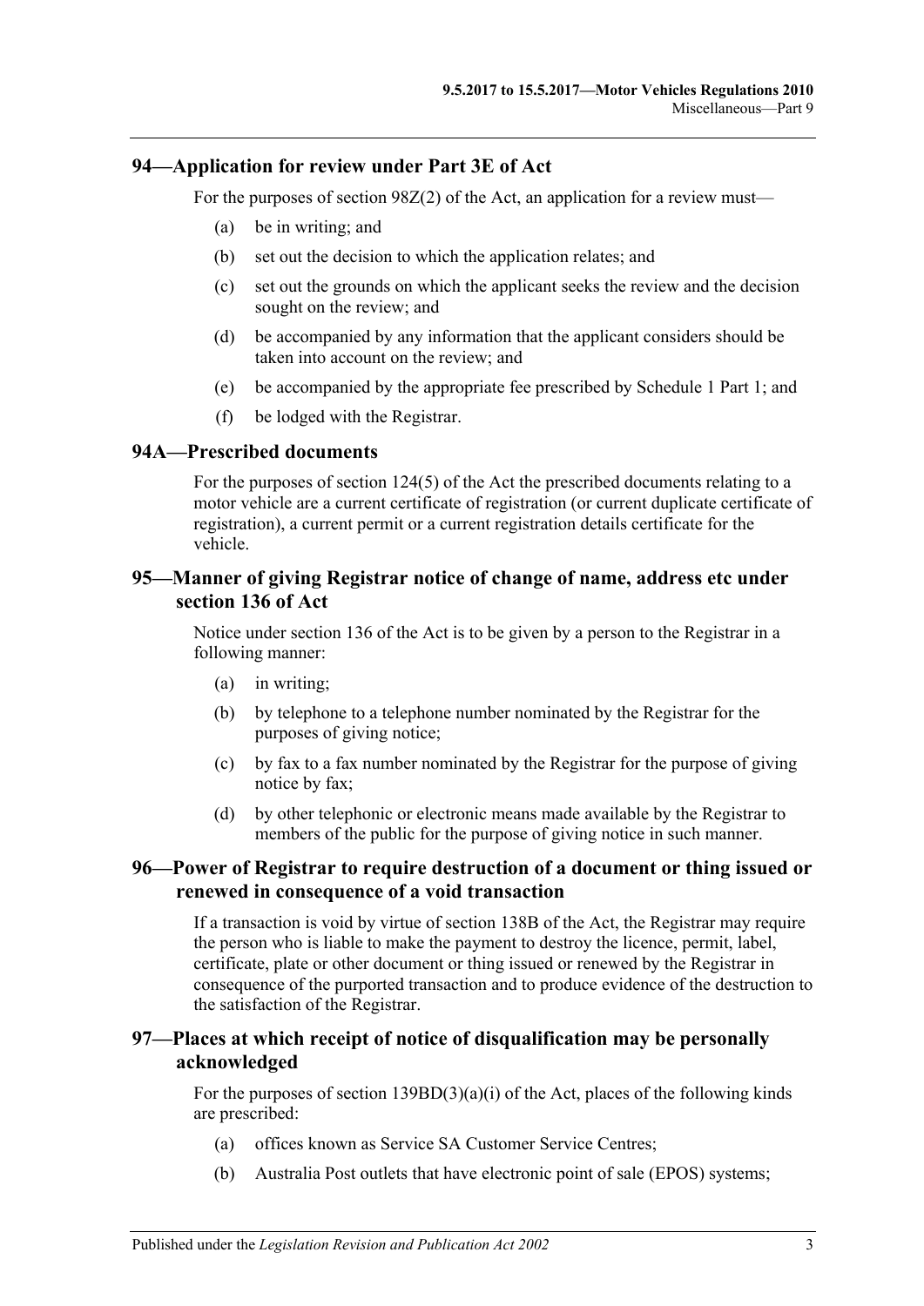## 94—Application for review under Part 3E of Act

For the purposes of section 98Z(2) of the Act, an application for a review must—

(a) be in writing; and

(b) set out the decision to which the application relates; and

(c) set out the grounds on which the applicant seeks the review and the decision sought on the review; and

(d) be accompanied by any information that the applicant considers should be taken into account on the review; and

(e) be accompanied by the appropriate fee prescribed by Schedule 1 Part 1; and

(f) be lodged with the Registrar.

## 94A—Prescribed documents

For the purposes of section 124(5) of the Act the prescribed documents relating to a motor vehicle are a current certificate of registration (or current duplicate certificate of registration), a current permit or a current registration details certificate for the vehicle.

## 95—Manner of giving Registrar notice of change of name, address etc under section 136 of Act

Notice under section 136 of the Act is to be given by a person to the Registrar in a following manner:

(a) in writing;

(b) by telephone to a telephone number nominated by the Registrar for the purposes of giving notice;

(c) by fax to a fax number nominated by the Registrar for the purpose of giving notice by fax;

(d) by other telephonic or electronic means made available by the Registrar to members of the public for the purpose of giving notice in such manner.

## 96—Power of Registrar to require destruction of a document or thing issued or renewed in consequence of a void transaction

If a transaction is void by virtue of section 138B of the Act, the Registrar may require the person who is liable to make the payment to destroy the licence, permit, label, certificate, plate or other document or thing issued or renewed by the Registrar in consequence of the purported transaction and to produce evidence of the destruction to the satisfaction of the Registrar.

## 97—Places at which receipt of notice of disqualification may be personally acknowledged

For the purposes of section 139BD(3)(a)(i) of the Act, places of the following kinds are prescribed:

(a) offices known as Service SA Customer Service Centres;

(b) Australia Post outlets that have electronic point of sale (EPOS) systems;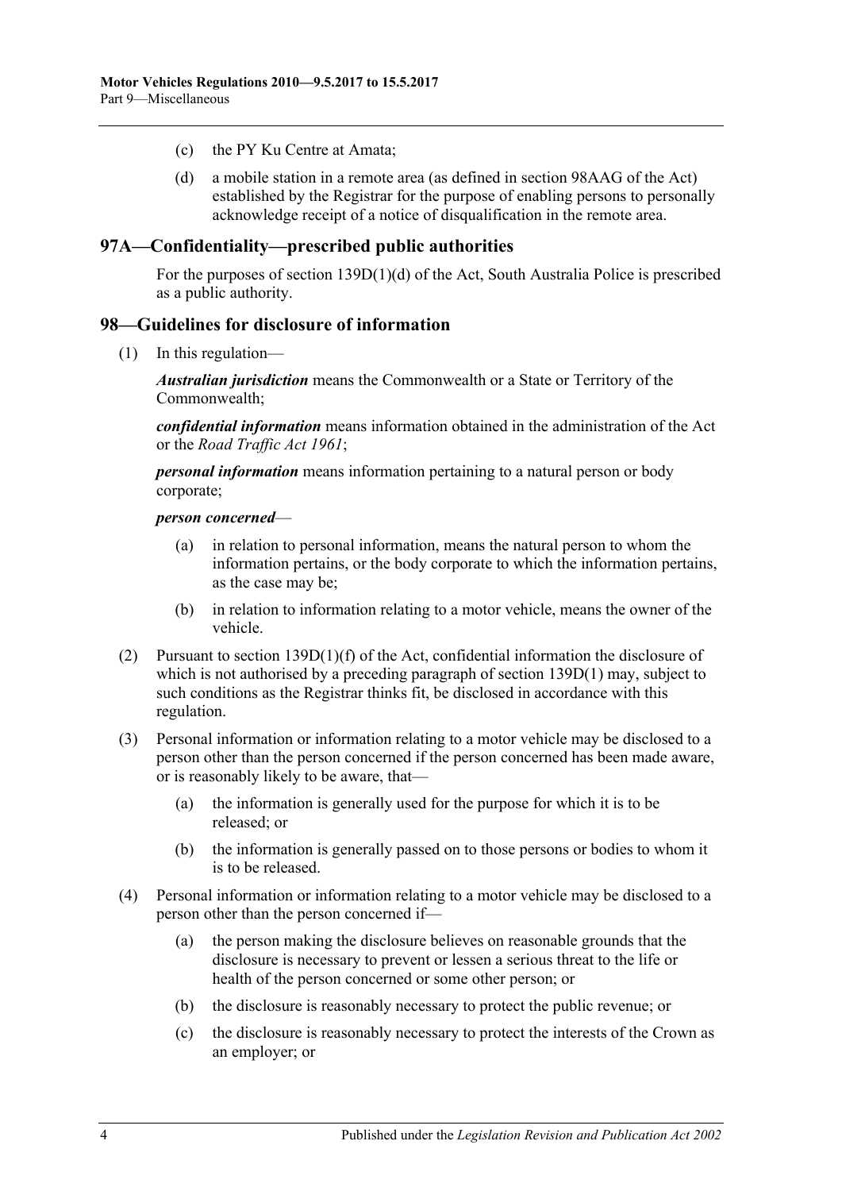(c) the PY Ku Centre at Amata;

(d) a mobile station in a remote area (as defined in section 98AAG of the Act) established by the Registrar for the purpose of enabling persons to personally acknowledge receipt of a notice of disqualification in the remote area.

## 97A—Confidentiality—prescribed public authorities

For the purposes of section 139D(1)(d) of the Act, South Australia Police is prescribed as a public authority.

## 98—Guidelines for disclosure of information

(1) In this regulation—

***Australian jurisdiction*** means the Commonwealth or a State or Territory of the Commonwealth;

***confidential information*** means information obtained in the administration of the Act or the *Road Traffic Act 1961*;

***personal information*** means information pertaining to a natural person or body corporate;

***person concerned***—

(a) in relation to personal information, means the natural person to whom the information pertains, or the body corporate to which the information pertains, as the case may be;

(b) in relation to information relating to a motor vehicle, means the owner of the vehicle.

(2) Pursuant to section 139D(1)(f) of the Act, confidential information the disclosure of which is not authorised by a preceding paragraph of section 139D(1) may, subject to such conditions as the Registrar thinks fit, be disclosed in accordance with this regulation.

(3) Personal information or information relating to a motor vehicle may be disclosed to a person other than the person concerned if the person concerned has been made aware, or is reasonably likely to be aware, that—

(a) the information is generally used for the purpose for which it is to be released; or

(b) the information is generally passed on to those persons or bodies to whom it is to be released.

(4) Personal information or information relating to a motor vehicle may be disclosed to a person other than the person concerned if—

(a) the person making the disclosure believes on reasonable grounds that the disclosure is necessary to prevent or lessen a serious threat to the life or health of the person concerned or some other person; or

(b) the disclosure is reasonably necessary to protect the public revenue; or

(c) the disclosure is reasonably necessary to protect the interests of the Crown as an employer; or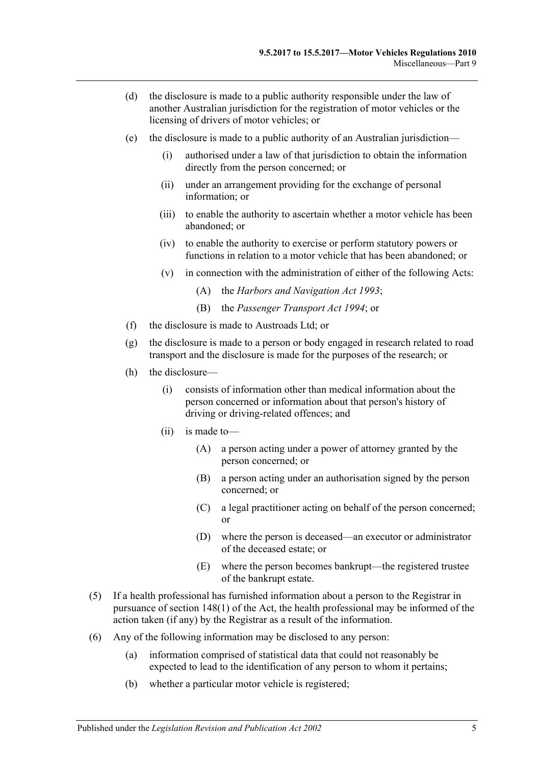(d) the disclosure is made to a public authority responsible under the law of another Australian jurisdiction for the registration of motor vehicles or the licensing of drivers of motor vehicles; or

(e) the disclosure is made to a public authority of an Australian jurisdiction—

  (i) authorised under a law of that jurisdiction to obtain the information directly from the person concerned; or

  (ii) under an arrangement providing for the exchange of personal information; or

  (iii) to enable the authority to ascertain whether a motor vehicle has been abandoned; or

  (iv) to enable the authority to exercise or perform statutory powers or functions in relation to a motor vehicle that has been abandoned; or

  (v) in connection with the administration of either of the following Acts:

    (A) the *Harbors and Navigation Act 1993*;

    (B) the *Passenger Transport Act 1994*; or

(f) the disclosure is made to Austroads Ltd; or

(g) the disclosure is made to a person or body engaged in research related to road transport and the disclosure is made for the purposes of the research; or

(h) the disclosure—

  (i) consists of information other than medical information about the person concerned or information about that person's history of driving or driving-related offences; and

  (ii) is made to—

    (A) a person acting under a power of attorney granted by the person concerned; or

    (B) a person acting under an authorisation signed by the person concerned; or

    (C) a legal practitioner acting on behalf of the person concerned; or

    (D) where the person is deceased—an executor or administrator of the deceased estate; or

    (E) where the person becomes bankrupt—the registered trustee of the bankrupt estate.

(5) If a health professional has furnished information about a person to the Registrar in pursuance of section 148(1) of the Act, the health professional may be informed of the action taken (if any) by the Registrar as a result of the information.

(6) Any of the following information may be disclosed to any person:

  (a) information comprised of statistical data that could not reasonably be expected to lead to the identification of any person to whom it pertains;

  (b) whether a particular motor vehicle is registered;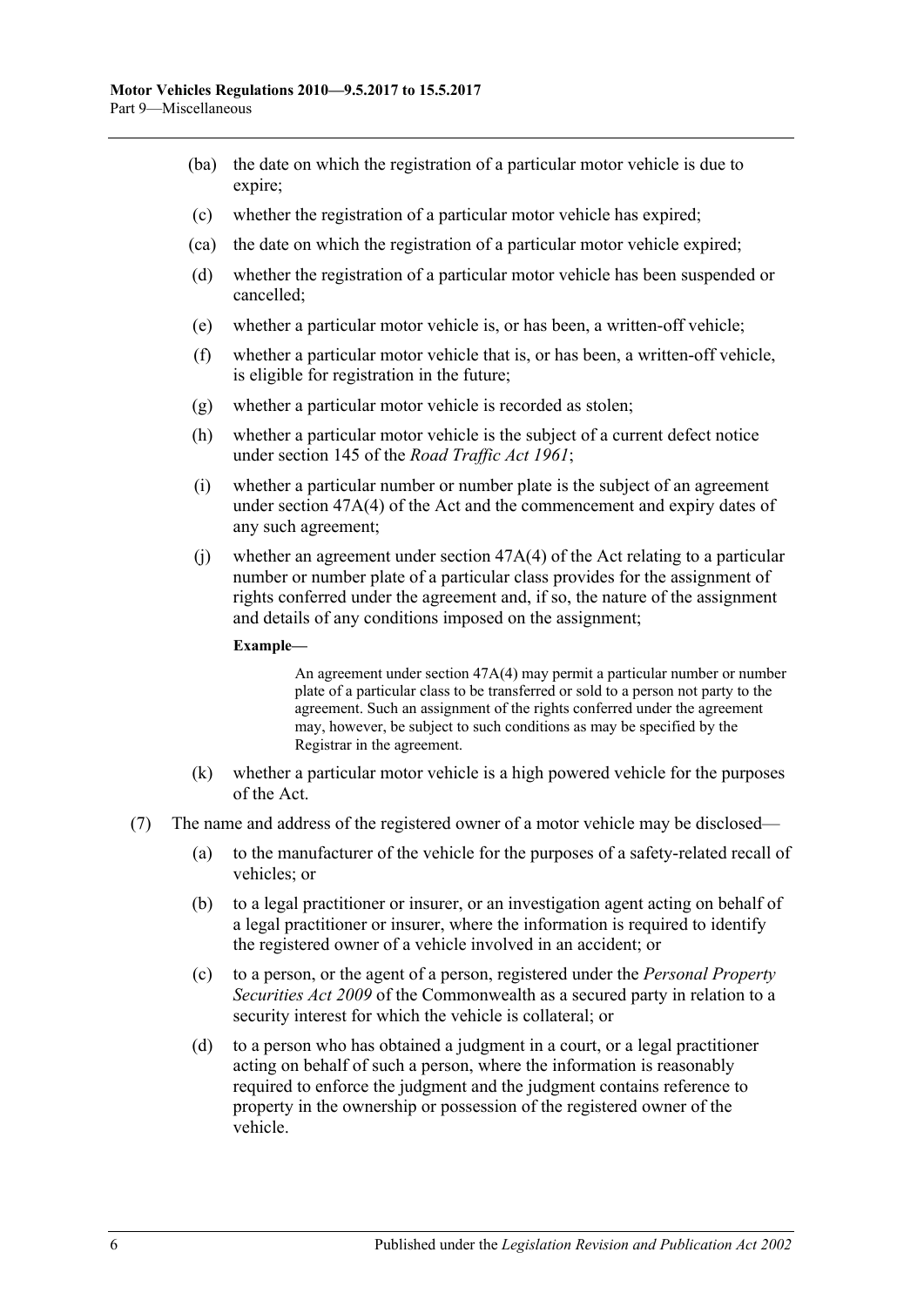(ba) the date on which the registration of a particular motor vehicle is due to expire;

(c) whether the registration of a particular motor vehicle has expired;

(ca) the date on which the registration of a particular motor vehicle expired;

(d) whether the registration of a particular motor vehicle has been suspended or cancelled;

(e) whether a particular motor vehicle is, or has been, a written-off vehicle;

(f) whether a particular motor vehicle that is, or has been, a written-off vehicle, is eligible for registration in the future;

(g) whether a particular motor vehicle is recorded as stolen;

(h) whether a particular motor vehicle is the subject of a current defect notice under section 145 of the *Road Traffic Act 1961*;

(i) whether a particular number or number plate is the subject of an agreement under section 47A(4) of the Act and the commencement and expiry dates of any such agreement;

(j) whether an agreement under section 47A(4) of the Act relating to a particular number or number plate of a particular class provides for the assignment of rights conferred under the agreement and, if so, the nature of the assignment and details of any conditions imposed on the assignment;

**Example—**

An agreement under section 47A(4) may permit a particular number or number plate of a particular class to be transferred or sold to a person not party to the agreement. Such an assignment of the rights conferred under the agreement may, however, be subject to such conditions as may be specified by the Registrar in the agreement.

(k) whether a particular motor vehicle is a high powered vehicle for the purposes of the Act.

(7) The name and address of the registered owner of a motor vehicle may be disclosed—

(a) to the manufacturer of the vehicle for the purposes of a safety-related recall of vehicles; or

(b) to a legal practitioner or insurer, or an investigation agent acting on behalf of a legal practitioner or insurer, where the information is required to identify the registered owner of a vehicle involved in an accident; or

(c) to a person, or the agent of a person, registered under the *Personal Property Securities Act 2009* of the Commonwealth as a secured party in relation to a security interest for which the vehicle is collateral; or

(d) to a person who has obtained a judgment in a court, or a legal practitioner acting on behalf of such a person, where the information is reasonably required to enforce the judgment and the judgment contains reference to property in the ownership or possession of the registered owner of the vehicle.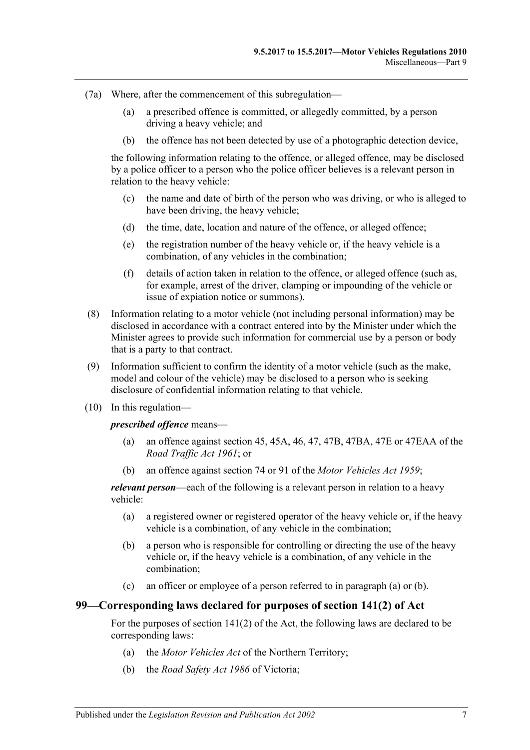(7a) Where, after the commencement of this subregulation—

(a) a prescribed offence is committed, or allegedly committed, by a person driving a heavy vehicle; and

(b) the offence has not been detected by use of a photographic detection device,

the following information relating to the offence, or alleged offence, may be disclosed by a police officer to a person who the police officer believes is a relevant person in relation to the heavy vehicle:

(c) the name and date of birth of the person who was driving, or who is alleged to have been driving, the heavy vehicle;

(d) the time, date, location and nature of the offence, or alleged offence;

(e) the registration number of the heavy vehicle or, if the heavy vehicle is a combination, of any vehicles in the combination;

(f) details of action taken in relation to the offence, or alleged offence (such as, for example, arrest of the driver, clamping or impounding of the vehicle or issue of expiation notice or summons).

(8) Information relating to a motor vehicle (not including personal information) may be disclosed in accordance with a contract entered into by the Minister under which the Minister agrees to provide such information for commercial use by a person or body that is a party to that contract.

(9) Information sufficient to confirm the identity of a motor vehicle (such as the make, model and colour of the vehicle) may be disclosed to a person who is seeking disclosure of confidential information relating to that vehicle.

(10) In this regulation—

***prescribed offence*** means—

(a) an offence against section 45, 45A, 46, 47, 47B, 47BA, 47E or 47EAA of the *Road Traffic Act 1961*; or

(b) an offence against section 74 or 91 of the *Motor Vehicles Act 1959*;

***relevant person***—each of the following is a relevant person in relation to a heavy vehicle:

(a) a registered owner or registered operator of the heavy vehicle or, if the heavy vehicle is a combination, of any vehicle in the combination;

(b) a person who is responsible for controlling or directing the use of the heavy vehicle or, if the heavy vehicle is a combination, of any vehicle in the combination;

(c) an officer or employee of a person referred to in paragraph (a) or (b).

## 99—Corresponding laws declared for purposes of section 141(2) of Act

For the purposes of section 141(2) of the Act, the following laws are declared to be corresponding laws:

(a) the *Motor Vehicles Act* of the Northern Territory;

(b) the *Road Safety Act 1986* of Victoria;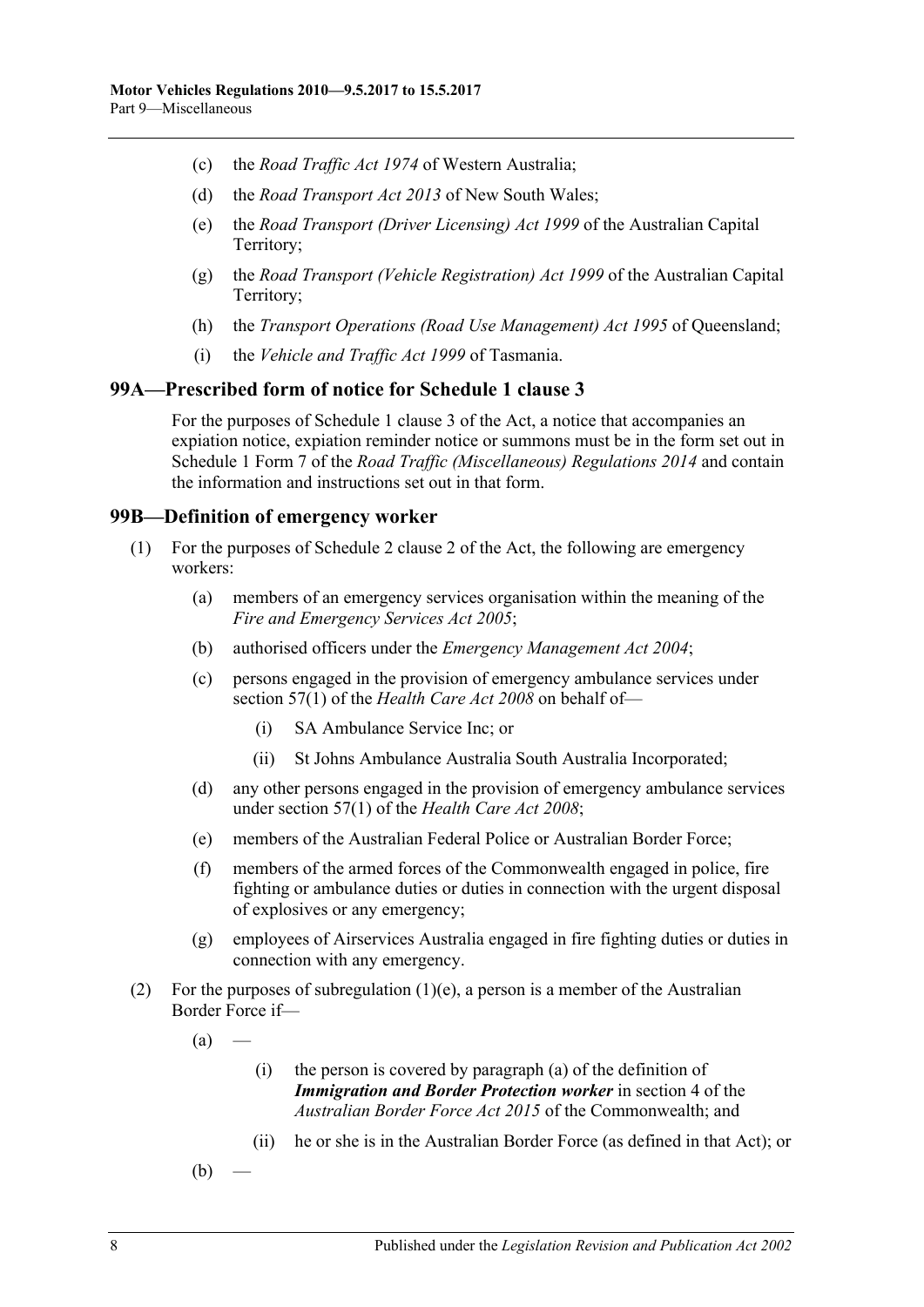(c) the *Road Traffic Act 1974* of Western Australia;

(d) the *Road Transport Act 2013* of New South Wales;

(e) the *Road Transport (Driver Licensing) Act 1999* of the Australian Capital Territory;

(g) the *Road Transport (Vehicle Registration) Act 1999* of the Australian Capital Territory;

(h) the *Transport Operations (Road Use Management) Act 1995* of Queensland;

(i) the *Vehicle and Traffic Act 1999* of Tasmania.

## 99A—Prescribed form of notice for Schedule 1 clause 3

For the purposes of Schedule 1 clause 3 of the Act, a notice that accompanies an expiation notice, expiation reminder notice or summons must be in the form set out in Schedule 1 Form 7 of the *Road Traffic (Miscellaneous) Regulations 2014* and contain the information and instructions set out in that form.

## 99B—Definition of emergency worker

(1) For the purposes of Schedule 2 clause 2 of the Act, the following are emergency workers:

(a) members of an emergency services organisation within the meaning of the *Fire and Emergency Services Act 2005*;

(b) authorised officers under the *Emergency Management Act 2004*;

(c) persons engaged in the provision of emergency ambulance services under section 57(1) of the *Health Care Act 2008* on behalf of—

(i) SA Ambulance Service Inc; or

(ii) St Johns Ambulance Australia South Australia Incorporated;

(d) any other persons engaged in the provision of emergency ambulance services under section 57(1) of the *Health Care Act 2008*;

(e) members of the Australian Federal Police or Australian Border Force;

(f) members of the armed forces of the Commonwealth engaged in police, fire fighting or ambulance duties or duties in connection with the urgent disposal of explosives or any emergency;

(g) employees of Airservices Australia engaged in fire fighting duties or duties in connection with any emergency.

(2) For the purposes of subregulation (1)(e), a person is a member of the Australian Border Force if—

(a) —

(i) the person is covered by paragraph (a) of the definition of ***Immigration and Border Protection worker*** in section 4 of the *Australian Border Force Act 2015* of the Commonwealth; and

(ii) he or she is in the Australian Border Force (as defined in that Act); or

(b) —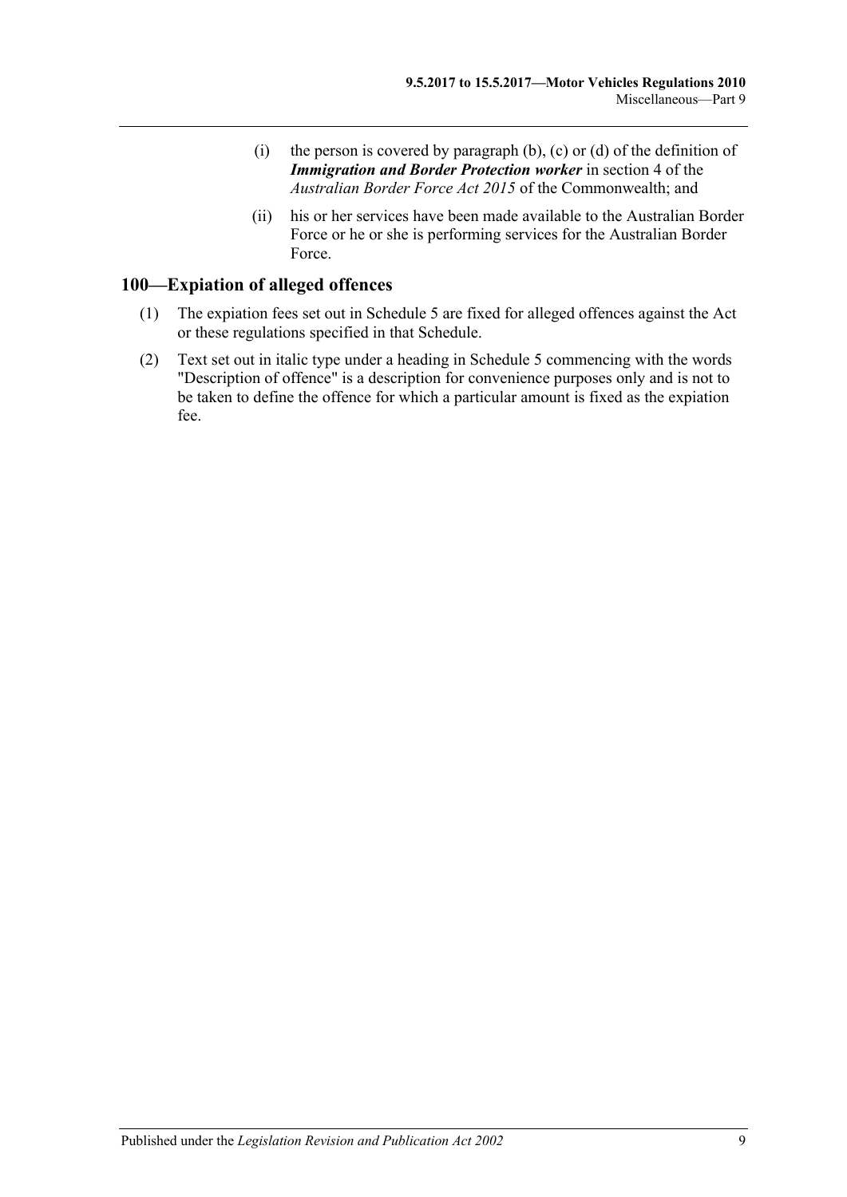(i) the person is covered by paragraph (b), (c) or (d) of the definition of ***Immigration and Border Protection worker*** in section 4 of the *Australian Border Force Act 2015* of the Commonwealth; and

(ii) his or her services have been made available to the Australian Border Force or he or she is performing services for the Australian Border Force.

## 100—Expiation of alleged offences

(1) The expiation fees set out in Schedule 5 are fixed for alleged offences against the Act or these regulations specified in that Schedule.

(2) Text set out in italic type under a heading in Schedule 5 commencing with the words "Description of offence" is a description for convenience purposes only and is not to be taken to define the offence for which a particular amount is fixed as the expiation fee.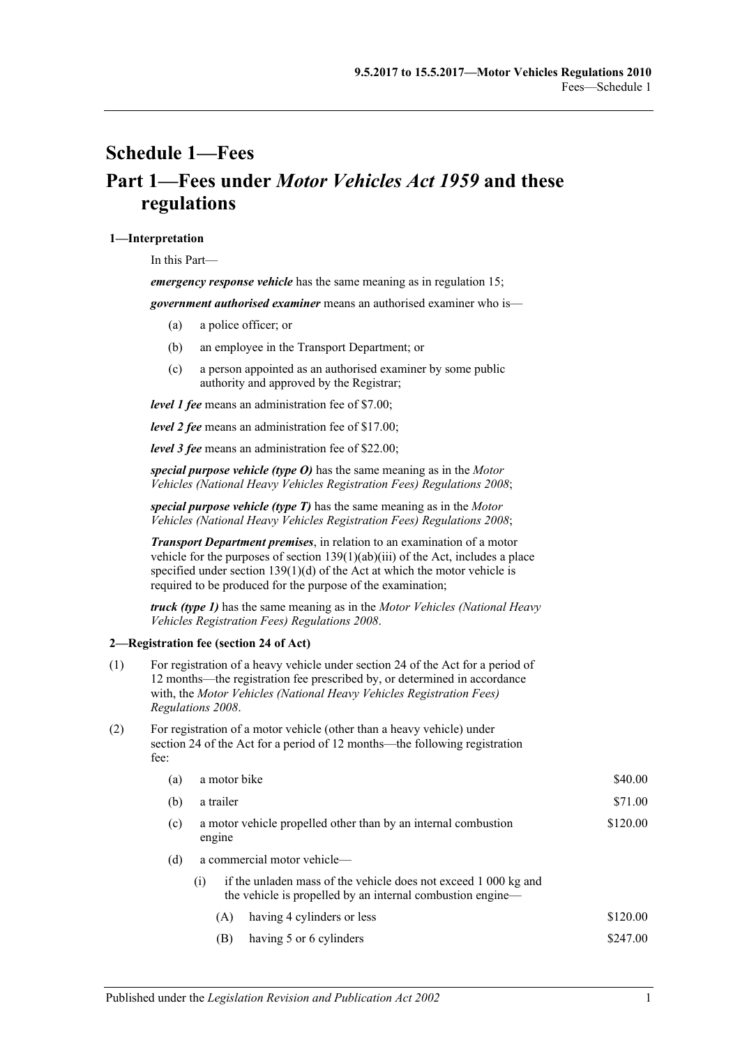# Schedule 1—Fees

## Part 1—Fees under *Motor Vehicles Act 1959* and these regulations

### 1—Interpretation

In this Part—

***emergency response vehicle*** has the same meaning as in regulation 15;

***government authorised examiner*** means an authorised examiner who is—

(a) a police officer; or

(b) an employee in the Transport Department; or

(c) a person appointed as an authorised examiner by some public authority and approved by the Registrar;

***level 1 fee*** means an administration fee of $7.00;

***level 2 fee*** means an administration fee of $17.00;

***level 3 fee*** means an administration fee of $22.00;

***special purpose vehicle (type O)*** has the same meaning as in the *Motor Vehicles (National Heavy Vehicles Registration Fees) Regulations 2008*;

***special purpose vehicle (type T)*** has the same meaning as in the *Motor Vehicles (National Heavy Vehicles Registration Fees) Regulations 2008*;

***Transport Department premises***, in relation to an examination of a motor vehicle for the purposes of section 139(1)(ab)(iii) of the Act, includes a place specified under section 139(1)(d) of the Act at which the motor vehicle is required to be produced for the purpose of the examination;

***truck (type 1)*** has the same meaning as in the *Motor Vehicles (National Heavy Vehicles Registration Fees) Regulations 2008*.

### 2—Registration fee (section 24 of Act)

(1) For registration of a heavy vehicle under section 24 of the Act for a period of 12 months—the registration fee prescribed by, or determined in accordance with, the *Motor Vehicles (National Heavy Vehicles Registration Fees) Regulations 2008*.

(2) For registration of a motor vehicle (other than a heavy vehicle) under section 24 of the Act for a period of 12 months—the following registration fee:

| | | |
|---|---|---|
| (a) | a motor bike | $40.00 |
| (b) | a trailer | $71.00 |
| (c) | a motor vehicle propelled other than by an internal combustion engine | $120.00 |
| (d) | a commercial motor vehicle— | |
| | (i) if the unladen mass of the vehicle does not exceed 1 000 kg and the vehicle is propelled by an internal combustion engine— | |
| | (A) having 4 cylinders or less | $120.00 |
| | (B) having 5 or 6 cylinders | $247.00 |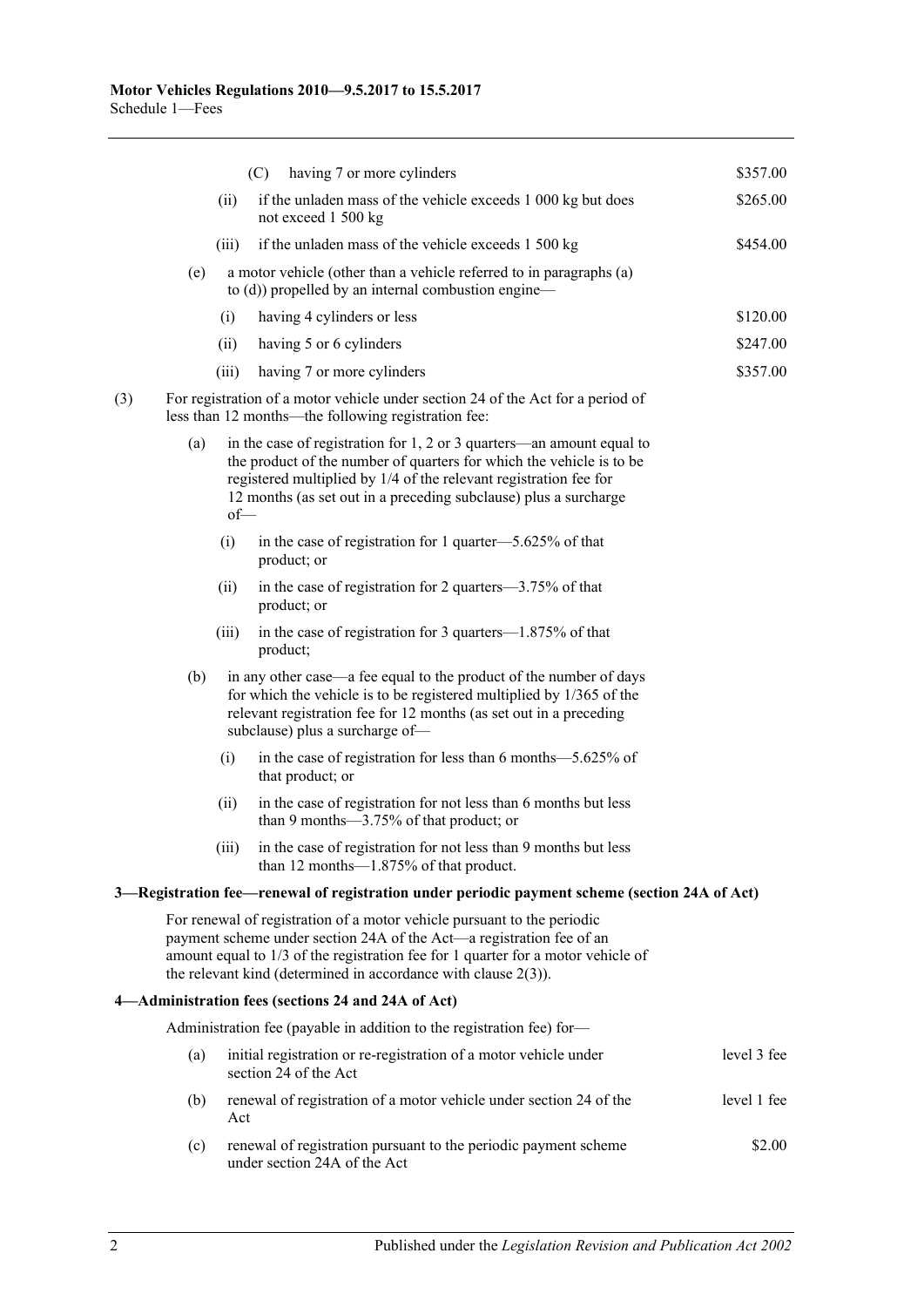(C) having 7 or more cylinders — $357.00

(ii) if the unladen mass of the vehicle exceeds 1 000 kg but does not exceed 1 500 kg — $265.00

(iii) if the unladen mass of the vehicle exceeds 1 500 kg — $454.00

(e) a motor vehicle (other than a vehicle referred to in paragraphs (a) to (d)) propelled by an internal combustion engine—

(i) having 4 cylinders or less — $120.00

(ii) having 5 or 6 cylinders — $247.00

(iii) having 7 or more cylinders — $357.00

(3) For registration of a motor vehicle under section 24 of the Act for a period of less than 12 months—the following registration fee:

(a) in the case of registration for 1, 2 or 3 quarters—an amount equal to the product of the number of quarters for which the vehicle is to be registered multiplied by 1/4 of the relevant registration fee for 12 months (as set out in a preceding subclause) plus a surcharge of—

(i) in the case of registration for 1 quarter—5.625% of that product; or

(ii) in the case of registration for 2 quarters—3.75% of that product; or

(iii) in the case of registration for 3 quarters—1.875% of that product;

(b) in any other case—a fee equal to the product of the number of days for which the vehicle is to be registered multiplied by 1/365 of the relevant registration fee for 12 months (as set out in a preceding subclause) plus a surcharge of—

(i) in the case of registration for less than 6 months—5.625% of that product; or

(ii) in the case of registration for not less than 6 months but less than 9 months—3.75% of that product; or

(iii) in the case of registration for not less than 9 months but less than 12 months—1.875% of that product.

### 3—Registration fee—renewal of registration under periodic payment scheme (section 24A of Act)

For renewal of registration of a motor vehicle pursuant to the periodic payment scheme under section 24A of the Act—a registration fee of an amount equal to 1/3 of the registration fee for 1 quarter for a motor vehicle of the relevant kind (determined in accordance with clause 2(3)).

### 4—Administration fees (sections 24 and 24A of Act)

Administration fee (payable in addition to the registration fee) for—

(a) initial registration or re-registration of a motor vehicle under section 24 of the Act — level 3 fee

(b) renewal of registration of a motor vehicle under section 24 of the Act — level 1 fee

(c) renewal of registration pursuant to the periodic payment scheme under section 24A of the Act — $2.00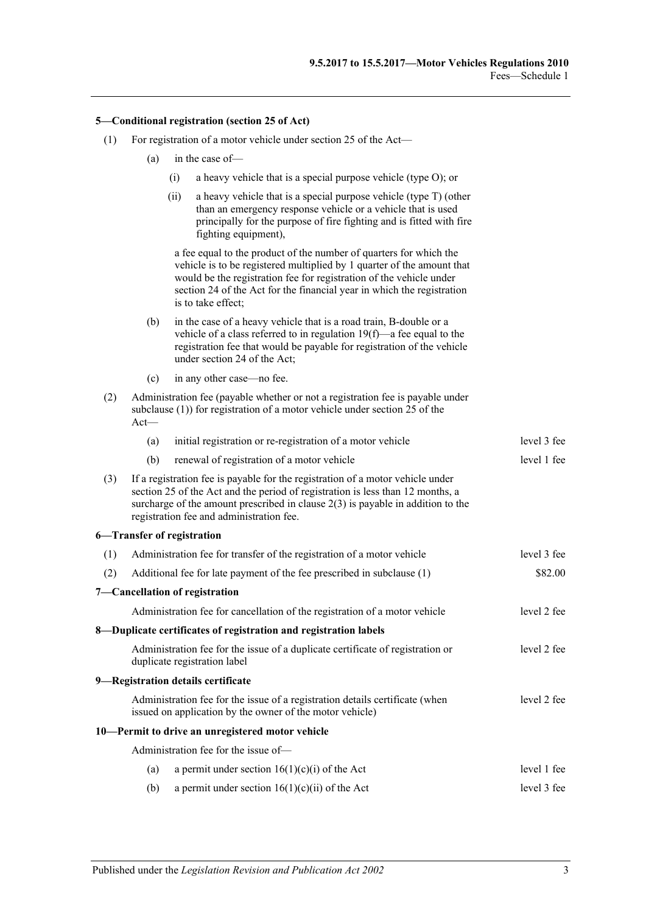#### 5—Conditional registration (section 25 of Act)

(1) For registration of a motor vehicle under section 25 of the Act—

(a) in the case of—

(i) a heavy vehicle that is a special purpose vehicle (type O); or

(ii) a heavy vehicle that is a special purpose vehicle (type T) (other than an emergency response vehicle or a vehicle that is used principally for the purpose of fire fighting and is fitted with fire fighting equipment),

a fee equal to the product of the number of quarters for which the vehicle is to be registered multiplied by 1 quarter of the amount that would be the registration fee for registration of the vehicle under section 24 of the Act for the financial year in which the registration is to take effect;

(b) in the case of a heavy vehicle that is a road train, B-double or a vehicle of a class referred to in regulation 19(f)—a fee equal to the registration fee that would be payable for registration of the vehicle under section 24 of the Act;

(c) in any other case—no fee.

(2) Administration fee (payable whether or not a registration fee is payable under subclause (1)) for registration of a motor vehicle under section 25 of the Act—

| | | |
|---|---|---|
| (a) | initial registration or re-registration of a motor vehicle | level 3 fee |
| (b) | renewal of registration of a motor vehicle | level 1 fee |

(3) If a registration fee is payable for the registration of a motor vehicle under section 25 of the Act and the period of registration is less than 12 months, a surcharge of the amount prescribed in clause 2(3) is payable in addition to the registration fee and administration fee.

#### 6—Transfer of registration

| | | |
|---|---|---|
| (1) | Administration fee for transfer of the registration of a motor vehicle | level 3 fee |
| (2) | Additional fee for late payment of the fee prescribed in subclause (1) | $82.00 |

#### 7—Cancellation of registration

| | |
|---|---|
| Administration fee for cancellation of the registration of a motor vehicle | level 2 fee |

#### 8—Duplicate certificates of registration and registration labels

| | |
|---|---|
| Administration fee for the issue of a duplicate certificate of registration or duplicate registration label | level 2 fee |

#### 9—Registration details certificate

| | |
|---|---|
| Administration fee for the issue of a registration details certificate (when issued on application by the owner of the motor vehicle) | level 2 fee |

#### 10—Permit to drive an unregistered motor vehicle

Administration fee for the issue of—

| | | |
|---|---|---|
| (a) | a permit under section 16(1)(c)(i) of the Act | level 1 fee |
| (b) | a permit under section 16(1)(c)(ii) of the Act | level 3 fee |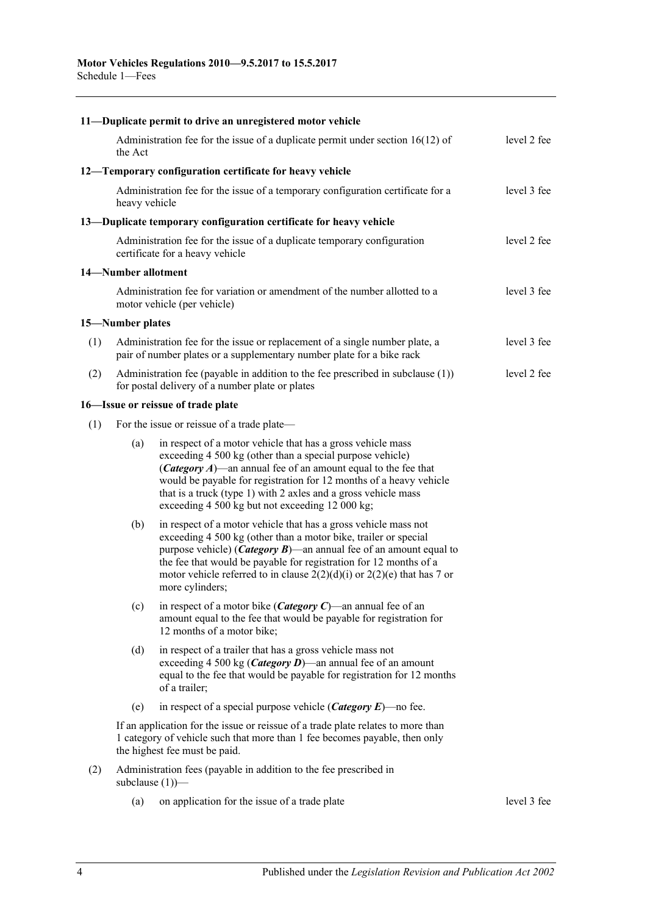**11—Duplicate permit to drive an unregistered motor vehicle**

| | |
|---|---|
| Administration fee for the issue of a duplicate permit under section 16(12) of the Act | level 2 fee |

**12—Temporary configuration certificate for heavy vehicle**

| | |
|---|---|
| Administration fee for the issue of a temporary configuration certificate for a heavy vehicle | level 3 fee |

**13—Duplicate temporary configuration certificate for heavy vehicle**

| | |
|---|---|
| Administration fee for the issue of a duplicate temporary configuration certificate for a heavy vehicle | level 2 fee |

**14—Number allotment**

| | |
|---|---|
| Administration fee for variation or amendment of the number allotted to a motor vehicle (per vehicle) | level 3 fee |

**15—Number plates**

| | | |
|---|---|---|
| (1) | Administration fee for the issue or replacement of a single number plate, a pair of number plates or a supplementary number plate for a bike rack | level 3 fee |
| (2) | Administration fee (payable in addition to the fee prescribed in subclause (1)) for postal delivery of a number plate or plates | level 2 fee |

**16—Issue or reissue of trade plate**

(1) For the issue or reissue of a trade plate—

(a) in respect of a motor vehicle that has a gross vehicle mass exceeding 4 500 kg (other than a special purpose vehicle) (***Category A***)—an annual fee of an amount equal to the fee that would be payable for registration for 12 months of a heavy vehicle that is a truck (type 1) with 2 axles and a gross vehicle mass exceeding 4 500 kg but not exceeding 12 000 kg;

(b) in respect of a motor vehicle that has a gross vehicle mass not exceeding 4 500 kg (other than a motor bike, trailer or special purpose vehicle) (***Category B***)—an annual fee of an amount equal to the fee that would be payable for registration for 12 months of a motor vehicle referred to in clause 2(2)(d)(i) or 2(2)(e) that has 7 or more cylinders;

(c) in respect of a motor bike (***Category C***)—an annual fee of an amount equal to the fee that would be payable for registration for 12 months of a motor bike;

(d) in respect of a trailer that has a gross vehicle mass not exceeding 4 500 kg (***Category D***)—an annual fee of an amount equal to the fee that would be payable for registration for 12 months of a trailer;

(e) in respect of a special purpose vehicle (***Category E***)—no fee.

If an application for the issue or reissue of a trade plate relates to more than 1 category of vehicle such that more than 1 fee becomes payable, then only the highest fee must be paid.

(2) Administration fees (payable in addition to the fee prescribed in subclause (1))—

| | | |
|---|---|---|
| (a) | on application for the issue of a trade plate | level 3 fee |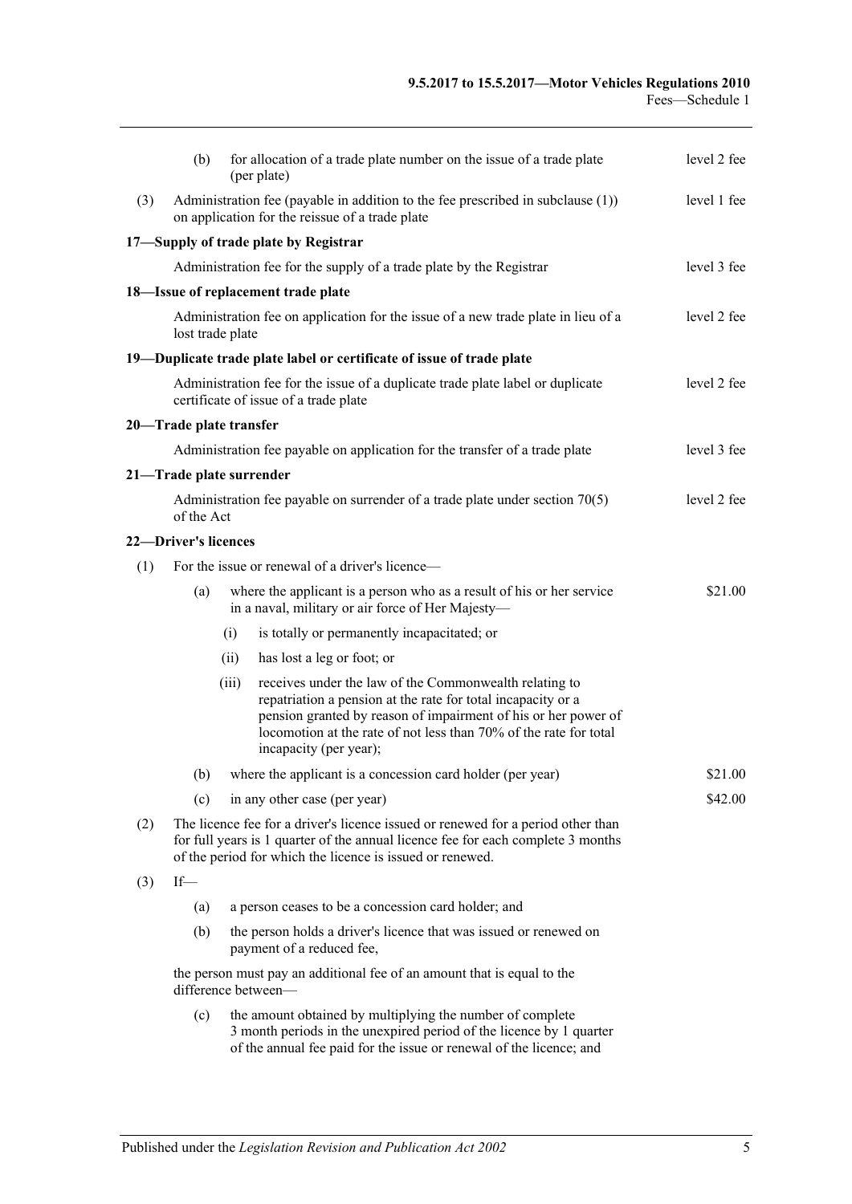(b) for allocation of a trade plate number on the issue of a trade plate (per plate) — level 2 fee

(3) Administration fee (payable in addition to the fee prescribed in subclause (1)) on application for the reissue of a trade plate — level 1 fee

**17—Supply of trade plate by Registrar**

Administration fee for the supply of a trade plate by the Registrar — level 3 fee

**18—Issue of replacement trade plate**

Administration fee on application for the issue of a new trade plate in lieu of a lost trade plate — level 2 fee

**19—Duplicate trade plate label or certificate of issue of trade plate**

Administration fee for the issue of a duplicate trade plate label or duplicate certificate of issue of a trade plate — level 2 fee

**20—Trade plate transfer**

Administration fee payable on application for the transfer of a trade plate — level 3 fee

**21—Trade plate surrender**

Administration fee payable on surrender of a trade plate under section 70(5) of the Act — level 2 fee

**22—Driver's licences**

(1) For the issue or renewal of a driver's licence—

(a) where the applicant is a person who as a result of his or her service in a naval, military or air force of Her Majesty—

(i) is totally or permanently incapacitated; or

(ii) has lost a leg or foot; or

(iii) receives under the law of the Commonwealth relating to repatriation a pension at the rate for total incapacity or a pension granted by reason of impairment of his or her power of locomotion at the rate of not less than 70% of the rate for total incapacity (per year); — $21.00

(b) where the applicant is a concession card holder (per year) — $21.00

(c) in any other case (per year) — $42.00

(2) The licence fee for a driver's licence issued or renewed for a period other than for full years is 1 quarter of the annual licence fee for each complete 3 months of the period for which the licence is issued or renewed.

(3) If—

(a) a person ceases to be a concession card holder; and

(b) the person holds a driver's licence that was issued or renewed on payment of a reduced fee,

the person must pay an additional fee of an amount that is equal to the difference between—

(c) the amount obtained by multiplying the number of complete 3 month periods in the unexpired period of the licence by 1 quarter of the annual fee paid for the issue or renewal of the licence; and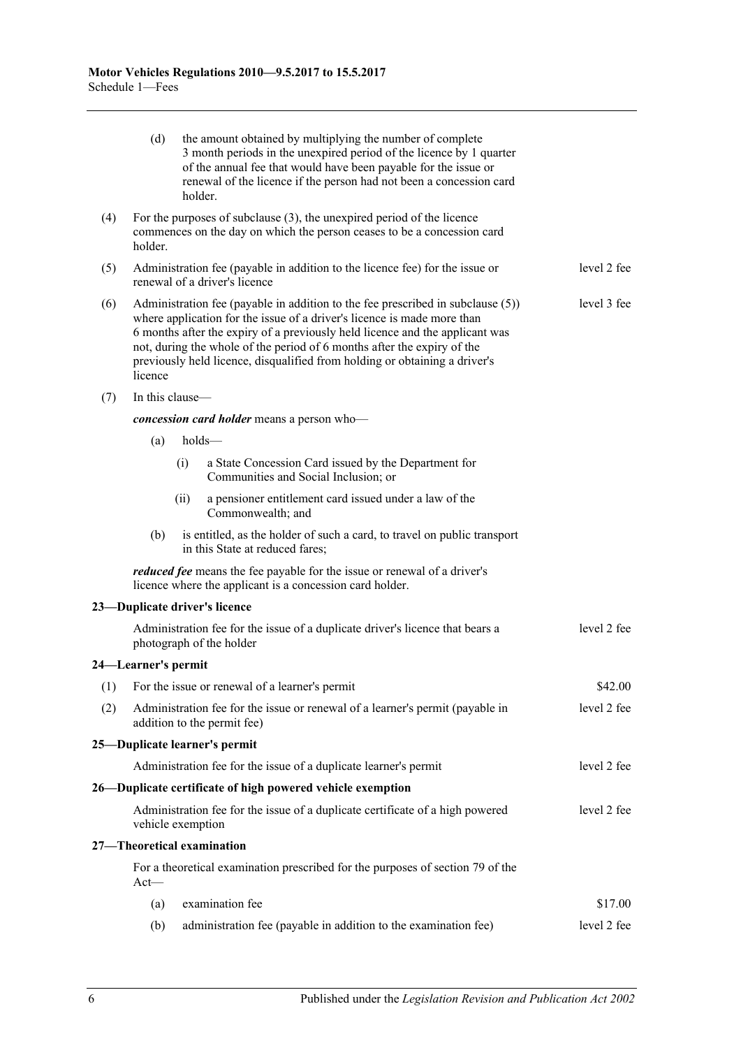(d) the amount obtained by multiplying the number of complete 3 month periods in the unexpired period of the licence by 1 quarter of the annual fee that would have been payable for the issue or renewal of the licence if the person had not been a concession card holder.

(4) For the purposes of subclause (3), the unexpired period of the licence commences on the day on which the person ceases to be a concession card holder.

| | | |
|---|---|---|
| (5) | Administration fee (payable in addition to the licence fee) for the issue or renewal of a driver's licence | level 2 fee |
| (6) | Administration fee (payable in addition to the fee prescribed in subclause (5)) where application for the issue of a driver's licence is made more than 6 months after the expiry of a previously held licence and the applicant was not, during the whole of the period of 6 months after the expiry of the previously held licence, disqualified from holding or obtaining a driver's licence | level 3 fee |

(7) In this clause—

***concession card holder*** means a person who—

- (a) holds—
  - (i) a State Concession Card issued by the Department for Communities and Social Inclusion; or
  - (ii) a pensioner entitlement card issued under a law of the Commonwealth; and
- (b) is entitled, as the holder of such a card, to travel on public transport in this State at reduced fares;

***reduced fee*** means the fee payable for the issue or renewal of a driver's licence where the applicant is a concession card holder.

### 23—Duplicate driver's licence

| | |
|---|---|
| Administration fee for the issue of a duplicate driver's licence that bears a photograph of the holder | level 2 fee |

### 24—Learner's permit

| | | |
|---|---|---|
| (1) | For the issue or renewal of a learner's permit | $42.00 |
| (2) | Administration fee for the issue or renewal of a learner's permit (payable in addition to the permit fee) | level 2 fee |

### 25—Duplicate learner's permit

| | |
|---|---|
| Administration fee for the issue of a duplicate learner's permit | level 2 fee |

### 26—Duplicate certificate of high powered vehicle exemption

| | |
|---|---|
| Administration fee for the issue of a duplicate certificate of a high powered vehicle exemption | level 2 fee |

### 27—Theoretical examination

For a theoretical examination prescribed for the purposes of section 79 of the Act—

| | | |
|---|---|---|
| (a) | examination fee | $17.00 |
| (b) | administration fee (payable in addition to the examination fee) | level 2 fee |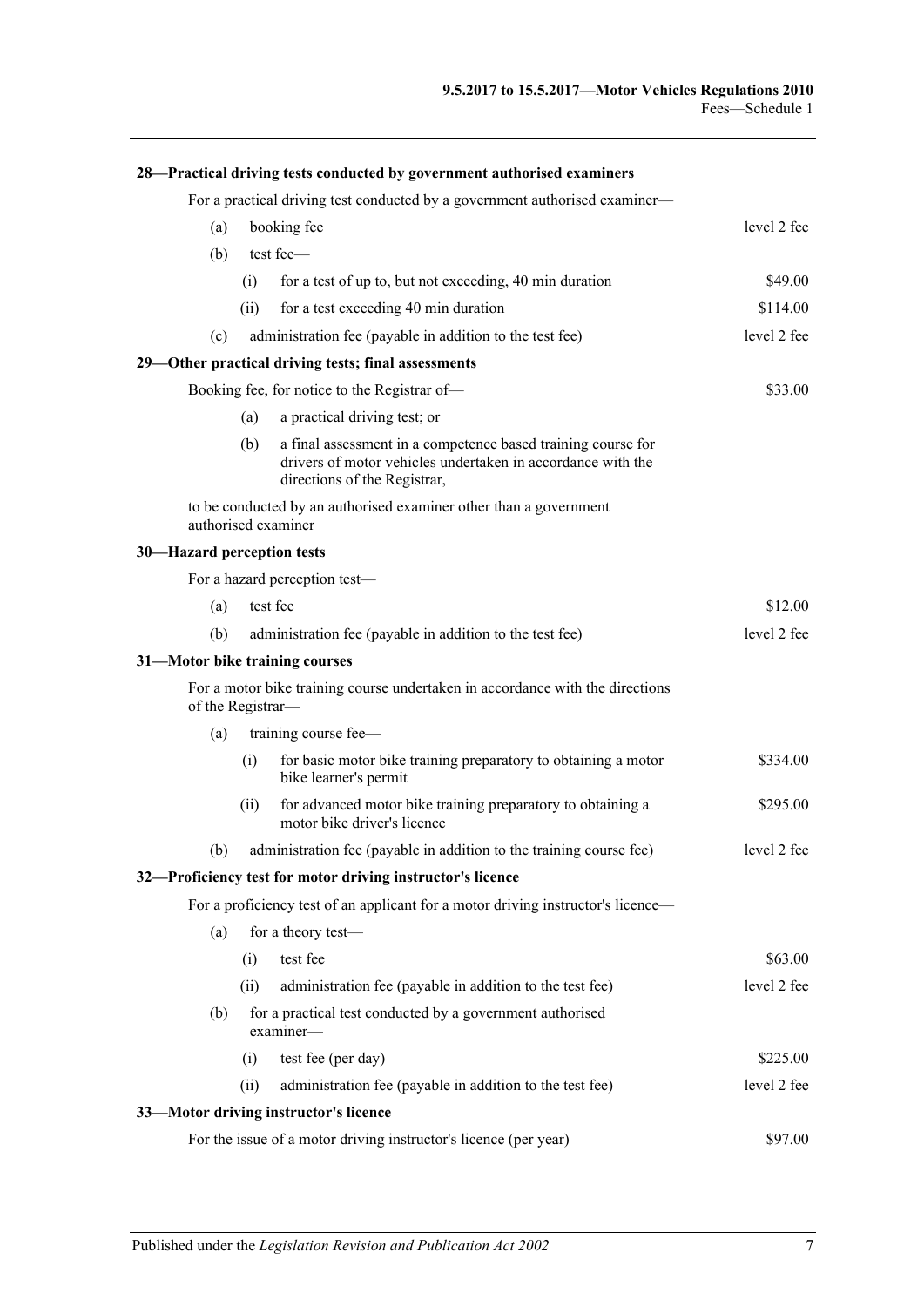**28—Practical driving tests conducted by government authorised examiners**

For a practical driving test conducted by a government authorised examiner—

| | | |
|---|---|---|
| (a) | booking fee | level 2 fee |
| (b) | test fee— | |
| | (i) for a test of up to, but not exceeding, 40 min duration | $49.00 |
| | (ii) for a test exceeding 40 min duration | $114.00 |
| (c) | administration fee (payable in addition to the test fee) | level 2 fee |

**29—Other practical driving tests; final assessments**

Booking fee, for notice to the Registrar of— $33.00

(a) a practical driving test; or

(b) a final assessment in a competence based training course for drivers of motor vehicles undertaken in accordance with the directions of the Registrar,

to be conducted by an authorised examiner other than a government authorised examiner

**30—Hazard perception tests**

For a hazard perception test—

| | | |
|---|---|---|
| (a) | test fee | $12.00 |
| (b) | administration fee (payable in addition to the test fee) | level 2 fee |

**31—Motor bike training courses**

For a motor bike training course undertaken in accordance with the directions of the Registrar—

| | | |
|---|---|---|
| (a) | training course fee— | |
| | (i) for basic motor bike training preparatory to obtaining a motor bike learner's permit | $334.00 |
| | (ii) for advanced motor bike training preparatory to obtaining a motor bike driver's licence | $295.00 |
| (b) | administration fee (payable in addition to the training course fee) | level 2 fee |

**32—Proficiency test for motor driving instructor's licence**

For a proficiency test of an applicant for a motor driving instructor's licence—

| | | |
|---|---|---|
| (a) | for a theory test— | |
| | (i) test fee | $63.00 |
| | (ii) administration fee (payable in addition to the test fee) | level 2 fee |
| (b) | for a practical test conducted by a government authorised examiner— | |
| | (i) test fee (per day) | $225.00 |
| | (ii) administration fee (payable in addition to the test fee) | level 2 fee |

**33—Motor driving instructor's licence**

For the issue of a motor driving instructor's licence (per year) $97.00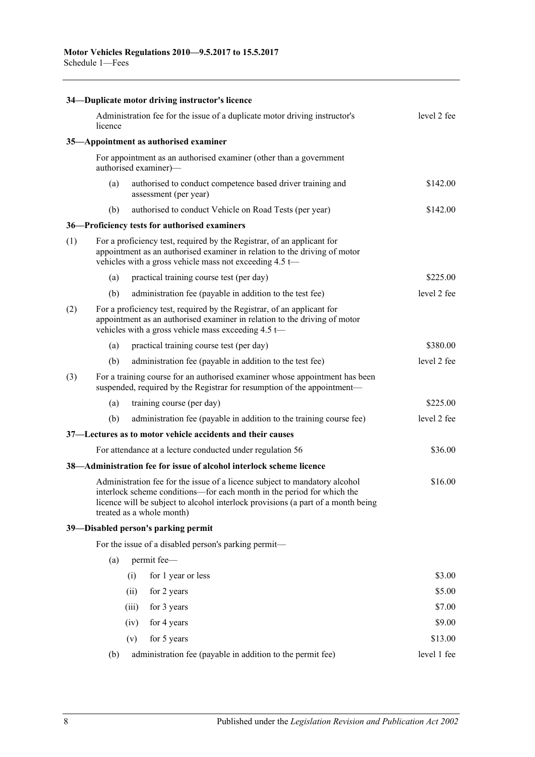**34—Duplicate motor driving instructor's licence**

| | |
|---|---|
| Administration fee for the issue of a duplicate motor driving instructor's licence | level 2 fee |

**35—Appointment as authorised examiner**

For appointment as an authorised examiner (other than a government authorised examiner)—

| | | |
|---|---|---|
| (a) | authorised to conduct competence based driver training and assessment (per year) | $142.00 |
| (b) | authorised to conduct Vehicle on Road Tests (per year) | $142.00 |

**36—Proficiency tests for authorised examiners**

(1) For a proficiency test, required by the Registrar, of an applicant for appointment as an authorised examiner in relation to the driving of motor vehicles with a gross vehicle mass not exceeding 4.5 t—

| | | |
|---|---|---|
| (a) | practical training course test (per day) | $225.00 |
| (b) | administration fee (payable in addition to the test fee) | level 2 fee |

(2) For a proficiency test, required by the Registrar, of an applicant for appointment as an authorised examiner in relation to the driving of motor vehicles with a gross vehicle mass exceeding 4.5 t—

| | | |
|---|---|---|
| (a) | practical training course test (per day) | $380.00 |
| (b) | administration fee (payable in addition to the test fee) | level 2 fee |

(3) For a training course for an authorised examiner whose appointment has been suspended, required by the Registrar for resumption of the appointment—

| | | |
|---|---|---|
| (a) | training course (per day) | $225.00 |
| (b) | administration fee (payable in addition to the training course fee) | level 2 fee |

**37—Lectures as to motor vehicle accidents and their causes**

| | |
|---|---|
| For attendance at a lecture conducted under regulation 56 | $36.00 |

**38—Administration fee for issue of alcohol interlock scheme licence**

| | |
|---|---|
| Administration fee for the issue of a licence subject to mandatory alcohol interlock scheme conditions—for each month in the period for which the licence will be subject to alcohol interlock provisions (a part of a month being treated as a whole month) | $16.00 |

**39—Disabled person's parking permit**

For the issue of a disabled person's parking permit—

(a) permit fee—

| | | |
|---|---|---|
| (i) | for 1 year or less | $3.00 |
| (ii) | for 2 years | $5.00 |
| (iii) | for 3 years | $7.00 |
| (iv) | for 4 years | $9.00 |
| (v) | for 5 years | $13.00 |

| | | |
|---|---|---|
| (b) | administration fee (payable in addition to the permit fee) | level 1 fee |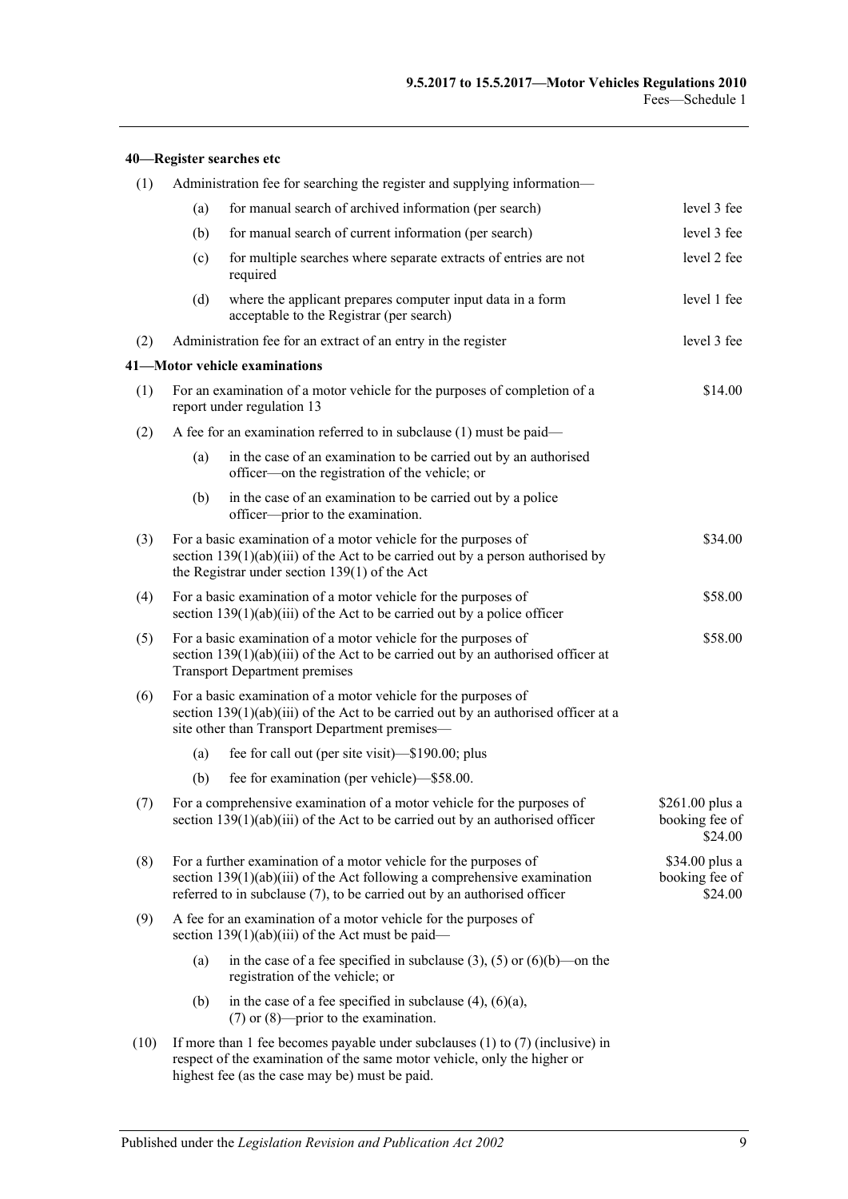#### 40—Register searches etc

(1) Administration fee for searching the register and supplying information—

(a) for manual search of archived information (per search) — level 3 fee

(b) for manual search of current information (per search) — level 3 fee

(c) for multiple searches where separate extracts of entries are not required — level 2 fee

(d) where the applicant prepares computer input data in a form acceptable to the Registrar (per search) — level 1 fee

(2) Administration fee for an extract of an entry in the register — level 3 fee

#### 41—Motor vehicle examinations

(1) For an examination of a motor vehicle for the purposes of completion of a report under regulation 13 — $14.00

(2) A fee for an examination referred to in subclause (1) must be paid—

(a) in the case of an examination to be carried out by an authorised officer—on the registration of the vehicle; or

(b) in the case of an examination to be carried out by a police officer—prior to the examination.

(3) For a basic examination of a motor vehicle for the purposes of section 139(1)(ab)(iii) of the Act to be carried out by a person authorised by the Registrar under section 139(1) of the Act — $34.00

(4) For a basic examination of a motor vehicle for the purposes of section 139(1)(ab)(iii) of the Act to be carried out by a police officer — $58.00

(5) For a basic examination of a motor vehicle for the purposes of section 139(1)(ab)(iii) of the Act to be carried out by an authorised officer at Transport Department premises — $58.00

(6) For a basic examination of a motor vehicle for the purposes of section 139(1)(ab)(iii) of the Act to be carried out by an authorised officer at a site other than Transport Department premises—

(a) fee for call out (per site visit)—$190.00; plus

(b) fee for examination (per vehicle)—$58.00.

(7) For a comprehensive examination of a motor vehicle for the purposes of section 139(1)(ab)(iii) of the Act to be carried out by an authorised officer — $261.00 plus a booking fee of $24.00

(8) For a further examination of a motor vehicle for the purposes of section 139(1)(ab)(iii) of the Act following a comprehensive examination referred to in subclause (7), to be carried out by an authorised officer — $34.00 plus a booking fee of $24.00

(9) A fee for an examination of a motor vehicle for the purposes of section 139(1)(ab)(iii) of the Act must be paid—

(a) in the case of a fee specified in subclause (3), (5) or (6)(b)—on the registration of the vehicle; or

(b) in the case of a fee specified in subclause (4), (6)(a), (7) or (8)—prior to the examination.

(10) If more than 1 fee becomes payable under subclauses (1) to (7) (inclusive) in respect of the examination of the same motor vehicle, only the higher or highest fee (as the case may be) must be paid.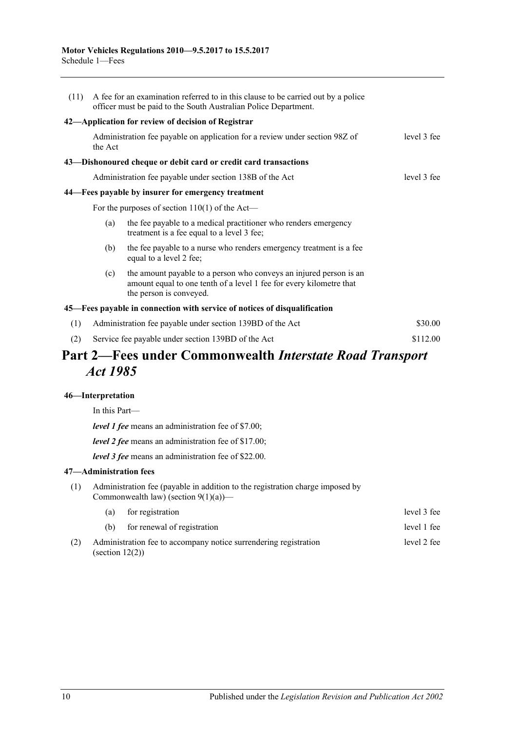(11) A fee for an examination referred to in this clause to be carried out by a police officer must be paid to the South Australian Police Department.

**42—Application for review of decision of Registrar**

Administration fee payable on application for a review under section 98Z of the Act — level 3 fee

**43—Dishonoured cheque or debit card or credit card transactions**

Administration fee payable under section 138B of the Act — level 3 fee

**44—Fees payable by insurer for emergency treatment**

For the purposes of section 110(1) of the Act—

(a) the fee payable to a medical practitioner who renders emergency treatment is a fee equal to a level 3 fee;

(b) the fee payable to a nurse who renders emergency treatment is a fee equal to a level 2 fee;

(c) the amount payable to a person who conveys an injured person is an amount equal to one tenth of a level 1 fee for every kilometre that the person is conveyed.

**45—Fees payable in connection with service of notices of disqualification**

| | | |
|---|---|---|
| (1) | Administration fee payable under section 139BD of the Act | $30.00 |
| (2) | Service fee payable under section 139BD of the Act | $112.00 |

# Part 2—Fees under Commonwealth *Interstate Road Transport Act 1985*

**46—Interpretation**

In this Part—

***level 1 fee*** means an administration fee of $7.00;

***level 2 fee*** means an administration fee of $17.00;

***level 3 fee*** means an administration fee of $22.00.

**47—Administration fees**

(1) Administration fee (payable in addition to the registration charge imposed by Commonwealth law) (section 9(1)(a))—

| | | |
|---|---|---|
| (a) | for registration | level 3 fee |
| (b) | for renewal of registration | level 1 fee |

(2) Administration fee to accompany notice surrendering registration (section 12(2)) — level 2 fee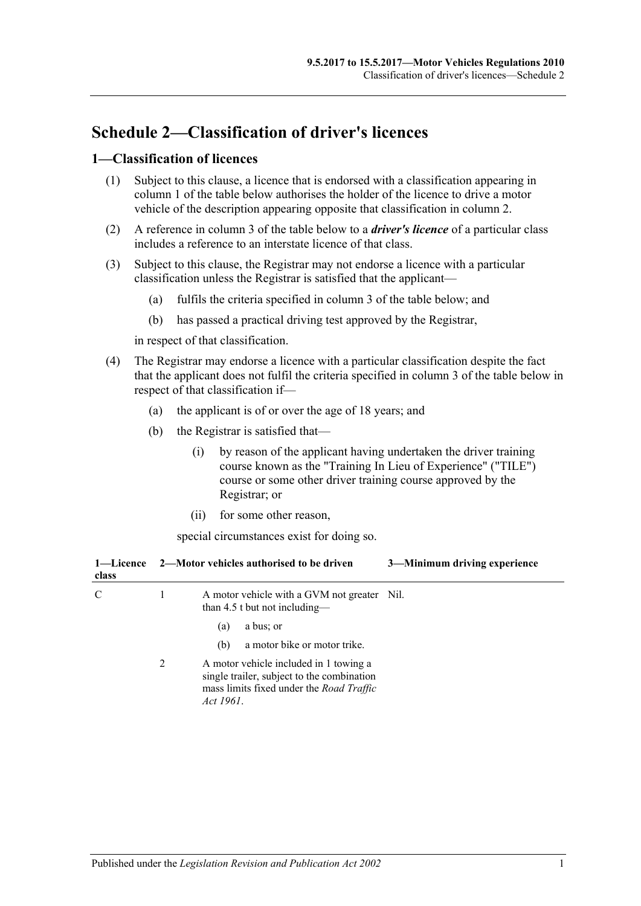# Schedule 2—Classification of driver's licences

## 1—Classification of licences

(1) Subject to this clause, a licence that is endorsed with a classification appearing in column 1 of the table below authorises the holder of the licence to drive a motor vehicle of the description appearing opposite that classification in column 2.

(2) A reference in column 3 of the table below to a ***driver's licence*** of a particular class includes a reference to an interstate licence of that class.

(3) Subject to this clause, the Registrar may not endorse a licence with a particular classification unless the Registrar is satisfied that the applicant—

(a) fulfils the criteria specified in column 3 of the table below; and

(b) has passed a practical driving test approved by the Registrar,

in respect of that classification.

(4) The Registrar may endorse a licence with a particular classification despite the fact that the applicant does not fulfil the criteria specified in column 3 of the table below in respect of that classification if—

(a) the applicant is of or over the age of 18 years; and

(b) the Registrar is satisfied that—

(i) by reason of the applicant having undertaken the driver training course known as the "Training In Lieu of Experience" ("TILE") course or some other driver training course approved by the Registrar; or

(ii) for some other reason,

special circumstances exist for doing so.

| 1—Licence class | 2—Motor vehicles authorised to be driven | | 3—Minimum driving experience |
|---|---|---|---|
| C | 1 | A motor vehicle with a GVM not greater than 4.5 t but not including—<br>(a) a bus; or<br>(b) a motor bike or motor trike. | Nil. |
| | 2 | A motor vehicle included in 1 towing a single trailer, subject to the combination mass limits fixed under the *Road Traffic Act 1961*. | |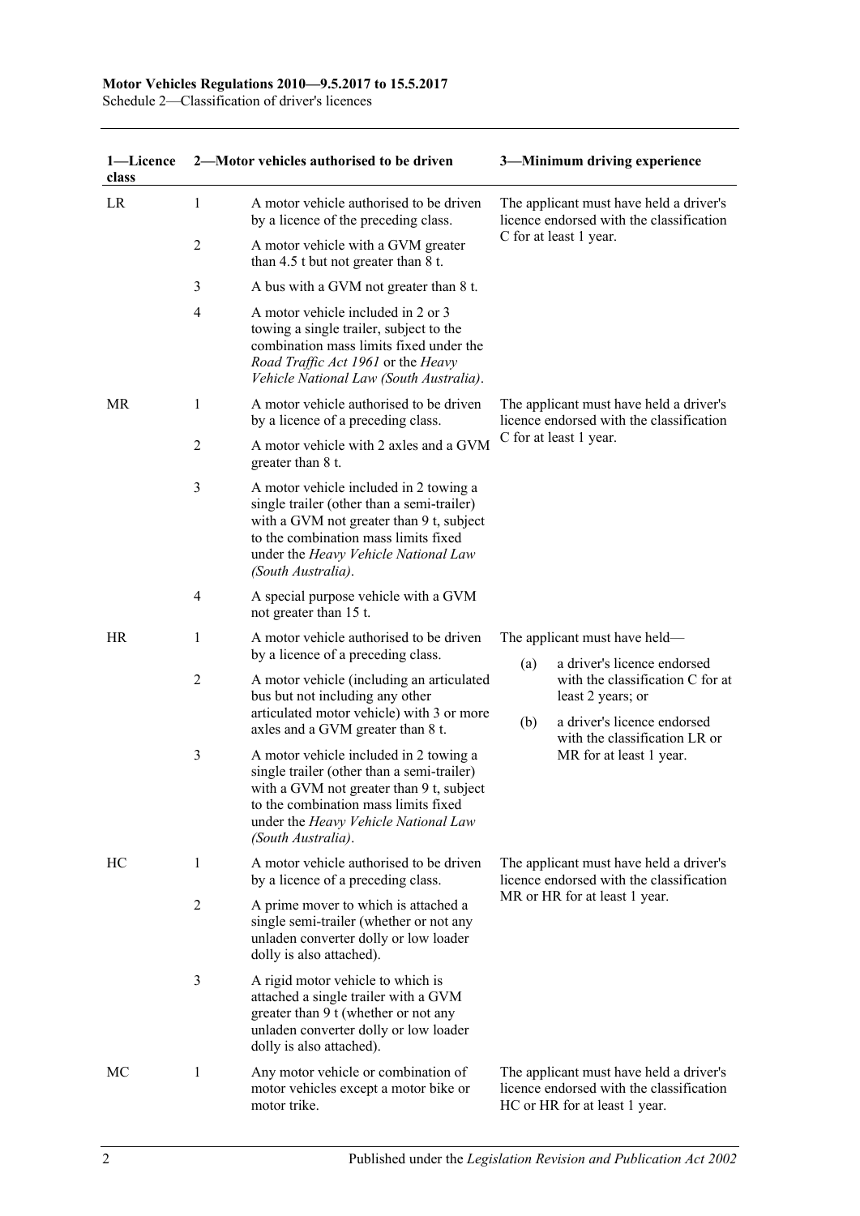| 1—Licence class | 2—Motor vehicles authorised to be driven | | 3—Minimum driving experience |
|---|---|---|---|
| LR | 1 | A motor vehicle authorised to be driven by a licence of the preceding class. | The applicant must have held a driver's licence endorsed with the classification C for at least 1 year. |
| | 2 | A motor vehicle with a GVM greater than 4.5 t but not greater than 8 t. | |
| | 3 | A bus with a GVM not greater than 8 t. | |
| | 4 | A motor vehicle included in 2 or 3 towing a single trailer, subject to the combination mass limits fixed under the *Road Traffic Act 1961* or the *Heavy Vehicle National Law (South Australia)*. | |
| MR | 1 | A motor vehicle authorised to be driven by a licence of a preceding class. | The applicant must have held a driver's licence endorsed with the classification C for at least 1 year. |
| | 2 | A motor vehicle with 2 axles and a GVM greater than 8 t. | |
| | 3 | A motor vehicle included in 2 towing a single trailer (other than a semi-trailer) with a GVM not greater than 9 t, subject to the combination mass limits fixed under the *Heavy Vehicle National Law (South Australia)*. | |
| | 4 | A special purpose vehicle with a GVM not greater than 15 t. | |
| HR | 1 | A motor vehicle authorised to be driven by a licence of a preceding class. | The applicant must have held—<br>(a) a driver's licence endorsed with the classification C for at least 2 years; or<br>(b) a driver's licence endorsed with the classification LR or MR for at least 1 year. |
| | 2 | A motor vehicle (including an articulated bus but not including any other articulated motor vehicle) with 3 or more axles and a GVM greater than 8 t. | |
| | 3 | A motor vehicle included in 2 towing a single trailer (other than a semi-trailer) with a GVM not greater than 9 t, subject to the combination mass limits fixed under the *Heavy Vehicle National Law (South Australia)*. | |
| HC | 1 | A motor vehicle authorised to be driven by a licence of a preceding class. | The applicant must have held a driver's licence endorsed with the classification MR or HR for at least 1 year. |
| | 2 | A prime mover to which is attached a single semi-trailer (whether or not any unladen converter dolly or low loader dolly is also attached). | |
| | 3 | A rigid motor vehicle to which is attached a single trailer with a GVM greater than 9 t (whether or not any unladen converter dolly or low loader dolly is also attached). | |
| MC | 1 | Any motor vehicle or combination of motor vehicles except a motor bike or motor trike. | The applicant must have held a driver's licence endorsed with the classification HC or HR for at least 1 year. |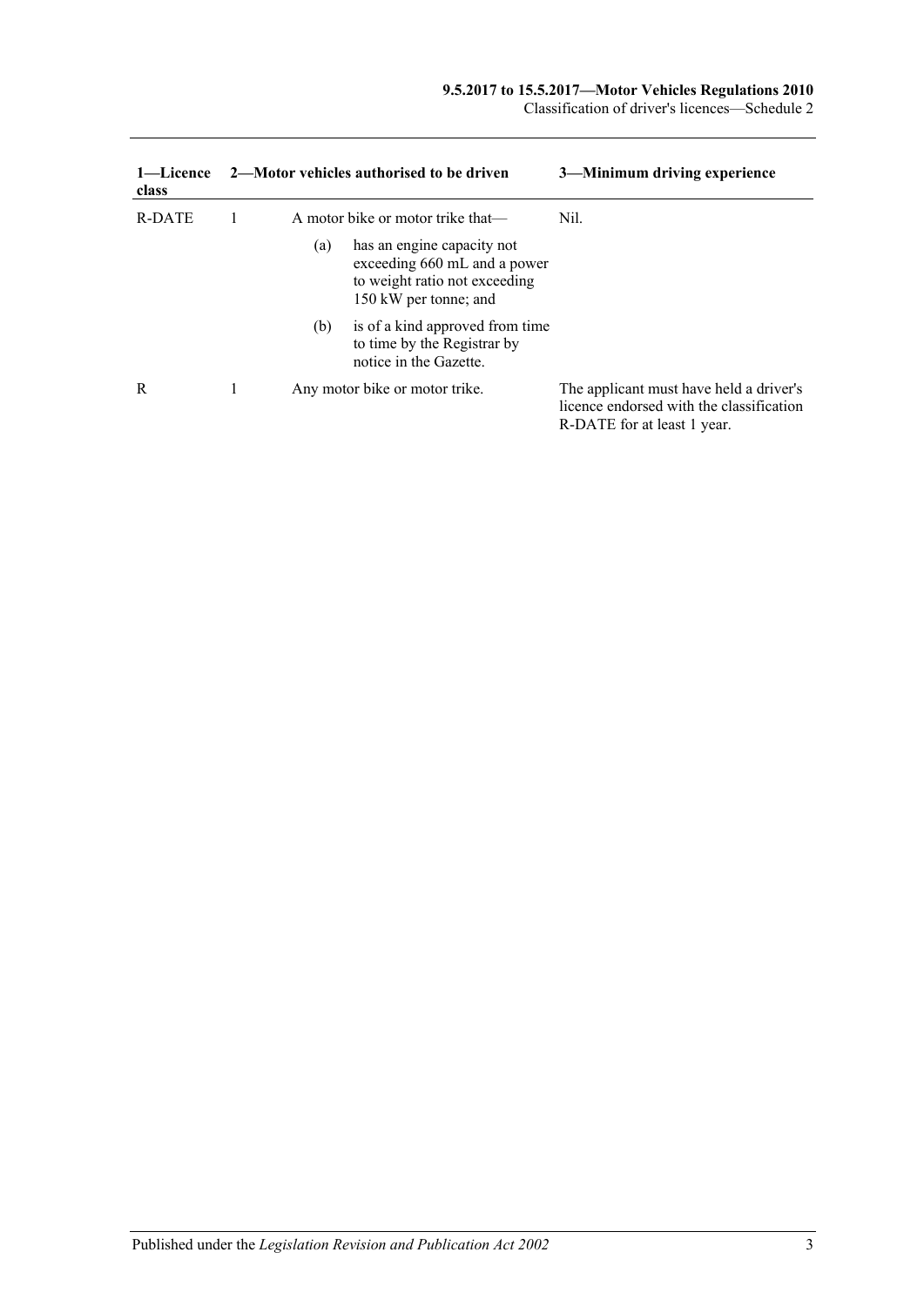| 1—Licence class | 2—Motor vehicles authorised to be driven | 3—Minimum driving experience |
| --- | --- | --- |
| R-DATE | 1 A motor bike or motor trike that—<br>(a) has an engine capacity not exceeding 660 mL and a power to weight ratio not exceeding 150 kW per tonne; and<br>(b) is of a kind approved from time to time by the Registrar by notice in the Gazette. | Nil. |
| R | 1 Any motor bike or motor trike. | The applicant must have held a driver's licence endorsed with the classification R-DATE for at least 1 year. |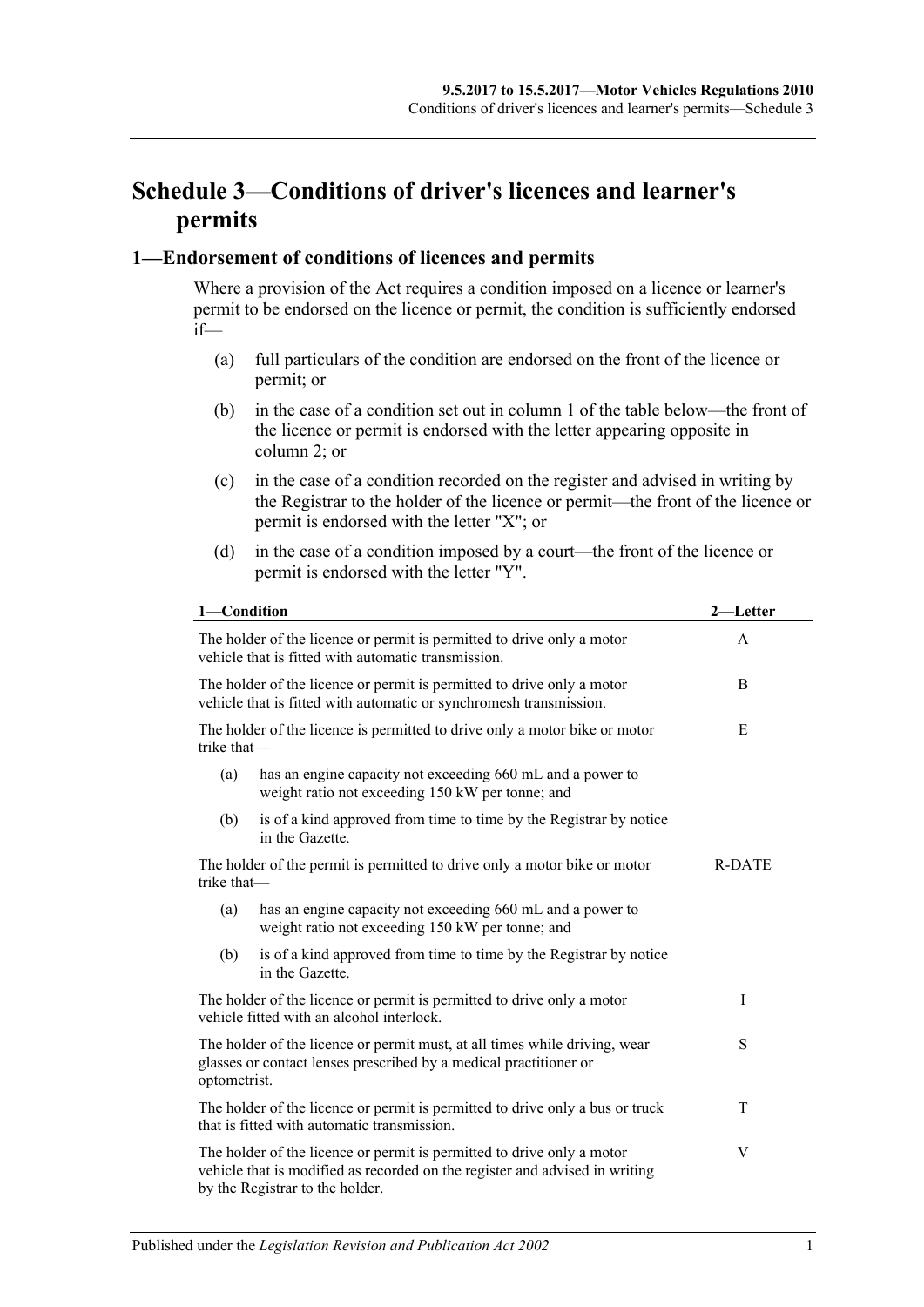# Schedule 3—Conditions of driver's licences and learner's permits

## 1—Endorsement of conditions of licences and permits

Where a provision of the Act requires a condition imposed on a licence or learner's permit to be endorsed on the licence or permit, the condition is sufficiently endorsed if—

(a) full particulars of the condition are endorsed on the front of the licence or permit; or

(b) in the case of a condition set out in column 1 of the table below—the front of the licence or permit is endorsed with the letter appearing opposite in column 2; or

(c) in the case of a condition recorded on the register and advised in writing by the Registrar to the holder of the licence or permit—the front of the licence or permit is endorsed with the letter "X"; or

(d) in the case of a condition imposed by a court—the front of the licence or permit is endorsed with the letter "Y".

| 1—Condition | 2—Letter |
|---|---|
| The holder of the licence or permit is permitted to drive only a motor vehicle that is fitted with automatic transmission. | A |
| The holder of the licence or permit is permitted to drive only a motor vehicle that is fitted with automatic or synchromesh transmission. | B |
| The holder of the licence is permitted to drive only a motor bike or motor trike that—<br>(a) has an engine capacity not exceeding 660 mL and a power to weight ratio not exceeding 150 kW per tonne; and<br>(b) is of a kind approved from time to time by the Registrar by notice in the Gazette. | E |
| The holder of the permit is permitted to drive only a motor bike or motor trike that—<br>(a) has an engine capacity not exceeding 660 mL and a power to weight ratio not exceeding 150 kW per tonne; and<br>(b) is of a kind approved from time to time by the Registrar by notice in the Gazette. | R-DATE |
| The holder of the licence or permit is permitted to drive only a motor vehicle fitted with an alcohol interlock. | I |
| The holder of the licence or permit must, at all times while driving, wear glasses or contact lenses prescribed by a medical practitioner or optometrist. | S |
| The holder of the licence or permit is permitted to drive only a bus or truck that is fitted with automatic transmission. | T |
| The holder of the licence or permit is permitted to drive only a motor vehicle that is modified as recorded on the register and advised in writing by the Registrar to the holder. | V |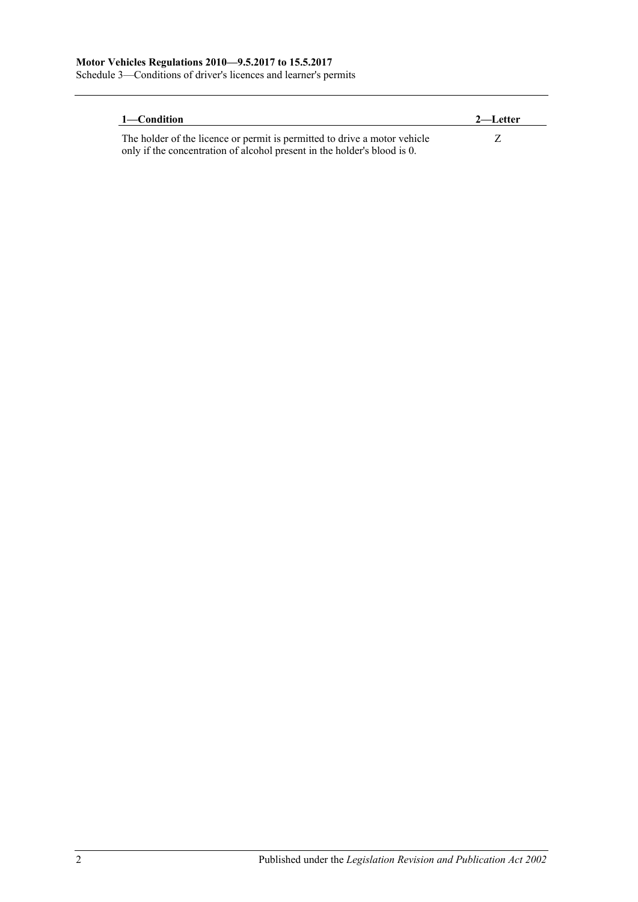| 1—Condition | 2—Letter |
|---|---|
| The holder of the licence or permit is permitted to drive a motor vehicle only if the concentration of alcohol present in the holder's blood is 0. | Z |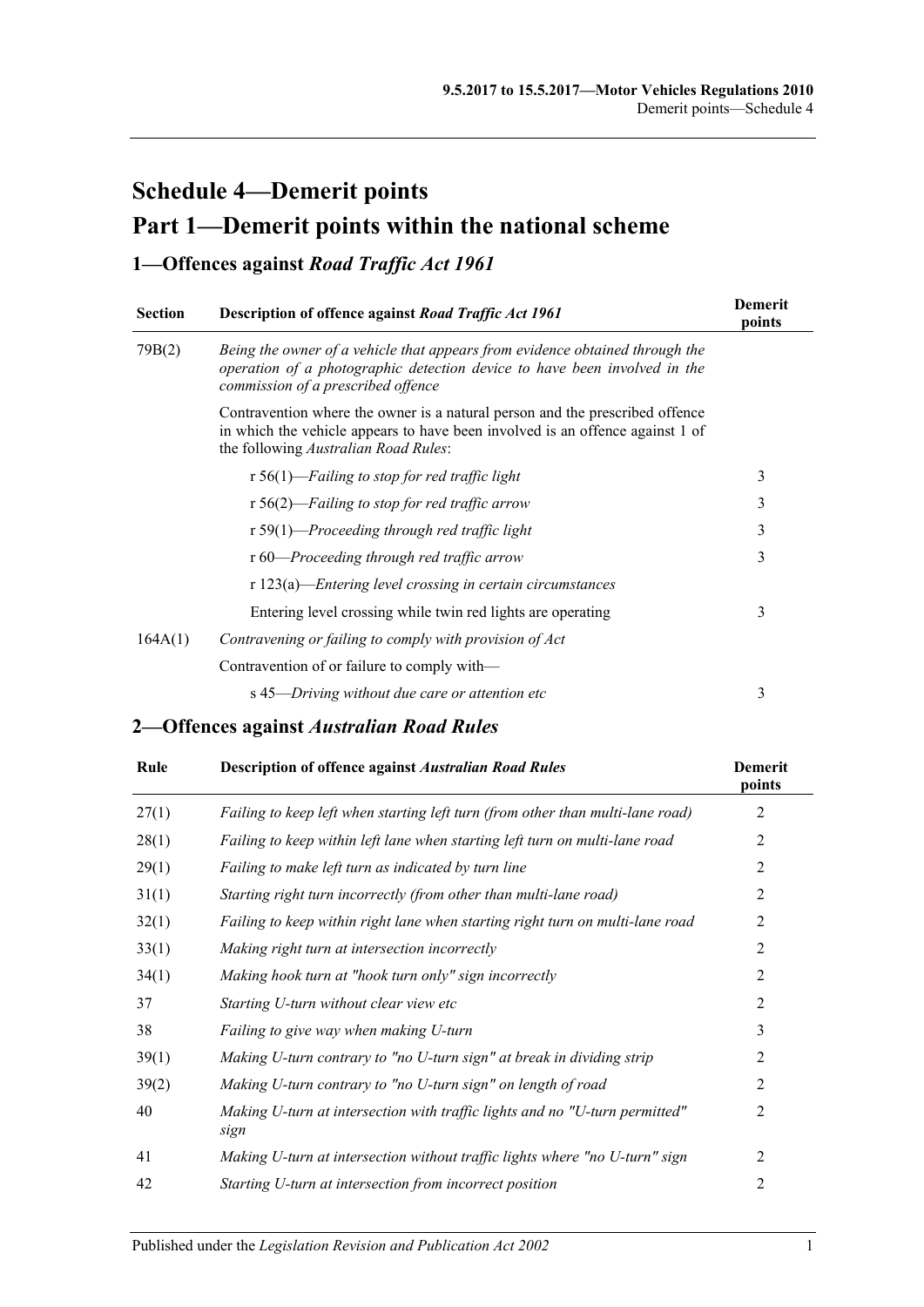# Schedule 4—Demerit points

## Part 1—Demerit points within the national scheme

### 1—Offences against *Road Traffic Act 1961*

| Section | Description of offence against *Road Traffic Act 1961* | Demerit points |
|---|---|---|
| 79B(2) | *Being the owner of a vehicle that appears from evidence obtained through the operation of a photographic detection device to have been involved in the commission of a prescribed offence* | |
| | Contravention where the owner is a natural person and the prescribed offence in which the vehicle appears to have been involved is an offence against 1 of the following *Australian Road Rules*: | |
| | r 56(1)—*Failing to stop for red traffic light* | 3 |
| | r 56(2)—*Failing to stop for red traffic arrow* | 3 |
| | r 59(1)—*Proceeding through red traffic light* | 3 |
| | r 60—*Proceeding through red traffic arrow* | 3 |
| | r 123(a)—*Entering level crossing in certain circumstances* | |
| | Entering level crossing while twin red lights are operating | 3 |
| 164A(1) | *Contravening or failing to comply with provision of Act* | |
| | Contravention of or failure to comply with— | |
| | s 45—*Driving without due care or attention etc* | 3 |

### 2—Offences against *Australian Road Rules*

| Rule | Description of offence against *Australian Road Rules* | Demerit points |
|---|---|---|
| 27(1) | *Failing to keep left when starting left turn (from other than multi-lane road)* | 2 |
| 28(1) | *Failing to keep within left lane when starting left turn on multi-lane road* | 2 |
| 29(1) | *Failing to make left turn as indicated by turn line* | 2 |
| 31(1) | *Starting right turn incorrectly (from other than multi-lane road)* | 2 |
| 32(1) | *Failing to keep within right lane when starting right turn on multi-lane road* | 2 |
| 33(1) | *Making right turn at intersection incorrectly* | 2 |
| 34(1) | *Making hook turn at "hook turn only" sign incorrectly* | 2 |
| 37 | *Starting U-turn without clear view etc* | 2 |
| 38 | *Failing to give way when making U-turn* | 3 |
| 39(1) | *Making U-turn contrary to "no U-turn sign" at break in dividing strip* | 2 |
| 39(2) | *Making U-turn contrary to "no U-turn sign" on length of road* | 2 |
| 40 | *Making U-turn at intersection with traffic lights and no "U-turn permitted" sign* | 2 |
| 41 | *Making U-turn at intersection without traffic lights where "no U-turn" sign* | 2 |
| 42 | *Starting U-turn at intersection from incorrect position* | 2 |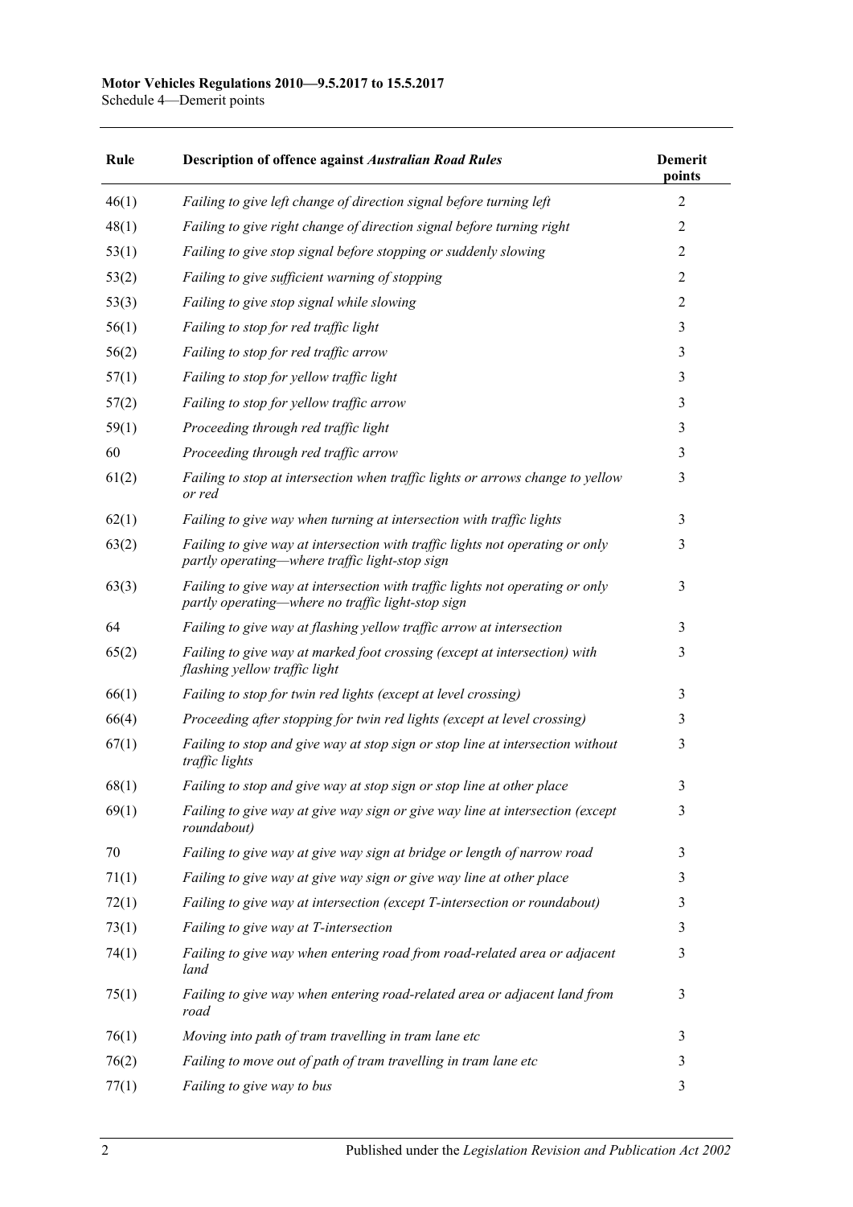| Rule | Description of offence against *Australian Road Rules* | Demerit points |
|---|---|---|
| 46(1) | *Failing to give left change of direction signal before turning left* | 2 |
| 48(1) | *Failing to give right change of direction signal before turning right* | 2 |
| 53(1) | *Failing to give stop signal before stopping or suddenly slowing* | 2 |
| 53(2) | *Failing to give sufficient warning of stopping* | 2 |
| 53(3) | *Failing to give stop signal while slowing* | 2 |
| 56(1) | *Failing to stop for red traffic light* | 3 |
| 56(2) | *Failing to stop for red traffic arrow* | 3 |
| 57(1) | *Failing to stop for yellow traffic light* | 3 |
| 57(2) | *Failing to stop for yellow traffic arrow* | 3 |
| 59(1) | *Proceeding through red traffic light* | 3 |
| 60 | *Proceeding through red traffic arrow* | 3 |
| 61(2) | *Failing to stop at intersection when traffic lights or arrows change to yellow or red* | 3 |
| 62(1) | *Failing to give way when turning at intersection with traffic lights* | 3 |
| 63(2) | *Failing to give way at intersection with traffic lights not operating or only partly operating—where traffic light-stop sign* | 3 |
| 63(3) | *Failing to give way at intersection with traffic lights not operating or only partly operating—where no traffic light-stop sign* | 3 |
| 64 | *Failing to give way at flashing yellow traffic arrow at intersection* | 3 |
| 65(2) | *Failing to give way at marked foot crossing (except at intersection) with flashing yellow traffic light* | 3 |
| 66(1) | *Failing to stop for twin red lights (except at level crossing)* | 3 |
| 66(4) | *Proceeding after stopping for twin red lights (except at level crossing)* | 3 |
| 67(1) | *Failing to stop and give way at stop sign or stop line at intersection without traffic lights* | 3 |
| 68(1) | *Failing to stop and give way at stop sign or stop line at other place* | 3 |
| 69(1) | *Failing to give way at give way sign or give way line at intersection (except roundabout)* | 3 |
| 70 | *Failing to give way at give way sign at bridge or length of narrow road* | 3 |
| 71(1) | *Failing to give way at give way sign or give way line at other place* | 3 |
| 72(1) | *Failing to give way at intersection (except T-intersection or roundabout)* | 3 |
| 73(1) | *Failing to give way at T-intersection* | 3 |
| 74(1) | *Failing to give way when entering road from road-related area or adjacent land* | 3 |
| 75(1) | *Failing to give way when entering road-related area or adjacent land from road* | 3 |
| 76(1) | *Moving into path of tram travelling in tram lane etc* | 3 |
| 76(2) | *Failing to move out of path of tram travelling in tram lane etc* | 3 |
| 77(1) | *Failing to give way to bus* | 3 |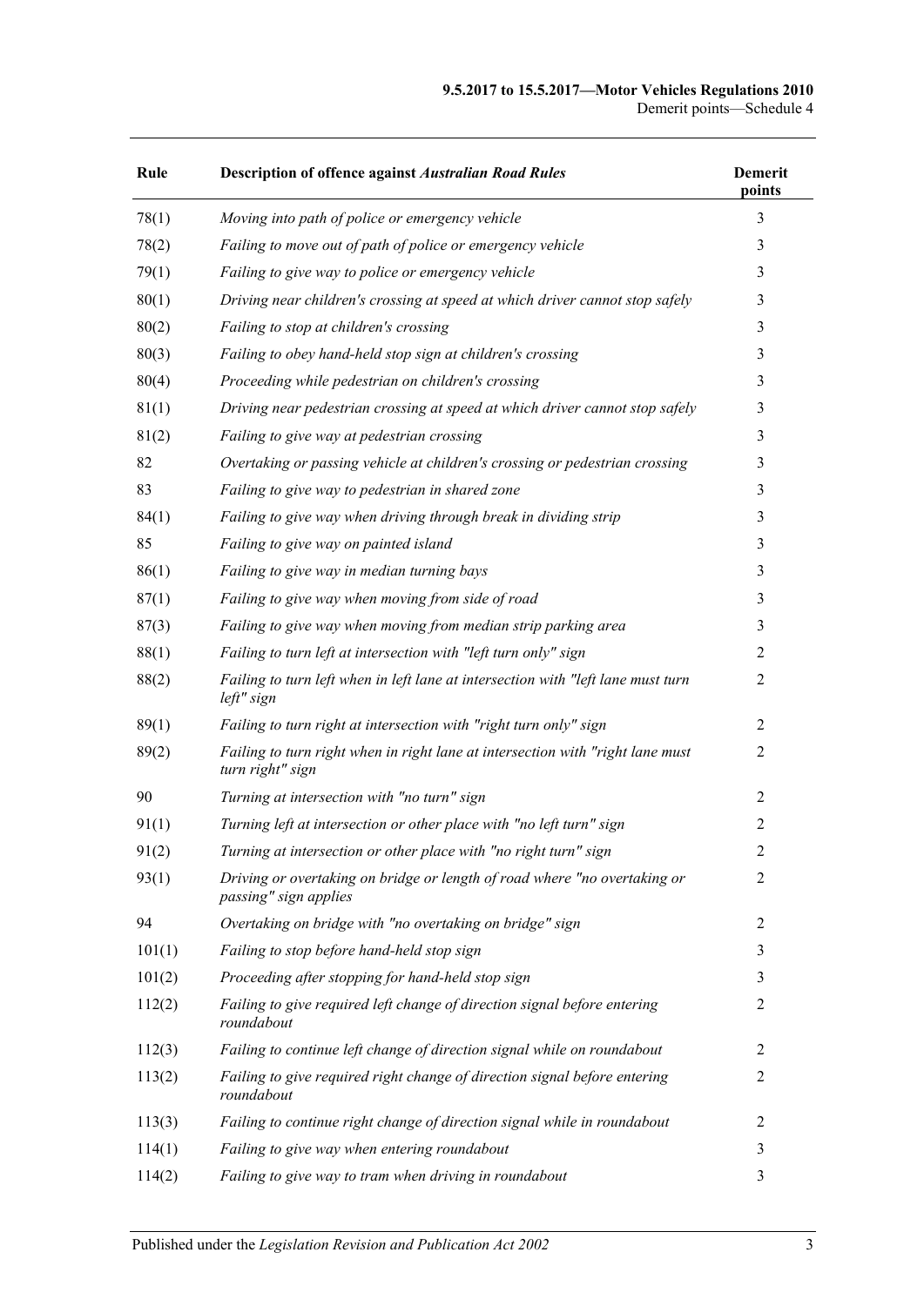| Rule | Description of offence against *Australian Road Rules* | Demerit points |
|---|---|---|
| 78(1) | *Moving into path of police or emergency vehicle* | 3 |
| 78(2) | *Failing to move out of path of police or emergency vehicle* | 3 |
| 79(1) | *Failing to give way to police or emergency vehicle* | 3 |
| 80(1) | *Driving near children's crossing at speed at which driver cannot stop safely* | 3 |
| 80(2) | *Failing to stop at children's crossing* | 3 |
| 80(3) | *Failing to obey hand-held stop sign at children's crossing* | 3 |
| 80(4) | *Proceeding while pedestrian on children's crossing* | 3 |
| 81(1) | *Driving near pedestrian crossing at speed at which driver cannot stop safely* | 3 |
| 81(2) | *Failing to give way at pedestrian crossing* | 3 |
| 82 | *Overtaking or passing vehicle at children's crossing or pedestrian crossing* | 3 |
| 83 | *Failing to give way to pedestrian in shared zone* | 3 |
| 84(1) | *Failing to give way when driving through break in dividing strip* | 3 |
| 85 | *Failing to give way on painted island* | 3 |
| 86(1) | *Failing to give way in median turning bays* | 3 |
| 87(1) | *Failing to give way when moving from side of road* | 3 |
| 87(3) | *Failing to give way when moving from median strip parking area* | 3 |
| 88(1) | *Failing to turn left at intersection with "left turn only" sign* | 2 |
| 88(2) | *Failing to turn left when in left lane at intersection with "left lane must turn left" sign* | 2 |
| 89(1) | *Failing to turn right at intersection with "right turn only" sign* | 2 |
| 89(2) | *Failing to turn right when in right lane at intersection with "right lane must turn right" sign* | 2 |
| 90 | *Turning at intersection with "no turn" sign* | 2 |
| 91(1) | *Turning left at intersection or other place with "no left turn" sign* | 2 |
| 91(2) | *Turning at intersection or other place with "no right turn" sign* | 2 |
| 93(1) | *Driving or overtaking on bridge or length of road where "no overtaking or passing" sign applies* | 2 |
| 94 | *Overtaking on bridge with "no overtaking on bridge" sign* | 2 |
| 101(1) | *Failing to stop before hand-held stop sign* | 3 |
| 101(2) | *Proceeding after stopping for hand-held stop sign* | 3 |
| 112(2) | *Failing to give required left change of direction signal before entering roundabout* | 2 |
| 112(3) | *Failing to continue left change of direction signal while on roundabout* | 2 |
| 113(2) | *Failing to give required right change of direction signal before entering roundabout* | 2 |
| 113(3) | *Failing to continue right change of direction signal while in roundabout* | 2 |
| 114(1) | *Failing to give way when entering roundabout* | 3 |
| 114(2) | *Failing to give way to tram when driving in roundabout* | 3 |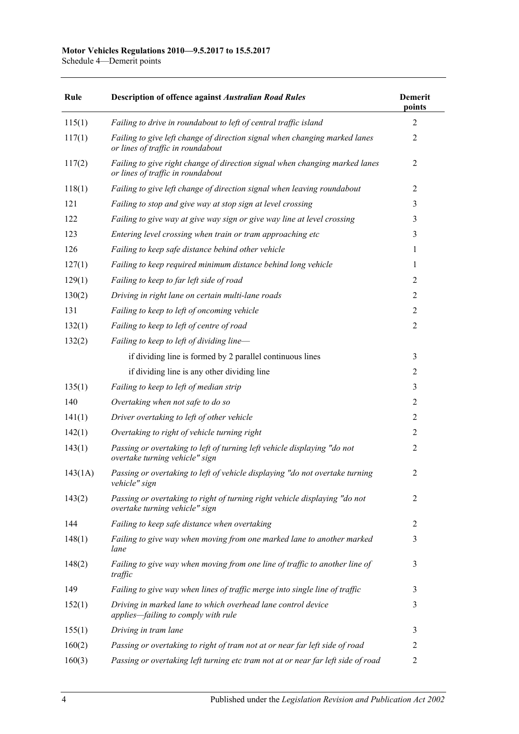| Rule | Description of offence against *Australian Road Rules* | Demerit points |
|---|---|---|
| 115(1) | *Failing to drive in roundabout to left of central traffic island* | 2 |
| 117(1) | *Failing to give left change of direction signal when changing marked lanes or lines of traffic in roundabout* | 2 |
| 117(2) | *Failing to give right change of direction signal when changing marked lanes or lines of traffic in roundabout* | 2 |
| 118(1) | *Failing to give left change of direction signal when leaving roundabout* | 2 |
| 121 | *Failing to stop and give way at stop sign at level crossing* | 3 |
| 122 | *Failing to give way at give way sign or give way line at level crossing* | 3 |
| 123 | *Entering level crossing when train or tram approaching etc* | 3 |
| 126 | *Failing to keep safe distance behind other vehicle* | 1 |
| 127(1) | *Failing to keep required minimum distance behind long vehicle* | 1 |
| 129(1) | *Failing to keep to far left side of road* | 2 |
| 130(2) | *Driving in right lane on certain multi-lane roads* | 2 |
| 131 | *Failing to keep to left of oncoming vehicle* | 2 |
| 132(1) | *Failing to keep to left of centre of road* | 2 |
| 132(2) | *Failing to keep to left of dividing line—* | |
| | if dividing line is formed by 2 parallel continuous lines | 3 |
| | if dividing line is any other dividing line | 2 |
| 135(1) | *Failing to keep to left of median strip* | 3 |
| 140 | *Overtaking when not safe to do so* | 2 |
| 141(1) | *Driver overtaking to left of other vehicle* | 2 |
| 142(1) | *Overtaking to right of vehicle turning right* | 2 |
| 143(1) | *Passing or overtaking to left of turning left vehicle displaying "do not overtake turning vehicle" sign* | 2 |
| 143(1A) | *Passing or overtaking to left of vehicle displaying "do not overtake turning vehicle" sign* | 2 |
| 143(2) | *Passing or overtaking to right of turning right vehicle displaying "do not overtake turning vehicle" sign* | 2 |
| 144 | *Failing to keep safe distance when overtaking* | 2 |
| 148(1) | *Failing to give way when moving from one marked lane to another marked lane* | 3 |
| 148(2) | *Failing to give way when moving from one line of traffic to another line of traffic* | 3 |
| 149 | *Failing to give way when lines of traffic merge into single line of traffic* | 3 |
| 152(1) | *Driving in marked lane to which overhead lane control device applies—failing to comply with rule* | 3 |
| 155(1) | *Driving in tram lane* | 3 |
| 160(2) | *Passing or overtaking to right of tram not at or near far left side of road* | 2 |
| 160(3) | *Passing or overtaking left turning etc tram not at or near far left side of road* | 2 |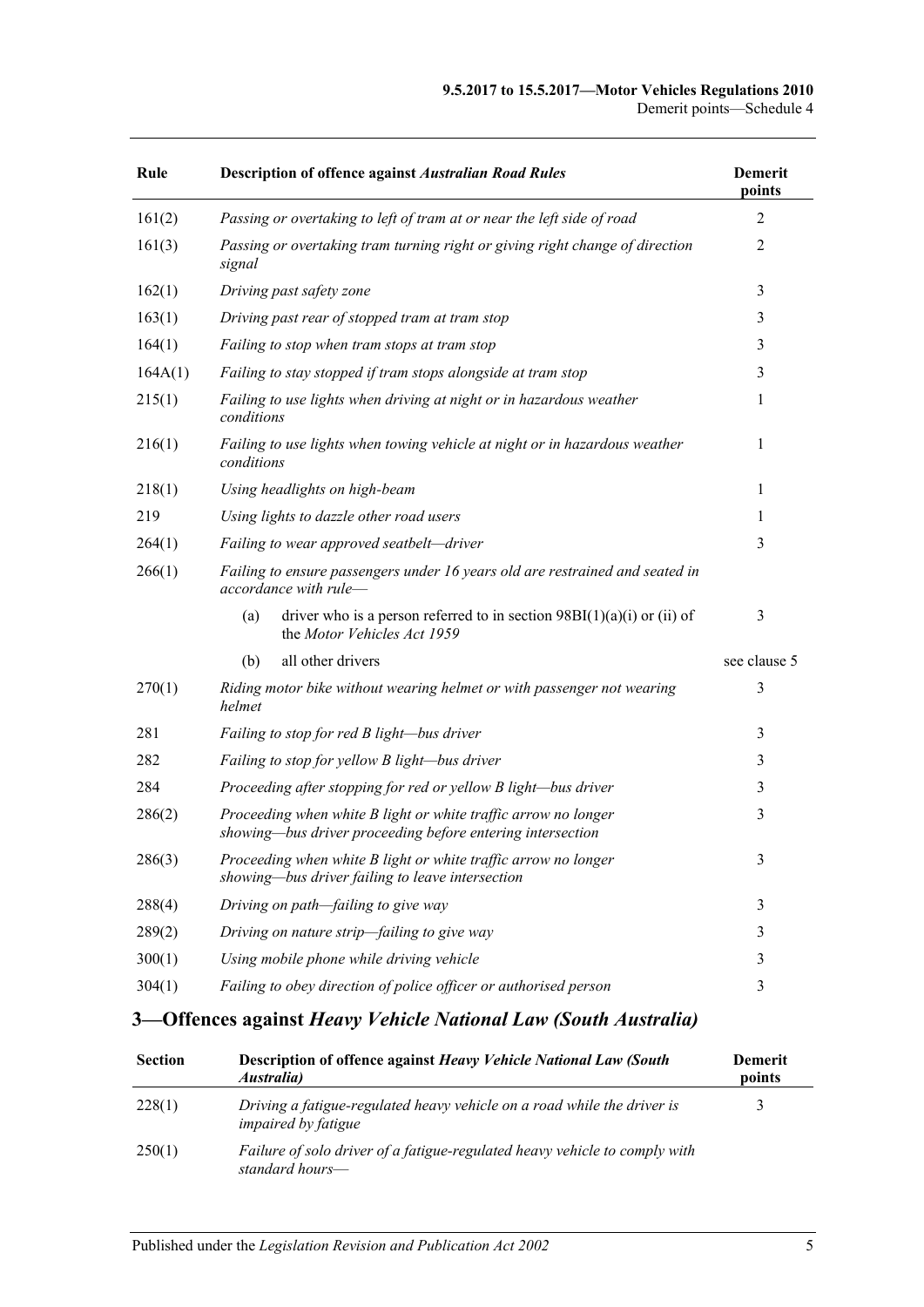| Rule | Description of offence against *Australian Road Rules* | Demerit points |
|---|---|---|
| 161(2) | *Passing or overtaking to left of tram at or near the left side of road* | 2 |
| 161(3) | *Passing or overtaking tram turning right or giving right change of direction signal* | 2 |
| 162(1) | *Driving past safety zone* | 3 |
| 163(1) | *Driving past rear of stopped tram at tram stop* | 3 |
| 164(1) | *Failing to stop when tram stops at tram stop* | 3 |
| 164A(1) | *Failing to stay stopped if tram stops alongside at tram stop* | 3 |
| 215(1) | *Failing to use lights when driving at night or in hazardous weather conditions* | 1 |
| 216(1) | *Failing to use lights when towing vehicle at night or in hazardous weather conditions* | 1 |
| 218(1) | *Using headlights on high-beam* | 1 |
| 219 | *Using lights to dazzle other road users* | 1 |
| 264(1) | *Failing to wear approved seatbelt—driver* | 3 |
| 266(1) | *Failing to ensure passengers under 16 years old are restrained and seated in accordance with rule—* | |
| | (a) driver who is a person referred to in section 98BI(1)(a)(i) or (ii) of the *Motor Vehicles Act 1959* | 3 |
| | (b) all other drivers | see clause 5 |
| 270(1) | *Riding motor bike without wearing helmet or with passenger not wearing helmet* | 3 |
| 281 | *Failing to stop for red B light—bus driver* | 3 |
| 282 | *Failing to stop for yellow B light—bus driver* | 3 |
| 284 | *Proceeding after stopping for red or yellow B light—bus driver* | 3 |
| 286(2) | *Proceeding when white B light or white traffic arrow no longer showing—bus driver proceeding before entering intersection* | 3 |
| 286(3) | *Proceeding when white B light or white traffic arrow no longer showing—bus driver failing to leave intersection* | 3 |
| 288(4) | *Driving on path—failing to give way* | 3 |
| 289(2) | *Driving on nature strip—failing to give way* | 3 |
| 300(1) | *Using mobile phone while driving vehicle* | 3 |
| 304(1) | *Failing to obey direction of police officer or authorised person* | 3 |

## 3—Offences against *Heavy Vehicle National Law (South Australia)*

| Section | Description of offence against *Heavy Vehicle National Law (South Australia)* | Demerit points |
|---|---|---|
| 228(1) | *Driving a fatigue-regulated heavy vehicle on a road while the driver is impaired by fatigue* | 3 |
| 250(1) | *Failure of solo driver of a fatigue-regulated heavy vehicle to comply with standard hours—* | |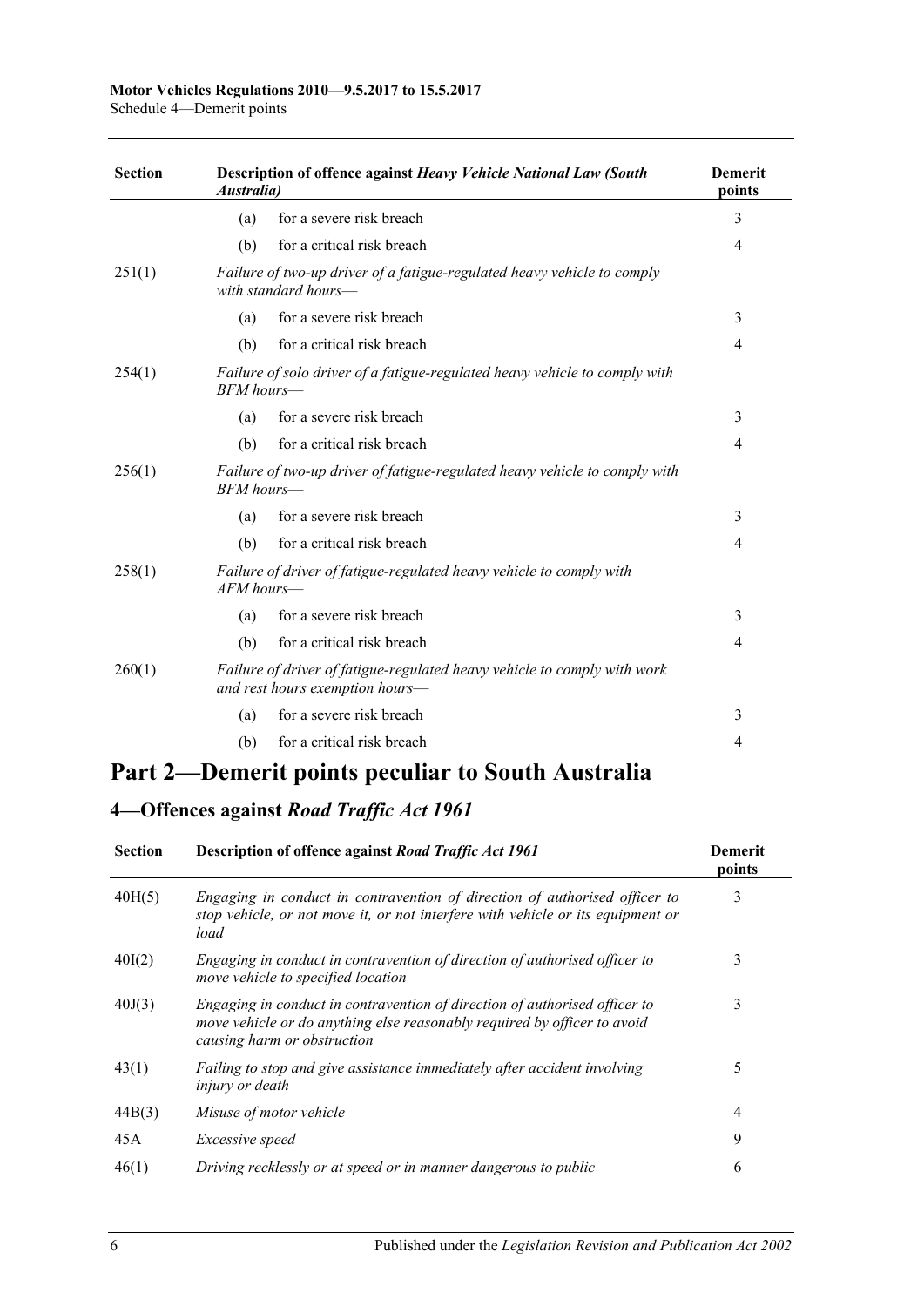| Section | Description of offence against *Heavy Vehicle National Law (South Australia)* | Demerit points |
|---|---|---|
| | (a) for a severe risk breach | 3 |
| | (b) for a critical risk breach | 4 |
| 251(1) | *Failure of two-up driver of a fatigue-regulated heavy vehicle to comply with standard hours—* | |
| | (a) for a severe risk breach | 3 |
| | (b) for a critical risk breach | 4 |
| 254(1) | *Failure of solo driver of a fatigue-regulated heavy vehicle to comply with BFM hours—* | |
| | (a) for a severe risk breach | 3 |
| | (b) for a critical risk breach | 4 |
| 256(1) | *Failure of two-up driver of fatigue-regulated heavy vehicle to comply with BFM hours—* | |
| | (a) for a severe risk breach | 3 |
| | (b) for a critical risk breach | 4 |
| 258(1) | *Failure of driver of fatigue-regulated heavy vehicle to comply with AFM hours—* | |
| | (a) for a severe risk breach | 3 |
| | (b) for a critical risk breach | 4 |
| 260(1) | *Failure of driver of fatigue-regulated heavy vehicle to comply with work and rest hours exemption hours—* | |
| | (a) for a severe risk breach | 3 |
| | (b) for a critical risk breach | 4 |

# Part 2—Demerit points peculiar to South Australia

## 4—Offences against *Road Traffic Act 1961*

| Section | Description of offence against *Road Traffic Act 1961* | Demerit points |
|---|---|---|
| 40H(5) | *Engaging in conduct in contravention of direction of authorised officer to stop vehicle, or not move it, or not interfere with vehicle or its equipment or load* | 3 |
| 40I(2) | *Engaging in conduct in contravention of direction of authorised officer to move vehicle to specified location* | 3 |
| 40J(3) | *Engaging in conduct in contravention of direction of authorised officer to move vehicle or do anything else reasonably required by officer to avoid causing harm or obstruction* | 3 |
| 43(1) | *Failing to stop and give assistance immediately after accident involving injury or death* | 5 |
| 44B(3) | *Misuse of motor vehicle* | 4 |
| 45A | *Excessive speed* | 9 |
| 46(1) | *Driving recklessly or at speed or in manner dangerous to public* | 6 |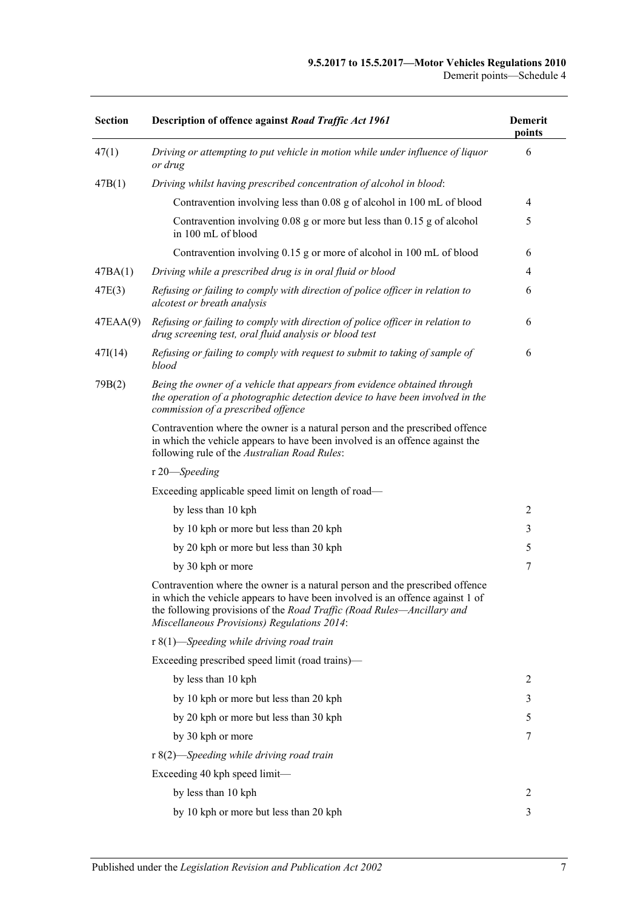| Section | Description of offence against *Road Traffic Act 1961* | Demerit points |
|---|---|---|
| 47(1) | *Driving or attempting to put vehicle in motion while under influence of liquor or drug* | 6 |
| 47B(1) | *Driving whilst having prescribed concentration of alcohol in blood*: | |
| | Contravention involving less than 0.08 g of alcohol in 100 mL of blood | 4 |
| | Contravention involving 0.08 g or more but less than 0.15 g of alcohol in 100 mL of blood | 5 |
| | Contravention involving 0.15 g or more of alcohol in 100 mL of blood | 6 |
| 47BA(1) | *Driving while a prescribed drug is in oral fluid or blood* | 4 |
| 47E(3) | *Refusing or failing to comply with direction of police officer in relation to alcotest or breath analysis* | 6 |
| 47EAA(9) | *Refusing or failing to comply with direction of police officer in relation to drug screening test, oral fluid analysis or blood test* | 6 |
| 47I(14) | *Refusing or failing to comply with request to submit to taking of sample of blood* | 6 |
| 79B(2) | *Being the owner of a vehicle that appears from evidence obtained through the operation of a photographic detection device to have been involved in the commission of a prescribed offence* | |
| | Contravention where the owner is a natural person and the prescribed offence in which the vehicle appears to have been involved is an offence against the following rule of the *Australian Road Rules*: | |
| | r 20—*Speeding* | |
| | Exceeding applicable speed limit on length of road— | |
| | by less than 10 kph | 2 |
| | by 10 kph or more but less than 20 kph | 3 |
| | by 20 kph or more but less than 30 kph | 5 |
| | by 30 kph or more | 7 |
| | Contravention where the owner is a natural person and the prescribed offence in which the vehicle appears to have been involved is an offence against 1 of the following provisions of the *Road Traffic (Road Rules—Ancillary and Miscellaneous Provisions) Regulations 2014*: | |
| | r 8(1)—*Speeding while driving road train* | |
| | Exceeding prescribed speed limit (road trains)— | |
| | by less than 10 kph | 2 |
| | by 10 kph or more but less than 20 kph | 3 |
| | by 20 kph or more but less than 30 kph | 5 |
| | by 30 kph or more | 7 |
| | r 8(2)—*Speeding while driving road train* | |
| | Exceeding 40 kph speed limit— | |
| | by less than 10 kph | 2 |
| | by 10 kph or more but less than 20 kph | 3 |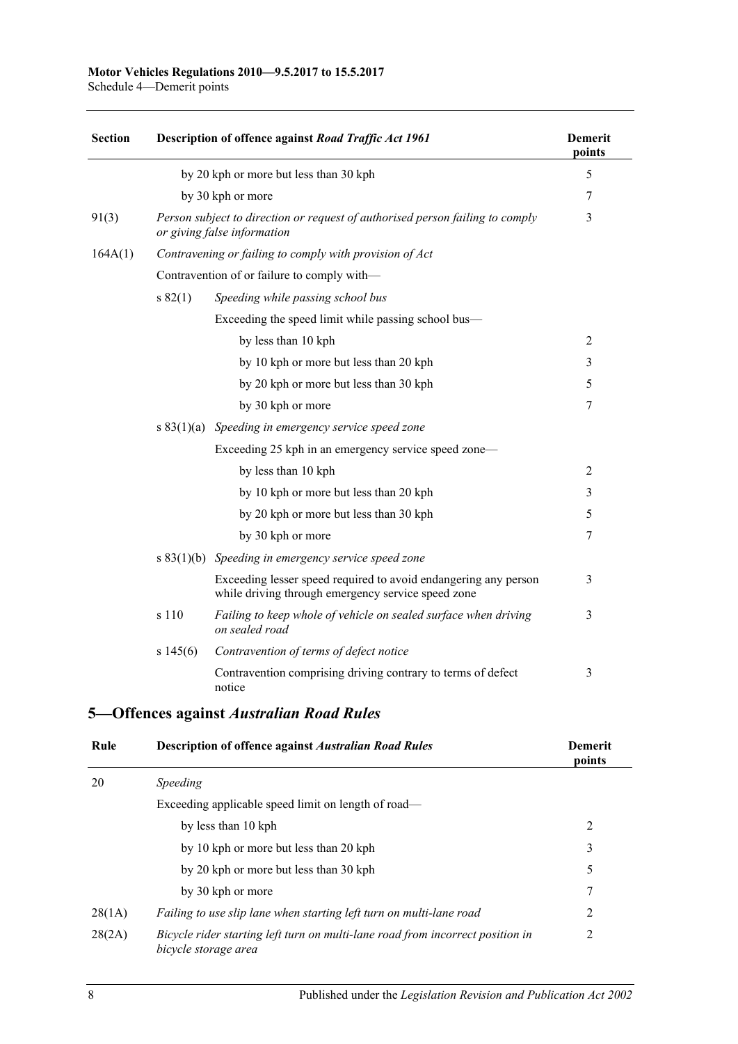| Section | Description of offence against *Road Traffic Act 1961* | | Demerit points |
|---|---|---|---|
| | by 20 kph or more but less than 30 kph | | 5 |
| | by 30 kph or more | | 7 |
| 91(3) | *Person subject to direction or request of authorised person failing to comply or giving false information* | | 3 |
| 164A(1) | *Contravening or failing to comply with provision of Act* | | |
| | Contravention of or failure to comply with— | | |
| | s 82(1) | *Speeding while passing school bus* | |
| | | Exceeding the speed limit while passing school bus— | |
| | | by less than 10 kph | 2 |
| | | by 10 kph or more but less than 20 kph | 3 |
| | | by 20 kph or more but less than 30 kph | 5 |
| | | by 30 kph or more | 7 |
| | s 83(1)(a) | *Speeding in emergency service speed zone* | |
| | | Exceeding 25 kph in an emergency service speed zone— | |
| | | by less than 10 kph | 2 |
| | | by 10 kph or more but less than 20 kph | 3 |
| | | by 20 kph or more but less than 30 kph | 5 |
| | | by 30 kph or more | 7 |
| | s 83(1)(b) | *Speeding in emergency service speed zone* | |
| | | Exceeding lesser speed required to avoid endangering any person while driving through emergency service speed zone | 3 |
| | s 110 | *Failing to keep whole of vehicle on sealed surface when driving on sealed road* | 3 |
| | s 145(6) | *Contravention of terms of defect notice* | |
| | | Contravention comprising driving contrary to terms of defect notice | 3 |

## 5—Offences against *Australian Road Rules*

| Rule | Description of offence against *Australian Road Rules* | Demerit points |
|---|---|---|
| 20 | *Speeding* | |
| | Exceeding applicable speed limit on length of road— | |
| | by less than 10 kph | 2 |
| | by 10 kph or more but less than 20 kph | 3 |
| | by 20 kph or more but less than 30 kph | 5 |
| | by 30 kph or more | 7 |
| 28(1A) | *Failing to use slip lane when starting left turn on multi-lane road* | 2 |
| 28(2A) | *Bicycle rider starting left turn on multi-lane road from incorrect position in bicycle storage area* | 2 |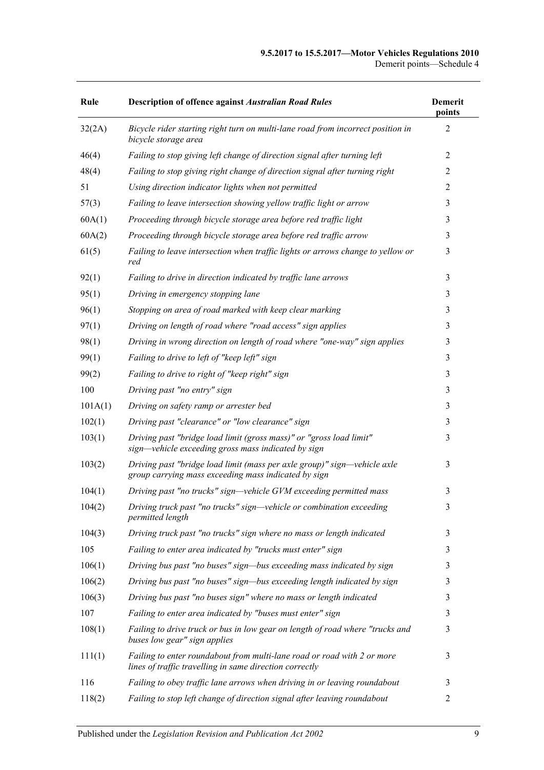| Rule | Description of offence against *Australian Road Rules* | Demerit points |
|---|---|---|
| 32(2A) | *Bicycle rider starting right turn on multi-lane road from incorrect position in bicycle storage area* | 2 |
| 46(4) | *Failing to stop giving left change of direction signal after turning left* | 2 |
| 48(4) | *Failing to stop giving right change of direction signal after turning right* | 2 |
| 51 | *Using direction indicator lights when not permitted* | 2 |
| 57(3) | *Failing to leave intersection showing yellow traffic light or arrow* | 3 |
| 60A(1) | *Proceeding through bicycle storage area before red traffic light* | 3 |
| 60A(2) | *Proceeding through bicycle storage area before red traffic arrow* | 3 |
| 61(5) | *Failing to leave intersection when traffic lights or arrows change to yellow or red* | 3 |
| 92(1) | *Failing to drive in direction indicated by traffic lane arrows* | 3 |
| 95(1) | *Driving in emergency stopping lane* | 3 |
| 96(1) | *Stopping on area of road marked with keep clear marking* | 3 |
| 97(1) | *Driving on length of road where "road access" sign applies* | 3 |
| 98(1) | *Driving in wrong direction on length of road where "one-way" sign applies* | 3 |
| 99(1) | *Failing to drive to left of "keep left" sign* | 3 |
| 99(2) | *Failing to drive to right of "keep right" sign* | 3 |
| 100 | *Driving past "no entry" sign* | 3 |
| 101A(1) | *Driving on safety ramp or arrester bed* | 3 |
| 102(1) | *Driving past "clearance" or "low clearance" sign* | 3 |
| 103(1) | *Driving past "bridge load limit (gross mass)" or "gross load limit" sign—vehicle exceeding gross mass indicated by sign* | 3 |
| 103(2) | *Driving past "bridge load limit (mass per axle group)" sign—vehicle axle group carrying mass exceeding mass indicated by sign* | 3 |
| 104(1) | *Driving past "no trucks" sign—vehicle GVM exceeding permitted mass* | 3 |
| 104(2) | *Driving truck past "no trucks" sign—vehicle or combination exceeding permitted length* | 3 |
| 104(3) | *Driving truck past "no trucks" sign where no mass or length indicated* | 3 |
| 105 | *Failing to enter area indicated by "trucks must enter" sign* | 3 |
| 106(1) | *Driving bus past "no buses" sign—bus exceeding mass indicated by sign* | 3 |
| 106(2) | *Driving bus past "no buses" sign—bus exceeding length indicated by sign* | 3 |
| 106(3) | *Driving bus past "no buses sign" where no mass or length indicated* | 3 |
| 107 | *Failing to enter area indicated by "buses must enter" sign* | 3 |
| 108(1) | *Failing to drive truck or bus in low gear on length of road where "trucks and buses low gear" sign applies* | 3 |
| 111(1) | *Failing to enter roundabout from multi-lane road or road with 2 or more lines of traffic travelling in same direction correctly* | 3 |
| 116 | *Failing to obey traffic lane arrows when driving in or leaving roundabout* | 3 |
| 118(2) | *Failing to stop left change of direction signal after leaving roundabout* | 2 |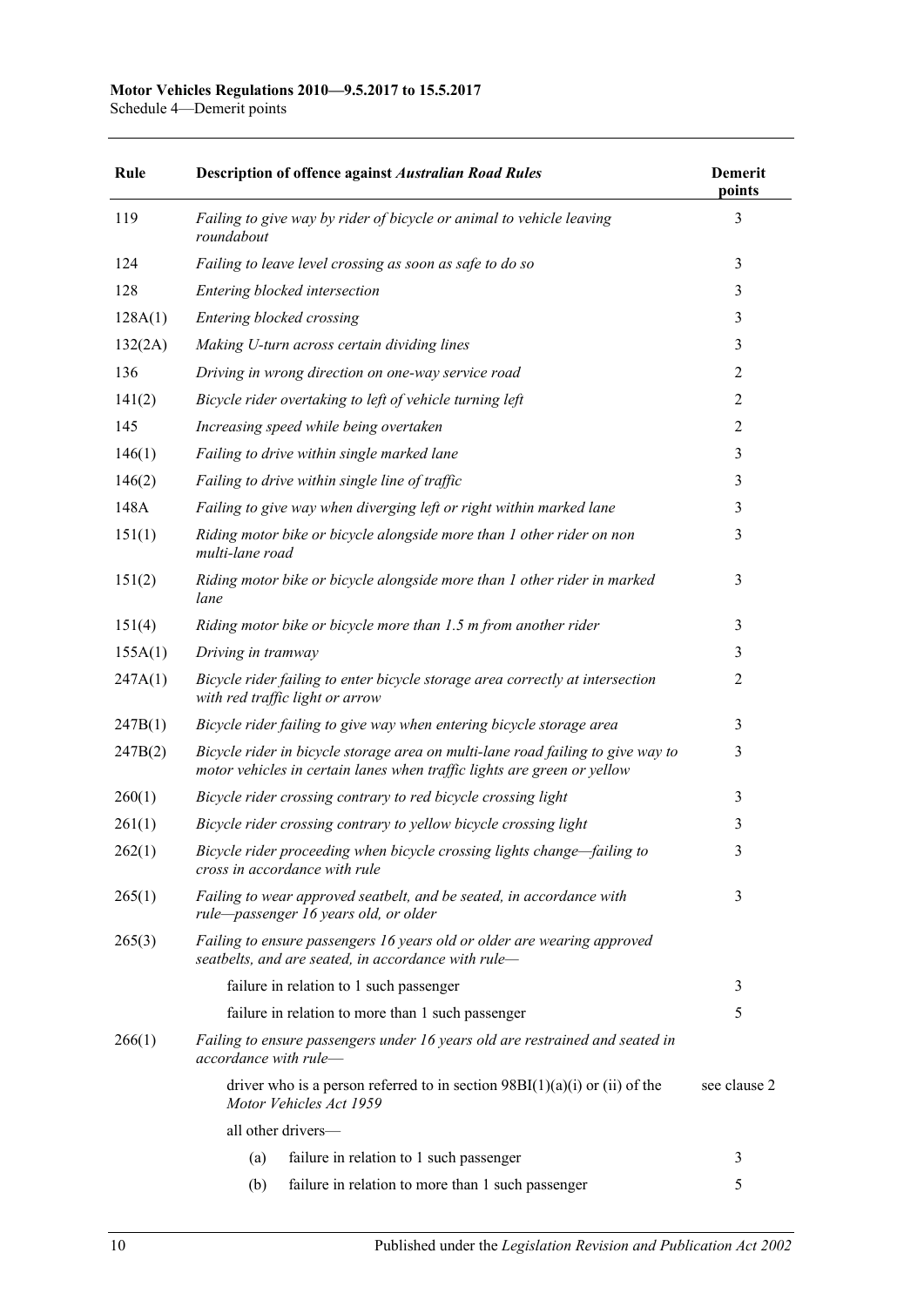| Rule | Description of offence against *Australian Road Rules* | Demerit points |
|---|---|---|
| 119 | *Failing to give way by rider of bicycle or animal to vehicle leaving roundabout* | 3 |
| 124 | *Failing to leave level crossing as soon as safe to do so* | 3 |
| 128 | *Entering blocked intersection* | 3 |
| 128A(1) | *Entering blocked crossing* | 3 |
| 132(2A) | *Making U-turn across certain dividing lines* | 3 |
| 136 | *Driving in wrong direction on one-way service road* | 2 |
| 141(2) | *Bicycle rider overtaking to left of vehicle turning left* | 2 |
| 145 | *Increasing speed while being overtaken* | 2 |
| 146(1) | *Failing to drive within single marked lane* | 3 |
| 146(2) | *Failing to drive within single line of traffic* | 3 |
| 148A | *Failing to give way when diverging left or right within marked lane* | 3 |
| 151(1) | *Riding motor bike or bicycle alongside more than 1 other rider on non multi-lane road* | 3 |
| 151(2) | *Riding motor bike or bicycle alongside more than 1 other rider in marked lane* | 3 |
| 151(4) | *Riding motor bike or bicycle more than 1.5 m from another rider* | 3 |
| 155A(1) | *Driving in tramway* | 3 |
| 247A(1) | *Bicycle rider failing to enter bicycle storage area correctly at intersection with red traffic light or arrow* | 2 |
| 247B(1) | *Bicycle rider failing to give way when entering bicycle storage area* | 3 |
| 247B(2) | *Bicycle rider in bicycle storage area on multi-lane road failing to give way to motor vehicles in certain lanes when traffic lights are green or yellow* | 3 |
| 260(1) | *Bicycle rider crossing contrary to red bicycle crossing light* | 3 |
| 261(1) | *Bicycle rider crossing contrary to yellow bicycle crossing light* | 3 |
| 262(1) | *Bicycle rider proceeding when bicycle crossing lights change—failing to cross in accordance with rule* | 3 |
| 265(1) | *Failing to wear approved seatbelt, and be seated, in accordance with rule—passenger 16 years old, or older* | 3 |
| 265(3) | *Failing to ensure passengers 16 years old or older are wearing approved seatbelts, and are seated, in accordance with rule—* | |
| | failure in relation to 1 such passenger | 3 |
| | failure in relation to more than 1 such passenger | 5 |
| 266(1) | *Failing to ensure passengers under 16 years old are restrained and seated in accordance with rule—* | |
| | driver who is a person referred to in section 98BI(1)(a)(i) or (ii) of the *Motor Vehicles Act 1959* | see clause 2 |
| | all other drivers— | |
| | (a) failure in relation to 1 such passenger | 3 |
| | (b) failure in relation to more than 1 such passenger | 5 |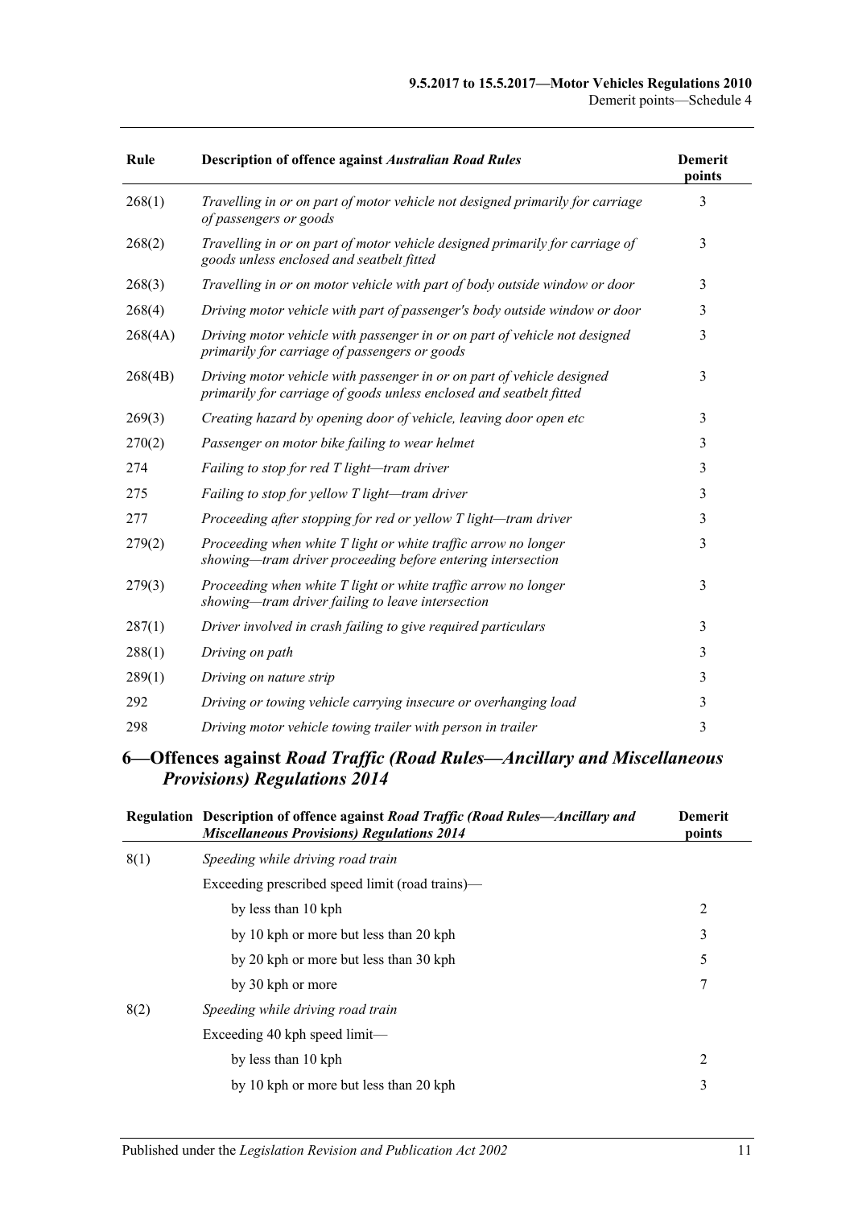| Rule | Description of offence against *Australian Road Rules* | Demerit points |
|---|---|---|
| 268(1) | *Travelling in or on part of motor vehicle not designed primarily for carriage of passengers or goods* | 3 |
| 268(2) | *Travelling in or on part of motor vehicle designed primarily for carriage of goods unless enclosed and seatbelt fitted* | 3 |
| 268(3) | *Travelling in or on motor vehicle with part of body outside window or door* | 3 |
| 268(4) | *Driving motor vehicle with part of passenger's body outside window or door* | 3 |
| 268(4A) | *Driving motor vehicle with passenger in or on part of vehicle not designed primarily for carriage of passengers or goods* | 3 |
| 268(4B) | *Driving motor vehicle with passenger in or on part of vehicle designed primarily for carriage of goods unless enclosed and seatbelt fitted* | 3 |
| 269(3) | *Creating hazard by opening door of vehicle, leaving door open etc* | 3 |
| 270(2) | *Passenger on motor bike failing to wear helmet* | 3 |
| 274 | *Failing to stop for red T light—tram driver* | 3 |
| 275 | *Failing to stop for yellow T light—tram driver* | 3 |
| 277 | *Proceeding after stopping for red or yellow T light—tram driver* | 3 |
| 279(2) | *Proceeding when white T light or white traffic arrow no longer showing—tram driver proceeding before entering intersection* | 3 |
| 279(3) | *Proceeding when white T light or white traffic arrow no longer showing—tram driver failing to leave intersection* | 3 |
| 287(1) | *Driver involved in crash failing to give required particulars* | 3 |
| 288(1) | *Driving on path* | 3 |
| 289(1) | *Driving on nature strip* | 3 |
| 292 | *Driving or towing vehicle carrying insecure or overhanging load* | 3 |
| 298 | *Driving motor vehicle towing trailer with person in trailer* | 3 |

## 6—Offences against *Road Traffic (Road Rules—Ancillary and Miscellaneous Provisions) Regulations 2014*

| Regulation | Description of offence against *Road Traffic (Road Rules—Ancillary and Miscellaneous Provisions) Regulations 2014* | Demerit points |
|---|---|---|
| 8(1) | *Speeding while driving road train* | |
| | Exceeding prescribed speed limit (road trains)— | |
| | by less than 10 kph | 2 |
| | by 10 kph or more but less than 20 kph | 3 |
| | by 20 kph or more but less than 30 kph | 5 |
| | by 30 kph or more | 7 |
| 8(2) | *Speeding while driving road train* | |
| | Exceeding 40 kph speed limit— | |
| | by less than 10 kph | 2 |
| | by 10 kph or more but less than 20 kph | 3 |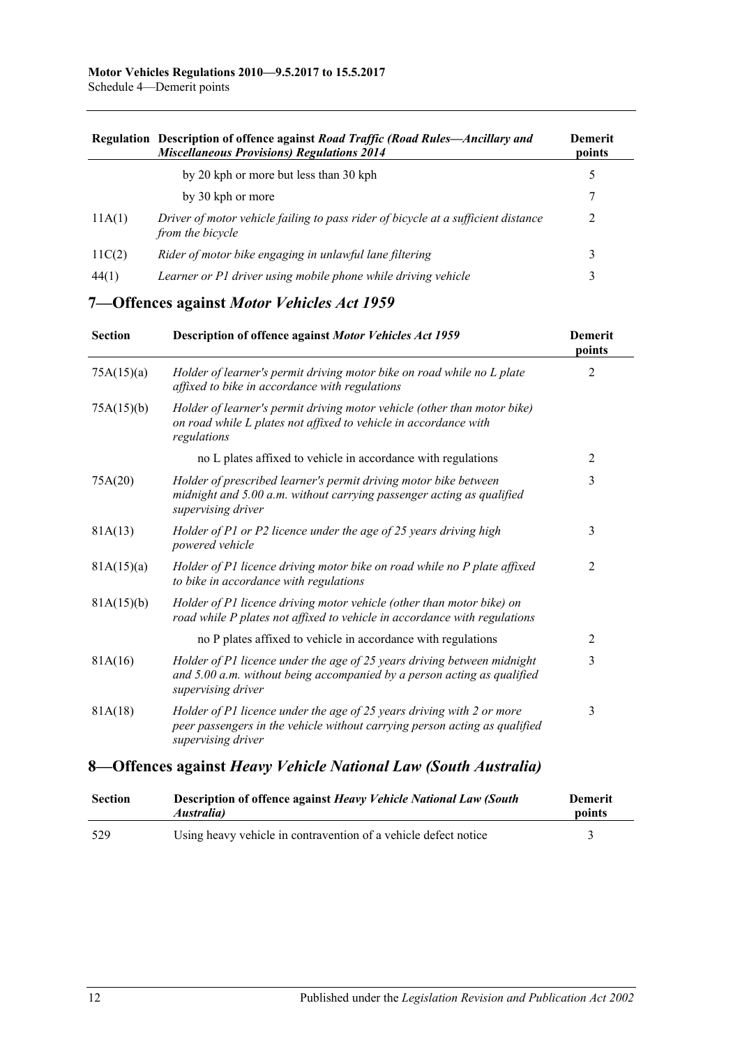| Regulation | Description of offence against *Road Traffic (Road Rules—Ancillary and Miscellaneous Provisions) Regulations 2014* | Demerit points |
|---|---|---|
| | by 20 kph or more but less than 30 kph | 5 |
| | by 30 kph or more | 7 |
| 11A(1) | *Driver of motor vehicle failing to pass rider of bicycle at a sufficient distance from the bicycle* | 2 |
| 11C(2) | *Rider of motor bike engaging in unlawful lane filtering* | 3 |
| 44(1) | *Learner or P1 driver using mobile phone while driving vehicle* | 3 |

## 7—Offences against *Motor Vehicles Act 1959*

| Section | Description of offence against *Motor Vehicles Act 1959* | Demerit points |
|---|---|---|
| 75A(15)(a) | *Holder of learner's permit driving motor bike on road while no L plate affixed to bike in accordance with regulations* | 2 |
| 75A(15)(b) | *Holder of learner's permit driving motor vehicle (other than motor bike) on road while L plates not affixed to vehicle in accordance with regulations* | |
| | no L plates affixed to vehicle in accordance with regulations | 2 |
| 75A(20) | *Holder of prescribed learner's permit driving motor bike between midnight and 5.00 a.m. without carrying passenger acting as qualified supervising driver* | 3 |
| 81A(13) | *Holder of P1 or P2 licence under the age of 25 years driving high powered vehicle* | 3 |
| 81A(15)(a) | *Holder of P1 licence driving motor bike on road while no P plate affixed to bike in accordance with regulations* | 2 |
| 81A(15)(b) | *Holder of P1 licence driving motor vehicle (other than motor bike) on road while P plates not affixed to vehicle in accordance with regulations* | |
| | no P plates affixed to vehicle in accordance with regulations | 2 |
| 81A(16) | *Holder of P1 licence under the age of 25 years driving between midnight and 5.00 a.m. without being accompanied by a person acting as qualified supervising driver* | 3 |
| 81A(18) | *Holder of P1 licence under the age of 25 years driving with 2 or more peer passengers in the vehicle without carrying person acting as qualified supervising driver* | 3 |

## 8—Offences against *Heavy Vehicle National Law (South Australia)*

| Section | Description of offence against *Heavy Vehicle National Law (South Australia)* | Demerit points |
|---|---|---|
| 529 | Using heavy vehicle in contravention of a vehicle defect notice | 3 |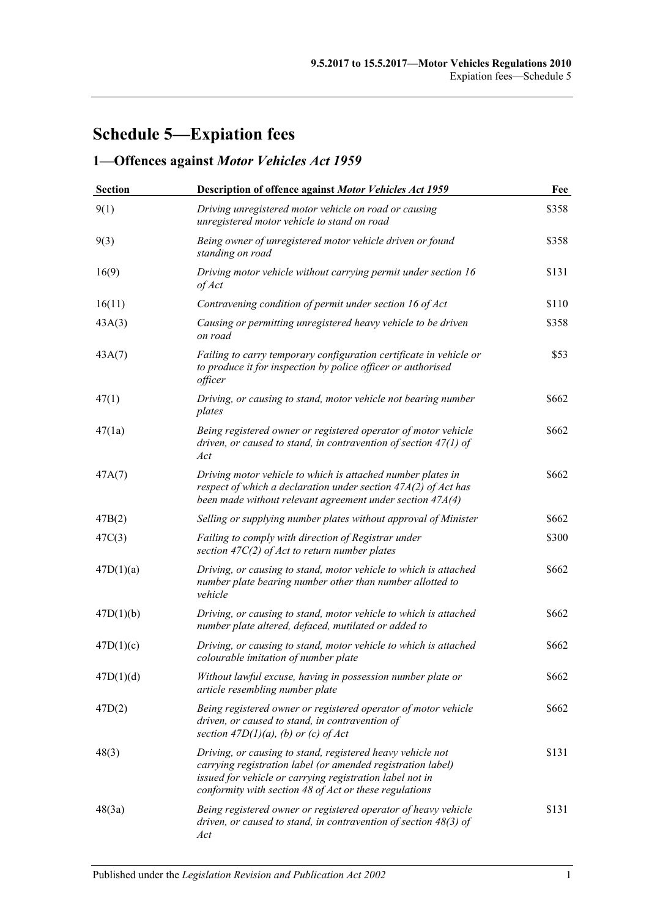# Schedule 5—Expiation fees

## 1—Offences against *Motor Vehicles Act 1959*

| Section | Description of offence against *Motor Vehicles Act 1959* | Fee |
|---|---|---|
| 9(1) | *Driving unregistered motor vehicle on road or causing unregistered motor vehicle to stand on road* | $358 |
| 9(3) | *Being owner of unregistered motor vehicle driven or found standing on road* | $358 |
| 16(9) | *Driving motor vehicle without carrying permit under section 16 of Act* | $131 |
| 16(11) | *Contravening condition of permit under section 16 of Act* | $110 |
| 43A(3) | *Causing or permitting unregistered heavy vehicle to be driven on road* | $358 |
| 43A(7) | *Failing to carry temporary configuration certificate in vehicle or to produce it for inspection by police officer or authorised officer* | $53 |
| 47(1) | *Driving, or causing to stand, motor vehicle not bearing number plates* | $662 |
| 47(1a) | *Being registered owner or registered operator of motor vehicle driven, or caused to stand, in contravention of section 47(1) of Act* | $662 |
| 47A(7) | *Driving motor vehicle to which is attached number plates in respect of which a declaration under section 47A(2) of Act has been made without relevant agreement under section 47A(4)* | $662 |
| 47B(2) | *Selling or supplying number plates without approval of Minister* | $662 |
| 47C(3) | *Failing to comply with direction of Registrar under section 47C(2) of Act to return number plates* | $300 |
| 47D(1)(a) | *Driving, or causing to stand, motor vehicle to which is attached number plate bearing number other than number allotted to vehicle* | $662 |
| 47D(1)(b) | *Driving, or causing to stand, motor vehicle to which is attached number plate altered, defaced, mutilated or added to* | $662 |
| 47D(1)(c) | *Driving, or causing to stand, motor vehicle to which is attached colourable imitation of number plate* | $662 |
| 47D(1)(d) | *Without lawful excuse, having in possession number plate or article resembling number plate* | $662 |
| 47D(2) | *Being registered owner or registered operator of motor vehicle driven, or caused to stand, in contravention of section 47D(1)(a), (b) or (c) of Act* | $662 |
| 48(3) | *Driving, or causing to stand, registered heavy vehicle not carrying registration label (or amended registration label) issued for vehicle or carrying registration label not in conformity with section 48 of Act or these regulations* | $131 |
| 48(3a) | *Being registered owner or registered operator of heavy vehicle driven, or caused to stand, in contravention of section 48(3) of Act* | $131 |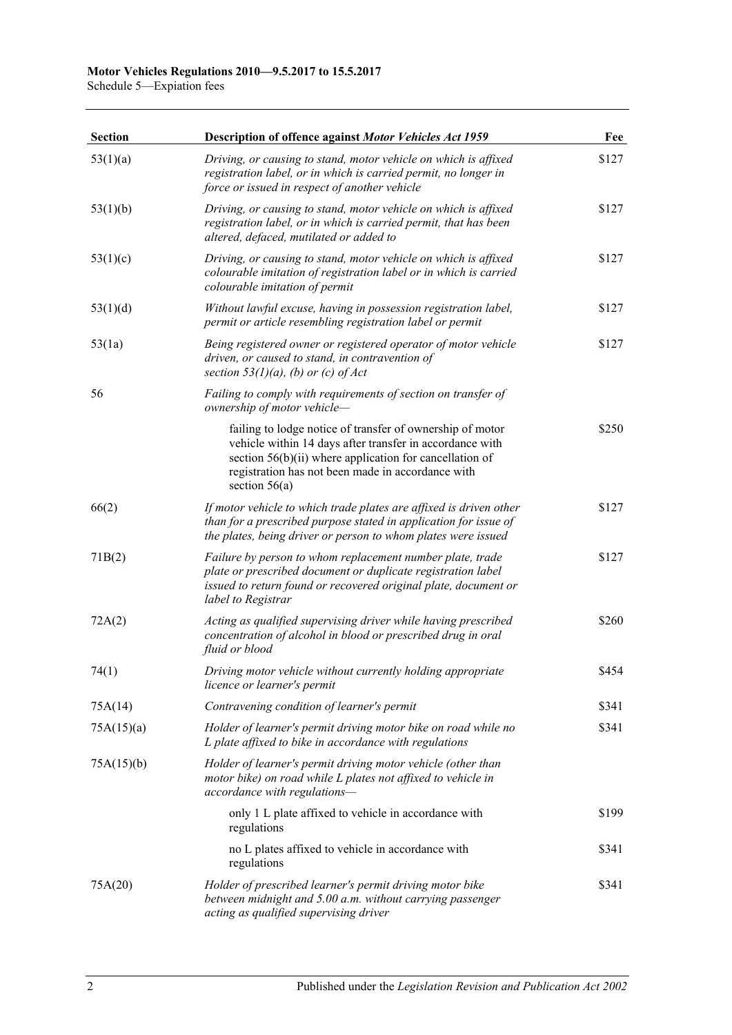| Section | Description of offence against *Motor Vehicles Act 1959* | Fee |
|---|---|---|
| 53(1)(a) | *Driving, or causing to stand, motor vehicle on which is affixed registration label, or in which is carried permit, no longer in force or issued in respect of another vehicle* | $127 |
| 53(1)(b) | *Driving, or causing to stand, motor vehicle on which is affixed registration label, or in which is carried permit, that has been altered, defaced, mutilated or added to* | $127 |
| 53(1)(c) | *Driving, or causing to stand, motor vehicle on which is affixed colourable imitation of registration label or in which is carried colourable imitation of permit* | $127 |
| 53(1)(d) | *Without lawful excuse, having in possession registration label, permit or article resembling registration label or permit* | $127 |
| 53(1a) | *Being registered owner or registered operator of motor vehicle driven, or caused to stand, in contravention of section 53(1)(a), (b) or (c) of Act* | $127 |
| 56 | *Failing to comply with requirements of section on transfer of ownership of motor vehicle—* | |
| | failing to lodge notice of transfer of ownership of motor vehicle within 14 days after transfer in accordance with section 56(b)(ii) where application for cancellation of registration has not been made in accordance with section 56(a) | $250 |
| 66(2) | *If motor vehicle to which trade plates are affixed is driven other than for a prescribed purpose stated in application for issue of the plates, being driver or person to whom plates were issued* | $127 |
| 71B(2) | *Failure by person to whom replacement number plate, trade plate or prescribed document or duplicate registration label issued to return found or recovered original plate, document or label to Registrar* | $127 |
| 72A(2) | *Acting as qualified supervising driver while having prescribed concentration of alcohol in blood or prescribed drug in oral fluid or blood* | $260 |
| 74(1) | *Driving motor vehicle without currently holding appropriate licence or learner's permit* | $454 |
| 75A(14) | *Contravening condition of learner's permit* | $341 |
| 75A(15)(a) | *Holder of learner's permit driving motor bike on road while no L plate affixed to bike in accordance with regulations* | $341 |
| 75A(15)(b) | *Holder of learner's permit driving motor vehicle (other than motor bike) on road while L plates not affixed to vehicle in accordance with regulations—* | |
| | only 1 L plate affixed to vehicle in accordance with regulations | $199 |
| | no L plates affixed to vehicle in accordance with regulations | $341 |
| 75A(20) | *Holder of prescribed learner's permit driving motor bike between midnight and 5.00 a.m. without carrying passenger acting as qualified supervising driver* | $341 |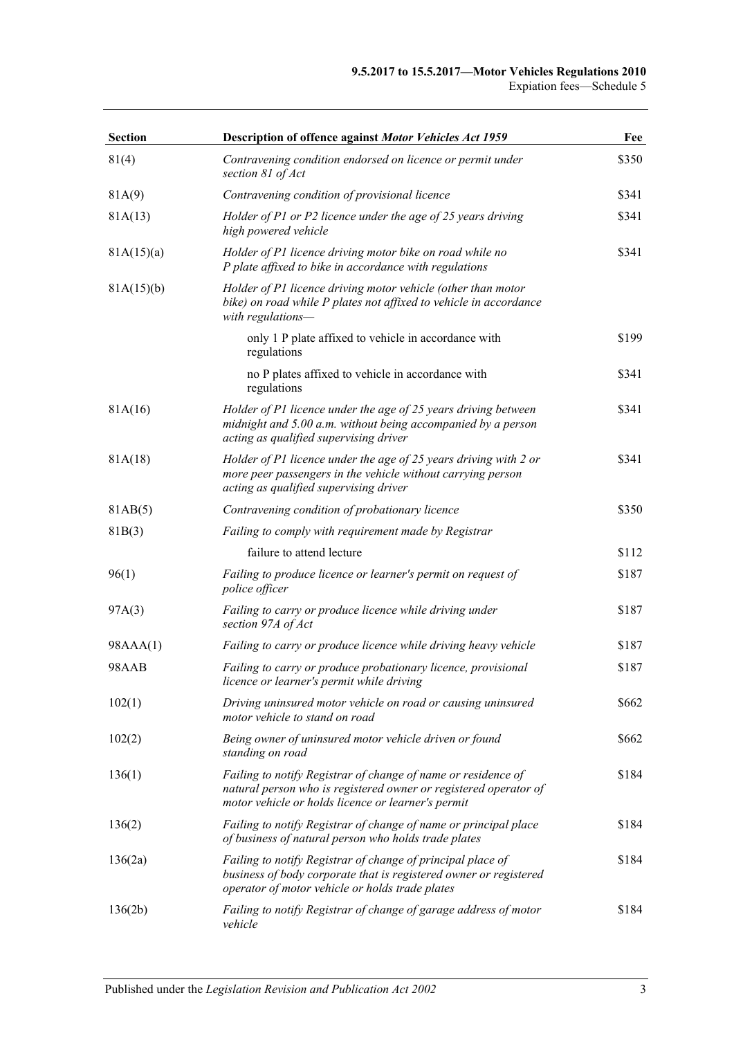| Section | Description of offence against *Motor Vehicles Act 1959* | Fee |
|---|---|---|
| 81(4) | *Contravening condition endorsed on licence or permit under section 81 of Act* | $350 |
| 81A(9) | *Contravening condition of provisional licence* | $341 |
| 81A(13) | *Holder of P1 or P2 licence under the age of 25 years driving high powered vehicle* | $341 |
| 81A(15)(a) | *Holder of P1 licence driving motor bike on road while no P plate affixed to bike in accordance with regulations* | $341 |
| 81A(15)(b) | *Holder of P1 licence driving motor vehicle (other than motor bike) on road while P plates not affixed to vehicle in accordance with regulations—* | |
| | only 1 P plate affixed to vehicle in accordance with regulations | $199 |
| | no P plates affixed to vehicle in accordance with regulations | $341 |
| 81A(16) | *Holder of P1 licence under the age of 25 years driving between midnight and 5.00 a.m. without being accompanied by a person acting as qualified supervising driver* | $341 |
| 81A(18) | *Holder of P1 licence under the age of 25 years driving with 2 or more peer passengers in the vehicle without carrying person acting as qualified supervising driver* | $341 |
| 81AB(5) | *Contravening condition of probationary licence* | $350 |
| 81B(3) | *Failing to comply with requirement made by Registrar* | |
| | failure to attend lecture | $112 |
| 96(1) | *Failing to produce licence or learner's permit on request of police officer* | $187 |
| 97A(3) | *Failing to carry or produce licence while driving under section 97A of Act* | $187 |
| 98AAA(1) | *Failing to carry or produce licence while driving heavy vehicle* | $187 |
| 98AAB | *Failing to carry or produce probationary licence, provisional licence or learner's permit while driving* | $187 |
| 102(1) | *Driving uninsured motor vehicle on road or causing uninsured motor vehicle to stand on road* | $662 |
| 102(2) | *Being owner of uninsured motor vehicle driven or found standing on road* | $662 |
| 136(1) | *Failing to notify Registrar of change of name or residence of natural person who is registered owner or registered operator of motor vehicle or holds licence or learner's permit* | $184 |
| 136(2) | *Failing to notify Registrar of change of name or principal place of business of natural person who holds trade plates* | $184 |
| 136(2a) | *Failing to notify Registrar of change of principal place of business of body corporate that is registered owner or registered operator of motor vehicle or holds trade plates* | $184 |
| 136(2b) | *Failing to notify Registrar of change of garage address of motor vehicle* | $184 |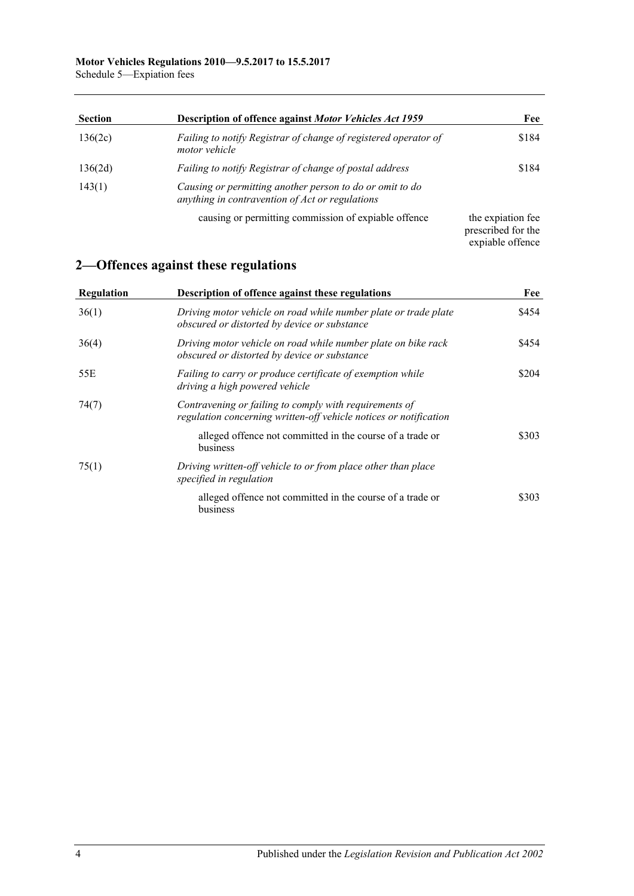| Section | Description of offence against *Motor Vehicles Act 1959* | Fee |
|---|---|---|
| 136(2c) | *Failing to notify Registrar of change of registered operator of motor vehicle* | $184 |
| 136(2d) | *Failing to notify Registrar of change of postal address* | $184 |
| 143(1) | *Causing or permitting another person to do or omit to do anything in contravention of Act or regulations* | |
| | causing or permitting commission of expiable offence | the expiation fee prescribed for the expiable offence |

## 2—Offences against these regulations

| Regulation | Description of offence against these regulations | Fee |
|---|---|---|
| 36(1) | *Driving motor vehicle on road while number plate or trade plate obscured or distorted by device or substance* | $454 |
| 36(4) | *Driving motor vehicle on road while number plate on bike rack obscured or distorted by device or substance* | $454 |
| 55E | *Failing to carry or produce certificate of exemption while driving a high powered vehicle* | $204 |
| 74(7) | *Contravening or failing to comply with requirements of regulation concerning written-off vehicle notices or notification* | |
| | alleged offence not committed in the course of a trade or business | $303 |
| 75(1) | *Driving written-off vehicle to or from place other than place specified in regulation* | |
| | alleged offence not committed in the course of a trade or business | $303 |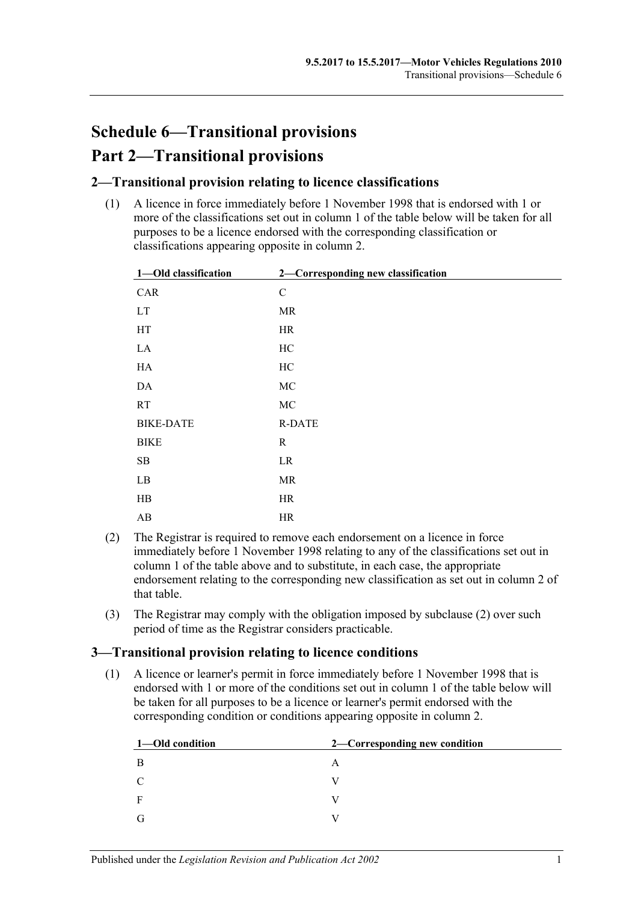# Schedule 6—Transitional provisions

# Part 2—Transitional provisions

## 2—Transitional provision relating to licence classifications

(1) A licence in force immediately before 1 November 1998 that is endorsed with 1 or more of the classifications set out in column 1 of the table below will be taken for all purposes to be a licence endorsed with the corresponding classification or classifications appearing opposite in column 2.

| 1—Old classification | 2—Corresponding new classification |
|---|---|
| CAR | C |
| LT | MR |
| HT | HR |
| LA | HC |
| HA | HC |
| DA | MC |
| RT | MC |
| BIKE-DATE | R-DATE |
| BIKE | R |
| SB | LR |
| LB | MR |
| HB | HR |
| AB | HR |

(2) The Registrar is required to remove each endorsement on a licence in force immediately before 1 November 1998 relating to any of the classifications set out in column 1 of the table above and to substitute, in each case, the appropriate endorsement relating to the corresponding new classification as set out in column 2 of that table.

(3) The Registrar may comply with the obligation imposed by subclause (2) over such period of time as the Registrar considers practicable.

## 3—Transitional provision relating to licence conditions

(1) A licence or learner's permit in force immediately before 1 November 1998 that is endorsed with 1 or more of the conditions set out in column 1 of the table below will be taken for all purposes to be a licence or learner's permit endorsed with the corresponding condition or conditions appearing opposite in column 2.

| 1—Old condition | 2—Corresponding new condition |
|---|---|
| B | A |
| C | V |
| F | V |
| G | V |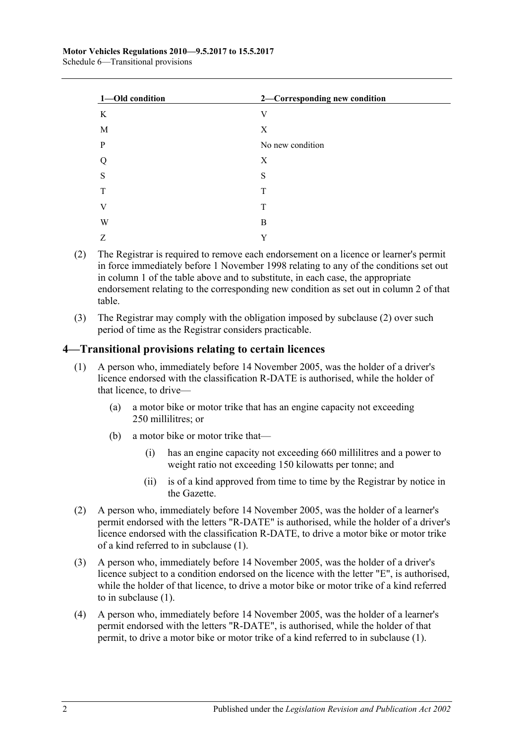| 1—Old condition | 2—Corresponding new condition |
|---|---|
| K | V |
| M | X |
| P | No new condition |
| Q | X |
| S | S |
| T | T |
| V | T |
| W | B |
| Z | Y |

(2) The Registrar is required to remove each endorsement on a licence or learner's permit in force immediately before 1 November 1998 relating to any of the conditions set out in column 1 of the table above and to substitute, in each case, the appropriate endorsement relating to the corresponding new condition as set out in column 2 of that table.

(3) The Registrar may comply with the obligation imposed by subclause (2) over such period of time as the Registrar considers practicable.

## 4—Transitional provisions relating to certain licences

(1) A person who, immediately before 14 November 2005, was the holder of a driver's licence endorsed with the classification R-DATE is authorised, while the holder of that licence, to drive—

(a) a motor bike or motor trike that has an engine capacity not exceeding 250 millilitres; or

(b) a motor bike or motor trike that—

(i) has an engine capacity not exceeding 660 millilitres and a power to weight ratio not exceeding 150 kilowatts per tonne; and

(ii) is of a kind approved from time to time by the Registrar by notice in the Gazette.

(2) A person who, immediately before 14 November 2005, was the holder of a learner's permit endorsed with the letters "R-DATE" is authorised, while the holder of a driver's licence endorsed with the classification R-DATE, to drive a motor bike or motor trike of a kind referred to in subclause (1).

(3) A person who, immediately before 14 November 2005, was the holder of a driver's licence subject to a condition endorsed on the licence with the letter "E", is authorised, while the holder of that licence, to drive a motor bike or motor trike of a kind referred to in subclause (1).

(4) A person who, immediately before 14 November 2005, was the holder of a learner's permit endorsed with the letters "R-DATE", is authorised, while the holder of that permit, to drive a motor bike or motor trike of a kind referred to in subclause (1).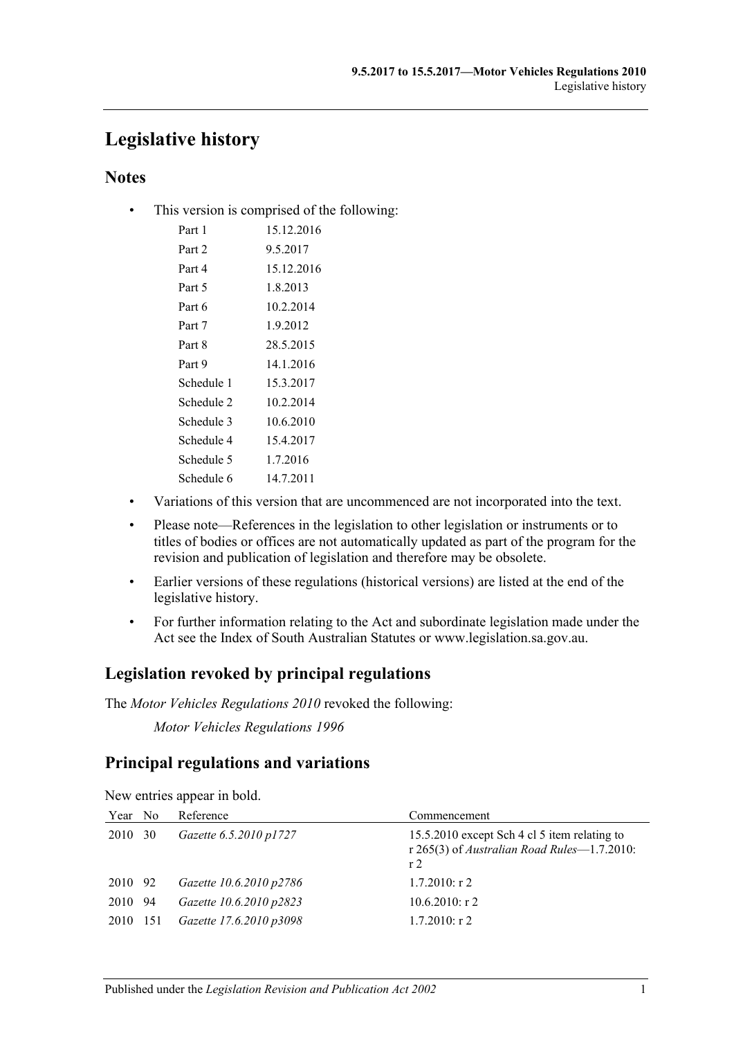# Legislative history

## Notes

- This version is comprised of the following:

| | |
|---|---|
| Part 1 | 15.12.2016 |
| Part 2 | 9.5.2017 |
| Part 4 | 15.12.2016 |
| Part 5 | 1.8.2013 |
| Part 6 | 10.2.2014 |
| Part 7 | 1.9.2012 |
| Part 8 | 28.5.2015 |
| Part 9 | 14.1.2016 |
| Schedule 1 | 15.3.2017 |
| Schedule 2 | 10.2.2014 |
| Schedule 3 | 10.6.2010 |
| Schedule 4 | 15.4.2017 |
| Schedule 5 | 1.7.2016 |
| Schedule 6 | 14.7.2011 |

- Variations of this version that are uncommenced are not incorporated into the text.
- Please note—References in the legislation to other legislation or instruments or to titles of bodies or offices are not automatically updated as part of the program for the revision and publication of legislation and therefore may be obsolete.
- Earlier versions of these regulations (historical versions) are listed at the end of the legislative history.
- For further information relating to the Act and subordinate legislation made under the Act see the Index of South Australian Statutes or www.legislation.sa.gov.au.

## Legislation revoked by principal regulations

The *Motor Vehicles Regulations 2010* revoked the following:

*Motor Vehicles Regulations 1996*

## Principal regulations and variations

New entries appear in bold.

| Year | No | Reference | Commencement |
|---|---|---|---|
| 2010 | 30 | *Gazette 6.5.2010 p1727* | 15.5.2010 except Sch 4 cl 5 item relating to r 265(3) of *Australian Road Rules*—1.7.2010: r 2 |
| 2010 | 92 | *Gazette 10.6.2010 p2786* | 1.7.2010: r 2 |
| 2010 | 94 | *Gazette 10.6.2010 p2823* | 10.6.2010: r 2 |
| 2010 | 151 | *Gazette 17.6.2010 p3098* | 1.7.2010: r 2 |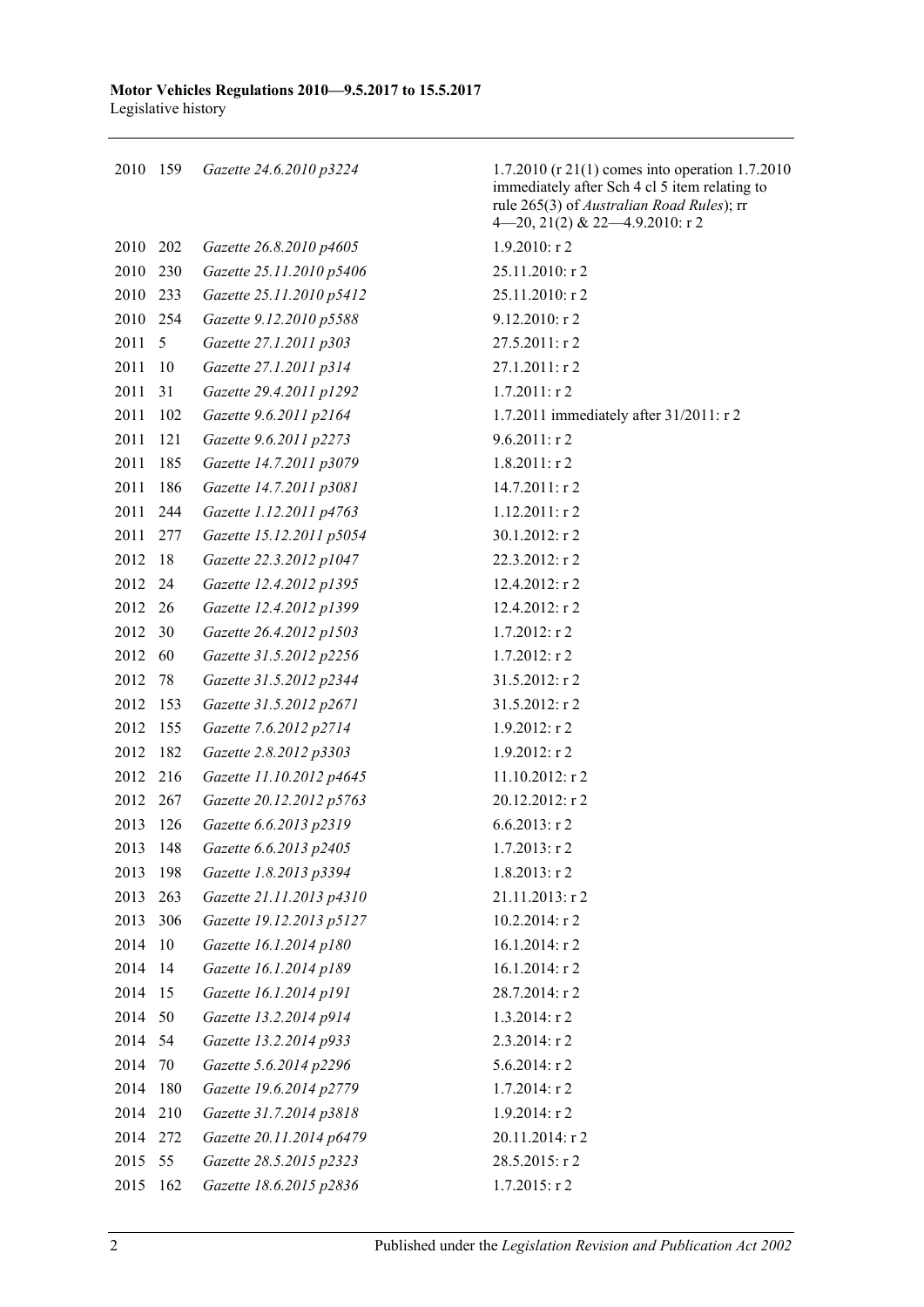| | | | |
|---|---|---|---|
| 2010 | 159 | *Gazette 24.6.2010 p3224* | 1.7.2010 (r 21(1) comes into operation 1.7.2010 immediately after Sch 4 cl 5 item relating to rule 265(3) of *Australian Road Rules*); rr 4—20, 21(2) & 22—4.9.2010: r 2 |
| 2010 | 202 | *Gazette 26.8.2010 p4605* | 1.9.2010: r 2 |
| 2010 | 230 | *Gazette 25.11.2010 p5406* | 25.11.2010: r 2 |
| 2010 | 233 | *Gazette 25.11.2010 p5412* | 25.11.2010: r 2 |
| 2010 | 254 | *Gazette 9.12.2010 p5588* | 9.12.2010: r 2 |
| 2011 | 5 | *Gazette 27.1.2011 p303* | 27.5.2011: r 2 |
| 2011 | 10 | *Gazette 27.1.2011 p314* | 27.1.2011: r 2 |
| 2011 | 31 | *Gazette 29.4.2011 p1292* | 1.7.2011: r 2 |
| 2011 | 102 | *Gazette 9.6.2011 p2164* | 1.7.2011 immediately after 31/2011: r 2 |
| 2011 | 121 | *Gazette 9.6.2011 p2273* | 9.6.2011: r 2 |
| 2011 | 185 | *Gazette 14.7.2011 p3079* | 1.8.2011: r 2 |
| 2011 | 186 | *Gazette 14.7.2011 p3081* | 14.7.2011: r 2 |
| 2011 | 244 | *Gazette 1.12.2011 p4763* | 1.12.2011: r 2 |
| 2011 | 277 | *Gazette 15.12.2011 p5054* | 30.1.2012: r 2 |
| 2012 | 18 | *Gazette 22.3.2012 p1047* | 22.3.2012: r 2 |
| 2012 | 24 | *Gazette 12.4.2012 p1395* | 12.4.2012: r 2 |
| 2012 | 26 | *Gazette 12.4.2012 p1399* | 12.4.2012: r 2 |
| 2012 | 30 | *Gazette 26.4.2012 p1503* | 1.7.2012: r 2 |
| 2012 | 60 | *Gazette 31.5.2012 p2256* | 1.7.2012: r 2 |
| 2012 | 78 | *Gazette 31.5.2012 p2344* | 31.5.2012: r 2 |
| 2012 | 153 | *Gazette 31.5.2012 p2671* | 31.5.2012: r 2 |
| 2012 | 155 | *Gazette 7.6.2012 p2714* | 1.9.2012: r 2 |
| 2012 | 182 | *Gazette 2.8.2012 p3303* | 1.9.2012: r 2 |
| 2012 | 216 | *Gazette 11.10.2012 p4645* | 11.10.2012: r 2 |
| 2012 | 267 | *Gazette 20.12.2012 p5763* | 20.12.2012: r 2 |
| 2013 | 126 | *Gazette 6.6.2013 p2319* | 6.6.2013: r 2 |
| 2013 | 148 | *Gazette 6.6.2013 p2405* | 1.7.2013: r 2 |
| 2013 | 198 | *Gazette 1.8.2013 p3394* | 1.8.2013: r 2 |
| 2013 | 263 | *Gazette 21.11.2013 p4310* | 21.11.2013: r 2 |
| 2013 | 306 | *Gazette 19.12.2013 p5127* | 10.2.2014: r 2 |
| 2014 | 10 | *Gazette 16.1.2014 p180* | 16.1.2014: r 2 |
| 2014 | 14 | *Gazette 16.1.2014 p189* | 16.1.2014: r 2 |
| 2014 | 15 | *Gazette 16.1.2014 p191* | 28.7.2014: r 2 |
| 2014 | 50 | *Gazette 13.2.2014 p914* | 1.3.2014: r 2 |
| 2014 | 54 | *Gazette 13.2.2014 p933* | 2.3.2014: r 2 |
| 2014 | 70 | *Gazette 5.6.2014 p2296* | 5.6.2014: r 2 |
| 2014 | 180 | *Gazette 19.6.2014 p2779* | 1.7.2014: r 2 |
| 2014 | 210 | *Gazette 31.7.2014 p3818* | 1.9.2014: r 2 |
| 2014 | 272 | *Gazette 20.11.2014 p6479* | 20.11.2014: r 2 |
| 2015 | 55 | *Gazette 28.5.2015 p2323* | 28.5.2015: r 2 |
| 2015 | 162 | *Gazette 18.6.2015 p2836* | 1.7.2015: r 2 |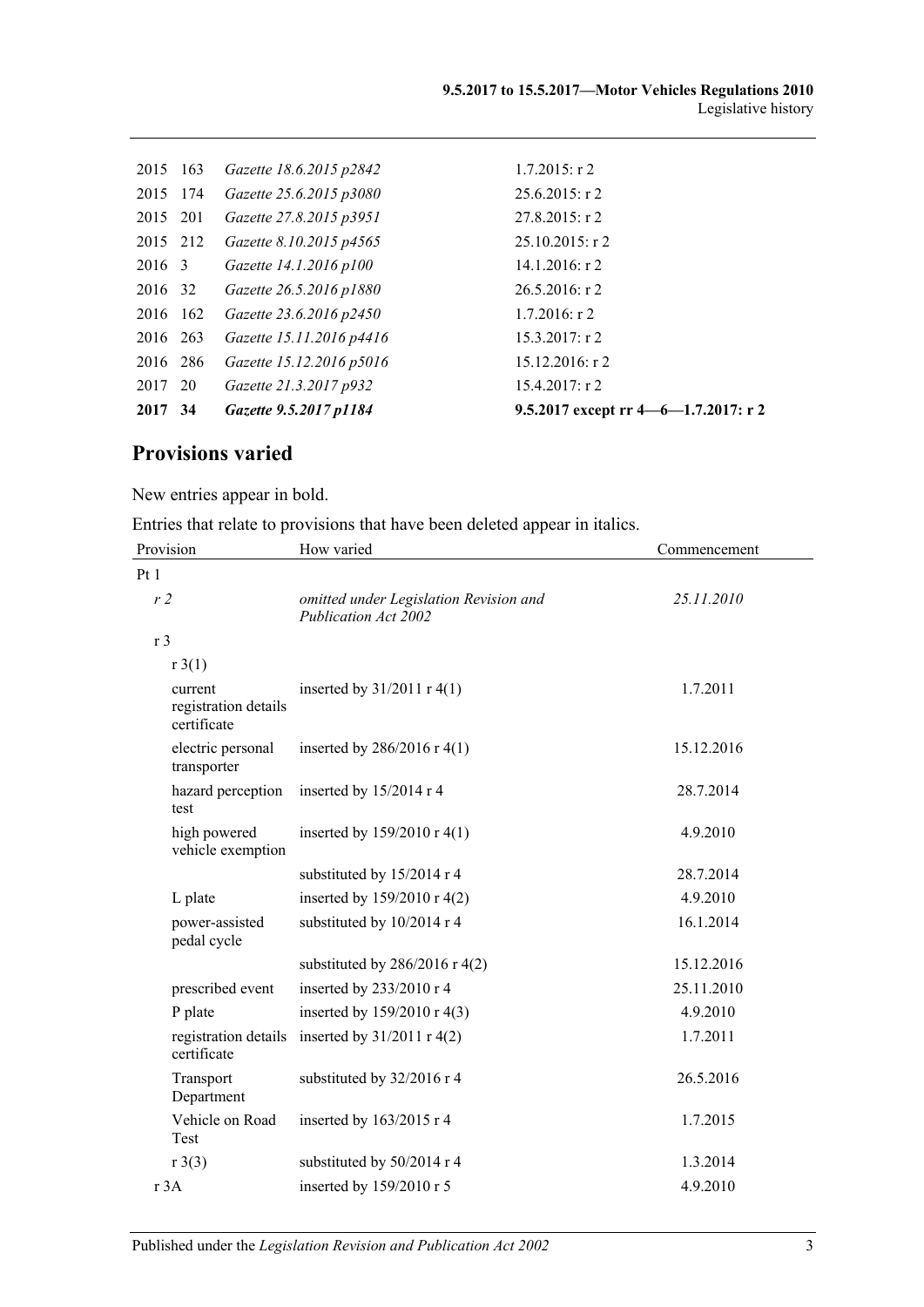| | | | |
|---|---|---|---|
| 2015 | 163 | *Gazette 18.6.2015 p2842* | 1.7.2015: r 2 |
| 2015 | 174 | *Gazette 25.6.2015 p3080* | 25.6.2015: r 2 |
| 2015 | 201 | *Gazette 27.8.2015 p3951* | 27.8.2015: r 2 |
| 2015 | 212 | *Gazette 8.10.2015 p4565* | 25.10.2015: r 2 |
| 2016 | 3 | *Gazette 14.1.2016 p100* | 14.1.2016: r 2 |
| 2016 | 32 | *Gazette 26.5.2016 p1880* | 26.5.2016: r 2 |
| 2016 | 162 | *Gazette 23.6.2016 p2450* | 1.7.2016: r 2 |
| 2016 | 263 | *Gazette 15.11.2016 p4416* | 15.3.2017: r 2 |
| 2016 | 286 | *Gazette 15.12.2016 p5016* | 15.12.2016: r 2 |
| 2017 | 20 | *Gazette 21.3.2017 p932* | 15.4.2017: r 2 |
| **2017** | **34** | ***Gazette 9.5.2017 p1184*** | **9.5.2017 except rr 4—6—1.7.2017: r 2** |

## Provisions varied

New entries appear in bold.

Entries that relate to provisions that have been deleted appear in italics.

| Provision | How varied | Commencement |
|---|---|---|
| Pt 1 | | |
| *r 2* | *omitted under Legislation Revision and Publication Act 2002* | *25.11.2010* |
| r 3 | | |
| r 3(1) | | |
| current registration details certificate | inserted by 31/2011 r 4(1) | 1.7.2011 |
| electric personal transporter | inserted by 286/2016 r 4(1) | 15.12.2016 |
| hazard perception test | inserted by 15/2014 r 4 | 28.7.2014 |
| high powered vehicle exemption | inserted by 159/2010 r 4(1) | 4.9.2010 |
| | substituted by 15/2014 r 4 | 28.7.2014 |
| L plate | inserted by 159/2010 r 4(2) | 4.9.2010 |
| power-assisted pedal cycle | substituted by 10/2014 r 4 | 16.1.2014 |
| | substituted by 286/2016 r 4(2) | 15.12.2016 |
| prescribed event | inserted by 233/2010 r 4 | 25.11.2010 |
| P plate | inserted by 159/2010 r 4(3) | 4.9.2010 |
| registration details certificate | inserted by 31/2011 r 4(2) | 1.7.2011 |
| Transport Department | substituted by 32/2016 r 4 | 26.5.2016 |
| Vehicle on Road Test | inserted by 163/2015 r 4 | 1.7.2015 |
| r 3(3) | substituted by 50/2014 r 4 | 1.3.2014 |
| r 3A | inserted by 159/2010 r 5 | 4.9.2010 |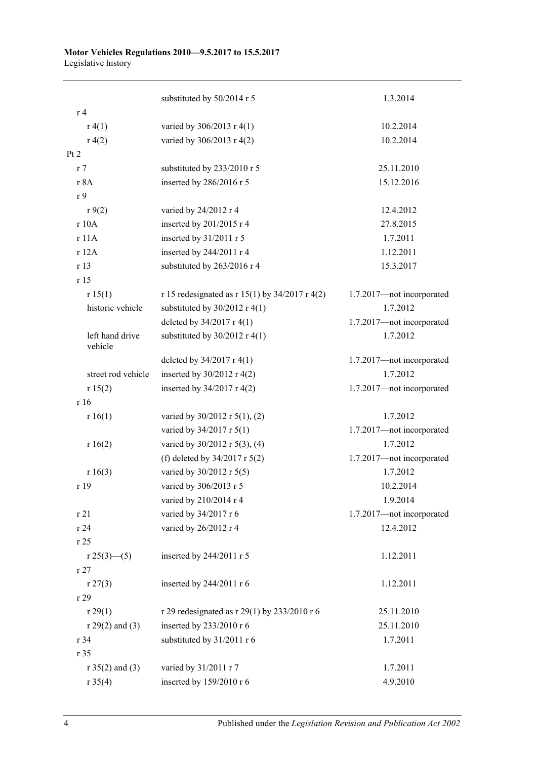| | | |
|---|---|---|
| | substituted by 50/2014 r 5 | 1.3.2014 |
| r 4 | | |
| r 4(1) | varied by 306/2013 r 4(1) | 10.2.2014 |
| r 4(2) | varied by 306/2013 r 4(2) | 10.2.2014 |
| Pt 2 | | |
| r 7 | substituted by 233/2010 r 5 | 25.11.2010 |
| r 8A | inserted by 286/2016 r 5 | 15.12.2016 |
| r 9 | | |
| r 9(2) | varied by 24/2012 r 4 | 12.4.2012 |
| r 10A | inserted by 201/2015 r 4 | 27.8.2015 |
| r 11A | inserted by 31/2011 r 5 | 1.7.2011 |
| r 12A | inserted by 244/2011 r 4 | 1.12.2011 |
| r 13 | substituted by 263/2016 r 4 | 15.3.2017 |
| r 15 | | |
| r 15(1) | r 15 redesignated as r 15(1) by 34/2017 r 4(2) | 1.7.2017—not incorporated |
| historic vehicle | substituted by 30/2012 r 4(1) | 1.7.2012 |
| | deleted by 34/2017 r 4(1) | 1.7.2017—not incorporated |
| left hand drive vehicle | substituted by 30/2012 r 4(1) | 1.7.2012 |
| | deleted by 34/2017 r 4(1) | 1.7.2017—not incorporated |
| street rod vehicle | inserted by 30/2012 r 4(2) | 1.7.2012 |
| r 15(2) | inserted by 34/2017 r 4(2) | 1.7.2017—not incorporated |
| r 16 | | |
| r 16(1) | varied by 30/2012 r 5(1), (2) | 1.7.2012 |
| | varied by 34/2017 r 5(1) | 1.7.2017—not incorporated |
| r 16(2) | varied by 30/2012 r 5(3), (4) | 1.7.2012 |
| | (f) deleted by 34/2017 r 5(2) | 1.7.2017—not incorporated |
| r 16(3) | varied by 30/2012 r 5(5) | 1.7.2012 |
| r 19 | varied by 306/2013 r 5 | 10.2.2014 |
| | varied by 210/2014 r 4 | 1.9.2014 |
| r 21 | varied by 34/2017 r 6 | 1.7.2017—not incorporated |
| r 24 | varied by 26/2012 r 4 | 12.4.2012 |
| r 25 | | |
| r 25(3)—(5) | inserted by 244/2011 r 5 | 1.12.2011 |
| r 27 | | |
| r 27(3) | inserted by 244/2011 r 6 | 1.12.2011 |
| r 29 | | |
| r 29(1) | r 29 redesignated as r 29(1) by 233/2010 r 6 | 25.11.2010 |
| r 29(2) and (3) | inserted by 233/2010 r 6 | 25.11.2010 |
| r 34 | substituted by 31/2011 r 6 | 1.7.2011 |
| r 35 | | |
| r 35(2) and (3) | varied by 31/2011 r 7 | 1.7.2011 |
| r 35(4) | inserted by 159/2010 r 6 | 4.9.2010 |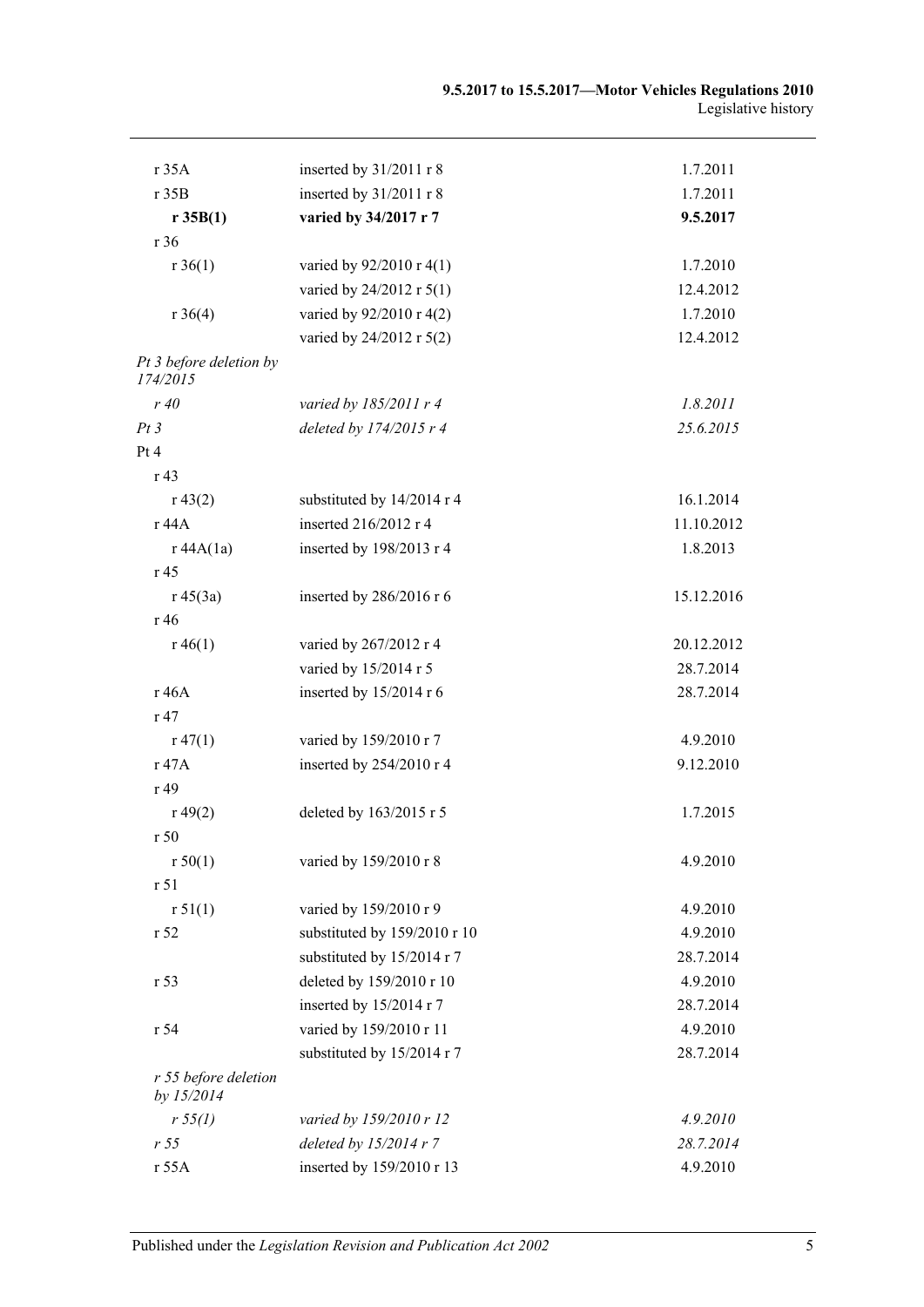| | | |
|---|---|---|
| r 35A | inserted by 31/2011 r 8 | 1.7.2011 |
| r 35B | inserted by 31/2011 r 8 | 1.7.2011 |
| **r 35B(1)** | **varied by 34/2017 r 7** | **9.5.2017** |
| r 36 | | |
| r 36(1) | varied by 92/2010 r 4(1) | 1.7.2010 |
| | varied by 24/2012 r 5(1) | 12.4.2012 |
| r 36(4) | varied by 92/2010 r 4(2) | 1.7.2010 |
| | varied by 24/2012 r 5(2) | 12.4.2012 |
| *Pt 3 before deletion by 174/2015* | | |
| *r 40* | *varied by 185/2011 r 4* | *1.8.2011* |
| *Pt 3* | *deleted by 174/2015 r 4* | *25.6.2015* |
| Pt 4 | | |
| r 43 | | |
| r 43(2) | substituted by 14/2014 r 4 | 16.1.2014 |
| r 44A | inserted 216/2012 r 4 | 11.10.2012 |
| r 44A(1a) | inserted by 198/2013 r 4 | 1.8.2013 |
| r 45 | | |
| r 45(3a) | inserted by 286/2016 r 6 | 15.12.2016 |
| r 46 | | |
| r 46(1) | varied by 267/2012 r 4 | 20.12.2012 |
| | varied by 15/2014 r 5 | 28.7.2014 |
| r 46A | inserted by 15/2014 r 6 | 28.7.2014 |
| r 47 | | |
| r 47(1) | varied by 159/2010 r 7 | 4.9.2010 |
| r 47A | inserted by 254/2010 r 4 | 9.12.2010 |
| r 49 | | |
| r 49(2) | deleted by 163/2015 r 5 | 1.7.2015 |
| r 50 | | |
| r 50(1) | varied by 159/2010 r 8 | 4.9.2010 |
| r 51 | | |
| r 51(1) | varied by 159/2010 r 9 | 4.9.2010 |
| r 52 | substituted by 159/2010 r 10 | 4.9.2010 |
| | substituted by 15/2014 r 7 | 28.7.2014 |
| r 53 | deleted by 159/2010 r 10 | 4.9.2010 |
| | inserted by 15/2014 r 7 | 28.7.2014 |
| r 54 | varied by 159/2010 r 11 | 4.9.2010 |
| | substituted by 15/2014 r 7 | 28.7.2014 |
| *r 55 before deletion by 15/2014* | | |
| *r 55(1)* | *varied by 159/2010 r 12* | *4.9.2010* |
| *r 55* | *deleted by 15/2014 r 7* | *28.7.2014* |
| r 55A | inserted by 159/2010 r 13 | 4.9.2010 |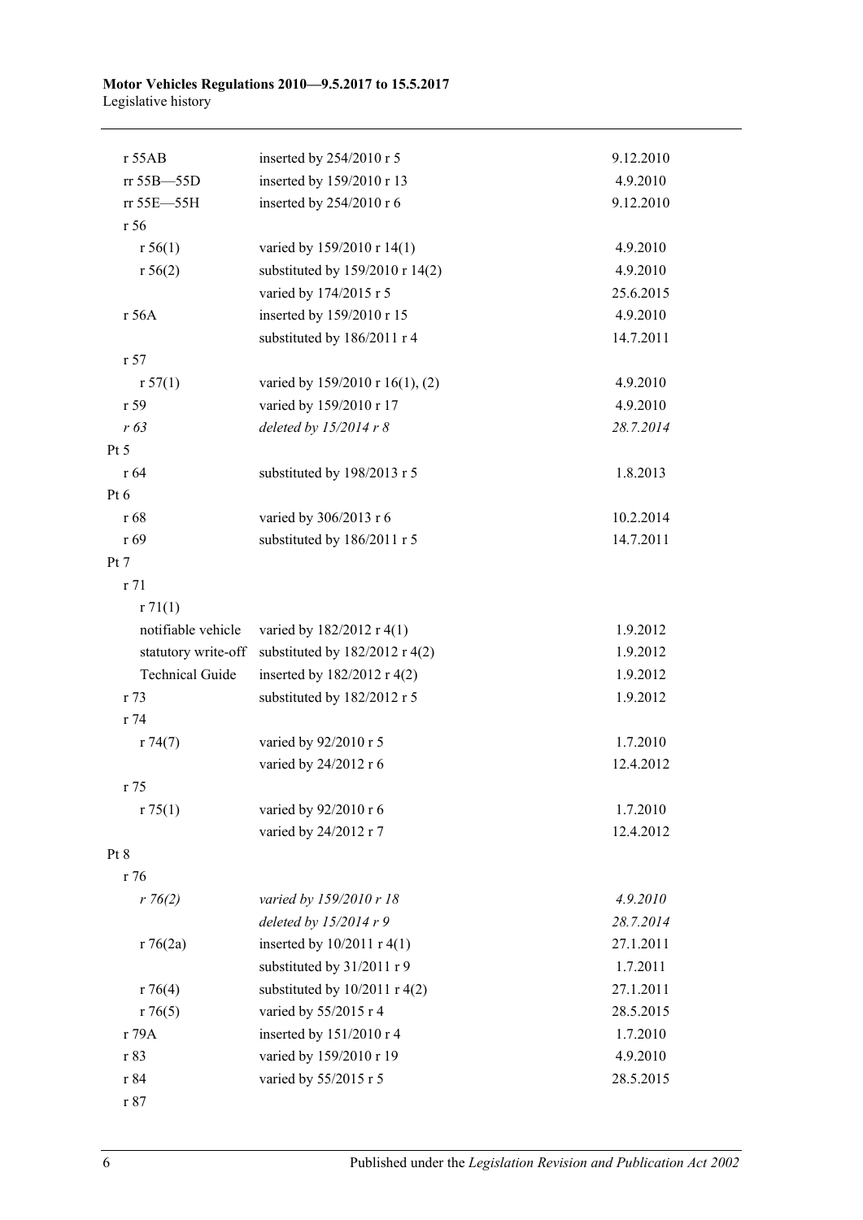| | | |
|---|---|---|
| r 55AB | inserted by 254/2010 r 5 | 9.12.2010 |
| rr 55B—55D | inserted by 159/2010 r 13 | 4.9.2010 |
| rr 55E—55H | inserted by 254/2010 r 6 | 9.12.2010 |
| r 56 | | |
| r 56(1) | varied by 159/2010 r 14(1) | 4.9.2010 |
| r 56(2) | substituted by 159/2010 r 14(2) | 4.9.2010 |
| | varied by 174/2015 r 5 | 25.6.2015 |
| r 56A | inserted by 159/2010 r 15 | 4.9.2010 |
| | substituted by 186/2011 r 4 | 14.7.2011 |
| r 57 | | |
| r 57(1) | varied by 159/2010 r 16(1), (2) | 4.9.2010 |
| r 59 | varied by 159/2010 r 17 | 4.9.2010 |
| *r 63* | *deleted by 15/2014 r 8* | *28.7.2014* |
| Pt 5 | | |
| r 64 | substituted by 198/2013 r 5 | 1.8.2013 |
| Pt 6 | | |
| r 68 | varied by 306/2013 r 6 | 10.2.2014 |
| r 69 | substituted by 186/2011 r 5 | 14.7.2011 |
| Pt 7 | | |
| r 71 | | |
| r 71(1) | | |
| notifiable vehicle | varied by 182/2012 r 4(1) | 1.9.2012 |
| statutory write-off | substituted by 182/2012 r 4(2) | 1.9.2012 |
| Technical Guide | inserted by 182/2012 r 4(2) | 1.9.2012 |
| r 73 | substituted by 182/2012 r 5 | 1.9.2012 |
| r 74 | | |
| r 74(7) | varied by 92/2010 r 5 | 1.7.2010 |
| | varied by 24/2012 r 6 | 12.4.2012 |
| r 75 | | |
| r 75(1) | varied by 92/2010 r 6 | 1.7.2010 |
| | varied by 24/2012 r 7 | 12.4.2012 |
| Pt 8 | | |
| r 76 | | |
| *r 76(2)* | *varied by 159/2010 r 18* | *4.9.2010* |
| | *deleted by 15/2014 r 9* | *28.7.2014* |
| r 76(2a) | inserted by 10/2011 r 4(1) | 27.1.2011 |
| | substituted by 31/2011 r 9 | 1.7.2011 |
| r 76(4) | substituted by 10/2011 r 4(2) | 27.1.2011 |
| r 76(5) | varied by 55/2015 r 4 | 28.5.2015 |
| r 79A | inserted by 151/2010 r 4 | 1.7.2010 |
| r 83 | varied by 159/2010 r 19 | 4.9.2010 |
| r 84 | varied by 55/2015 r 5 | 28.5.2015 |
| r 87 | | |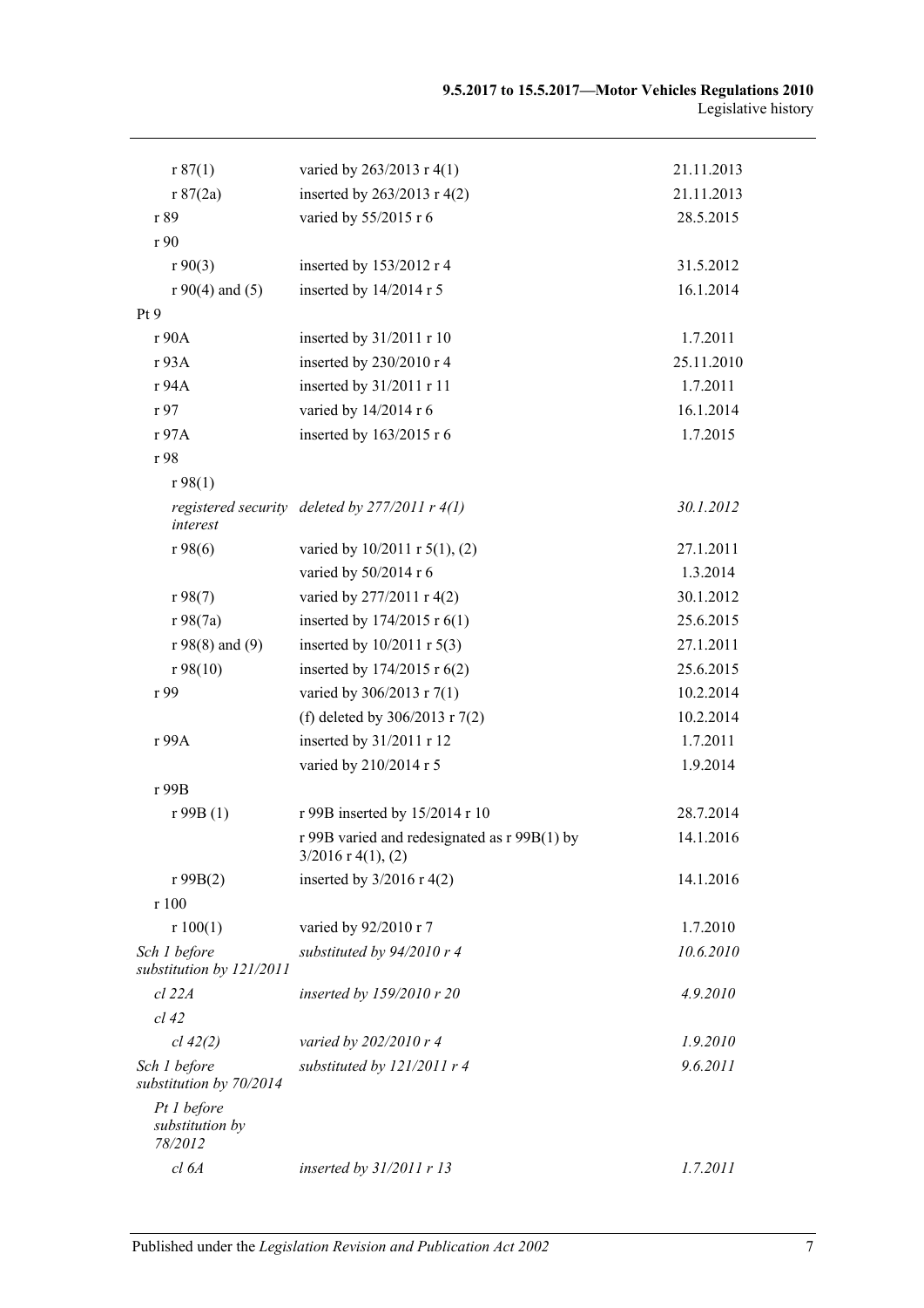| | | |
|---|---|---|
| r 87(1) | varied by 263/2013 r 4(1) | 21.11.2013 |
| r 87(2a) | inserted by 263/2013 r 4(2) | 21.11.2013 |
| r 89 | varied by 55/2015 r 6 | 28.5.2015 |
| r 90 | | |
| r 90(3) | inserted by 153/2012 r 4 | 31.5.2012 |
| r 90(4) and (5) | inserted by 14/2014 r 5 | 16.1.2014 |
| Pt 9 | | |
| r 90A | inserted by 31/2011 r 10 | 1.7.2011 |
| r 93A | inserted by 230/2010 r 4 | 25.11.2010 |
| r 94A | inserted by 31/2011 r 11 | 1.7.2011 |
| r 97 | varied by 14/2014 r 6 | 16.1.2014 |
| r 97A | inserted by 163/2015 r 6 | 1.7.2015 |
| r 98 | | |
| r 98(1) | | |
| *registered security interest* | *deleted by 277/2011 r 4(1)* | *30.1.2012* |
| r 98(6) | varied by 10/2011 r 5(1), (2) | 27.1.2011 |
| | varied by 50/2014 r 6 | 1.3.2014 |
| r 98(7) | varied by 277/2011 r 4(2) | 30.1.2012 |
| r 98(7a) | inserted by 174/2015 r 6(1) | 25.6.2015 |
| r 98(8) and (9) | inserted by 10/2011 r 5(3) | 27.1.2011 |
| r 98(10) | inserted by 174/2015 r 6(2) | 25.6.2015 |
| r 99 | varied by 306/2013 r 7(1) | 10.2.2014 |
| | (f) deleted by 306/2013 r 7(2) | 10.2.2014 |
| r 99A | inserted by 31/2011 r 12 | 1.7.2011 |
| | varied by 210/2014 r 5 | 1.9.2014 |
| r 99B | | |
| r 99B (1) | r 99B inserted by 15/2014 r 10 | 28.7.2014 |
| | r 99B varied and redesignated as r 99B(1) by 3/2016 r 4(1), (2) | 14.1.2016 |
| r 99B(2) | inserted by 3/2016 r 4(2) | 14.1.2016 |
| r 100 | | |
| r 100(1) | varied by 92/2010 r 7 | 1.7.2010 |
| *Sch 1 before substitution by 121/2011* | *substituted by 94/2010 r 4* | *10.6.2010* |
| *cl 22A* | *inserted by 159/2010 r 20* | *4.9.2010* |
| *cl 42* | | |
| *cl 42(2)* | *varied by 202/2010 r 4* | *1.9.2010* |
| *Sch 1 before substitution by 70/2014* | *substituted by 121/2011 r 4* | *9.6.2011* |
| *Pt 1 before substitution by 78/2012* | | |
| *cl 6A* | *inserted by 31/2011 r 13* | *1.7.2011* |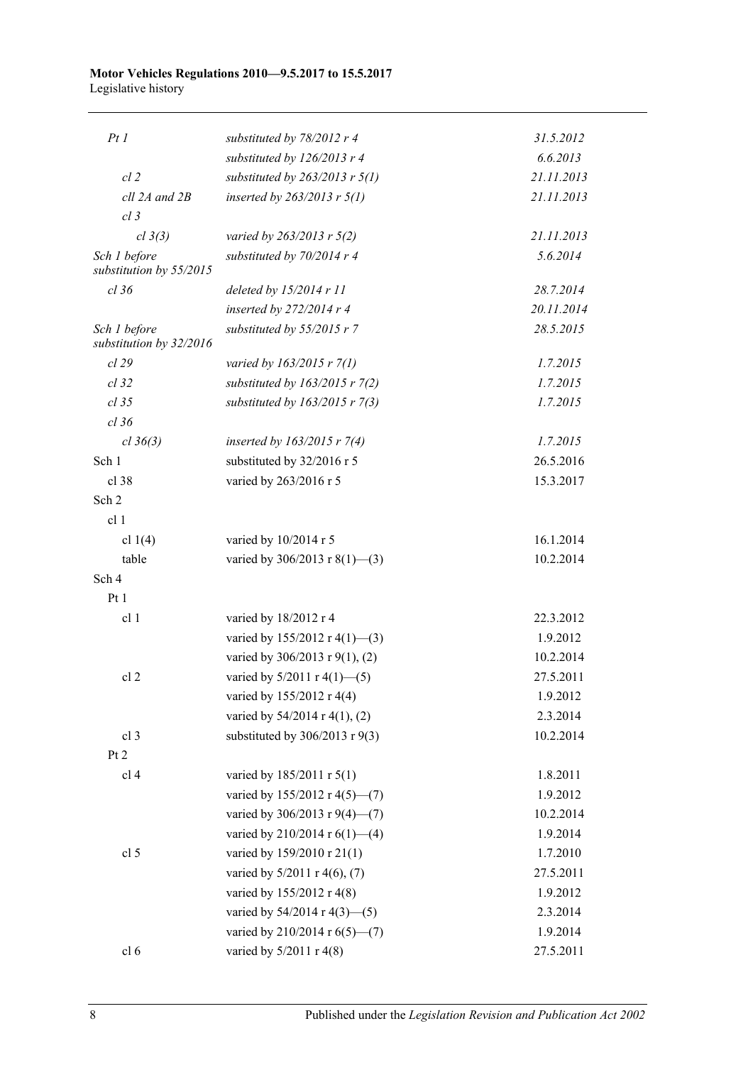| | | |
|---|---|---|
| *Pt 1* | *substituted by 78/2012 r 4* | *31.5.2012* |
| | *substituted by 126/2013 r 4* | *6.6.2013* |
| *cl 2* | *substituted by 263/2013 r 5(1)* | *21.11.2013* |
| *cll 2A and 2B* | *inserted by 263/2013 r 5(1)* | *21.11.2013* |
| *cl 3* | | |
| *cl 3(3)* | *varied by 263/2013 r 5(2)* | *21.11.2013* |
| *Sch 1 before substitution by 55/2015* | *substituted by 70/2014 r 4* | *5.6.2014* |
| *cl 36* | *deleted by 15/2014 r 11* | *28.7.2014* |
| | *inserted by 272/2014 r 4* | *20.11.2014* |
| *Sch 1 before substitution by 32/2016* | *substituted by 55/2015 r 7* | *28.5.2015* |
| *cl 29* | *varied by 163/2015 r 7(1)* | *1.7.2015* |
| *cl 32* | *substituted by 163/2015 r 7(2)* | *1.7.2015* |
| *cl 35* | *substituted by 163/2015 r 7(3)* | *1.7.2015* |
| *cl 36* | | |
| *cl 36(3)* | *inserted by 163/2015 r 7(4)* | *1.7.2015* |
| Sch 1 | substituted by 32/2016 r 5 | 26.5.2016 |
| cl 38 | varied by 263/2016 r 5 | 15.3.2017 |
| Sch 2 | | |
| cl 1 | | |
| cl 1(4) | varied by 10/2014 r 5 | 16.1.2014 |
| table | varied by 306/2013 r 8(1)—(3) | 10.2.2014 |
| Sch 4 | | |
| Pt 1 | | |
| cl 1 | varied by 18/2012 r 4 | 22.3.2012 |
| | varied by 155/2012 r 4(1)—(3) | 1.9.2012 |
| | varied by 306/2013 r 9(1), (2) | 10.2.2014 |
| cl 2 | varied by 5/2011 r 4(1)—(5) | 27.5.2011 |
| | varied by 155/2012 r 4(4) | 1.9.2012 |
| | varied by 54/2014 r 4(1), (2) | 2.3.2014 |
| cl 3 | substituted by 306/2013 r 9(3) | 10.2.2014 |
| Pt 2 | | |
| cl 4 | varied by 185/2011 r 5(1) | 1.8.2011 |
| | varied by 155/2012 r 4(5)—(7) | 1.9.2012 |
| | varied by 306/2013 r 9(4)—(7) | 10.2.2014 |
| | varied by 210/2014 r 6(1)—(4) | 1.9.2014 |
| cl 5 | varied by 159/2010 r 21(1) | 1.7.2010 |
| | varied by 5/2011 r 4(6), (7) | 27.5.2011 |
| | varied by 155/2012 r 4(8) | 1.9.2012 |
| | varied by 54/2014 r 4(3)—(5) | 2.3.2014 |
| | varied by 210/2014 r 6(5)—(7) | 1.9.2014 |
| cl 6 | varied by 5/2011 r 4(8) | 27.5.2011 |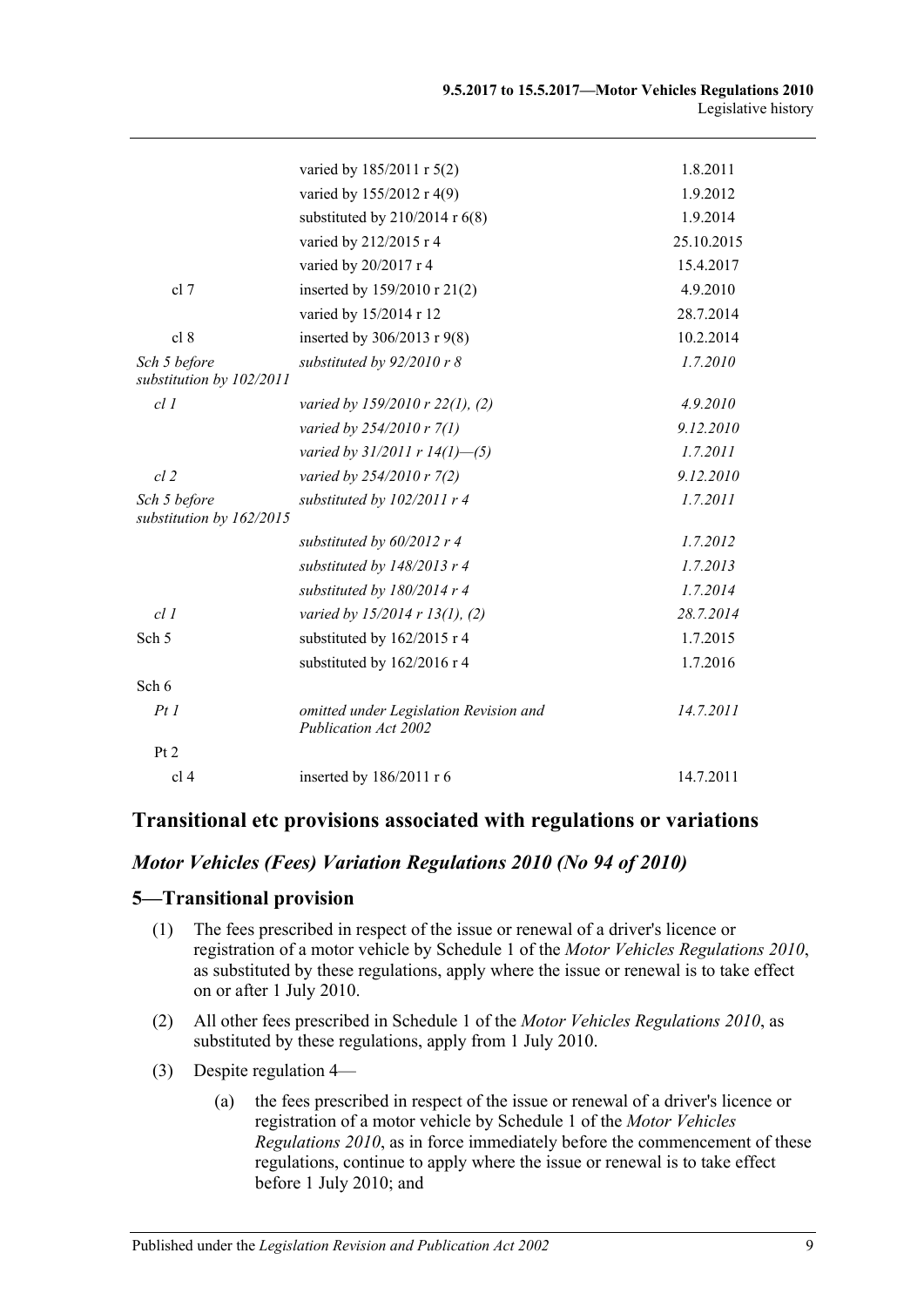| | | |
|---|---|---|
| | varied by 185/2011 r 5(2) | 1.8.2011 |
| | varied by 155/2012 r 4(9) | 1.9.2012 |
| | substituted by 210/2014 r 6(8) | 1.9.2014 |
| | varied by 212/2015 r 4 | 25.10.2015 |
| | varied by 20/2017 r 4 | 15.4.2017 |
| cl 7 | inserted by 159/2010 r 21(2) | 4.9.2010 |
| | varied by 15/2014 r 12 | 28.7.2014 |
| cl 8 | inserted by 306/2013 r 9(8) | 10.2.2014 |
| *Sch 5 before substitution by 102/2011* | *substituted by 92/2010 r 8* | *1.7.2010* |
| *cl 1* | *varied by 159/2010 r 22(1), (2)* | *4.9.2010* |
| | *varied by 254/2010 r 7(1)* | *9.12.2010* |
| | *varied by 31/2011 r 14(1)—(5)* | *1.7.2011* |
| *cl 2* | *varied by 254/2010 r 7(2)* | *9.12.2010* |
| *Sch 5 before substitution by 162/2015* | *substituted by 102/2011 r 4* | *1.7.2011* |
| | *substituted by 60/2012 r 4* | *1.7.2012* |
| | *substituted by 148/2013 r 4* | *1.7.2013* |
| | *substituted by 180/2014 r 4* | *1.7.2014* |
| *cl 1* | *varied by 15/2014 r 13(1), (2)* | *28.7.2014* |
| Sch 5 | substituted by 162/2015 r 4 | 1.7.2015 |
| | substituted by 162/2016 r 4 | 1.7.2016 |
| Sch 6 | | |
| *Pt 1* | *omitted under Legislation Revision and Publication Act 2002* | *14.7.2011* |
| Pt 2 | | |
| cl 4 | inserted by 186/2011 r 6 | 14.7.2011 |

## Transitional etc provisions associated with regulations or variations

### *Motor Vehicles (Fees) Variation Regulations 2010 (No 94 of 2010)*

### 5—Transitional provision

(1) The fees prescribed in respect of the issue or renewal of a driver's licence or registration of a motor vehicle by Schedule 1 of the *Motor Vehicles Regulations 2010*, as substituted by these regulations, apply where the issue or renewal is to take effect on or after 1 July 2010.

(2) All other fees prescribed in Schedule 1 of the *Motor Vehicles Regulations 2010*, as substituted by these regulations, apply from 1 July 2010.

(3) Despite regulation 4—

(a) the fees prescribed in respect of the issue or renewal of a driver's licence or registration of a motor vehicle by Schedule 1 of the *Motor Vehicles Regulations 2010*, as in force immediately before the commencement of these regulations, continue to apply where the issue or renewal is to take effect before 1 July 2010; and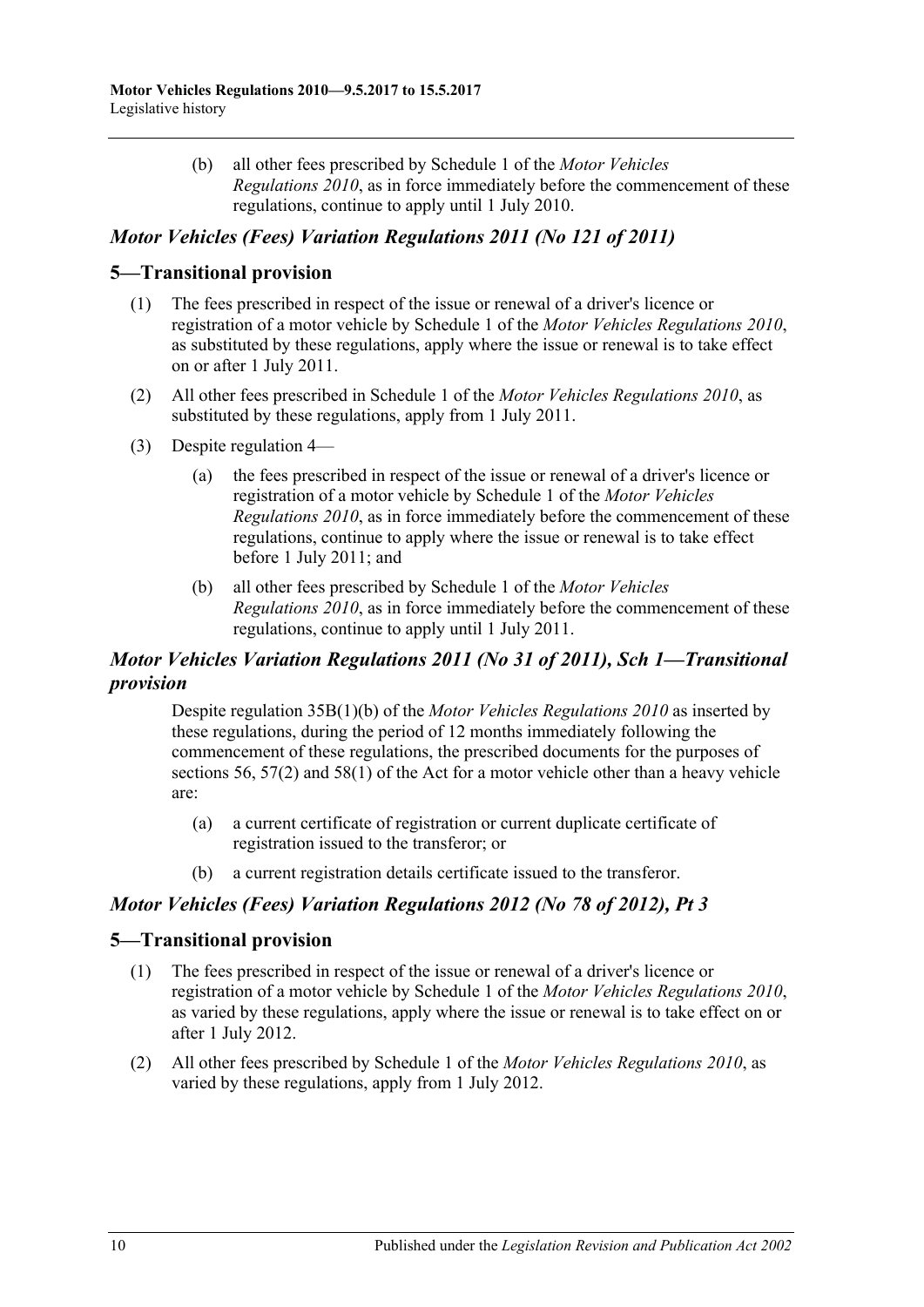(b) all other fees prescribed by Schedule 1 of the *Motor Vehicles Regulations 2010*, as in force immediately before the commencement of these regulations, continue to apply until 1 July 2010.

### *Motor Vehicles (Fees) Variation Regulations 2011 (No 121 of 2011)*

## 5—Transitional provision

(1) The fees prescribed in respect of the issue or renewal of a driver's licence or registration of a motor vehicle by Schedule 1 of the *Motor Vehicles Regulations 2010*, as substituted by these regulations, apply where the issue or renewal is to take effect on or after 1 July 2011.

(2) All other fees prescribed in Schedule 1 of the *Motor Vehicles Regulations 2010*, as substituted by these regulations, apply from 1 July 2011.

(3) Despite regulation 4—

(a) the fees prescribed in respect of the issue or renewal of a driver's licence or registration of a motor vehicle by Schedule 1 of the *Motor Vehicles Regulations 2010*, as in force immediately before the commencement of these regulations, continue to apply where the issue or renewal is to take effect before 1 July 2011; and

(b) all other fees prescribed by Schedule 1 of the *Motor Vehicles Regulations 2010*, as in force immediately before the commencement of these regulations, continue to apply until 1 July 2011.

### *Motor Vehicles Variation Regulations 2011 (No 31 of 2011), Sch 1—Transitional provision*

Despite regulation 35B(1)(b) of the *Motor Vehicles Regulations 2010* as inserted by these regulations, during the period of 12 months immediately following the commencement of these regulations, the prescribed documents for the purposes of sections 56, 57(2) and 58(1) of the Act for a motor vehicle other than a heavy vehicle are:

(a) a current certificate of registration or current duplicate certificate of registration issued to the transferor; or

(b) a current registration details certificate issued to the transferor.

### *Motor Vehicles (Fees) Variation Regulations 2012 (No 78 of 2012), Pt 3*

## 5—Transitional provision

(1) The fees prescribed in respect of the issue or renewal of a driver's licence or registration of a motor vehicle by Schedule 1 of the *Motor Vehicles Regulations 2010*, as varied by these regulations, apply where the issue or renewal is to take effect on or after 1 July 2012.

(2) All other fees prescribed by Schedule 1 of the *Motor Vehicles Regulations 2010*, as varied by these regulations, apply from 1 July 2012.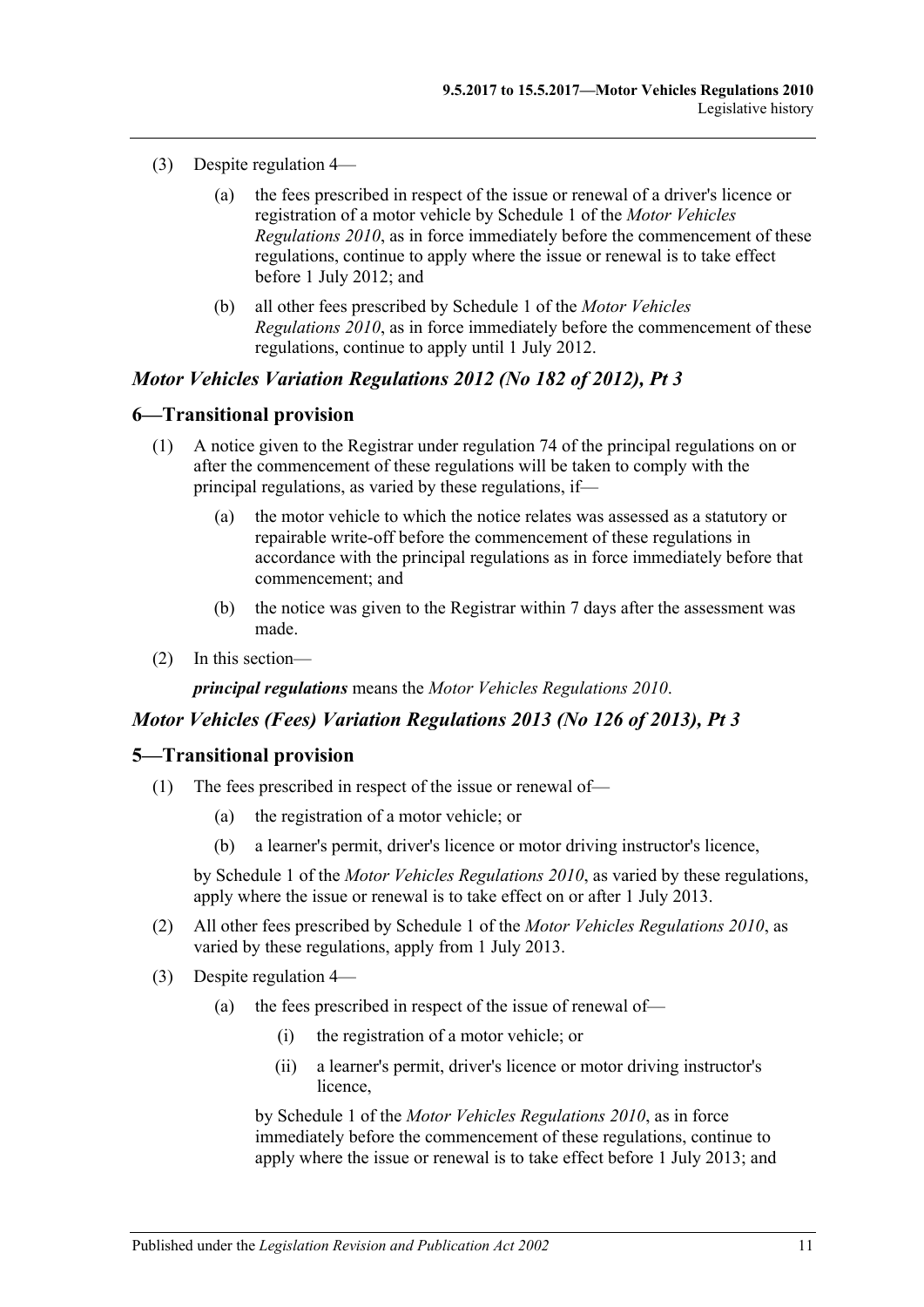(3) Despite regulation 4—

(a) the fees prescribed in respect of the issue or renewal of a driver's licence or registration of a motor vehicle by Schedule 1 of the *Motor Vehicles Regulations 2010*, as in force immediately before the commencement of these regulations, continue to apply where the issue or renewal is to take effect before 1 July 2012; and

(b) all other fees prescribed by Schedule 1 of the *Motor Vehicles Regulations 2010*, as in force immediately before the commencement of these regulations, continue to apply until 1 July 2012.

### *Motor Vehicles Variation Regulations 2012 (No 182 of 2012), Pt 3*

## 6—Transitional provision

(1) A notice given to the Registrar under regulation 74 of the principal regulations on or after the commencement of these regulations will be taken to comply with the principal regulations, as varied by these regulations, if—

(a) the motor vehicle to which the notice relates was assessed as a statutory or repairable write-off before the commencement of these regulations in accordance with the principal regulations as in force immediately before that commencement; and

(b) the notice was given to the Registrar within 7 days after the assessment was made.

(2) In this section—

***principal regulations*** means the *Motor Vehicles Regulations 2010*.

### *Motor Vehicles (Fees) Variation Regulations 2013 (No 126 of 2013), Pt 3*

## 5—Transitional provision

(1) The fees prescribed in respect of the issue or renewal of—

(a) the registration of a motor vehicle; or

(b) a learner's permit, driver's licence or motor driving instructor's licence,

by Schedule 1 of the *Motor Vehicles Regulations 2010*, as varied by these regulations, apply where the issue or renewal is to take effect on or after 1 July 2013.

(2) All other fees prescribed by Schedule 1 of the *Motor Vehicles Regulations 2010*, as varied by these regulations, apply from 1 July 2013.

(3) Despite regulation 4—

(a) the fees prescribed in respect of the issue of renewal of—

(i) the registration of a motor vehicle; or

(ii) a learner's permit, driver's licence or motor driving instructor's licence,

by Schedule 1 of the *Motor Vehicles Regulations 2010*, as in force immediately before the commencement of these regulations, continue to apply where the issue or renewal is to take effect before 1 July 2013; and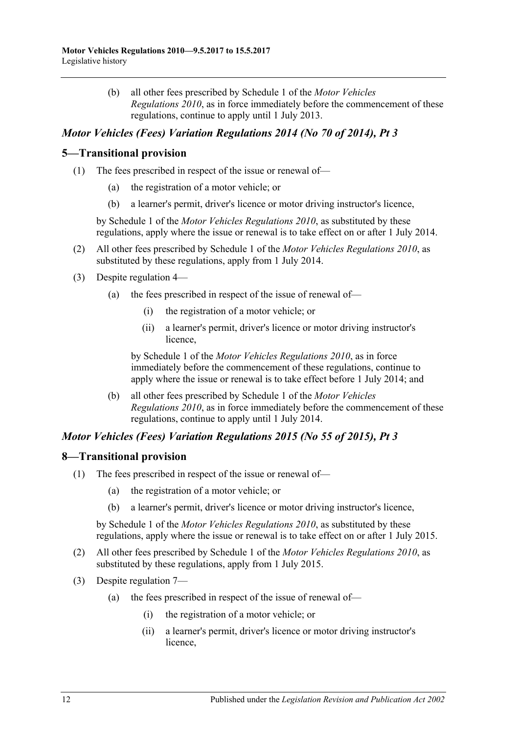(b) all other fees prescribed by Schedule 1 of the *Motor Vehicles Regulations 2010*, as in force immediately before the commencement of these regulations, continue to apply until 1 July 2013.

## *Motor Vehicles (Fees) Variation Regulations 2014 (No 70 of 2014), Pt 3*

## 5—Transitional provision

(1) The fees prescribed in respect of the issue or renewal of—

  (a) the registration of a motor vehicle; or

  (b) a learner's permit, driver's licence or motor driving instructor's licence,

by Schedule 1 of the *Motor Vehicles Regulations 2010*, as substituted by these regulations, apply where the issue or renewal is to take effect on or after 1 July 2014.

(2) All other fees prescribed by Schedule 1 of the *Motor Vehicles Regulations 2010*, as substituted by these regulations, apply from 1 July 2014.

(3) Despite regulation 4—

  (a) the fees prescribed in respect of the issue of renewal of—

    (i) the registration of a motor vehicle; or

    (ii) a learner's permit, driver's licence or motor driving instructor's licence,

  by Schedule 1 of the *Motor Vehicles Regulations 2010*, as in force immediately before the commencement of these regulations, continue to apply where the issue or renewal is to take effect before 1 July 2014; and

  (b) all other fees prescribed by Schedule 1 of the *Motor Vehicles Regulations 2010*, as in force immediately before the commencement of these regulations, continue to apply until 1 July 2014.

## *Motor Vehicles (Fees) Variation Regulations 2015 (No 55 of 2015), Pt 3*

## 8—Transitional provision

(1) The fees prescribed in respect of the issue or renewal of—

  (a) the registration of a motor vehicle; or

  (b) a learner's permit, driver's licence or motor driving instructor's licence,

by Schedule 1 of the *Motor Vehicles Regulations 2010*, as substituted by these regulations, apply where the issue or renewal is to take effect on or after 1 July 2015.

(2) All other fees prescribed by Schedule 1 of the *Motor Vehicles Regulations 2010*, as substituted by these regulations, apply from 1 July 2015.

(3) Despite regulation 7—

  (a) the fees prescribed in respect of the issue of renewal of—

    (i) the registration of a motor vehicle; or

    (ii) a learner's permit, driver's licence or motor driving instructor's licence,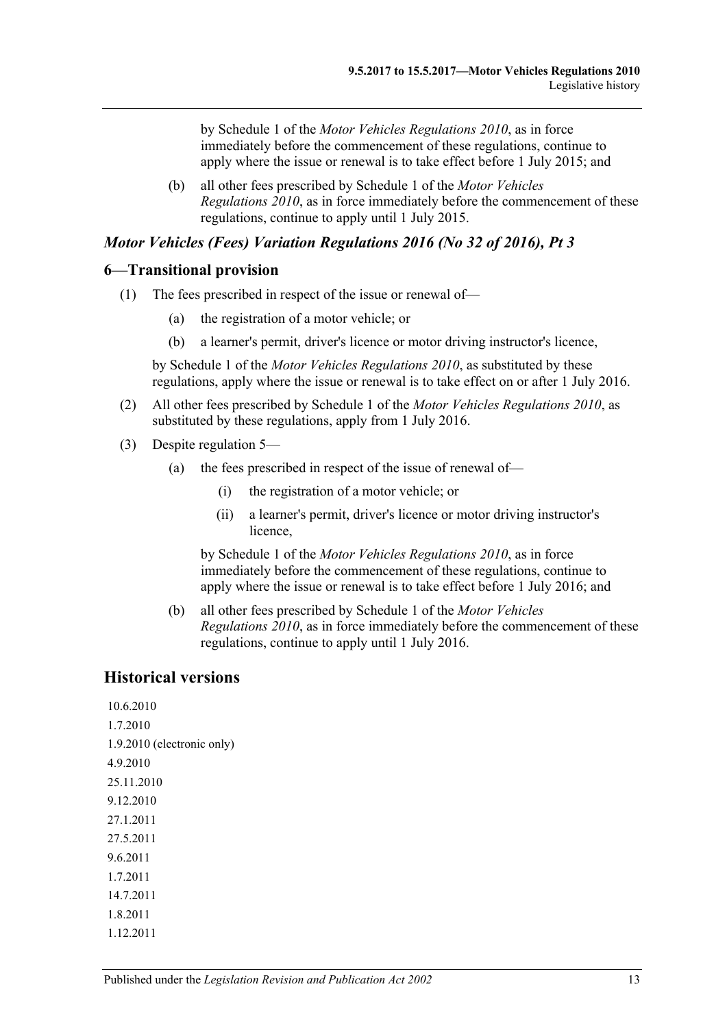by Schedule 1 of the *Motor Vehicles Regulations 2010*, as in force immediately before the commencement of these regulations, continue to apply where the issue or renewal is to take effect before 1 July 2015; and

(b) all other fees prescribed by Schedule 1 of the *Motor Vehicles Regulations 2010*, as in force immediately before the commencement of these regulations, continue to apply until 1 July 2015.

### *Motor Vehicles (Fees) Variation Regulations 2016 (No 32 of 2016), Pt 3*

## 6—Transitional provision

(1) The fees prescribed in respect of the issue or renewal of—

(a) the registration of a motor vehicle; or

(b) a learner's permit, driver's licence or motor driving instructor's licence,

by Schedule 1 of the *Motor Vehicles Regulations 2010*, as substituted by these regulations, apply where the issue or renewal is to take effect on or after 1 July 2016.

(2) All other fees prescribed by Schedule 1 of the *Motor Vehicles Regulations 2010*, as substituted by these regulations, apply from 1 July 2016.

(3) Despite regulation 5—

(a) the fees prescribed in respect of the issue of renewal of—

(i) the registration of a motor vehicle; or

(ii) a learner's permit, driver's licence or motor driving instructor's licence,

by Schedule 1 of the *Motor Vehicles Regulations 2010*, as in force immediately before the commencement of these regulations, continue to apply where the issue or renewal is to take effect before 1 July 2016; and

(b) all other fees prescribed by Schedule 1 of the *Motor Vehicles Regulations 2010*, as in force immediately before the commencement of these regulations, continue to apply until 1 July 2016.

## Historical versions

10.6.2010

1.7.2010

1.9.2010 (electronic only)

4.9.2010

25.11.2010

9.12.2010

27.1.2011

27.5.2011

9.6.2011

1.7.2011

14.7.2011

1.8.2011

1.12.2011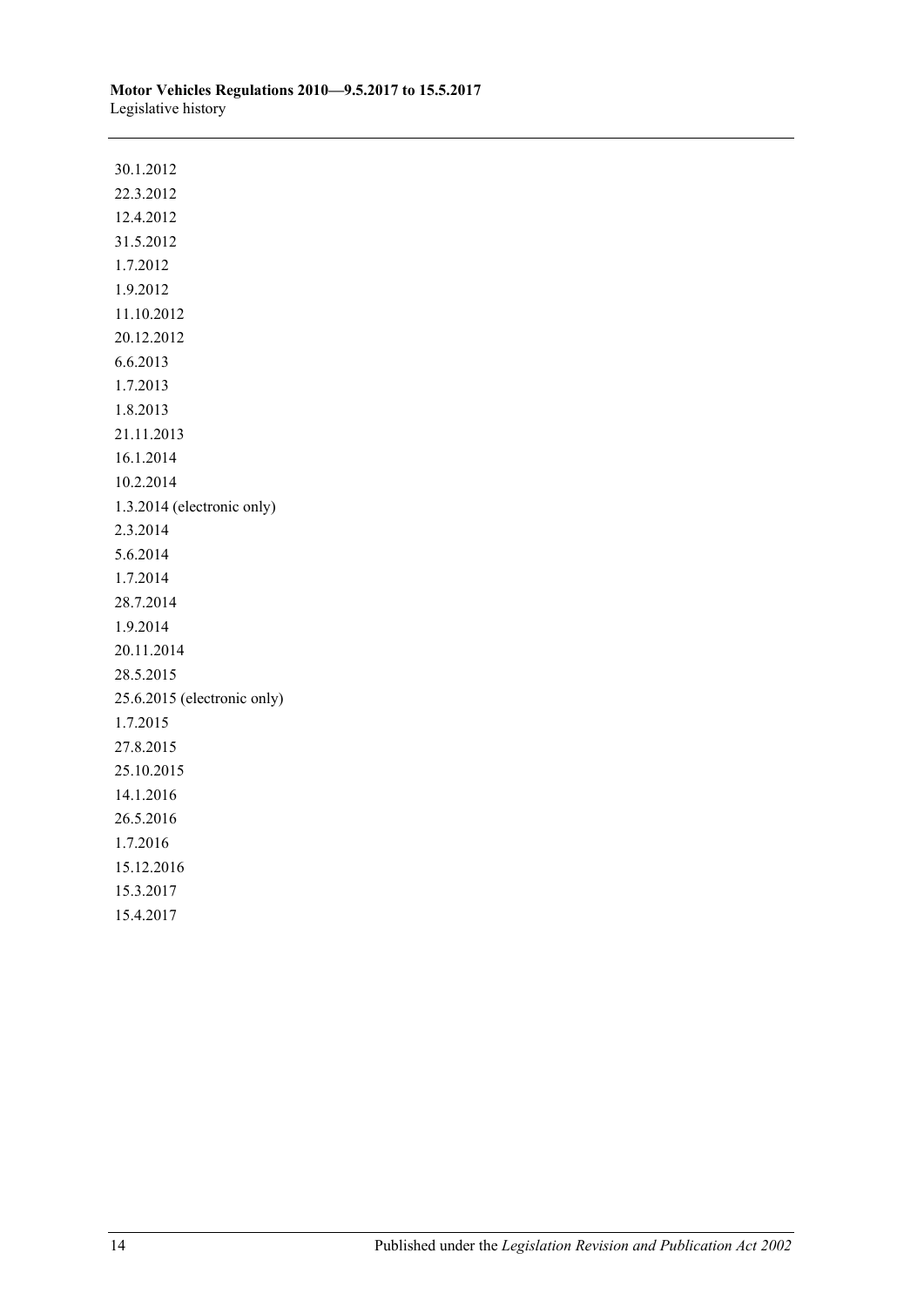30.1.2012
22.3.2012
12.4.2012
31.5.2012
1.7.2012
1.9.2012
11.10.2012
20.12.2012
6.6.2013
1.7.2013
1.8.2013
21.11.2013
16.1.2014
10.2.2014
1.3.2014 (electronic only)
2.3.2014
5.6.2014
1.7.2014
28.7.2014
1.9.2014
20.11.2014
28.5.2015
25.6.2015 (electronic only)
1.7.2015
27.8.2015
25.10.2015
14.1.2016
26.5.2016
1.7.2016
15.12.2016
15.3.2017
15.4.2017